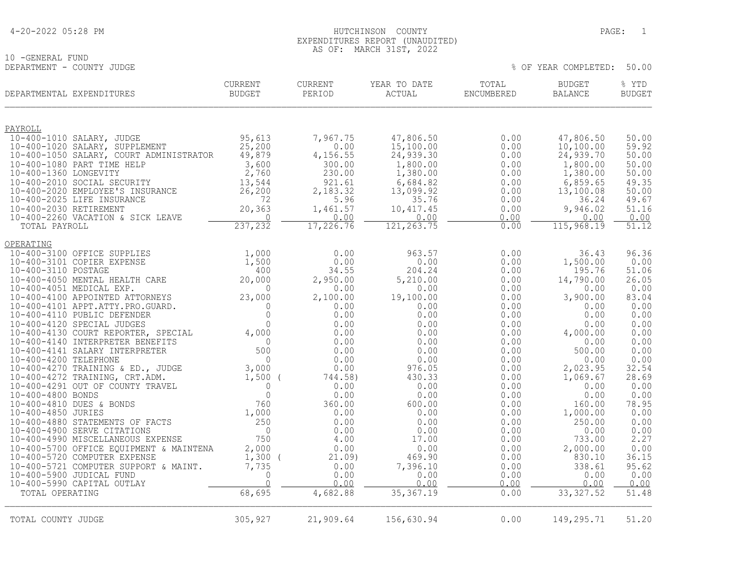4-20-2022 05:28 PM

# HUTCHINSON COUNTY
## EXPENDITURES REPORT (UNAUDITED)
AS OF: MARCH 31ST, 2022

10 -GENERAL FUND
DEPARTMENT - COUNTY JUDGE

% OF YEAR COMPLETED: 50.00

| DEPARTMENTAL EXPENDITURES | CURRENT BUDGET | CURRENT PERIOD | YEAR TO DATE ACTUAL | TOTAL ENCUMBERED | BUDGET BALANCE | % YTD BUDGET |
|---|---|---|---|---|---|---|
| PAYROLL | | | | | | |
| 10-400-1010 SALARY, JUDGE | 95,613 | 7,967.75 | 47,806.50 | 0.00 | 47,806.50 | 50.00 |
| 10-400-1020 SALARY, SUPPLEMENT | 25,200 | 0.00 | 15,100.00 | 0.00 | 10,100.00 | 59.92 |
| 10-400-1050 SALARY, COURT ADMINISTRATOR | 49,879 | 4,156.55 | 24,939.30 | 0.00 | 24,939.70 | 50.00 |
| 10-400-1080 PART TIME HELP | 3,600 | 300.00 | 1,800.00 | 0.00 | 1,800.00 | 50.00 |
| 10-400-1360 LONGEVITY | 2,760 | 230.00 | 1,380.00 | 0.00 | 1,380.00 | 50.00 |
| 10-400-2010 SOCIAL SECURITY | 13,544 | 921.61 | 6,684.82 | 0.00 | 6,859.65 | 49.35 |
| 10-400-2020 EMPLOYEE'S INSURANCE | 26,200 | 2,183.32 | 13,099.92 | 0.00 | 13,100.08 | 50.00 |
| 10-400-2025 LIFE INSURANCE | 72 | 5.96 | 35.76 | 0.00 | 36.24 | 49.67 |
| 10-400-2030 RETIREMENT | 20,363 | 1,461.57 | 10,417.45 | 0.00 | 9,946.02 | 51.16 |
| 10-400-2260 VACATION & SICK LEAVE | 0 | 0.00 | 0.00 | 0.00 | 0.00 | 0.00 |
| TOTAL PAYROLL | 237,232 | 17,226.76 | 121,263.75 | 0.00 | 115,968.19 | 51.12 |
| OPERATING | | | | | | |
| 10-400-3100 OFFICE SUPPLIES | 1,000 | 0.00 | 963.57 | 0.00 | 36.43 | 96.36 |
| 10-400-3101 COPIER EXPENSE | 1,500 | 0.00 | 0.00 | 0.00 | 1,500.00 | 0.00 |
| 10-400-3110 POSTAGE | 400 | 34.55 | 204.24 | 0.00 | 195.76 | 51.06 |
| 10-400-4050 MENTAL HEALTH CARE | 20,000 | 2,950.00 | 5,210.00 | 0.00 | 14,790.00 | 26.05 |
| 10-400-4051 MEDICAL EXP. | 0 | 0.00 | 0.00 | 0.00 | 0.00 | 0.00 |
| 10-400-4100 APPOINTED ATTORNEYS | 23,000 | 2,100.00 | 19,100.00 | 0.00 | 3,900.00 | 83.04 |
| 10-400-4101 APPT.ATTY.PRO.GUARD. | 0 | 0.00 | 0.00 | 0.00 | 0.00 | 0.00 |
| 10-400-4110 PUBLIC DEFENDER | 0 | 0.00 | 0.00 | 0.00 | 0.00 | 0.00 |
| 10-400-4120 SPECIAL JUDGES | 0 | 0.00 | 0.00 | 0.00 | 0.00 | 0.00 |
| 10-400-4130 COURT REPORTER, SPECIAL | 4,000 | 0.00 | 0.00 | 0.00 | 4,000.00 | 0.00 |
| 10-400-4140 INTERPRETER BENEFITS | 0 | 0.00 | 0.00 | 0.00 | 0.00 | 0.00 |
| 10-400-4141 SALARY INTERPRETER | 500 | 0.00 | 0.00 | 0.00 | 500.00 | 0.00 |
| 10-400-4200 TELEPHONE | 0 | 0.00 | 0.00 | 0.00 | 0.00 | 0.00 |
| 10-400-4270 TRAINING & ED., JUDGE | 3,000 | 0.00 | 976.05 | 0.00 | 2,023.95 | 32.54 |
| 10-400-4272 TRAINING, CRT.ADM. | 1,500 | ( 744.58) | 430.33 | 0.00 | 1,069.67 | 28.69 |
| 10-400-4291 OUT OF COUNTY TRAVEL | 0 | 0.00 | 0.00 | 0.00 | 0.00 | 0.00 |
| 10-400-4800 BONDS | 0 | 0.00 | 0.00 | 0.00 | 0.00 | 0.00 |
| 10-400-4810 DUES & BONDS | 760 | 360.00 | 600.00 | 0.00 | 160.00 | 78.95 |
| 10-400-4850 JURIES | 1,000 | 0.00 | 0.00 | 0.00 | 1,000.00 | 0.00 |
| 10-400-4880 STATEMENTS OF FACTS | 250 | 0.00 | 0.00 | 0.00 | 250.00 | 0.00 |
| 10-400-4900 SERVE CITATIONS | 0 | 0.00 | 0.00 | 0.00 | 0.00 | 0.00 |
| 10-400-4990 MISCELLANEOUS EXPENSE | 750 | 4.00 | 17.00 | 0.00 | 733.00 | 2.27 |
| 10-400-5700 OFFICE EQUIPMENT & MAINTENA | 2,000 | 0.00 | 0.00 | 0.00 | 2,000.00 | 0.00 |
| 10-400-5720 COMPUTER EXPENSE | 1,300 | ( 21.09) | 469.90 | 0.00 | 830.10 | 36.15 |
| 10-400-5721 COMPUTER SUPPORT & MAINT. | 7,735 | 0.00 | 7,396.10 | 0.00 | 338.61 | 95.62 |
| 10-400-5900 JUDICAL FUND | 0 | 0.00 | 0.00 | 0.00 | 0.00 | 0.00 |
| 10-400-5990 CAPITAL OUTLAY | 0 | 0.00 | 0.00 | 0.00 | 0.00 | 0.00 |
| TOTAL OPERATING | 68,695 | 4,682.88 | 35,367.19 | 0.00 | 33,327.52 | 51.48 |
| TOTAL COUNTY JUDGE | 305,927 | 21,909.64 | 156,630.94 | 0.00 | 149,295.71 | 51.20 |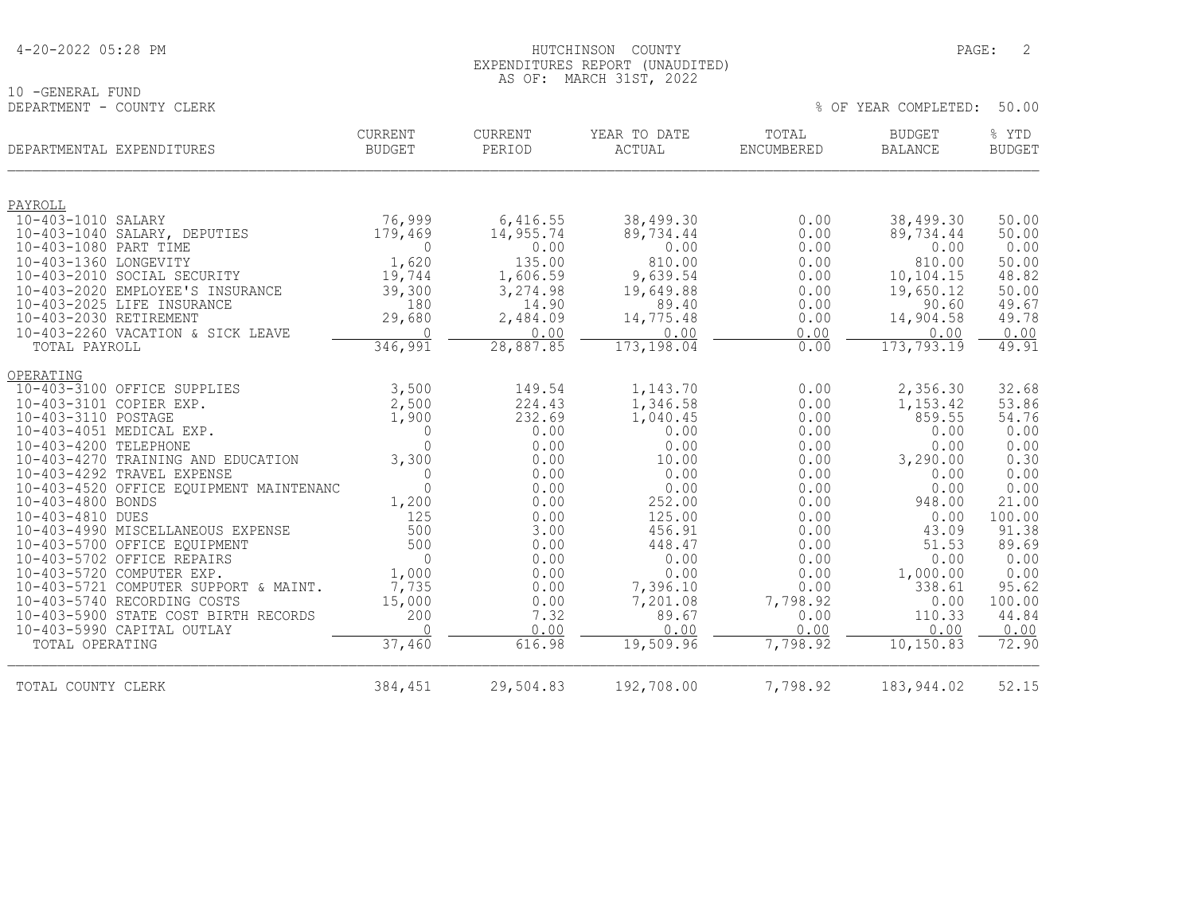HUTCHINSON COUNTY
EXPENDITURES REPORT (UNAUDITED)
AS OF: MARCH 31ST, 2022

10 -GENERAL FUND
DEPARTMENT - COUNTY CLERK

% OF YEAR COMPLETED: 50.00

| DEPARTMENTAL EXPENDITURES | CURRENT BUDGET | CURRENT PERIOD | YEAR TO DATE ACTUAL | TOTAL ENCUMBERED | BUDGET BALANCE | % YTD BUDGET |
|---|---|---|---|---|---|---|
| PAYROLL | | | | | | |
| 10-403-1010 SALARY | 76,999 | 6,416.55 | 38,499.30 | 0.00 | 38,499.30 | 50.00 |
| 10-403-1040 SALARY, DEPUTIES | 179,469 | 14,955.74 | 89,734.44 | 0.00 | 89,734.44 | 50.00 |
| 10-403-1080 PART TIME | 0 | 0.00 | 0.00 | 0.00 | 0.00 | 0.00 |
| 10-403-1360 LONGEVITY | 1,620 | 135.00 | 810.00 | 0.00 | 810.00 | 50.00 |
| 10-403-2010 SOCIAL SECURITY | 19,744 | 1,606.59 | 9,639.54 | 0.00 | 10,104.15 | 48.82 |
| 10-403-2020 EMPLOYEE'S INSURANCE | 39,300 | 3,274.98 | 19,649.88 | 0.00 | 19,650.12 | 50.00 |
| 10-403-2025 LIFE INSURANCE | 180 | 14.90 | 89.40 | 0.00 | 90.60 | 49.67 |
| 10-403-2030 RETIREMENT | 29,680 | 2,484.09 | 14,775.48 | 0.00 | 14,904.58 | 49.78 |
| 10-403-2260 VACATION & SICK LEAVE | 0 | 0.00 | 0.00 | 0.00 | 0.00 | 0.00 |
| TOTAL PAYROLL | 346,991 | 28,887.85 | 173,198.04 | 0.00 | 173,793.19 | 49.91 |
| OPERATING | | | | | | |
| 10-403-3100 OFFICE SUPPLIES | 3,500 | 149.54 | 1,143.70 | 0.00 | 2,356.30 | 32.68 |
| 10-403-3101 COPIER EXP. | 2,500 | 224.43 | 1,346.58 | 0.00 | 1,153.42 | 53.86 |
| 10-403-3110 POSTAGE | 1,900 | 232.69 | 1,040.45 | 0.00 | 859.55 | 54.76 |
| 10-403-4051 MEDICAL EXP. | 0 | 0.00 | 0.00 | 0.00 | 0.00 | 0.00 |
| 10-403-4200 TELEPHONE | 0 | 0.00 | 0.00 | 0.00 | 0.00 | 0.00 |
| 10-403-4270 TRAINING AND EDUCATION | 3,300 | 0.00 | 10.00 | 0.00 | 3,290.00 | 0.30 |
| 10-403-4292 TRAVEL EXPENSE | 0 | 0.00 | 0.00 | 0.00 | 0.00 | 0.00 |
| 10-403-4520 OFFICE EQUIPMENT MAINTENANC | 0 | 0.00 | 0.00 | 0.00 | 0.00 | 0.00 |
| 10-403-4800 BONDS | 1,200 | 0.00 | 252.00 | 0.00 | 948.00 | 21.00 |
| 10-403-4810 DUES | 125 | 0.00 | 125.00 | 0.00 | 0.00 | 100.00 |
| 10-403-4990 MISCELLANEOUS EXPENSE | 500 | 3.00 | 456.91 | 0.00 | 43.09 | 91.38 |
| 10-403-5700 OFFICE EQUIPMENT | 500 | 0.00 | 448.47 | 0.00 | 51.53 | 89.69 |
| 10-403-5702 OFFICE REPAIRS | 0 | 0.00 | 0.00 | 0.00 | 0.00 | 0.00 |
| 10-403-5720 COMPUTER EXP. | 1,000 | 0.00 | 0.00 | 0.00 | 1,000.00 | 0.00 |
| 10-403-5721 COMPUTER SUPPORT & MAINT. | 7,735 | 0.00 | 7,396.10 | 0.00 | 338.61 | 95.62 |
| 10-403-5740 RECORDING COSTS | 15,000 | 0.00 | 7,201.08 | 7,798.92 | 0.00 | 100.00 |
| 10-403-5900 STATE COST BIRTH RECORDS | 200 | 7.32 | 89.67 | 0.00 | 110.33 | 44.84 |
| 10-403-5990 CAPITAL OUTLAY | 0 | 0.00 | 0.00 | 0.00 | 0.00 | 0.00 |
| TOTAL OPERATING | 37,460 | 616.98 | 19,509.96 | 7,798.92 | 10,150.83 | 72.90 |
| TOTAL COUNTY CLERK | 384,451 | 29,504.83 | 192,708.00 | 7,798.92 | 183,944.02 | 52.15 |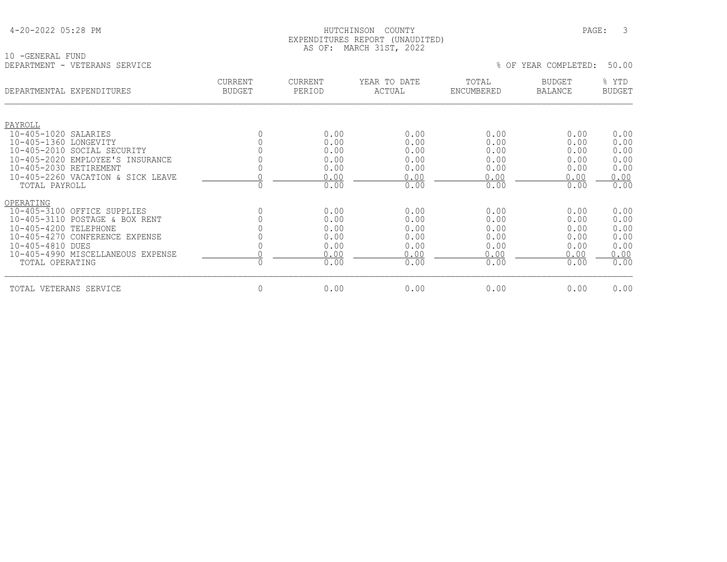HUTCHINSON COUNTY
EXPENDITURES REPORT (UNAUDITED)
AS OF: MARCH 31ST, 2022

10 -GENERAL FUND
DEPARTMENT - VETERANS SERVICE

% OF YEAR COMPLETED: 50.00

| DEPARTMENTAL EXPENDITURES | CURRENT BUDGET | CURRENT PERIOD | YEAR TO DATE ACTUAL | TOTAL ENCUMBERED | BUDGET BALANCE | % YTD BUDGET |
|---|---|---|---|---|---|---|
| PAYROLL | | | | | | |
| 10-405-1020 SALARIES | 0 | 0.00 | 0.00 | 0.00 | 0.00 | 0.00 |
| 10-405-1360 LONGEVITY | 0 | 0.00 | 0.00 | 0.00 | 0.00 | 0.00 |
| 10-405-2010 SOCIAL SECURITY | 0 | 0.00 | 0.00 | 0.00 | 0.00 | 0.00 |
| 10-405-2020 EMPLOYEE'S INSURANCE | 0 | 0.00 | 0.00 | 0.00 | 0.00 | 0.00 |
| 10-405-2030 RETIREMENT | 0 | 0.00 | 0.00 | 0.00 | 0.00 | 0.00 |
| 10-405-2260 VACATION & SICK LEAVE | 0 | 0.00 | 0.00 | 0.00 | 0.00 | 0.00 |
| TOTAL PAYROLL | 0 | 0.00 | 0.00 | 0.00 | 0.00 | 0.00 |
| OPERATING | | | | | | |
| 10-405-3100 OFFICE SUPPLIES | 0 | 0.00 | 0.00 | 0.00 | 0.00 | 0.00 |
| 10-405-3110 POSTAGE & BOX RENT | 0 | 0.00 | 0.00 | 0.00 | 0.00 | 0.00 |
| 10-405-4200 TELEPHONE | 0 | 0.00 | 0.00 | 0.00 | 0.00 | 0.00 |
| 10-405-4270 CONFERENCE EXPENSE | 0 | 0.00 | 0.00 | 0.00 | 0.00 | 0.00 |
| 10-405-4810 DUES | 0 | 0.00 | 0.00 | 0.00 | 0.00 | 0.00 |
| 10-405-4990 MISCELLANEOUS EXPENSE | 0 | 0.00 | 0.00 | 0.00 | 0.00 | 0.00 |
| TOTAL OPERATING | 0 | 0.00 | 0.00 | 0.00 | 0.00 | 0.00 |
| TOTAL VETERANS SERVICE | 0 | 0.00 | 0.00 | 0.00 | 0.00 | 0.00 |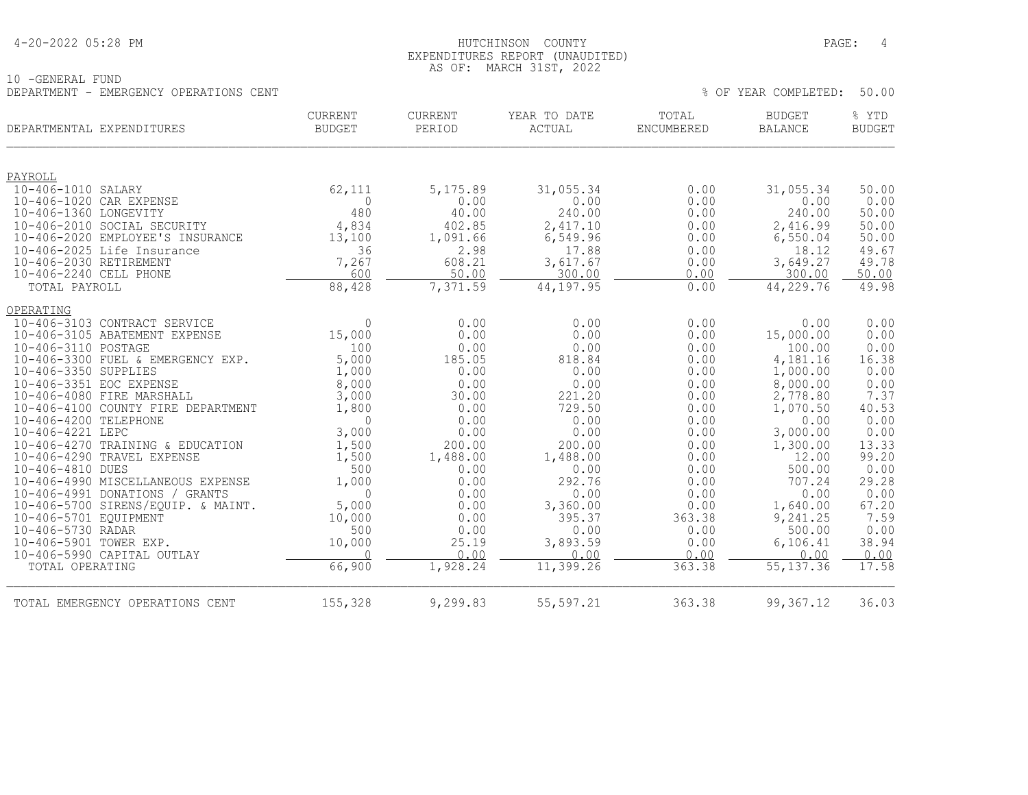4-20-2022 05:28 PM

HUTCHINSON COUNTY
EXPENDITURES REPORT (UNAUDITED)
AS OF: MARCH 31ST, 2022

10 -GENERAL FUND
DEPARTMENT - EMERGENCY OPERATIONS CENT

% OF YEAR COMPLETED: 50.00

| DEPARTMENTAL EXPENDITURES | CURRENT BUDGET | CURRENT PERIOD | YEAR TO DATE ACTUAL | TOTAL ENCUMBERED | BUDGET BALANCE | % YTD BUDGET |
|---|---|---|---|---|---|---|
| PAYROLL | | | | | | |
| 10-406-1010 SALARY | 62,111 | 5,175.89 | 31,055.34 | 0.00 | 31,055.34 | 50.00 |
| 10-406-1020 CAR EXPENSE | 0 | 0.00 | 0.00 | 0.00 | 0.00 | 0.00 |
| 10-406-1360 LONGEVITY | 480 | 40.00 | 240.00 | 0.00 | 240.00 | 50.00 |
| 10-406-2010 SOCIAL SECURITY | 4,834 | 402.85 | 2,417.10 | 0.00 | 2,416.99 | 50.00 |
| 10-406-2020 EMPLOYEE'S INSURANCE | 13,100 | 1,091.66 | 6,549.96 | 0.00 | 6,550.04 | 50.00 |
| 10-406-2025 Life Insurance | 36 | 2.98 | 17.88 | 0.00 | 18.12 | 49.67 |
| 10-406-2030 RETIREMENT | 7,267 | 608.21 | 3,617.67 | 0.00 | 3,649.27 | 49.78 |
| 10-406-2240 CELL PHONE | 600 | 50.00 | 300.00 | 0.00 | 300.00 | 50.00 |
| TOTAL PAYROLL | 88,428 | 7,371.59 | 44,197.95 | 0.00 | 44,229.76 | 49.98 |
| OPERATING | | | | | | |
| 10-406-3103 CONTRACT SERVICE | 0 | 0.00 | 0.00 | 0.00 | 0.00 | 0.00 |
| 10-406-3105 ABATEMENT EXPENSE | 15,000 | 0.00 | 0.00 | 0.00 | 15,000.00 | 0.00 |
| 10-406-3110 POSTAGE | 100 | 0.00 | 0.00 | 0.00 | 100.00 | 0.00 |
| 10-406-3300 FUEL & EMERGENCY EXP. | 5,000 | 185.05 | 818.84 | 0.00 | 4,181.16 | 16.38 |
| 10-406-3350 SUPPLIES | 1,000 | 0.00 | 0.00 | 0.00 | 1,000.00 | 0.00 |
| 10-406-3351 EOC EXPENSE | 8,000 | 0.00 | 0.00 | 0.00 | 8,000.00 | 0.00 |
| 10-406-4080 FIRE MARSHALL | 3,000 | 30.00 | 221.20 | 0.00 | 2,778.80 | 7.37 |
| 10-406-4100 COUNTY FIRE DEPARTMENT | 1,800 | 0.00 | 729.50 | 0.00 | 1,070.50 | 40.53 |
| 10-406-4200 TELEPHONE | 0 | 0.00 | 0.00 | 0.00 | 0.00 | 0.00 |
| 10-406-4221 LEPC | 3,000 | 0.00 | 0.00 | 0.00 | 3,000.00 | 0.00 |
| 10-406-4270 TRAINING & EDUCATION | 1,500 | 200.00 | 200.00 | 0.00 | 1,300.00 | 13.33 |
| 10-406-4290 TRAVEL EXPENSE | 1,500 | 1,488.00 | 1,488.00 | 0.00 | 12.00 | 99.20 |
| 10-406-4810 DUES | 500 | 0.00 | 0.00 | 0.00 | 500.00 | 0.00 |
| 10-406-4990 MISCELLANEOUS EXPENSE | 1,000 | 0.00 | 292.76 | 0.00 | 707.24 | 29.28 |
| 10-406-4991 DONATIONS / GRANTS | 0 | 0.00 | 0.00 | 0.00 | 0.00 | 0.00 |
| 10-406-5700 SIRENS/EQUIP. & MAINT. | 5,000 | 0.00 | 3,360.00 | 0.00 | 1,640.00 | 67.20 |
| 10-406-5701 EQUIPMENT | 10,000 | 0.00 | 395.37 | 363.38 | 9,241.25 | 7.59 |
| 10-406-5730 RADAR | 500 | 0.00 | 0.00 | 0.00 | 500.00 | 0.00 |
| 10-406-5901 TOWER EXP. | 10,000 | 25.19 | 3,893.59 | 0.00 | 6,106.41 | 38.94 |
| 10-406-5990 CAPITAL OUTLAY | 0 | 0.00 | 0.00 | 0.00 | 0.00 | 0.00 |
| TOTAL OPERATING | 66,900 | 1,928.24 | 11,399.26 | 363.38 | 55,137.36 | 17.58 |
| TOTAL EMERGENCY OPERATIONS CENT | 155,328 | 9,299.83 | 55,597.21 | 363.38 | 99,367.12 | 36.03 |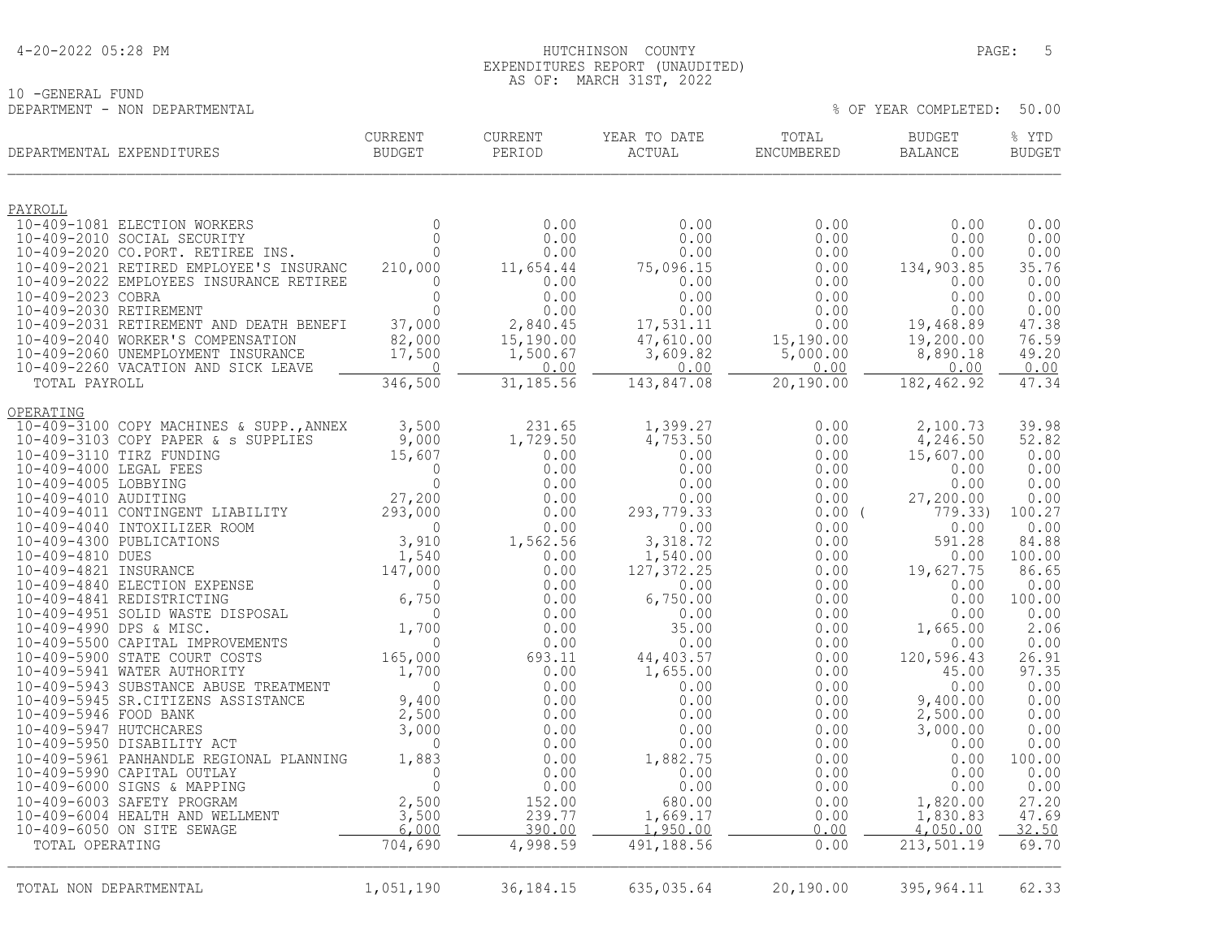HUTCHINSON COUNTY
EXPENDITURES REPORT (UNAUDITED)
AS OF: MARCH 31ST, 2022

4-20-2022 05:28 PM

10 -GENERAL FUND
DEPARTMENT - NON DEPARTMENTAL

% OF YEAR COMPLETED: 50.00

| DEPARTMENTAL EXPENDITURES | CURRENT BUDGET | CURRENT PERIOD | YEAR TO DATE ACTUAL | TOTAL ENCUMBERED | BUDGET BALANCE | % YTD BUDGET |
|---|---|---|---|---|---|---|
| **PAYROLL** | | | | | | |
| 10-409-1081 ELECTION WORKERS | 0 | 0.00 | 0.00 | 0.00 | 0.00 | 0.00 |
| 10-409-2010 SOCIAL SECURITY | 0 | 0.00 | 0.00 | 0.00 | 0.00 | 0.00 |
| 10-409-2020 CO.PORT. RETIREE INS. | 0 | 0.00 | 0.00 | 0.00 | 0.00 | 0.00 |
| 10-409-2021 RETIRED EMPLOYEE'S INSURANC | 210,000 | 11,654.44 | 75,096.15 | 0.00 | 134,903.85 | 35.76 |
| 10-409-2022 EMPLOYEES INSURANCE RETIREE | 0 | 0.00 | 0.00 | 0.00 | 0.00 | 0.00 |
| 10-409-2023 COBRA | 0 | 0.00 | 0.00 | 0.00 | 0.00 | 0.00 |
| 10-409-2030 RETIREMENT | 0 | 0.00 | 0.00 | 0.00 | 0.00 | 0.00 |
| 10-409-2031 RETIREMENT AND DEATH BENEFI | 37,000 | 2,840.45 | 17,531.11 | 0.00 | 19,468.89 | 47.38 |
| 10-409-2040 WORKER'S COMPENSATION | 82,000 | 15,190.00 | 47,610.00 | 15,190.00 | 19,200.00 | 76.59 |
| 10-409-2060 UNEMPLOYMENT INSURANCE | 17,500 | 1,500.67 | 3,609.82 | 5,000.00 | 8,890.18 | 49.20 |
| 10-409-2260 VACATION AND SICK LEAVE | 0 | 0.00 | 0.00 | 0.00 | 0.00 | 0.00 |
| TOTAL PAYROLL | 346,500 | 31,185.56 | 143,847.08 | 20,190.00 | 182,462.92 | 47.34 |
| **OPERATING** | | | | | | |
| 10-409-3100 COPY MACHINES & SUPP.,ANNEX | 3,500 | 231.65 | 1,399.27 | 0.00 | 2,100.73 | 39.98 |
| 10-409-3103 COPY PAPER & s SUPPLIES | 9,000 | 1,729.50 | 4,753.50 | 0.00 | 4,246.50 | 52.82 |
| 10-409-3110 TIRZ FUNDING | 15,607 | 0.00 | 0.00 | 0.00 | 15,607.00 | 0.00 |
| 10-409-4000 LEGAL FEES | 0 | 0.00 | 0.00 | 0.00 | 0.00 | 0.00 |
| 10-409-4005 LOBBYING | 0 | 0.00 | 0.00 | 0.00 | 0.00 | 0.00 |
| 10-409-4010 AUDITING | 27,200 | 0.00 | 0.00 | 0.00 | 27,200.00 | 0.00 |
| 10-409-4011 CONTINGENT LIABILITY | 293,000 | 0.00 | 293,779.33 | 0.00 | ( 779.33) | 100.27 |
| 10-409-4040 INTOXILIZER ROOM | 0 | 0.00 | 0.00 | 0.00 | 0.00 | 0.00 |
| 10-409-4300 PUBLICATIONS | 3,910 | 1,562.56 | 3,318.72 | 0.00 | 591.28 | 84.88 |
| 10-409-4810 DUES | 1,540 | 0.00 | 1,540.00 | 0.00 | 0.00 | 100.00 |
| 10-409-4821 INSURANCE | 147,000 | 0.00 | 127,372.25 | 0.00 | 19,627.75 | 86.65 |
| 10-409-4840 ELECTION EXPENSE | 0 | 0.00 | 0.00 | 0.00 | 0.00 | 0.00 |
| 10-409-4841 REDISTRICTING | 6,750 | 0.00 | 6,750.00 | 0.00 | 0.00 | 100.00 |
| 10-409-4951 SOLID WASTE DISPOSAL | 0 | 0.00 | 0.00 | 0.00 | 0.00 | 0.00 |
| 10-409-4990 DPS & MISC. | 1,700 | 0.00 | 35.00 | 0.00 | 1,665.00 | 2.06 |
| 10-409-5500 CAPITAL IMPROVEMENTS | 0 | 0.00 | 0.00 | 0.00 | 0.00 | 0.00 |
| 10-409-5900 STATE COURT COSTS | 165,000 | 693.11 | 44,403.57 | 0.00 | 120,596.43 | 26.91 |
| 10-409-5941 WATER AUTHORITY | 1,700 | 0.00 | 1,655.00 | 0.00 | 45.00 | 97.35 |
| 10-409-5943 SUBSTANCE ABUSE TREATMENT | 0 | 0.00 | 0.00 | 0.00 | 0.00 | 0.00 |
| 10-409-5945 SR.CITIZENS ASSISTANCE | 9,400 | 0.00 | 0.00 | 0.00 | 9,400.00 | 0.00 |
| 10-409-5946 FOOD BANK | 2,500 | 0.00 | 0.00 | 0.00 | 2,500.00 | 0.00 |
| 10-409-5947 HUTCHCARES | 3,000 | 0.00 | 0.00 | 0.00 | 3,000.00 | 0.00 |
| 10-409-5950 DISABILITY ACT | 0 | 0.00 | 0.00 | 0.00 | 0.00 | 0.00 |
| 10-409-5961 PANHANDLE REGIONAL PLANNING | 1,883 | 0.00 | 1,882.75 | 0.00 | 0.00 | 100.00 |
| 10-409-5990 CAPITAL OUTLAY | 0 | 0.00 | 0.00 | 0.00 | 0.00 | 0.00 |
| 10-409-6000 SIGNS & MAPPING | 0 | 0.00 | 0.00 | 0.00 | 0.00 | 0.00 |
| 10-409-6003 SAFETY PROGRAM | 2,500 | 152.00 | 680.00 | 0.00 | 1,820.00 | 27.20 |
| 10-409-6004 HEALTH AND WELLMENT | 3,500 | 239.77 | 1,669.17 | 0.00 | 1,830.83 | 47.69 |
| 10-409-6050 ON SITE SEWAGE | 6,000 | 390.00 | 1,950.00 | 0.00 | 4,050.00 | 32.50 |
| TOTAL OPERATING | 704,690 | 4,998.59 | 491,188.56 | 0.00 | 213,501.19 | 69.70 |
| TOTAL NON DEPARTMENTAL | 1,051,190 | 36,184.15 | 635,035.64 | 20,190.00 | 395,964.11 | 62.33 |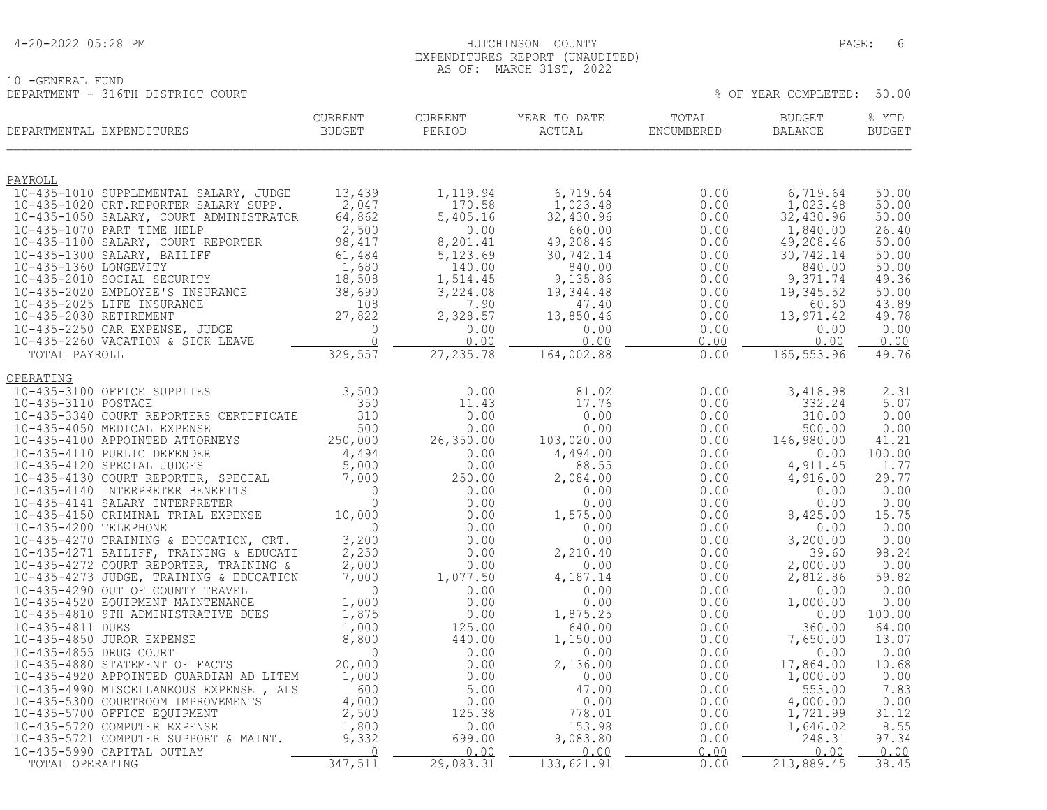4-20-2022 05:28 PM

HUTCHINSON COUNTY
EXPENDITURES REPORT (UNAUDITED)
AS OF: MARCH 31ST, 2022

10 -GENERAL FUND
DEPARTMENT - 316TH DISTRICT COURT

% OF YEAR COMPLETED: 50.00

| DEPARTMENTAL EXPENDITURES | CURRENT BUDGET | CURRENT PERIOD | YEAR TO DATE ACTUAL | TOTAL ENCUMBERED | BUDGET BALANCE | % YTD BUDGET |
|---|---|---|---|---|---|---|
| **PAYROLL** | | | | | | |
| 10-435-1010 SUPPLEMENTAL SALARY, JUDGE | 13,439 | 1,119.94 | 6,719.64 | 0.00 | 6,719.64 | 50.00 |
| 10-435-1020 CRT.REPORTER SALARY SUPP. | 2,047 | 170.58 | 1,023.48 | 0.00 | 1,023.48 | 50.00 |
| 10-435-1050 SALARY, COURT ADMINISTRATOR | 64,862 | 5,405.16 | 32,430.96 | 0.00 | 32,430.96 | 50.00 |
| 10-435-1070 PART TIME HELP | 2,500 | 0.00 | 660.00 | 0.00 | 1,840.00 | 26.40 |
| 10-435-1100 SALARY, COURT REPORTER | 98,417 | 8,201.41 | 49,208.46 | 0.00 | 49,208.46 | 50.00 |
| 10-435-1300 SALARY, BAILIFF | 61,484 | 5,123.69 | 30,742.14 | 0.00 | 30,742.14 | 50.00 |
| 10-435-1360 LONGEVITY | 1,680 | 140.00 | 840.00 | 0.00 | 840.00 | 50.00 |
| 10-435-2010 SOCIAL SECURITY | 18,508 | 1,514.45 | 9,135.86 | 0.00 | 9,371.74 | 49.36 |
| 10-435-2020 EMPLOYEE'S INSURANCE | 38,690 | 3,224.08 | 19,344.48 | 0.00 | 19,345.52 | 50.00 |
| 10-435-2025 LIFE INSURANCE | 108 | 7.90 | 47.40 | 0.00 | 60.60 | 43.89 |
| 10-435-2030 RETIREMENT | 27,822 | 2,328.57 | 13,850.46 | 0.00 | 13,971.42 | 49.78 |
| 10-435-2250 CAR EXPENSE, JUDGE | 0 | 0.00 | 0.00 | 0.00 | 0.00 | 0.00 |
| 10-435-2260 VACATION & SICK LEAVE | 0 | 0.00 | 0.00 | 0.00 | 0.00 | 0.00 |
| TOTAL PAYROLL | 329,557 | 27,235.78 | 164,002.88 | 0.00 | 165,553.96 | 49.76 |
| **OPERATING** | | | | | | |
| 10-435-3100 OFFICE SUPPLIES | 3,500 | 0.00 | 81.02 | 0.00 | 3,418.98 | 2.31 |
| 10-435-3110 POSTAGE | 350 | 11.43 | 17.76 | 0.00 | 332.24 | 5.07 |
| 10-435-3340 COURT REPORTERS CERTIFICATE | 310 | 0.00 | 0.00 | 0.00 | 310.00 | 0.00 |
| 10-435-4050 MEDICAL EXPENSE | 500 | 0.00 | 0.00 | 0.00 | 500.00 | 0.00 |
| 10-435-4100 APPOINTED ATTORNEYS | 250,000 | 26,350.00 | 103,020.00 | 0.00 | 146,980.00 | 41.21 |
| 10-435-4110 PURLIC DEFENDER | 4,494 | 0.00 | 4,494.00 | 0.00 | 0.00 | 100.00 |
| 10-435-4120 SPECIAL JUDGES | 5,000 | 0.00 | 88.55 | 0.00 | 4,911.45 | 1.77 |
| 10-435-4130 COURT REPORTER, SPECIAL | 7,000 | 250.00 | 2,084.00 | 0.00 | 4,916.00 | 29.77 |
| 10-435-4140 INTERPRETER BENEFITS | 0 | 0.00 | 0.00 | 0.00 | 0.00 | 0.00 |
| 10-435-4141 SALARY INTERPRETER | 0 | 0.00 | 0.00 | 0.00 | 0.00 | 0.00 |
| 10-435-4150 CRIMINAL TRIAL EXPENSE | 10,000 | 0.00 | 1,575.00 | 0.00 | 8,425.00 | 15.75 |
| 10-435-4200 TELEPHONE | 0 | 0.00 | 0.00 | 0.00 | 0.00 | 0.00 |
| 10-435-4270 TRAINING & EDUCATION, CRT. | 3,200 | 0.00 | 0.00 | 0.00 | 3,200.00 | 0.00 |
| 10-435-4271 BAILIFF, TRAINING & EDUCATI | 2,250 | 0.00 | 2,210.40 | 0.00 | 39.60 | 98.24 |
| 10-435-4272 COURT REPORTER, TRAINING & | 2,000 | 0.00 | 0.00 | 0.00 | 2,000.00 | 0.00 |
| 10-435-4273 JUDGE, TRAINING & EDUCATION | 7,000 | 1,077.50 | 4,187.14 | 0.00 | 2,812.86 | 59.82 |
| 10-435-4290 OUT OF COUNTY TRAVEL | 0 | 0.00 | 0.00 | 0.00 | 0.00 | 0.00 |
| 10-435-4520 EQUIPMENT MAINTENANCE | 1,000 | 0.00 | 0.00 | 0.00 | 1,000.00 | 0.00 |
| 10-435-4810 9TH ADMINISTRATIVE DUES | 1,875 | 0.00 | 1,875.25 | 0.00 | 0.00 | 100.00 |
| 10-435-4811 DUES | 1,000 | 125.00 | 640.00 | 0.00 | 360.00 | 64.00 |
| 10-435-4850 JUROR EXPENSE | 8,800 | 440.00 | 1,150.00 | 0.00 | 7,650.00 | 13.07 |
| 10-435-4855 DRUG COURT | 0 | 0.00 | 0.00 | 0.00 | 0.00 | 0.00 |
| 10-435-4880 STATEMENT OF FACTS | 20,000 | 0.00 | 2,136.00 | 0.00 | 17,864.00 | 10.68 |
| 10-435-4920 APPOINTED GUARDIAN AD LITEM | 1,000 | 0.00 | 0.00 | 0.00 | 1,000.00 | 0.00 |
| 10-435-4990 MISCELLANEOUS EXPENSE , ALS | 600 | 5.00 | 47.00 | 0.00 | 553.00 | 7.83 |
| 10-435-5300 COURTROOM IMPROVEMENTS | 4,000 | 0.00 | 0.00 | 0.00 | 4,000.00 | 0.00 |
| 10-435-5700 OFFICE EQUIPMENT | 2,500 | 125.38 | 778.01 | 0.00 | 1,721.99 | 31.12 |
| 10-435-5720 COMPUTER EXPENSE | 1,800 | 0.00 | 153.98 | 0.00 | 1,646.02 | 8.55 |
| 10-435-5721 COMPUTER SUPPORT & MAINT. | 9,332 | 699.00 | 9,083.80 | 0.00 | 248.31 | 97.34 |
| 10-435-5990 CAPITAL OUTLAY | 0 | 0.00 | 0.00 | 0.00 | 0.00 | 0.00 |
| TOTAL OPERATING | 347,511 | 29,083.31 | 133,621.91 | 0.00 | 213,889.45 | 38.45 |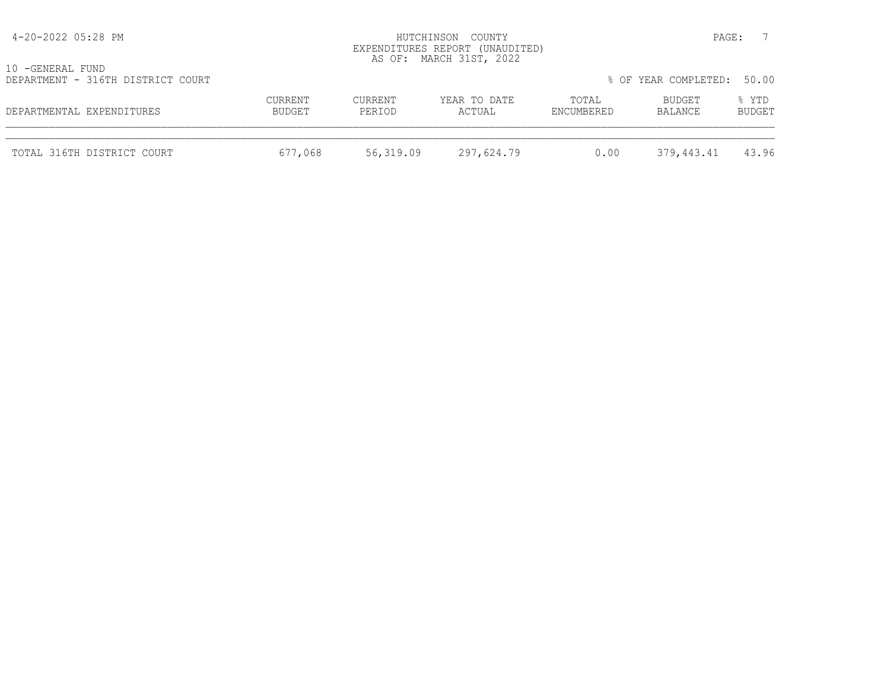HUTCHINSON COUNTY
EXPENDITURES REPORT (UNAUDITED)
AS OF: MARCH 31ST, 2022

10 -GENERAL FUND
DEPARTMENT - 316TH DISTRICT COURT

% OF YEAR COMPLETED: 50.00

| DEPARTMENTAL EXPENDITURES | CURRENT BUDGET | CURRENT PERIOD | YEAR TO DATE ACTUAL | TOTAL ENCUMBERED | BUDGET BALANCE | % YTD BUDGET |
|---|---|---|---|---|---|---|
| TOTAL 316TH DISTRICT COURT | 677,068 | 56,319.09 | 297,624.79 | 0.00 | 379,443.41 | 43.96 |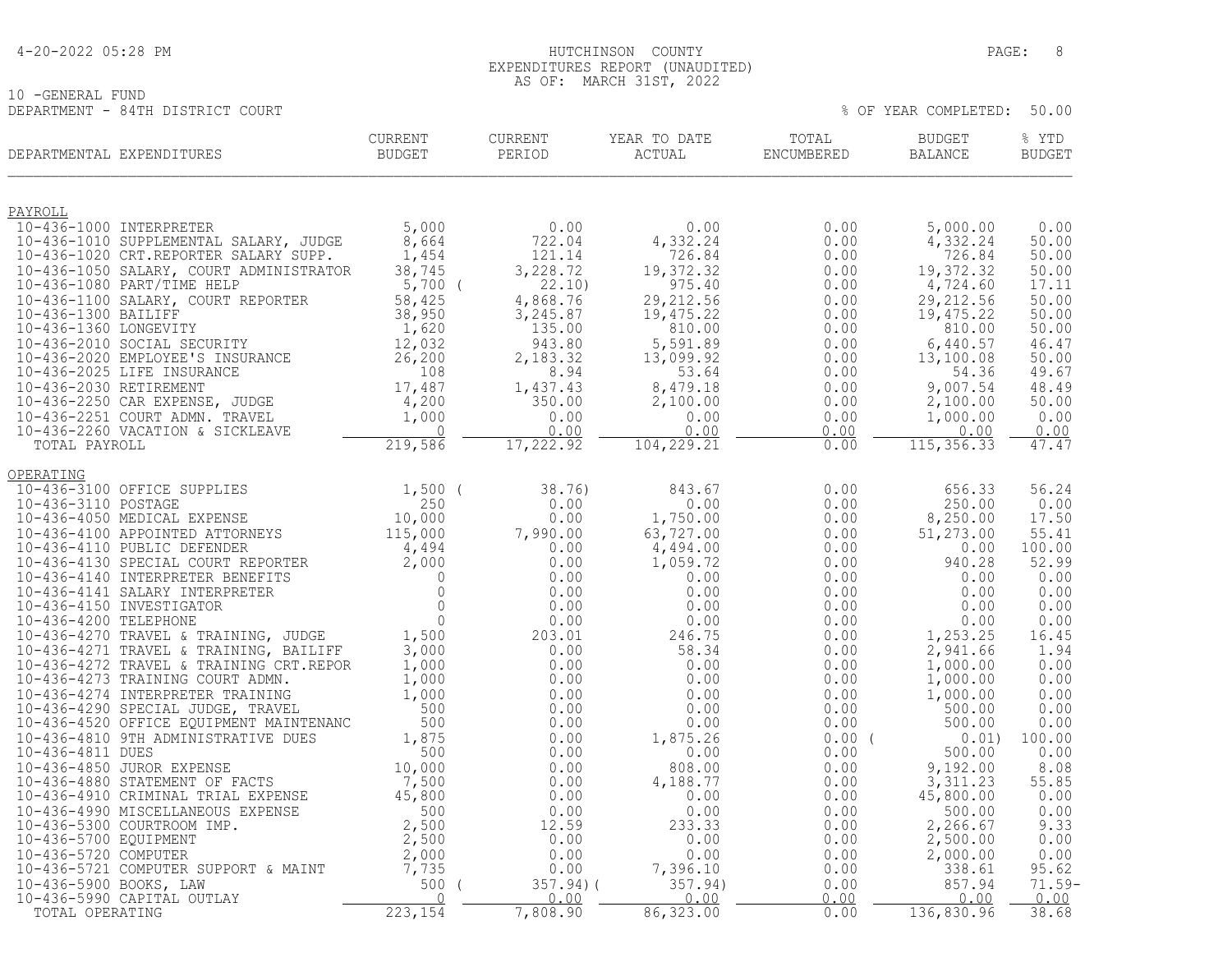4-20-2022 05:28 PM

# HUTCHINSON COUNTY
## EXPENDITURES REPORT (UNAUDITED)
AS OF: MARCH 31ST, 2022

10 -GENERAL FUND
DEPARTMENT - 84TH DISTRICT COURT

% OF YEAR COMPLETED: 50.00

| DEPARTMENTAL EXPENDITURES | CURRENT BUDGET | CURRENT PERIOD | YEAR TO DATE ACTUAL | TOTAL ENCUMBERED | BUDGET BALANCE | % YTD BUDGET |
|---|---|---|---|---|---|---|
| **PAYROLL** | | | | | | |
| 10-436-1000 INTERPRETER | 5,000 | 0.00 | 0.00 | 0.00 | 5,000.00 | 0.00 |
| 10-436-1010 SUPPLEMENTAL SALARY, JUDGE | 8,664 | 722.04 | 4,332.24 | 0.00 | 4,332.24 | 50.00 |
| 10-436-1020 CRT.REPORTER SALARY SUPP. | 1,454 | 121.14 | 726.84 | 0.00 | 726.84 | 50.00 |
| 10-436-1050 SALARY, COURT ADMINISTRATOR | 38,745 | 3,228.72 | 19,372.32 | 0.00 | 19,372.32 | 50.00 |
| 10-436-1080 PART/TIME HELP | 5,700 | ( 22.10) | 975.40 | 0.00 | 4,724.60 | 17.11 |
| 10-436-1100 SALARY, COURT REPORTER | 58,425 | 4,868.76 | 29,212.56 | 0.00 | 29,212.56 | 50.00 |
| 10-436-1300 BAILIFF | 38,950 | 3,245.87 | 19,475.22 | 0.00 | 19,475.22 | 50.00 |
| 10-436-1360 LONGEVITY | 1,620 | 135.00 | 810.00 | 0.00 | 810.00 | 50.00 |
| 10-436-2010 SOCIAL SECURITY | 12,032 | 943.80 | 5,591.89 | 0.00 | 6,440.57 | 46.47 |
| 10-436-2020 EMPLOYEE'S INSURANCE | 26,200 | 2,183.32 | 13,099.92 | 0.00 | 13,100.08 | 50.00 |
| 10-436-2025 LIFE INSURANCE | 108 | 8.94 | 53.64 | 0.00 | 54.36 | 49.67 |
| 10-436-2030 RETIREMENT | 17,487 | 1,437.43 | 8,479.18 | 0.00 | 9,007.54 | 48.49 |
| 10-436-2250 CAR EXPENSE, JUDGE | 4,200 | 350.00 | 2,100.00 | 0.00 | 2,100.00 | 50.00 |
| 10-436-2251 COURT ADMN. TRAVEL | 1,000 | 0.00 | 0.00 | 0.00 | 1,000.00 | 0.00 |
| 10-436-2260 VACATION & SICKLEAVE | 0 | 0.00 | 0.00 | 0.00 | 0.00 | 0.00 |
| TOTAL PAYROLL | 219,586 | 17,222.92 | 104,229.21 | 0.00 | 115,356.33 | 47.47 |
| **OPERATING** | | | | | | |
| 10-436-3100 OFFICE SUPPLIES | 1,500 | ( 38.76) | 843.67 | 0.00 | 656.33 | 56.24 |
| 10-436-3110 POSTAGE | 250 | 0.00 | 0.00 | 0.00 | 250.00 | 0.00 |
| 10-436-4050 MEDICAL EXPENSE | 10,000 | 0.00 | 1,750.00 | 0.00 | 8,250.00 | 17.50 |
| 10-436-4100 APPOINTED ATTORNEYS | 115,000 | 7,990.00 | 63,727.00 | 0.00 | 51,273.00 | 55.41 |
| 10-436-4110 PUBLIC DEFENDER | 4,494 | 0.00 | 4,494.00 | 0.00 | 0.00 | 100.00 |
| 10-436-4130 SPECIAL COURT REPORTER | 2,000 | 0.00 | 1,059.72 | 0.00 | 940.28 | 52.99 |
| 10-436-4140 INTERPRETER BENEFITS | 0 | 0.00 | 0.00 | 0.00 | 0.00 | 0.00 |
| 10-436-4141 SALARY INTERPRETER | 0 | 0.00 | 0.00 | 0.00 | 0.00 | 0.00 |
| 10-436-4150 INVESTIGATOR | 0 | 0.00 | 0.00 | 0.00 | 0.00 | 0.00 |
| 10-436-4200 TELEPHONE | 0 | 0.00 | 0.00 | 0.00 | 0.00 | 0.00 |
| 10-436-4270 TRAVEL & TRAINING, JUDGE | 1,500 | 203.01 | 246.75 | 0.00 | 1,253.25 | 16.45 |
| 10-436-4271 TRAVEL & TRAINING, BAILIFF | 3,000 | 0.00 | 58.34 | 0.00 | 2,941.66 | 1.94 |
| 10-436-4272 TRAVEL & TRAINING CRT.REPOR | 1,000 | 0.00 | 0.00 | 0.00 | 1,000.00 | 0.00 |
| 10-436-4273 TRAINING COURT ADMN. | 1,000 | 0.00 | 0.00 | 0.00 | 1,000.00 | 0.00 |
| 10-436-4274 INTERPRETER TRAINING | 1,000 | 0.00 | 0.00 | 0.00 | 1,000.00 | 0.00 |
| 10-436-4290 SPECIAL JUDGE, TRAVEL | 500 | 0.00 | 0.00 | 0.00 | 500.00 | 0.00 |
| 10-436-4520 OFFICE EQUIPMENT MAINTENANC | 500 | 0.00 | 0.00 | 0.00 | 500.00 | 0.00 |
| 10-436-4810 9TH ADMINISTRATIVE DUES | 1,875 | 0.00 | 1,875.26 | 0.00 | ( 0.01) | 100.00 |
| 10-436-4811 DUES | 500 | 0.00 | 0.00 | 0.00 | 500.00 | 0.00 |
| 10-436-4850 JUROR EXPENSE | 10,000 | 0.00 | 808.00 | 0.00 | 9,192.00 | 8.08 |
| 10-436-4880 STATEMENT OF FACTS | 7,500 | 0.00 | 4,188.77 | 0.00 | 3,311.23 | 55.85 |
| 10-436-4910 CRIMINAL TRIAL EXPENSE | 45,800 | 0.00 | 0.00 | 0.00 | 45,800.00 | 0.00 |
| 10-436-4990 MISCELLANEOUS EXPENSE | 500 | 0.00 | 0.00 | 0.00 | 500.00 | 0.00 |
| 10-436-5300 COURTROOM IMP. | 2,500 | 12.59 | 233.33 | 0.00 | 2,266.67 | 9.33 |
| 10-436-5700 EQUIPMENT | 2,500 | 0.00 | 0.00 | 0.00 | 2,500.00 | 0.00 |
| 10-436-5720 COMPUTER | 2,000 | 0.00 | 0.00 | 0.00 | 2,000.00 | 0.00 |
| 10-436-5721 COMPUTER SUPPORT & MAINT | 7,735 | 0.00 | 7,396.10 | 0.00 | 338.61 | 95.62 |
| 10-436-5900 BOOKS, LAW | 500 | ( 357.94) | ( 357.94) | 0.00 | 857.94 | 71.59- |
| 10-436-5990 CAPITAL OUTLAY | 0 | 0.00 | 0.00 | 0.00 | 0.00 | 0.00 |
| TOTAL OPERATING | 223,154 | 7,808.90 | 86,323.00 | 0.00 | 136,830.96 | 38.68 |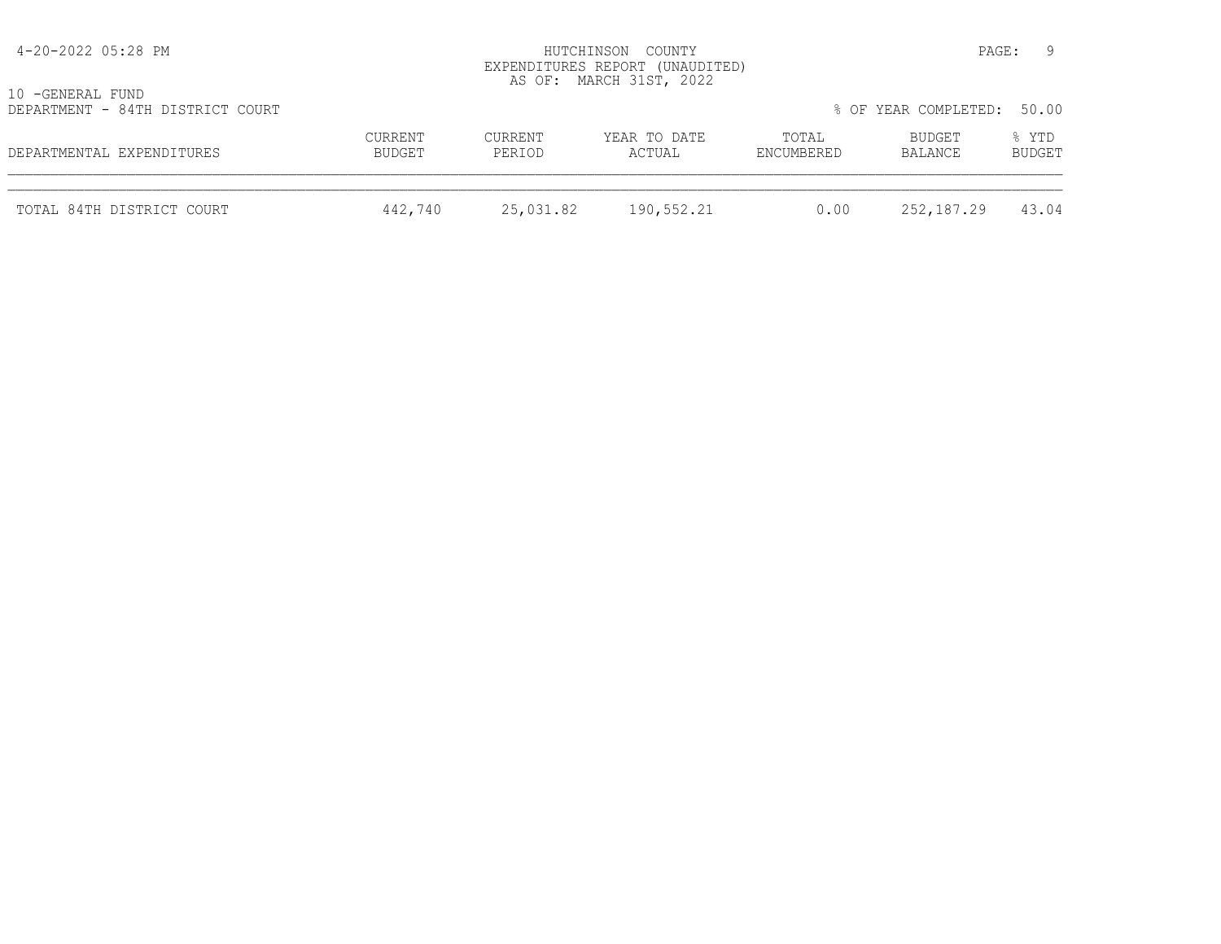HUTCHINSON COUNTY
EXPENDITURES REPORT (UNAUDITED)
AS OF: MARCH 31ST, 2022

10 -GENERAL FUND
DEPARTMENT - 84TH DISTRICT COURT

% OF YEAR COMPLETED: 50.00

| DEPARTMENTAL EXPENDITURES | CURRENT BUDGET | CURRENT PERIOD | YEAR TO DATE ACTUAL | TOTAL ENCUMBERED | BUDGET BALANCE | % YTD BUDGET |
|---|---|---|---|---|---|---|
| TOTAL 84TH DISTRICT COURT | 442,740 | 25,031.82 | 190,552.21 | 0.00 | 252,187.29 | 43.04 |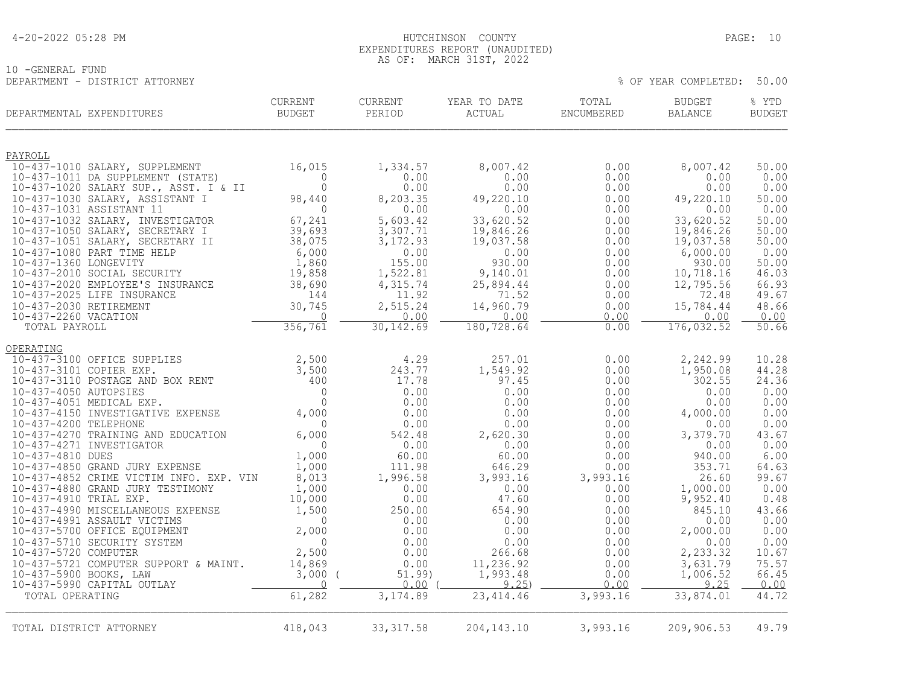4-20-2022 05:28 PM

# HUTCHINSON COUNTY
## EXPENDITURES REPORT (UNAUDITED)
### AS OF: MARCH 31ST, 2022

10 -GENERAL FUND
DEPARTMENT - DISTRICT ATTORNEY

% OF YEAR COMPLETED: 50.00

| DEPARTMENTAL EXPENDITURES | CURRENT BUDGET | CURRENT PERIOD | YEAR TO DATE ACTUAL | TOTAL ENCUMBERED | BUDGET BALANCE | % YTD BUDGET |
|---|---|---|---|---|---|---|
| PAYROLL | | | | | | |
| 10-437-1010 SALARY, SUPPLEMENT | 16,015 | 1,334.57 | 8,007.42 | 0.00 | 8,007.42 | 50.00 |
| 10-437-1011 DA SUPPLEMENT (STATE) | 0 | 0.00 | 0.00 | 0.00 | 0.00 | 0.00 |
| 10-437-1020 SALARY SUP., ASST. I & II | 0 | 0.00 | 0.00 | 0.00 | 0.00 | 0.00 |
| 10-437-1030 SALARY, ASSISTANT I | 98,440 | 8,203.35 | 49,220.10 | 0.00 | 49,220.10 | 50.00 |
| 10-437-1031 ASSISTANT 11 | 0 | 0.00 | 0.00 | 0.00 | 0.00 | 0.00 |
| 10-437-1032 SALARY, INVESTIGATOR | 67,241 | 5,603.42 | 33,620.52 | 0.00 | 33,620.52 | 50.00 |
| 10-437-1050 SALARY, SECRETARY I | 39,693 | 3,307.71 | 19,846.26 | 0.00 | 19,846.26 | 50.00 |
| 10-437-1051 SALARY, SECRETARY II | 38,075 | 3,172.93 | 19,037.58 | 0.00 | 19,037.58 | 50.00 |
| 10-437-1080 PART TIME HELP | 6,000 | 0.00 | 0.00 | 0.00 | 6,000.00 | 0.00 |
| 10-437-1360 LONGEVITY | 1,860 | 155.00 | 930.00 | 0.00 | 930.00 | 50.00 |
| 10-437-2010 SOCIAL SECURITY | 19,858 | 1,522.81 | 9,140.01 | 0.00 | 10,718.16 | 46.03 |
| 10-437-2020 EMPLOYEE'S INSURANCE | 38,690 | 4,315.74 | 25,894.44 | 0.00 | 12,795.56 | 66.93 |
| 10-437-2025 LIFE INSURANCE | 144 | 11.92 | 71.52 | 0.00 | 72.48 | 49.67 |
| 10-437-2030 RETIREMENT | 30,745 | 2,515.24 | 14,960.79 | 0.00 | 15,784.44 | 48.66 |
| 10-437-2260 VACATION | 0 | 0.00 | 0.00 | 0.00 | 0.00 | 0.00 |
| TOTAL PAYROLL | 356,761 | 30,142.69 | 180,728.64 | 0.00 | 176,032.52 | 50.66 |
| OPERATING | | | | | | |
| 10-437-3100 OFFICE SUPPLIES | 2,500 | 4.29 | 257.01 | 0.00 | 2,242.99 | 10.28 |
| 10-437-3101 COPIER EXP. | 3,500 | 243.77 | 1,549.92 | 0.00 | 1,950.08 | 44.28 |
| 10-437-3110 POSTAGE AND BOX RENT | 400 | 17.78 | 97.45 | 0.00 | 302.55 | 24.36 |
| 10-437-4050 AUTOPSIES | 0 | 0.00 | 0.00 | 0.00 | 0.00 | 0.00 |
| 10-437-4051 MEDICAL EXP. | 0 | 0.00 | 0.00 | 0.00 | 0.00 | 0.00 |
| 10-437-4150 INVESTIGATIVE EXPENSE | 4,000 | 0.00 | 0.00 | 0.00 | 4,000.00 | 0.00 |
| 10-437-4200 TELEPHONE | 0 | 0.00 | 0.00 | 0.00 | 0.00 | 0.00 |
| 10-437-4270 TRAINING AND EDUCATION | 6,000 | 542.48 | 2,620.30 | 0.00 | 3,379.70 | 43.67 |
| 10-437-4271 INVESTIGATOR | 0 | 0.00 | 0.00 | 0.00 | 0.00 | 0.00 |
| 10-437-4810 DUES | 1,000 | 60.00 | 60.00 | 0.00 | 940.00 | 6.00 |
| 10-437-4850 GRAND JURY EXPENSE | 1,000 | 111.98 | 646.29 | 0.00 | 353.71 | 64.63 |
| 10-437-4852 CRIME VICTIM INFO. EXP. VIN | 8,013 | 1,996.58 | 3,993.16 | 3,993.16 | 26.60 | 99.67 |
| 10-437-4880 GRAND JURY TESTIMONY | 1,000 | 0.00 | 0.00 | 0.00 | 1,000.00 | 0.00 |
| 10-437-4910 TRIAL EXP. | 10,000 | 0.00 | 47.60 | 0.00 | 9,952.40 | 0.48 |
| 10-437-4990 MISCELLANEOUS EXPENSE | 1,500 | 250.00 | 654.90 | 0.00 | 845.10 | 43.66 |
| 10-437-4991 ASSAULT VICTIMS | 0 | 0.00 | 0.00 | 0.00 | 0.00 | 0.00 |
| 10-437-5700 OFFICE EQUIPMENT | 2,000 | 0.00 | 0.00 | 0.00 | 2,000.00 | 0.00 |
| 10-437-5710 SECURITY SYSTEM | 0 | 0.00 | 0.00 | 0.00 | 0.00 | 0.00 |
| 10-437-5720 COMPUTER | 2,500 | 0.00 | 266.68 | 0.00 | 2,233.32 | 10.67 |
| 10-437-5721 COMPUTER SUPPORT & MAINT. | 14,869 | 0.00 | 11,236.92 | 0.00 | 3,631.79 | 75.57 |
| 10-437-5900 BOOKS, LAW | 3,000 | ( 51.99) | 1,993.48 | 0.00 | 1,006.52 | 66.45 |
| 10-437-5990 CAPITAL OUTLAY | 0 | 0.00 | ( 9.25) | 0.00 | 9.25 | 0.00 |
| TOTAL OPERATING | 61,282 | 3,174.89 | 23,414.46 | 3,993.16 | 33,874.01 | 44.72 |
| TOTAL DISTRICT ATTORNEY | 418,043 | 33,317.58 | 204,143.10 | 3,993.16 | 209,906.53 | 49.79 |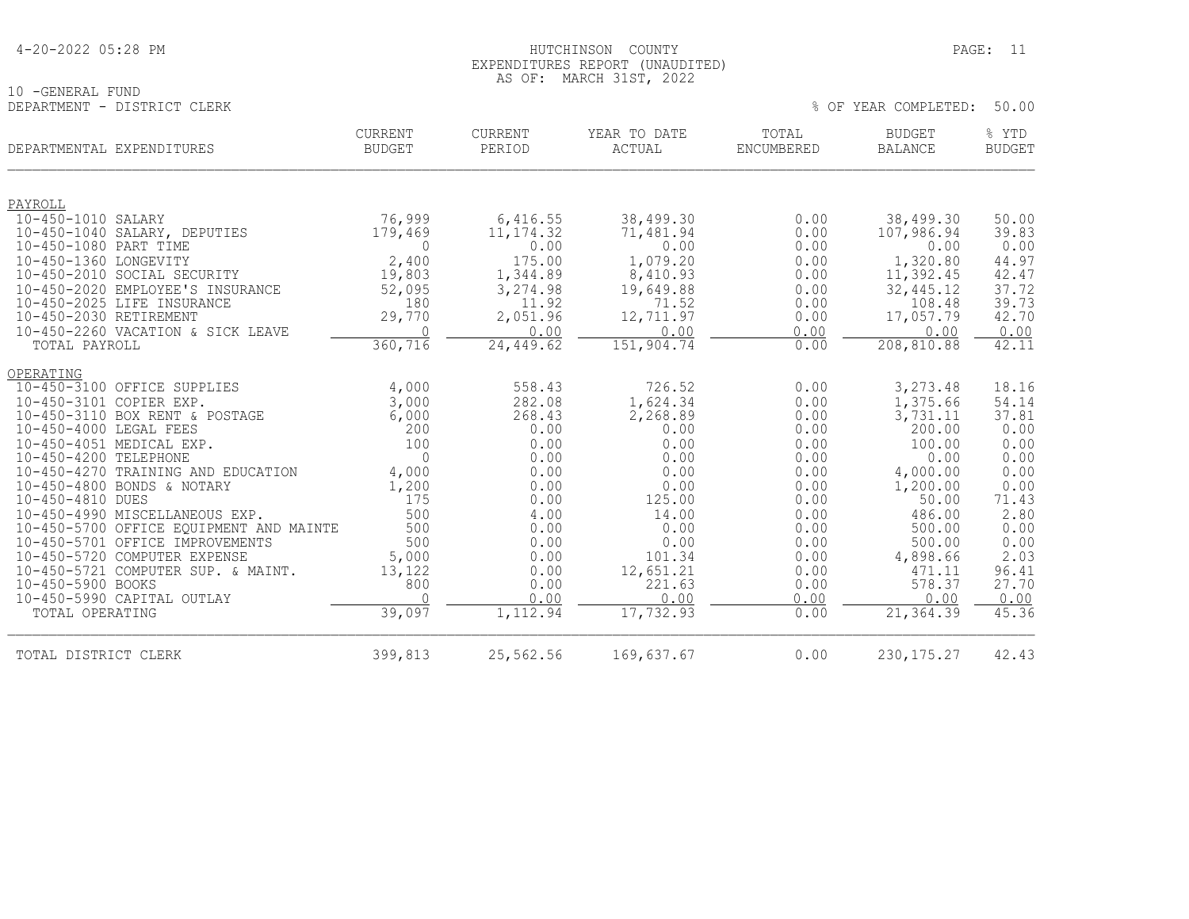HUTCHINSON COUNTY
EXPENDITURES REPORT (UNAUDITED)
AS OF: MARCH 31ST, 2022

10 -GENERAL FUND
DEPARTMENT - DISTRICT CLERK

% OF YEAR COMPLETED: 50.00

| DEPARTMENTAL EXPENDITURES | CURRENT BUDGET | CURRENT PERIOD | YEAR TO DATE ACTUAL | TOTAL ENCUMBERED | BUDGET BALANCE | % YTD BUDGET |
|---|---|---|---|---|---|---|
| PAYROLL | | | | | | |
| 10-450-1010 SALARY | 76,999 | 6,416.55 | 38,499.30 | 0.00 | 38,499.30 | 50.00 |
| 10-450-1040 SALARY, DEPUTIES | 179,469 | 11,174.32 | 71,481.94 | 0.00 | 107,986.94 | 39.83 |
| 10-450-1080 PART TIME | 0 | 0.00 | 0.00 | 0.00 | 0.00 | 0.00 |
| 10-450-1360 LONGEVITY | 2,400 | 175.00 | 1,079.20 | 0.00 | 1,320.80 | 44.97 |
| 10-450-2010 SOCIAL SECURITY | 19,803 | 1,344.89 | 8,410.93 | 0.00 | 11,392.45 | 42.47 |
| 10-450-2020 EMPLOYEE'S INSURANCE | 52,095 | 3,274.98 | 19,649.88 | 0.00 | 32,445.12 | 37.72 |
| 10-450-2025 LIFE INSURANCE | 180 | 11.92 | 71.52 | 0.00 | 108.48 | 39.73 |
| 10-450-2030 RETIREMENT | 29,770 | 2,051.96 | 12,711.97 | 0.00 | 17,057.79 | 42.70 |
| 10-450-2260 VACATION & SICK LEAVE | 0 | 0.00 | 0.00 | 0.00 | 0.00 | 0.00 |
| TOTAL PAYROLL | 360,716 | 24,449.62 | 151,904.74 | 0.00 | 208,810.88 | 42.11 |
| OPERATING | | | | | | |
| 10-450-3100 OFFICE SUPPLIES | 4,000 | 558.43 | 726.52 | 0.00 | 3,273.48 | 18.16 |
| 10-450-3101 COPIER EXP. | 3,000 | 282.08 | 1,624.34 | 0.00 | 1,375.66 | 54.14 |
| 10-450-3110 BOX RENT & POSTAGE | 6,000 | 268.43 | 2,268.89 | 0.00 | 3,731.11 | 37.81 |
| 10-450-4000 LEGAL FEES | 200 | 0.00 | 0.00 | 0.00 | 200.00 | 0.00 |
| 10-450-4051 MEDICAL EXP. | 100 | 0.00 | 0.00 | 0.00 | 100.00 | 0.00 |
| 10-450-4200 TELEPHONE | 0 | 0.00 | 0.00 | 0.00 | 0.00 | 0.00 |
| 10-450-4270 TRAINING AND EDUCATION | 4,000 | 0.00 | 0.00 | 0.00 | 4,000.00 | 0.00 |
| 10-450-4800 BONDS & NOTARY | 1,200 | 0.00 | 0.00 | 0.00 | 1,200.00 | 0.00 |
| 10-450-4810 DUES | 175 | 0.00 | 125.00 | 0.00 | 50.00 | 71.43 |
| 10-450-4990 MISCELLANEOUS EXP. | 500 | 4.00 | 14.00 | 0.00 | 486.00 | 2.80 |
| 10-450-5700 OFFICE EQUIPMENT AND MAINTE | 500 | 0.00 | 0.00 | 0.00 | 500.00 | 0.00 |
| 10-450-5701 OFFICE IMPROVEMENTS | 500 | 0.00 | 0.00 | 0.00 | 500.00 | 0.00 |
| 10-450-5720 COMPUTER EXPENSE | 5,000 | 0.00 | 101.34 | 0.00 | 4,898.66 | 2.03 |
| 10-450-5721 COMPUTER SUP. & MAINT. | 13,122 | 0.00 | 12,651.21 | 0.00 | 471.11 | 96.41 |
| 10-450-5900 BOOKS | 800 | 0.00 | 221.63 | 0.00 | 578.37 | 27.70 |
| 10-450-5990 CAPITAL OUTLAY | 0 | 0.00 | 0.00 | 0.00 | 0.00 | 0.00 |
| TOTAL OPERATING | 39,097 | 1,112.94 | 17,732.93 | 0.00 | 21,364.39 | 45.36 |
| TOTAL DISTRICT CLERK | 399,813 | 25,562.56 | 169,637.67 | 0.00 | 230,175.27 | 42.43 |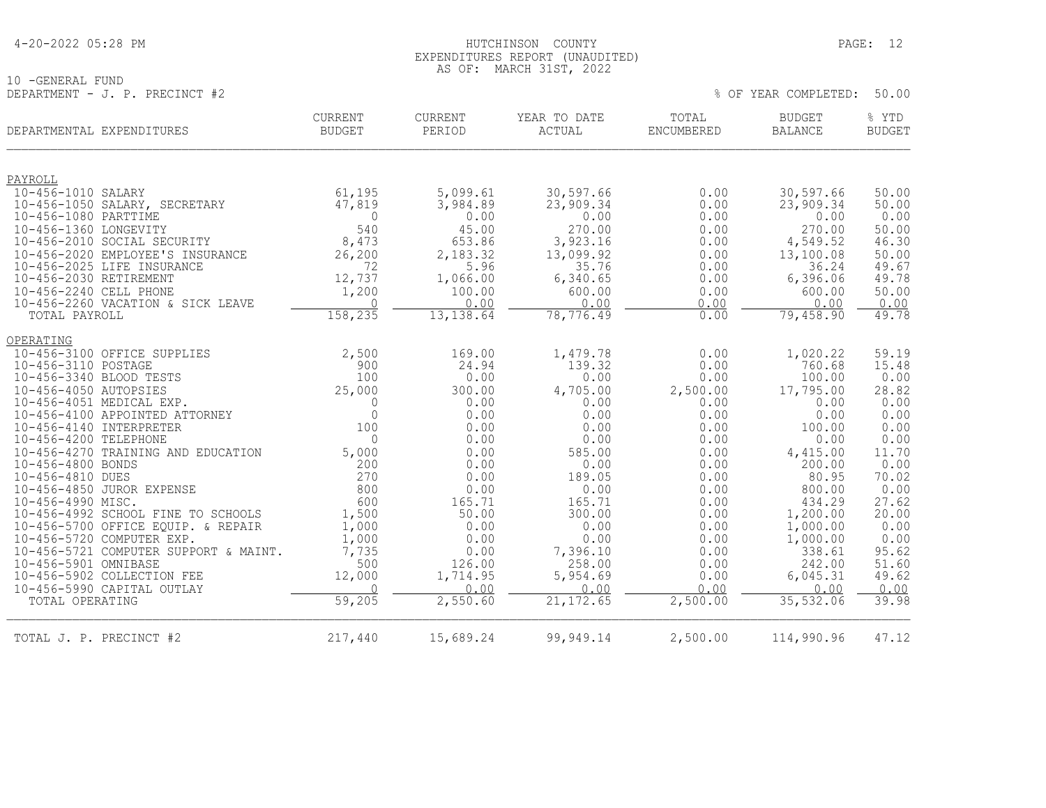HUTCHINSON COUNTY
EXPENDITURES REPORT (UNAUDITED)
AS OF: MARCH 31ST, 2022

10 -GENERAL FUND
DEPARTMENT - J. P. PRECINCT #2

% OF YEAR COMPLETED: 50.00

| DEPARTMENTAL EXPENDITURES | CURRENT BUDGET | CURRENT PERIOD | YEAR TO DATE ACTUAL | TOTAL ENCUMBERED | BUDGET BALANCE | % YTD BUDGET |
|---|---|---|---|---|---|---|
| **PAYROLL** | | | | | | |
| 10-456-1010 SALARY | 61,195 | 5,099.61 | 30,597.66 | 0.00 | 30,597.66 | 50.00 |
| 10-456-1050 SALARY, SECRETARY | 47,819 | 3,984.89 | 23,909.34 | 0.00 | 23,909.34 | 50.00 |
| 10-456-1080 PARTTIME | 0 | 0.00 | 0.00 | 0.00 | 0.00 | 0.00 |
| 10-456-1360 LONGEVITY | 540 | 45.00 | 270.00 | 0.00 | 270.00 | 50.00 |
| 10-456-2010 SOCIAL SECURITY | 8,473 | 653.86 | 3,923.16 | 0.00 | 4,549.52 | 46.30 |
| 10-456-2020 EMPLOYEE'S INSURANCE | 26,200 | 2,183.32 | 13,099.92 | 0.00 | 13,100.08 | 50.00 |
| 10-456-2025 LIFE INSURANCE | 72 | 5.96 | 35.76 | 0.00 | 36.24 | 49.67 |
| 10-456-2030 RETIREMENT | 12,737 | 1,066.00 | 6,340.65 | 0.00 | 6,396.06 | 49.78 |
| 10-456-2240 CELL PHONE | 1,200 | 100.00 | 600.00 | 0.00 | 600.00 | 50.00 |
| 10-456-2260 VACATION & SICK LEAVE | 0 | 0.00 | 0.00 | 0.00 | 0.00 | 0.00 |
| TOTAL PAYROLL | 158,235 | 13,138.64 | 78,776.49 | 0.00 | 79,458.90 | 49.78 |
| **OPERATING** | | | | | | |
| 10-456-3100 OFFICE SUPPLIES | 2,500 | 169.00 | 1,479.78 | 0.00 | 1,020.22 | 59.19 |
| 10-456-3110 POSTAGE | 900 | 24.94 | 139.32 | 0.00 | 760.68 | 15.48 |
| 10-456-3340 BLOOD TESTS | 100 | 0.00 | 0.00 | 0.00 | 100.00 | 0.00 |
| 10-456-4050 AUTOPSIES | 25,000 | 300.00 | 4,705.00 | 2,500.00 | 17,795.00 | 28.82 |
| 10-456-4051 MEDICAL EXP. | 0 | 0.00 | 0.00 | 0.00 | 0.00 | 0.00 |
| 10-456-4100 APPOINTED ATTORNEY | 0 | 0.00 | 0.00 | 0.00 | 0.00 | 0.00 |
| 10-456-4140 INTERPRETER | 100 | 0.00 | 0.00 | 0.00 | 100.00 | 0.00 |
| 10-456-4200 TELEPHONE | 0 | 0.00 | 0.00 | 0.00 | 0.00 | 0.00 |
| 10-456-4270 TRAINING AND EDUCATION | 5,000 | 0.00 | 585.00 | 0.00 | 4,415.00 | 11.70 |
| 10-456-4800 BONDS | 200 | 0.00 | 0.00 | 0.00 | 200.00 | 0.00 |
| 10-456-4810 DUES | 270 | 0.00 | 189.05 | 0.00 | 80.95 | 70.02 |
| 10-456-4850 JUROR EXPENSE | 800 | 0.00 | 0.00 | 0.00 | 800.00 | 0.00 |
| 10-456-4990 MISC. | 600 | 165.71 | 165.71 | 0.00 | 434.29 | 27.62 |
| 10-456-4992 SCHOOL FINE TO SCHOOLS | 1,500 | 50.00 | 300.00 | 0.00 | 1,200.00 | 20.00 |
| 10-456-5700 OFFICE EQUIP. & REPAIR | 1,000 | 0.00 | 0.00 | 0.00 | 1,000.00 | 0.00 |
| 10-456-5720 COMPUTER EXP. | 1,000 | 0.00 | 0.00 | 0.00 | 1,000.00 | 0.00 |
| 10-456-5721 COMPUTER SUPPORT & MAINT. | 7,735 | 0.00 | 7,396.10 | 0.00 | 338.61 | 95.62 |
| 10-456-5901 OMNIBASE | 500 | 126.00 | 258.00 | 0.00 | 242.00 | 51.60 |
| 10-456-5902 COLLECTION FEE | 12,000 | 1,714.95 | 5,954.69 | 0.00 | 6,045.31 | 49.62 |
| 10-456-5990 CAPITAL OUTLAY | 0 | 0.00 | 0.00 | 0.00 | 0.00 | 0.00 |
| TOTAL OPERATING | 59,205 | 2,550.60 | 21,172.65 | 2,500.00 | 35,532.06 | 39.98 |
| TOTAL J. P. PRECINCT #2 | 217,440 | 15,689.24 | 99,949.14 | 2,500.00 | 114,990.96 | 47.12 |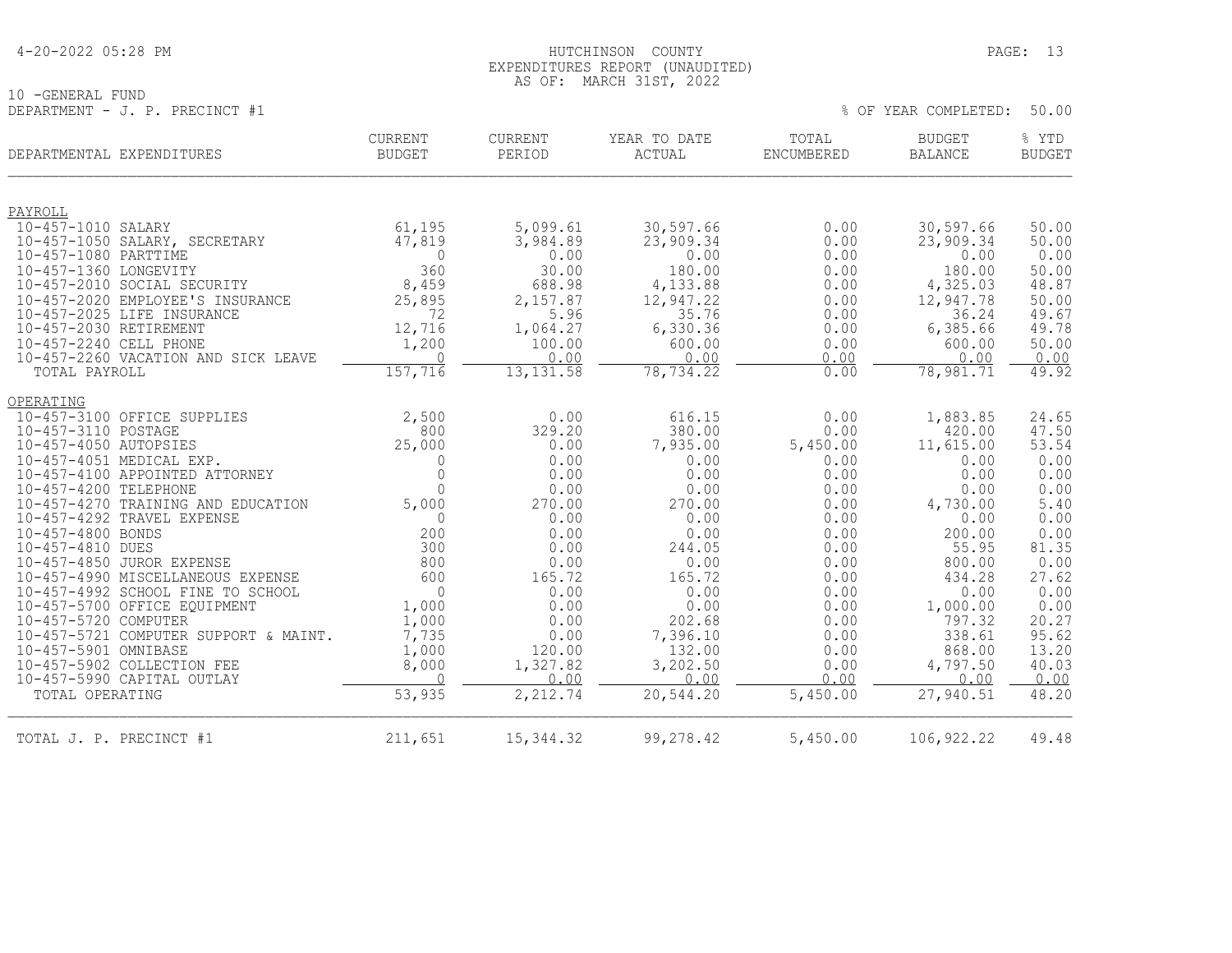4-20-2022 05:28 PM

HUTCHINSON COUNTY
EXPENDITURES REPORT (UNAUDITED)
AS OF: MARCH 31ST, 2022

10 -GENERAL FUND
DEPARTMENT - J. P. PRECINCT #1

% OF YEAR COMPLETED: 50.00

| DEPARTMENTAL EXPENDITURES | CURRENT BUDGET | CURRENT PERIOD | YEAR TO DATE ACTUAL | TOTAL ENCUMBERED | BUDGET BALANCE | % YTD BUDGET |
|---|---|---|---|---|---|---|
| PAYROLL | | | | | | |
| 10-457-1010 SALARY | 61,195 | 5,099.61 | 30,597.66 | 0.00 | 30,597.66 | 50.00 |
| 10-457-1050 SALARY, SECRETARY | 47,819 | 3,984.89 | 23,909.34 | 0.00 | 23,909.34 | 50.00 |
| 10-457-1080 PARTTIME | 0 | 0.00 | 0.00 | 0.00 | 0.00 | 0.00 |
| 10-457-1360 LONGEVITY | 360 | 30.00 | 180.00 | 0.00 | 180.00 | 50.00 |
| 10-457-2010 SOCIAL SECURITY | 8,459 | 688.98 | 4,133.88 | 0.00 | 4,325.03 | 48.87 |
| 10-457-2020 EMPLOYEE'S INSURANCE | 25,895 | 2,157.87 | 12,947.22 | 0.00 | 12,947.78 | 50.00 |
| 10-457-2025 LIFE INSURANCE | 72 | 5.96 | 35.76 | 0.00 | 36.24 | 49.67 |
| 10-457-2030 RETIREMENT | 12,716 | 1,064.27 | 6,330.36 | 0.00 | 6,385.66 | 49.78 |
| 10-457-2240 CELL PHONE | 1,200 | 100.00 | 600.00 | 0.00 | 600.00 | 50.00 |
| 10-457-2260 VACATION AND SICK LEAVE | 0 | 0.00 | 0.00 | 0.00 | 0.00 | 0.00 |
| TOTAL PAYROLL | 157,716 | 13,131.58 | 78,734.22 | 0.00 | 78,981.71 | 49.92 |
| OPERATING | | | | | | |
| 10-457-3100 OFFICE SUPPLIES | 2,500 | 0.00 | 616.15 | 0.00 | 1,883.85 | 24.65 |
| 10-457-3110 POSTAGE | 800 | 329.20 | 380.00 | 0.00 | 420.00 | 47.50 |
| 10-457-4050 AUTOPSIES | 25,000 | 0.00 | 7,935.00 | 5,450.00 | 11,615.00 | 53.54 |
| 10-457-4051 MEDICAL EXP. | 0 | 0.00 | 0.00 | 0.00 | 0.00 | 0.00 |
| 10-457-4100 APPOINTED ATTORNEY | 0 | 0.00 | 0.00 | 0.00 | 0.00 | 0.00 |
| 10-457-4200 TELEPHONE | 0 | 0.00 | 0.00 | 0.00 | 0.00 | 0.00 |
| 10-457-4270 TRAINING AND EDUCATION | 5,000 | 270.00 | 270.00 | 0.00 | 4,730.00 | 5.40 |
| 10-457-4292 TRAVEL EXPENSE | 0 | 0.00 | 0.00 | 0.00 | 0.00 | 0.00 |
| 10-457-4800 BONDS | 200 | 0.00 | 0.00 | 0.00 | 200.00 | 0.00 |
| 10-457-4810 DUES | 300 | 0.00 | 244.05 | 0.00 | 55.95 | 81.35 |
| 10-457-4850 JUROR EXPENSE | 800 | 0.00 | 0.00 | 0.00 | 800.00 | 0.00 |
| 10-457-4990 MISCELLANEOUS EXPENSE | 600 | 165.72 | 165.72 | 0.00 | 434.28 | 27.62 |
| 10-457-4992 SCHOOL FINE TO SCHOOL | 0 | 0.00 | 0.00 | 0.00 | 0.00 | 0.00 |
| 10-457-5700 OFFICE EQUIPMENT | 1,000 | 0.00 | 0.00 | 0.00 | 1,000.00 | 0.00 |
| 10-457-5720 COMPUTER | 1,000 | 0.00 | 202.68 | 0.00 | 797.32 | 20.27 |
| 10-457-5721 COMPUTER SUPPORT & MAINT. | 7,735 | 0.00 | 7,396.10 | 0.00 | 338.61 | 95.62 |
| 10-457-5901 OMNIBASE | 1,000 | 120.00 | 132.00 | 0.00 | 868.00 | 13.20 |
| 10-457-5902 COLLECTION FEE | 8,000 | 1,327.82 | 3,202.50 | 0.00 | 4,797.50 | 40.03 |
| 10-457-5990 CAPITAL OUTLAY | 0 | 0.00 | 0.00 | 0.00 | 0.00 | 0.00 |
| TOTAL OPERATING | 53,935 | 2,212.74 | 20,544.20 | 5,450.00 | 27,940.51 | 48.20 |
| TOTAL J. P. PRECINCT #1 | 211,651 | 15,344.32 | 99,278.42 | 5,450.00 | 106,922.22 | 49.48 |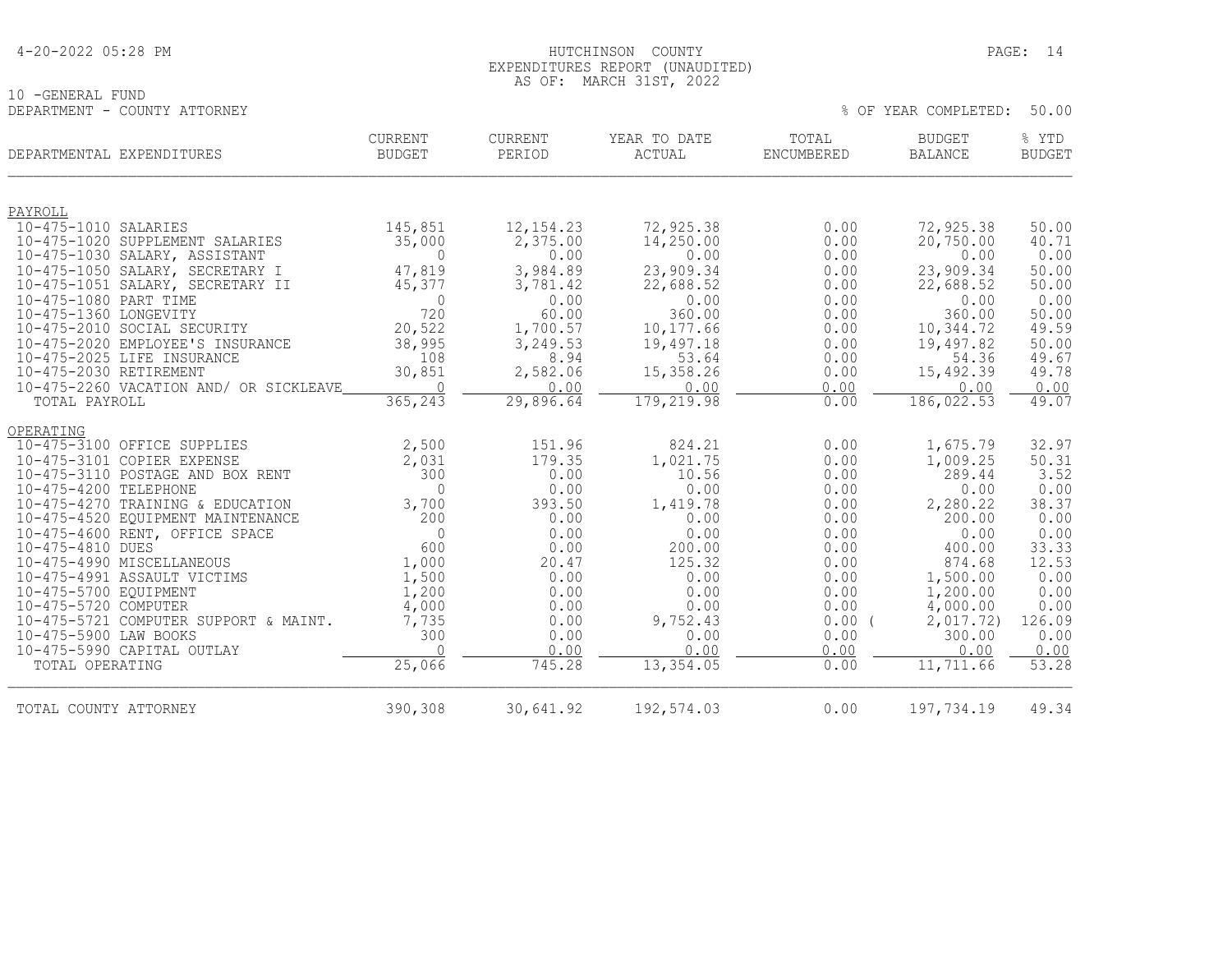10 -GENERAL FUND
DEPARTMENT - COUNTY ATTORNEY

HUTCHINSON COUNTY
EXPENDITURES REPORT (UNAUDITED)
AS OF: MARCH 31ST, 2022

% OF YEAR COMPLETED: 50.00

| DEPARTMENTAL EXPENDITURES | CURRENT BUDGET | CURRENT PERIOD | YEAR TO DATE ACTUAL | TOTAL ENCUMBERED | BUDGET BALANCE | % YTD BUDGET |
|---|---|---|---|---|---|---|
| PAYROLL | | | | | | |
| 10-475-1010 SALARIES | 145,851 | 12,154.23 | 72,925.38 | 0.00 | 72,925.38 | 50.00 |
| 10-475-1020 SUPPLEMENT SALARIES | 35,000 | 2,375.00 | 14,250.00 | 0.00 | 20,750.00 | 40.71 |
| 10-475-1030 SALARY, ASSISTANT | 0 | 0.00 | 0.00 | 0.00 | 0.00 | 0.00 |
| 10-475-1050 SALARY, SECRETARY I | 47,819 | 3,984.89 | 23,909.34 | 0.00 | 23,909.34 | 50.00 |
| 10-475-1051 SALARY, SECRETARY II | 45,377 | 3,781.42 | 22,688.52 | 0.00 | 22,688.52 | 50.00 |
| 10-475-1080 PART TIME | 0 | 0.00 | 0.00 | 0.00 | 0.00 | 0.00 |
| 10-475-1360 LONGEVITY | 720 | 60.00 | 360.00 | 0.00 | 360.00 | 50.00 |
| 10-475-2010 SOCIAL SECURITY | 20,522 | 1,700.57 | 10,177.66 | 0.00 | 10,344.72 | 49.59 |
| 10-475-2020 EMPLOYEE'S INSURANCE | 38,995 | 3,249.53 | 19,497.18 | 0.00 | 19,497.82 | 50.00 |
| 10-475-2025 LIFE INSURANCE | 108 | 8.94 | 53.64 | 0.00 | 54.36 | 49.67 |
| 10-475-2030 RETIREMENT | 30,851 | 2,582.06 | 15,358.26 | 0.00 | 15,492.39 | 49.78 |
| 10-475-2260 VACATION AND/ OR SICKLEAVE | 0 | 0.00 | 0.00 | 0.00 | 0.00 | 0.00 |
| TOTAL PAYROLL | 365,243 | 29,896.64 | 179,219.98 | 0.00 | 186,022.53 | 49.07 |
| OPERATING | | | | | | |
| 10-475-3100 OFFICE SUPPLIES | 2,500 | 151.96 | 824.21 | 0.00 | 1,675.79 | 32.97 |
| 10-475-3101 COPIER EXPENSE | 2,031 | 179.35 | 1,021.75 | 0.00 | 1,009.25 | 50.31 |
| 10-475-3110 POSTAGE AND BOX RENT | 300 | 0.00 | 10.56 | 0.00 | 289.44 | 3.52 |
| 10-475-4200 TELEPHONE | 0 | 0.00 | 0.00 | 0.00 | 0.00 | 0.00 |
| 10-475-4270 TRAINING & EDUCATION | 3,700 | 393.50 | 1,419.78 | 0.00 | 2,280.22 | 38.37 |
| 10-475-4520 EQUIPMENT MAINTENANCE | 200 | 0.00 | 0.00 | 0.00 | 200.00 | 0.00 |
| 10-475-4600 RENT, OFFICE SPACE | 0 | 0.00 | 0.00 | 0.00 | 0.00 | 0.00 |
| 10-475-4810 DUES | 600 | 0.00 | 200.00 | 0.00 | 400.00 | 33.33 |
| 10-475-4990 MISCELLANEOUS | 1,000 | 20.47 | 125.32 | 0.00 | 874.68 | 12.53 |
| 10-475-4991 ASSAULT VICTIMS | 1,500 | 0.00 | 0.00 | 0.00 | 1,500.00 | 0.00 |
| 10-475-5700 EQUIPMENT | 1,200 | 0.00 | 0.00 | 0.00 | 1,200.00 | 0.00 |
| 10-475-5720 COMPUTER | 4,000 | 0.00 | 0.00 | 0.00 | 4,000.00 | 0.00 |
| 10-475-5721 COMPUTER SUPPORT & MAINT. | 7,735 | 0.00 | 9,752.43 | 0.00 | (2,017.72) | 126.09 |
| 10-475-5900 LAW BOOKS | 300 | 0.00 | 0.00 | 0.00 | 300.00 | 0.00 |
| 10-475-5990 CAPITAL OUTLAY | 0 | 0.00 | 0.00 | 0.00 | 0.00 | 0.00 |
| TOTAL OPERATING | 25,066 | 745.28 | 13,354.05 | 0.00 | 11,711.66 | 53.28 |
| TOTAL COUNTY ATTORNEY | 390,308 | 30,641.92 | 192,574.03 | 0.00 | 197,734.19 | 49.34 |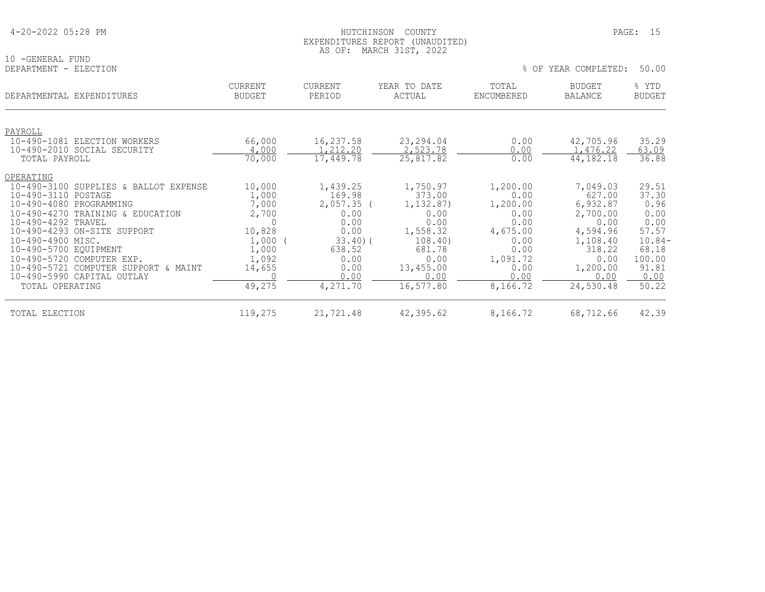HUTCHINSON COUNTY
EXPENDITURES REPORT (UNAUDITED)
AS OF: MARCH 31ST, 2022

10 -GENERAL FUND
DEPARTMENT - ELECTION

% OF YEAR COMPLETED: 50.00

| DEPARTMENTAL EXPENDITURES | CURRENT BUDGET | CURRENT PERIOD | YEAR TO DATE ACTUAL | TOTAL ENCUMBERED | BUDGET BALANCE | % YTD BUDGET |
|---|---|---|---|---|---|---|
| PAYROLL | | | | | | |
| 10-490-1081 ELECTION WORKERS | 66,000 | 16,237.58 | 23,294.04 | 0.00 | 42,705.96 | 35.29 |
| 10-490-2010 SOCIAL SECURITY | 4,000 | 1,212.20 | 2,523.78 | 0.00 | 1,476.22 | 63.09 |
| TOTAL PAYROLL | 70,000 | 17,449.78 | 25,817.82 | 0.00 | 44,182.18 | 36.88 |
| OPERATING | | | | | | |
| 10-490-3100 SUPPLIES & BALLOT EXPENSE | 10,000 | 1,439.25 | 1,750.97 | 1,200.00 | 7,049.03 | 29.51 |
| 10-490-3110 POSTAGE | 1,000 | 169.98 | 373.00 | 0.00 | 627.00 | 37.30 |
| 10-490-4080 PROGRAMMING | 7,000 | 2,057.35 | ( 1,132.87) | 1,200.00 | 6,932.87 | 0.96 |
| 10-490-4270 TRAINING & EDUCATION | 2,700 | 0.00 | 0.00 | 0.00 | 2,700.00 | 0.00 |
| 10-490-4292 TRAVEL | 0 | 0.00 | 0.00 | 0.00 | 0.00 | 0.00 |
| 10-490-4293 ON-SITE SUPPORT | 10,828 | 0.00 | 1,558.32 | 4,675.00 | 4,594.96 | 57.57 |
| 10-490-4900 MISC. | 1,000 | ( 33.40) | ( 108.40) | 0.00 | 1,108.40 | 10.84- |
| 10-490-5700 EQUIPMENT | 1,000 | 638.52 | 681.78 | 0.00 | 318.22 | 68.18 |
| 10-490-5720 COMPUTER EXP. | 1,092 | 0.00 | 0.00 | 1,091.72 | 0.00 | 100.00 |
| 10-490-5721 COMPUTER SUPPORT & MAINT | 14,655 | 0.00 | 13,455.00 | 0.00 | 1,200.00 | 91.81 |
| 10-490-5990 CAPITAL OUTLAY | 0 | 0.00 | 0.00 | 0.00 | 0.00 | 0.00 |
| TOTAL OPERATING | 49,275 | 4,271.70 | 16,577.80 | 8,166.72 | 24,530.48 | 50.22 |
| TOTAL ELECTION | 119,275 | 21,721.48 | 42,395.62 | 8,166.72 | 68,712.66 | 42.39 |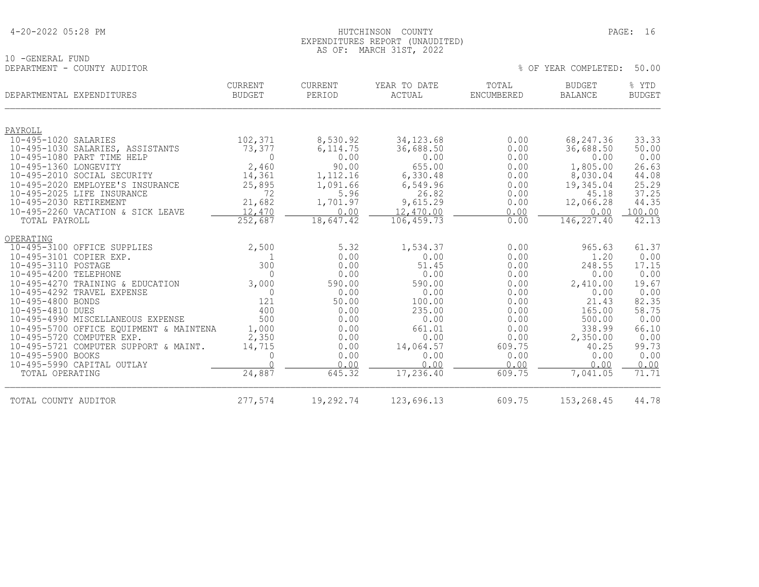HUTCHINSON COUNTY
EXPENDITURES REPORT (UNAUDITED)
AS OF: MARCH 31ST, 2022

10 -GENERAL FUND
DEPARTMENT - COUNTY AUDITOR

% OF YEAR COMPLETED: 50.00

| DEPARTMENTAL EXPENDITURES | CURRENT BUDGET | CURRENT PERIOD | YEAR TO DATE ACTUAL | TOTAL ENCUMBERED | BUDGET BALANCE | % YTD BUDGET |
|---|---|---|---|---|---|---|
| PAYROLL | | | | | | |
| 10-495-1020 SALARIES | 102,371 | 8,530.92 | 34,123.68 | 0.00 | 68,247.36 | 33.33 |
| 10-495-1030 SALARIES, ASSISTANTS | 73,377 | 6,114.75 | 36,688.50 | 0.00 | 36,688.50 | 50.00 |
| 10-495-1080 PART TIME HELP | 0 | 0.00 | 0.00 | 0.00 | 0.00 | 0.00 |
| 10-495-1360 LONGEVITY | 2,460 | 90.00 | 655.00 | 0.00 | 1,805.00 | 26.63 |
| 10-495-2010 SOCIAL SECURITY | 14,361 | 1,112.16 | 6,330.48 | 0.00 | 8,030.04 | 44.08 |
| 10-495-2020 EMPLOYEE'S INSURANCE | 25,895 | 1,091.66 | 6,549.96 | 0.00 | 19,345.04 | 25.29 |
| 10-495-2025 LIFE INSURANCE | 72 | 5.96 | 26.82 | 0.00 | 45.18 | 37.25 |
| 10-495-2030 RETIREMENT | 21,682 | 1,701.97 | 9,615.29 | 0.00 | 12,066.28 | 44.35 |
| 10-495-2260 VACATION & SICK LEAVE | 12,470 | 0.00 | 12,470.00 | 0.00 | 0.00 | 100.00 |
| TOTAL PAYROLL | 252,687 | 18,647.42 | 106,459.73 | 0.00 | 146,227.40 | 42.13 |
| OPERATING | | | | | | |
| 10-495-3100 OFFICE SUPPLIES | 2,500 | 5.32 | 1,534.37 | 0.00 | 965.63 | 61.37 |
| 10-495-3101 COPIER EXP. | 1 | 0.00 | 0.00 | 0.00 | 1.20 | 0.00 |
| 10-495-3110 POSTAGE | 300 | 0.00 | 51.45 | 0.00 | 248.55 | 17.15 |
| 10-495-4200 TELEPHONE | 0 | 0.00 | 0.00 | 0.00 | 0.00 | 0.00 |
| 10-495-4270 TRAINING & EDUCATION | 3,000 | 590.00 | 590.00 | 0.00 | 2,410.00 | 19.67 |
| 10-495-4292 TRAVEL EXPENSE | 0 | 0.00 | 0.00 | 0.00 | 0.00 | 0.00 |
| 10-495-4800 BONDS | 121 | 50.00 | 100.00 | 0.00 | 21.43 | 82.35 |
| 10-495-4810 DUES | 400 | 0.00 | 235.00 | 0.00 | 165.00 | 58.75 |
| 10-495-4990 MISCELLANEOUS EXPENSE | 500 | 0.00 | 0.00 | 0.00 | 500.00 | 0.00 |
| 10-495-5700 OFFICE EQUIPMENT & MAINTENA | 1,000 | 0.00 | 661.01 | 0.00 | 338.99 | 66.10 |
| 10-495-5720 COMPUTER EXP. | 2,350 | 0.00 | 0.00 | 0.00 | 2,350.00 | 0.00 |
| 10-495-5721 COMPUTER SUPPORT & MAINT. | 14,715 | 0.00 | 14,064.57 | 609.75 | 40.25 | 99.73 |
| 10-495-5900 BOOKS | 0 | 0.00 | 0.00 | 0.00 | 0.00 | 0.00 |
| 10-495-5990 CAPITAL OUTLAY | 0 | 0.00 | 0.00 | 0.00 | 0.00 | 0.00 |
| TOTAL OPERATING | 24,887 | 645.32 | 17,236.40 | 609.75 | 7,041.05 | 71.71 |
| TOTAL COUNTY AUDITOR | 277,574 | 19,292.74 | 123,696.13 | 609.75 | 153,268.45 | 44.78 |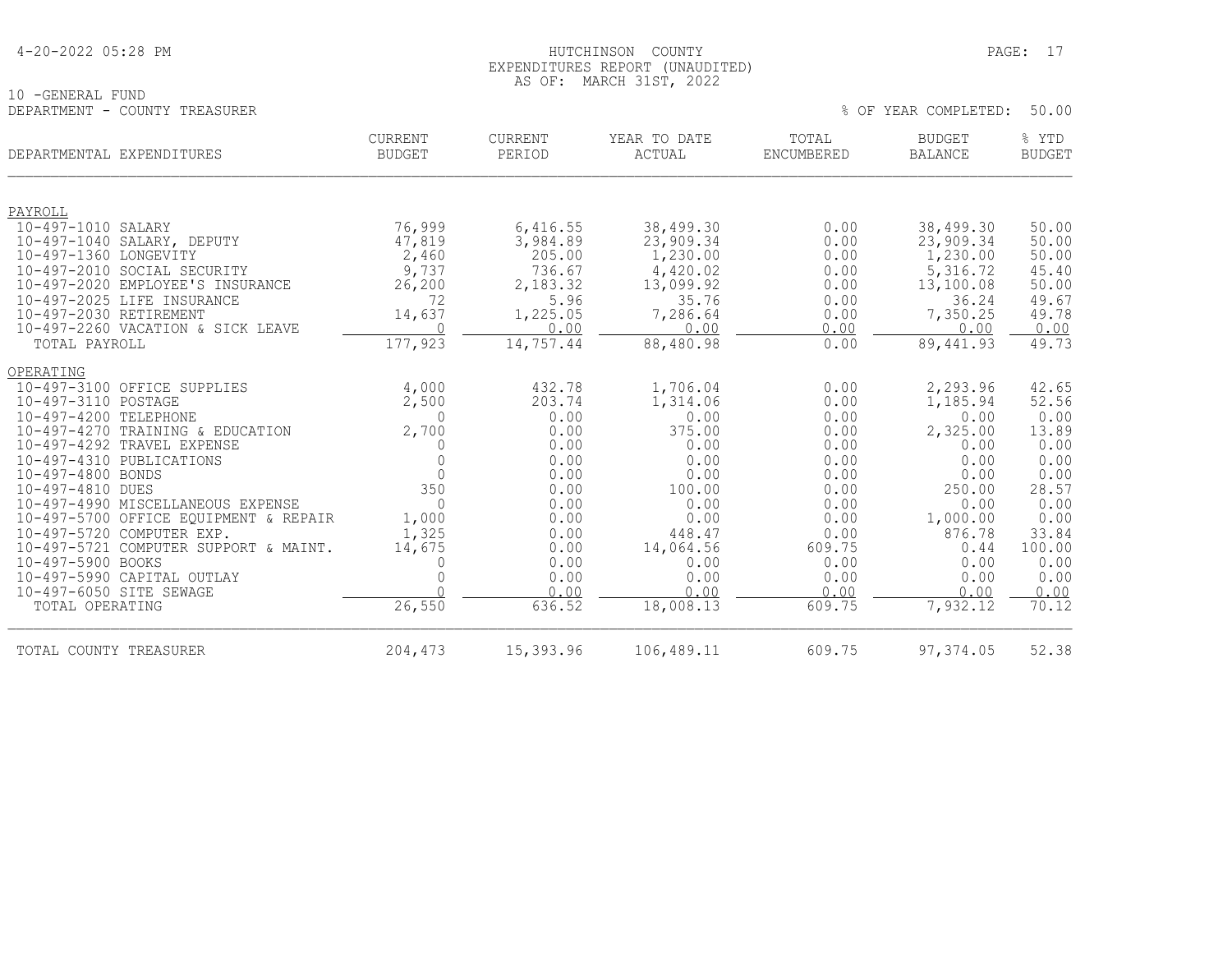4-20-2022 05:28 PM

HUTCHINSON COUNTY
EXPENDITURES REPORT (UNAUDITED)
AS OF: MARCH 31ST, 2022

10 -GENERAL FUND
DEPARTMENT - COUNTY TREASURER

% OF YEAR COMPLETED: 50.00

| DEPARTMENTAL EXPENDITURES | CURRENT BUDGET | CURRENT PERIOD | YEAR TO DATE ACTUAL | TOTAL ENCUMBERED | BUDGET BALANCE | % YTD BUDGET |
|---|---|---|---|---|---|---|
| PAYROLL | | | | | | |
| 10-497-1010 SALARY | 76,999 | 6,416.55 | 38,499.30 | 0.00 | 38,499.30 | 50.00 |
| 10-497-1040 SALARY, DEPUTY | 47,819 | 3,984.89 | 23,909.34 | 0.00 | 23,909.34 | 50.00 |
| 10-497-1360 LONGEVITY | 2,460 | 205.00 | 1,230.00 | 0.00 | 1,230.00 | 50.00 |
| 10-497-2010 SOCIAL SECURITY | 9,737 | 736.67 | 4,420.02 | 0.00 | 5,316.72 | 45.40 |
| 10-497-2020 EMPLOYEE'S INSURANCE | 26,200 | 2,183.32 | 13,099.92 | 0.00 | 13,100.08 | 50.00 |
| 10-497-2025 LIFE INSURANCE | 72 | 5.96 | 35.76 | 0.00 | 36.24 | 49.67 |
| 10-497-2030 RETIREMENT | 14,637 | 1,225.05 | 7,286.64 | 0.00 | 7,350.25 | 49.78 |
| 10-497-2260 VACATION & SICK LEAVE | 0 | 0.00 | 0.00 | 0.00 | 0.00 | 0.00 |
| TOTAL PAYROLL | 177,923 | 14,757.44 | 88,480.98 | 0.00 | 89,441.93 | 49.73 |
| OPERATING | | | | | | |
| 10-497-3100 OFFICE SUPPLIES | 4,000 | 432.78 | 1,706.04 | 0.00 | 2,293.96 | 42.65 |
| 10-497-3110 POSTAGE | 2,500 | 203.74 | 1,314.06 | 0.00 | 1,185.94 | 52.56 |
| 10-497-4200 TELEPHONE | 0 | 0.00 | 0.00 | 0.00 | 0.00 | 0.00 |
| 10-497-4270 TRAINING & EDUCATION | 2,700 | 0.00 | 375.00 | 0.00 | 2,325.00 | 13.89 |
| 10-497-4292 TRAVEL EXPENSE | 0 | 0.00 | 0.00 | 0.00 | 0.00 | 0.00 |
| 10-497-4310 PUBLICATIONS | 0 | 0.00 | 0.00 | 0.00 | 0.00 | 0.00 |
| 10-497-4800 BONDS | 0 | 0.00 | 0.00 | 0.00 | 0.00 | 0.00 |
| 10-497-4810 DUES | 350 | 0.00 | 100.00 | 0.00 | 250.00 | 28.57 |
| 10-497-4990 MISCELLANEOUS EXPENSE | 0 | 0.00 | 0.00 | 0.00 | 0.00 | 0.00 |
| 10-497-5700 OFFICE EQUIPMENT & REPAIR | 1,000 | 0.00 | 0.00 | 0.00 | 1,000.00 | 0.00 |
| 10-497-5720 COMPUTER EXP. | 1,325 | 0.00 | 448.47 | 0.00 | 876.78 | 33.84 |
| 10-497-5721 COMPUTER SUPPORT & MAINT. | 14,675 | 0.00 | 14,064.56 | 609.75 | 0.44 | 100.00 |
| 10-497-5900 BOOKS | 0 | 0.00 | 0.00 | 0.00 | 0.00 | 0.00 |
| 10-497-5990 CAPITAL OUTLAY | 0 | 0.00 | 0.00 | 0.00 | 0.00 | 0.00 |
| 10-497-6050 SITE SEWAGE | 0 | 0.00 | 0.00 | 0.00 | 0.00 | 0.00 |
| TOTAL OPERATING | 26,550 | 636.52 | 18,008.13 | 609.75 | 7,932.12 | 70.12 |
| TOTAL COUNTY TREASURER | 204,473 | 15,393.96 | 106,489.11 | 609.75 | 97,374.05 | 52.38 |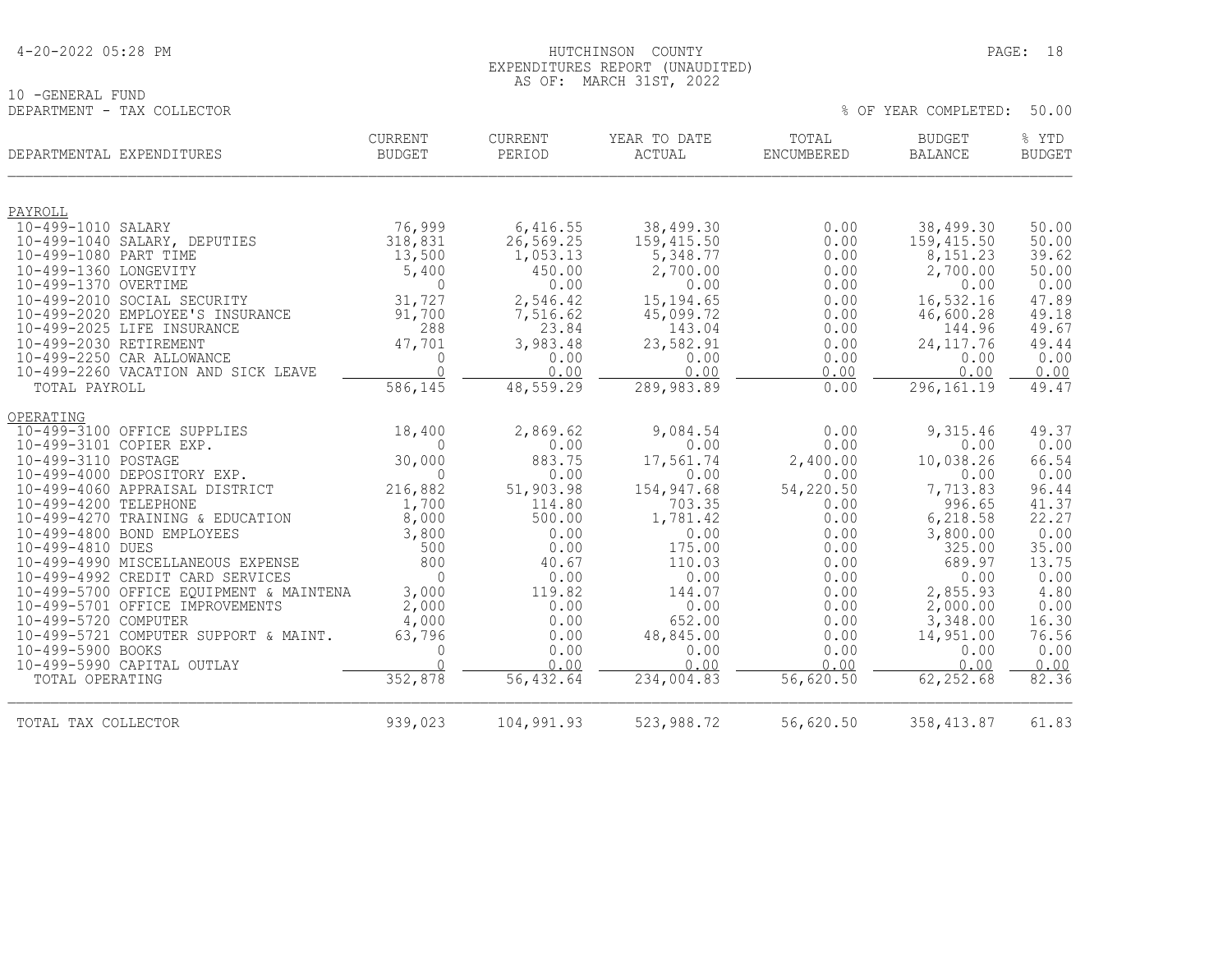HUTCHINSON COUNTY
EXPENDITURES REPORT (UNAUDITED)
AS OF: MARCH 31ST, 2022

10 -GENERAL FUND
DEPARTMENT - TAX COLLECTOR

% OF YEAR COMPLETED: 50.00

| DEPARTMENTAL EXPENDITURES | CURRENT BUDGET | CURRENT PERIOD | YEAR TO DATE ACTUAL | TOTAL ENCUMBERED | BUDGET BALANCE | % YTD BUDGET |
|---|---|---|---|---|---|---|
| PAYROLL | | | | | | |
| 10-499-1010 SALARY | 76,999 | 6,416.55 | 38,499.30 | 0.00 | 38,499.30 | 50.00 |
| 10-499-1040 SALARY, DEPUTIES | 318,831 | 26,569.25 | 159,415.50 | 0.00 | 159,415.50 | 50.00 |
| 10-499-1080 PART TIME | 13,500 | 1,053.13 | 5,348.77 | 0.00 | 8,151.23 | 39.62 |
| 10-499-1360 LONGEVITY | 5,400 | 450.00 | 2,700.00 | 0.00 | 2,700.00 | 50.00 |
| 10-499-1370 OVERTIME | 0 | 0.00 | 0.00 | 0.00 | 0.00 | 0.00 |
| 10-499-2010 SOCIAL SECURITY | 31,727 | 2,546.42 | 15,194.65 | 0.00 | 16,532.16 | 47.89 |
| 10-499-2020 EMPLOYEE'S INSURANCE | 91,700 | 7,516.62 | 45,099.72 | 0.00 | 46,600.28 | 49.18 |
| 10-499-2025 LIFE INSURANCE | 288 | 23.84 | 143.04 | 0.00 | 144.96 | 49.67 |
| 10-499-2030 RETIREMENT | 47,701 | 3,983.48 | 23,582.91 | 0.00 | 24,117.76 | 49.44 |
| 10-499-2250 CAR ALLOWANCE | 0 | 0.00 | 0.00 | 0.00 | 0.00 | 0.00 |
| 10-499-2260 VACATION AND SICK LEAVE | 0 | 0.00 | 0.00 | 0.00 | 0.00 | 0.00 |
| TOTAL PAYROLL | 586,145 | 48,559.29 | 289,983.89 | 0.00 | 296,161.19 | 49.47 |
| OPERATING | | | | | | |
| 10-499-3100 OFFICE SUPPLIES | 18,400 | 2,869.62 | 9,084.54 | 0.00 | 9,315.46 | 49.37 |
| 10-499-3101 COPIER EXP. | 0 | 0.00 | 0.00 | 0.00 | 0.00 | 0.00 |
| 10-499-3110 POSTAGE | 30,000 | 883.75 | 17,561.74 | 2,400.00 | 10,038.26 | 66.54 |
| 10-499-4000 DEPOSITORY EXP. | 0 | 0.00 | 0.00 | 0.00 | 0.00 | 0.00 |
| 10-499-4060 APPRAISAL DISTRICT | 216,882 | 51,903.98 | 154,947.68 | 54,220.50 | 7,713.83 | 96.44 |
| 10-499-4200 TELEPHONE | 1,700 | 114.80 | 703.35 | 0.00 | 996.65 | 41.37 |
| 10-499-4270 TRAINING & EDUCATION | 8,000 | 500.00 | 1,781.42 | 0.00 | 6,218.58 | 22.27 |
| 10-499-4800 BOND EMPLOYEES | 3,800 | 0.00 | 0.00 | 0.00 | 3,800.00 | 0.00 |
| 10-499-4810 DUES | 500 | 0.00 | 175.00 | 0.00 | 325.00 | 35.00 |
| 10-499-4990 MISCELLANEOUS EXPENSE | 800 | 40.67 | 110.03 | 0.00 | 689.97 | 13.75 |
| 10-499-4992 CREDIT CARD SERVICES | 0 | 0.00 | 0.00 | 0.00 | 0.00 | 0.00 |
| 10-499-5700 OFFICE EQUIPMENT & MAINTENA | 3,000 | 119.82 | 144.07 | 0.00 | 2,855.93 | 4.80 |
| 10-499-5701 OFFICE IMPROVEMENTS | 2,000 | 0.00 | 0.00 | 0.00 | 2,000.00 | 0.00 |
| 10-499-5720 COMPUTER | 4,000 | 0.00 | 652.00 | 0.00 | 3,348.00 | 16.30 |
| 10-499-5721 COMPUTER SUPPORT & MAINT. | 63,796 | 0.00 | 48,845.00 | 0.00 | 14,951.00 | 76.56 |
| 10-499-5900 BOOKS | 0 | 0.00 | 0.00 | 0.00 | 0.00 | 0.00 |
| 10-499-5990 CAPITAL OUTLAY | 0 | 0.00 | 0.00 | 0.00 | 0.00 | 0.00 |
| TOTAL OPERATING | 352,878 | 56,432.64 | 234,004.83 | 56,620.50 | 62,252.68 | 82.36 |
| TOTAL TAX COLLECTOR | 939,023 | 104,991.93 | 523,988.72 | 56,620.50 | 358,413.87 | 61.83 |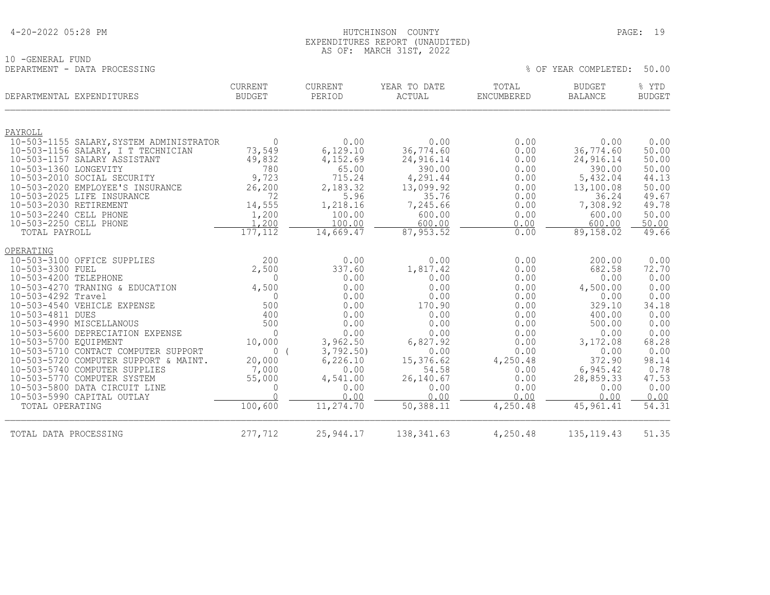HUTCHINSON COUNTY
EXPENDITURES REPORT (UNAUDITED)
AS OF: MARCH 31ST, 2022

10 -GENERAL FUND
DEPARTMENT - DATA PROCESSING

% OF YEAR COMPLETED: 50.00

| DEPARTMENTAL EXPENDITURES | CURRENT BUDGET | CURRENT PERIOD | YEAR TO DATE ACTUAL | TOTAL ENCUMBERED | BUDGET BALANCE | % YTD BUDGET |
|---|---|---|---|---|---|---|
| PAYROLL | | | | | | |
| 10-503-1155 SALARY, SYSTEM ADMINISTRATOR | 0 | 0.00 | 0.00 | 0.00 | 0.00 | 0.00 |
| 10-503-1156 SALARY, I T TECHNICIAN | 73,549 | 6,129.10 | 36,774.60 | 0.00 | 36,774.60 | 50.00 |
| 10-503-1157 SALARY ASSISTANT | 49,832 | 4,152.69 | 24,916.14 | 0.00 | 24,916.14 | 50.00 |
| 10-503-1360 LONGEVITY | 780 | 65.00 | 390.00 | 0.00 | 390.00 | 50.00 |
| 10-503-2010 SOCIAL SECURITY | 9,723 | 715.24 | 4,291.44 | 0.00 | 5,432.04 | 44.13 |
| 10-503-2020 EMPLOYEE'S INSURANCE | 26,200 | 2,183.32 | 13,099.92 | 0.00 | 13,100.08 | 50.00 |
| 10-503-2025 LIFE INSURANCE | 72 | 5.96 | 35.76 | 0.00 | 36.24 | 49.67 |
| 10-503-2030 RETIREMENT | 14,555 | 1,218.16 | 7,245.66 | 0.00 | 7,308.92 | 49.78 |
| 10-503-2240 CELL PHONE | 1,200 | 100.00 | 600.00 | 0.00 | 600.00 | 50.00 |
| 10-503-2250 CELL PHONE | 1,200 | 100.00 | 600.00 | 0.00 | 600.00 | 50.00 |
| TOTAL PAYROLL | 177,112 | 14,669.47 | 87,953.52 | 0.00 | 89,158.02 | 49.66 |
| OPERATING | | | | | | |
| 10-503-3100 OFFICE SUPPLIES | 200 | 0.00 | 0.00 | 0.00 | 200.00 | 0.00 |
| 10-503-3300 FUEL | 2,500 | 337.60 | 1,817.42 | 0.00 | 682.58 | 72.70 |
| 10-503-4200 TELEPHONE | 0 | 0.00 | 0.00 | 0.00 | 0.00 | 0.00 |
| 10-503-4270 TRANING & EDUCATION | 4,500 | 0.00 | 0.00 | 0.00 | 4,500.00 | 0.00 |
| 10-503-4292 Travel | 0 | 0.00 | 0.00 | 0.00 | 0.00 | 0.00 |
| 10-503-4540 VEHICLE EXPENSE | 500 | 0.00 | 170.90 | 0.00 | 329.10 | 34.18 |
| 10-503-4811 DUES | 400 | 0.00 | 0.00 | 0.00 | 400.00 | 0.00 |
| 10-503-4990 MISCELLANOUS | 500 | 0.00 | 0.00 | 0.00 | 500.00 | 0.00 |
| 10-503-5600 DEPRECIATION EXPENSE | 0 | 0.00 | 0.00 | 0.00 | 0.00 | 0.00 |
| 10-503-5700 EQUIPMENT | 10,000 | 3,962.50 | 6,827.92 | 0.00 | 3,172.08 | 68.28 |
| 10-503-5710 CONTACT COMPUTER SUPPORT | 0 | ( 3,792.50) | 0.00 | 0.00 | 0.00 | 0.00 |
| 10-503-5720 COMPUTER SUPPORT & MAINT. | 20,000 | 6,226.10 | 15,376.62 | 4,250.48 | 372.90 | 98.14 |
| 10-503-5740 COMPUTER SUPPLIES | 7,000 | 0.00 | 54.58 | 0.00 | 6,945.42 | 0.78 |
| 10-503-5770 COMPUTER SYSTEM | 55,000 | 4,541.00 | 26,140.67 | 0.00 | 28,859.33 | 47.53 |
| 10-503-5800 DATA CIRCUIT LINE | 0 | 0.00 | 0.00 | 0.00 | 0.00 | 0.00 |
| 10-503-5990 CAPITAL OUTLAY | 0 | 0.00 | 0.00 | 0.00 | 0.00 | 0.00 |
| TOTAL OPERATING | 100,600 | 11,274.70 | 50,388.11 | 4,250.48 | 45,961.41 | 54.31 |
| TOTAL DATA PROCESSING | 277,712 | 25,944.17 | 138,341.63 | 4,250.48 | 135,119.43 | 51.35 |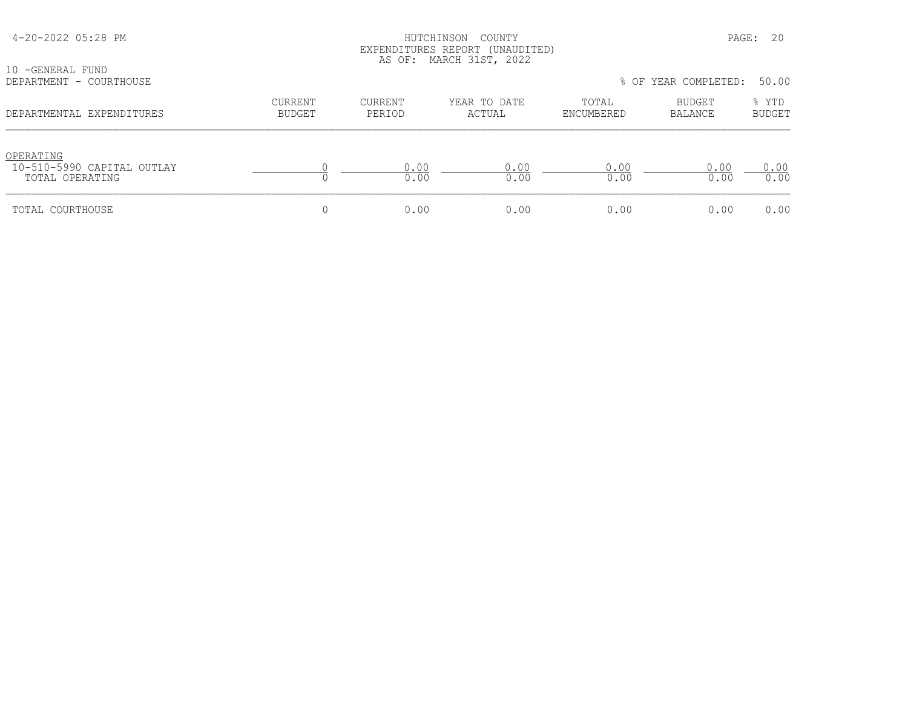HUTCHINSON COUNTY
EXPENDITURES REPORT (UNAUDITED)
AS OF: MARCH 31ST, 2022

10 -GENERAL FUND
DEPARTMENT - COURTHOUSE

% OF YEAR COMPLETED: 50.00

| DEPARTMENTAL EXPENDITURES | CURRENT BUDGET | CURRENT PERIOD | YEAR TO DATE ACTUAL | TOTAL ENCUMBERED | BUDGET BALANCE | % YTD BUDGET |
|---|---|---|---|---|---|---|
| OPERATING | | | | | | |
| 10-510-5990 CAPITAL OUTLAY | 0 | 0.00 | 0.00 | 0.00 | 0.00 | 0.00 |
| TOTAL OPERATING | 0 | 0.00 | 0.00 | 0.00 | 0.00 | 0.00 |
| TOTAL COURTHOUSE | 0 | 0.00 | 0.00 | 0.00 | 0.00 | 0.00 |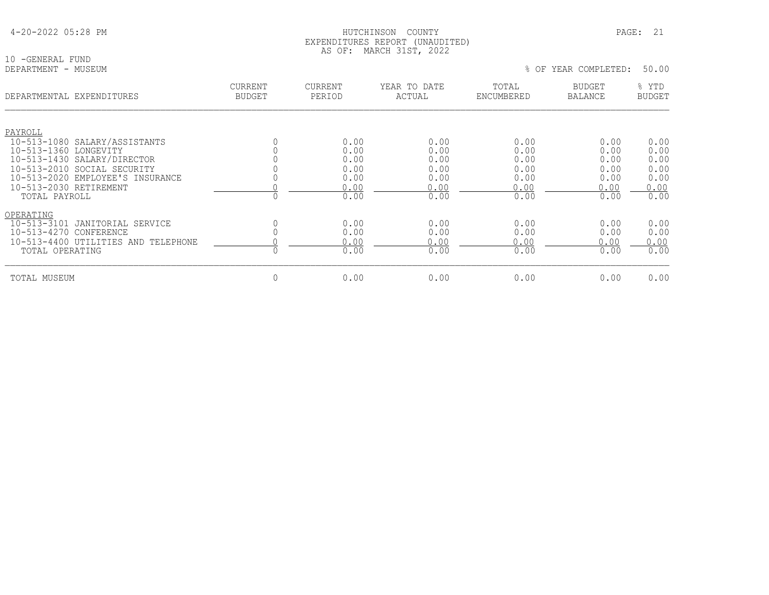4-20-2022 05:28 PM

HUTCHINSON COUNTY
EXPENDITURES REPORT (UNAUDITED)
AS OF: MARCH 31ST, 2022

10 -GENERAL FUND
DEPARTMENT - MUSEUM

% OF YEAR COMPLETED: 50.00

| DEPARTMENTAL EXPENDITURES | CURRENT BUDGET | CURRENT PERIOD | YEAR TO DATE ACTUAL | TOTAL ENCUMBERED | BUDGET BALANCE | % YTD BUDGET |
|---|---|---|---|---|---|---|
| PAYROLL | | | | | | |
| 10-513-1080 SALARY/ASSISTANTS | 0 | 0.00 | 0.00 | 0.00 | 0.00 | 0.00 |
| 10-513-1360 LONGEVITY | 0 | 0.00 | 0.00 | 0.00 | 0.00 | 0.00 |
| 10-513-1430 SALARY/DIRECTOR | 0 | 0.00 | 0.00 | 0.00 | 0.00 | 0.00 |
| 10-513-2010 SOCIAL SECURITY | 0 | 0.00 | 0.00 | 0.00 | 0.00 | 0.00 |
| 10-513-2020 EMPLOYEE'S INSURANCE | 0 | 0.00 | 0.00 | 0.00 | 0.00 | 0.00 |
| 10-513-2030 RETIREMENT | 0 | 0.00 | 0.00 | 0.00 | 0.00 | 0.00 |
| TOTAL PAYROLL | 0 | 0.00 | 0.00 | 0.00 | 0.00 | 0.00 |
| OPERATING | | | | | | |
| 10-513-3101 JANITORIAL SERVICE | 0 | 0.00 | 0.00 | 0.00 | 0.00 | 0.00 |
| 10-513-4270 CONFERENCE | 0 | 0.00 | 0.00 | 0.00 | 0.00 | 0.00 |
| 10-513-4400 UTILITIES AND TELEPHONE | 0 | 0.00 | 0.00 | 0.00 | 0.00 | 0.00 |
| TOTAL OPERATING | 0 | 0.00 | 0.00 | 0.00 | 0.00 | 0.00 |
| TOTAL MUSEUM | 0 | 0.00 | 0.00 | 0.00 | 0.00 | 0.00 |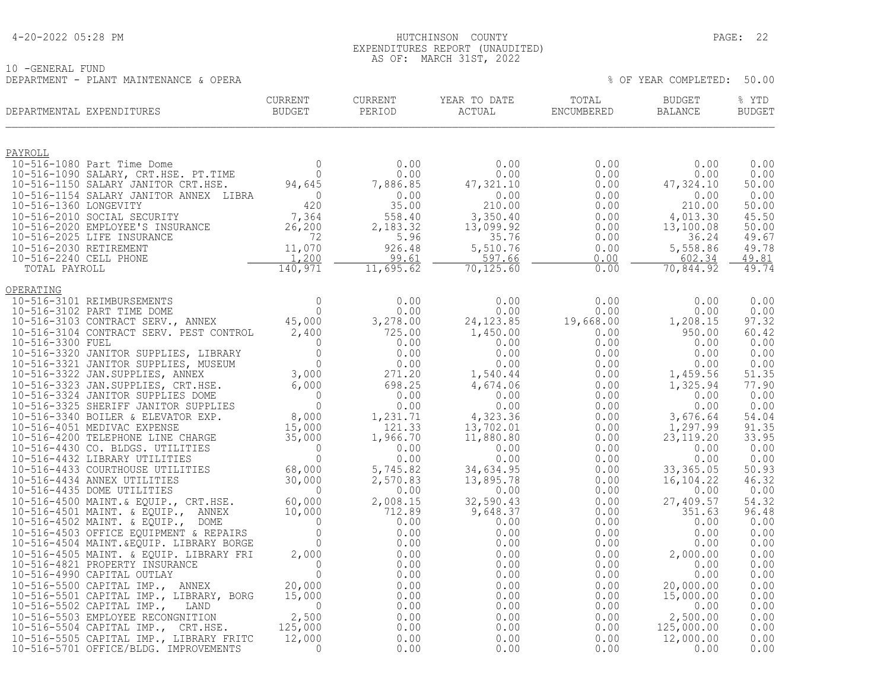HUTCHINSON COUNTY
EXPENDITURES REPORT (UNAUDITED)
AS OF: MARCH 31ST, 2022

10 -GENERAL FUND
DEPARTMENT - PLANT MAINTENANCE & OPERA

% OF YEAR COMPLETED: 50.00

| DEPARTMENTAL EXPENDITURES | CURRENT BUDGET | CURRENT PERIOD | YEAR TO DATE ACTUAL | TOTAL ENCUMBERED | BUDGET BALANCE | % YTD BUDGET |
|---|---|---|---|---|---|---|
| **PAYROLL** | | | | | | |
| 10-516-1080 Part Time Dome | 0 | 0.00 | 0.00 | 0.00 | 0.00 | 0.00 |
| 10-516-1090 SALARY, CRT.HSE. PT.TIME | 0 | 0.00 | 0.00 | 0.00 | 0.00 | 0.00 |
| 10-516-1150 SALARY JANITOR CRT.HSE. | 94,645 | 7,886.85 | 47,321.10 | 0.00 | 47,324.10 | 50.00 |
| 10-516-1154 SALARY JANITOR ANNEX LIBRA | 0 | 0.00 | 0.00 | 0.00 | 0.00 | 0.00 |
| 10-516-1360 LONGEVITY | 420 | 35.00 | 210.00 | 0.00 | 210.00 | 50.00 |
| 10-516-2010 SOCIAL SECURITY | 7,364 | 558.40 | 3,350.40 | 0.00 | 4,013.30 | 45.50 |
| 10-516-2020 EMPLOYEE'S INSURANCE | 26,200 | 2,183.32 | 13,099.92 | 0.00 | 13,100.08 | 50.00 |
| 10-516-2025 LIFE INSURANCE | 72 | 5.96 | 35.76 | 0.00 | 36.24 | 49.67 |
| 10-516-2030 RETIREMENT | 11,070 | 926.48 | 5,510.76 | 0.00 | 5,558.86 | 49.78 |
| 10-516-2240 CELL PHONE | 1,200 | 99.61 | 597.66 | 0.00 | 602.34 | 49.81 |
| TOTAL PAYROLL | 140,971 | 11,695.62 | 70,125.60 | 0.00 | 70,844.92 | 49.74 |
| **OPERATING** | | | | | | |
| 10-516-3101 REIMBURSEMENTS | 0 | 0.00 | 0.00 | 0.00 | 0.00 | 0.00 |
| 10-516-3102 PART TIME DOME | 0 | 0.00 | 0.00 | 0.00 | 0.00 | 0.00 |
| 10-516-3103 CONTRACT SERV., ANNEX | 45,000 | 3,278.00 | 24,123.85 | 19,668.00 | 1,208.15 | 97.32 |
| 10-516-3104 CONTRACT SERV. PEST CONTROL | 2,400 | 725.00 | 1,450.00 | 0.00 | 950.00 | 60.42 |
| 10-516-3300 FUEL | 0 | 0.00 | 0.00 | 0.00 | 0.00 | 0.00 |
| 10-516-3320 JANITOR SUPPLIES, LIBRARY | 0 | 0.00 | 0.00 | 0.00 | 0.00 | 0.00 |
| 10-516-3321 JANITOR SUPPLIES, MUSEUM | 0 | 0.00 | 0.00 | 0.00 | 0.00 | 0.00 |
| 10-516-3322 JAN.SUPPLIES, ANNEX | 3,000 | 271.20 | 1,540.44 | 0.00 | 1,459.56 | 51.35 |
| 10-516-3323 JAN.SUPPLIES, CRT.HSE. | 6,000 | 698.25 | 4,674.06 | 0.00 | 1,325.94 | 77.90 |
| 10-516-3324 JANITOR SUPPLIES DOME | 0 | 0.00 | 0.00 | 0.00 | 0.00 | 0.00 |
| 10-516-3325 SHERIFF JANITOR SUPPLIES | 0 | 0.00 | 0.00 | 0.00 | 0.00 | 0.00 |
| 10-516-3340 BOILER & ELEVATOR EXP. | 8,000 | 1,231.71 | 4,323.36 | 0.00 | 3,676.64 | 54.04 |
| 10-516-4051 MEDIVAC EXPENSE | 15,000 | 121.33 | 13,702.01 | 0.00 | 1,297.99 | 91.35 |
| 10-516-4200 TELEPHONE LINE CHARGE | 35,000 | 1,966.70 | 11,880.80 | 0.00 | 23,119.20 | 33.95 |
| 10-516-4430 CO. BLDGS. UTILITIES | 0 | 0.00 | 0.00 | 0.00 | 0.00 | 0.00 |
| 10-516-4432 LIBRARY UTILITIES | 0 | 0.00 | 0.00 | 0.00 | 0.00 | 0.00 |
| 10-516-4433 COURTHOUSE UTILITIES | 68,000 | 5,745.82 | 34,634.95 | 0.00 | 33,365.05 | 50.93 |
| 10-516-4434 ANNEX UTILITIES | 30,000 | 2,570.83 | 13,895.78 | 0.00 | 16,104.22 | 46.32 |
| 10-516-4435 DOME UTILITIES | 0 | 0.00 | 0.00 | 0.00 | 0.00 | 0.00 |
| 10-516-4500 MAINT.& EQUIP., CRT.HSE. | 60,000 | 2,008.15 | 32,590.43 | 0.00 | 27,409.57 | 54.32 |
| 10-516-4501 MAINT. & EQUIP., ANNEX | 10,000 | 712.89 | 9,648.37 | 0.00 | 351.63 | 96.48 |
| 10-516-4502 MAINT. & EQUIP., DOME | 0 | 0.00 | 0.00 | 0.00 | 0.00 | 0.00 |
| 10-516-4503 OFFICE EQUIPMENT & REPAIRS | 0 | 0.00 | 0.00 | 0.00 | 0.00 | 0.00 |
| 10-516-4504 MAINT.&EQUIP. LIBRARY BORGE | 0 | 0.00 | 0.00 | 0.00 | 0.00 | 0.00 |
| 10-516-4505 MAINT. & EQUIP. LIBRARY FRI | 2,000 | 0.00 | 0.00 | 0.00 | 2,000.00 | 0.00 |
| 10-516-4821 PROPERTY INSURANCE | 0 | 0.00 | 0.00 | 0.00 | 0.00 | 0.00 |
| 10-516-4990 CAPITAL OUTLAY | 0 | 0.00 | 0.00 | 0.00 | 0.00 | 0.00 |
| 10-516-5500 CAPITAL IMP., ANNEX | 20,000 | 0.00 | 0.00 | 0.00 | 20,000.00 | 0.00 |
| 10-516-5501 CAPITAL IMP., LIBRARY, BORG | 15,000 | 0.00 | 0.00 | 0.00 | 15,000.00 | 0.00 |
| 10-516-5502 CAPITAL IMP., LAND | 0 | 0.00 | 0.00 | 0.00 | 0.00 | 0.00 |
| 10-516-5503 EMPLOYEE RECONGNITION | 2,500 | 0.00 | 0.00 | 0.00 | 2,500.00 | 0.00 |
| 10-516-5504 CAPITAL IMP., CRT.HSE. | 125,000 | 0.00 | 0.00 | 0.00 | 125,000.00 | 0.00 |
| 10-516-5505 CAPITAL IMP., LIBRARY FRITC | 12,000 | 0.00 | 0.00 | 0.00 | 12,000.00 | 0.00 |
| 10-516-5701 OFFICE/BLDG. IMPROVEMENTS | 0 | 0.00 | 0.00 | 0.00 | 0.00 | 0.00 |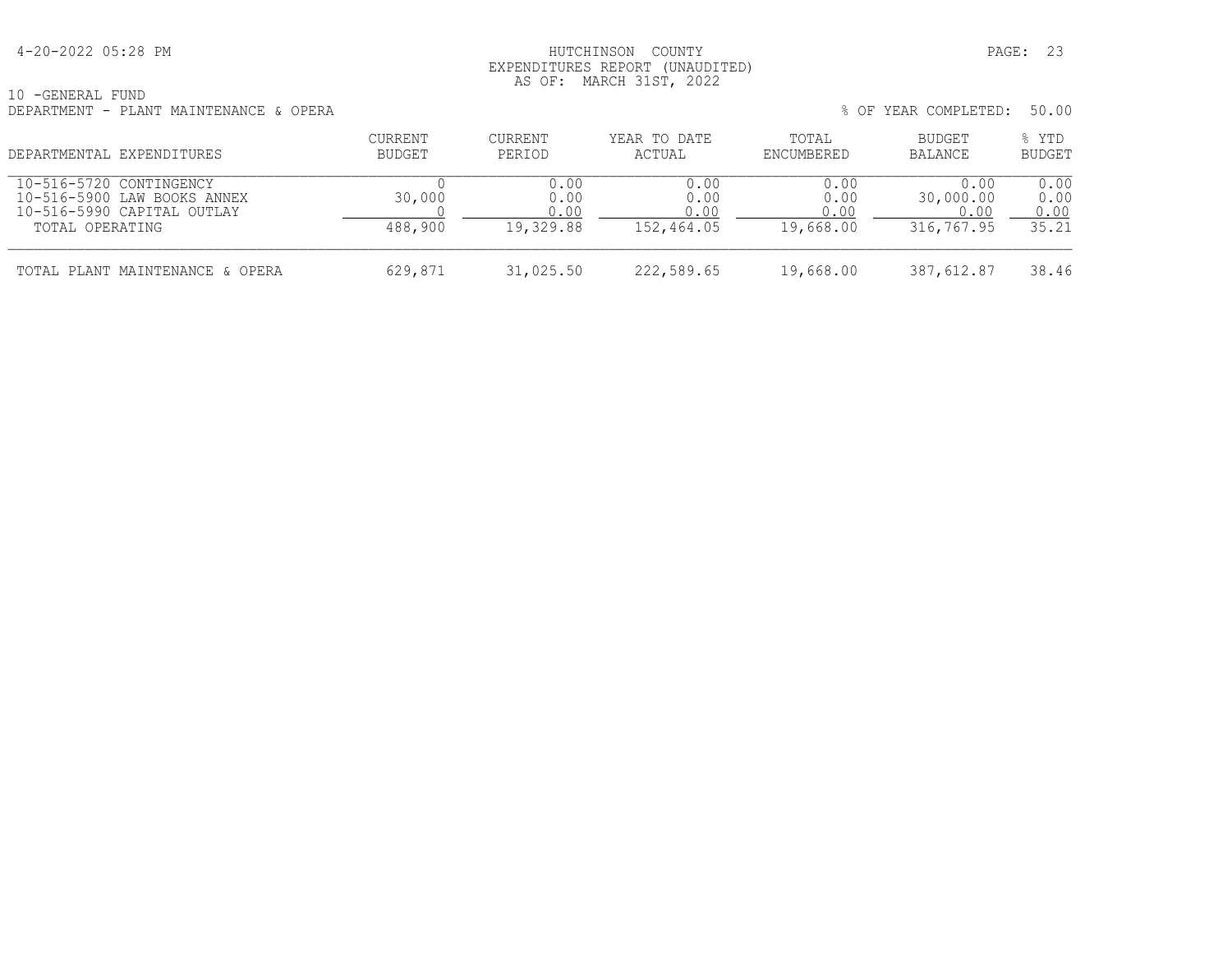HUTCHINSON COUNTY
EXPENDITURES REPORT (UNAUDITED)
AS OF: MARCH 31ST, 2022

10 -GENERAL FUND
DEPARTMENT - PLANT MAINTENANCE & OPERA

% OF YEAR COMPLETED: 50.00

| DEPARTMENTAL EXPENDITURES | CURRENT BUDGET | CURRENT PERIOD | YEAR TO DATE ACTUAL | TOTAL ENCUMBERED | BUDGET BALANCE | % YTD BUDGET |
|---|---|---|---|---|---|---|
| 10-516-5720 CONTINGENCY | 0 | 0.00 | 0.00 | 0.00 | 0.00 | 0.00 |
| 10-516-5900 LAW BOOKS ANNEX | 30,000 | 0.00 | 0.00 | 0.00 | 30,000.00 | 0.00 |
| 10-516-5990 CAPITAL OUTLAY | 0 | 0.00 | 0.00 | 0.00 | 0.00 | 0.00 |
| TOTAL OPERATING | 488,900 | 19,329.88 | 152,464.05 | 19,668.00 | 316,767.95 | 35.21 |
| TOTAL PLANT MAINTENANCE & OPERA | 629,871 | 31,025.50 | 222,589.65 | 19,668.00 | 387,612.87 | 38.46 |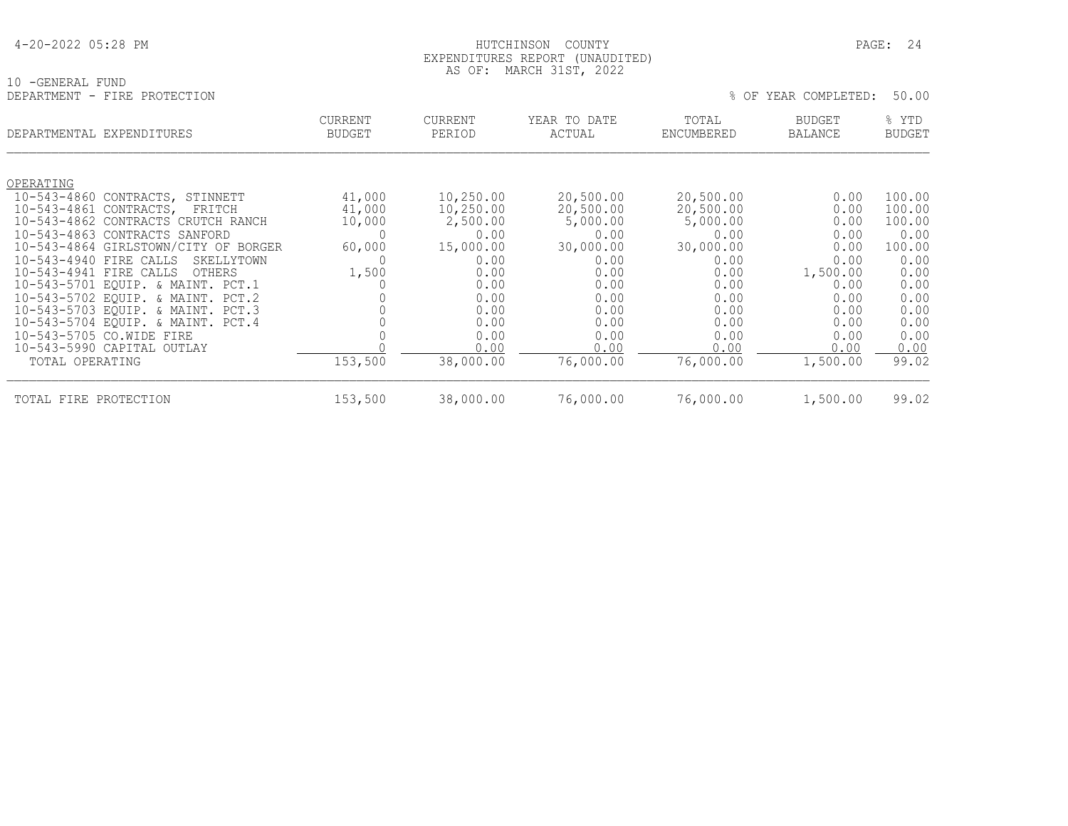4-20-2022 05:28 PM

HUTCHINSON COUNTY
EXPENDITURES REPORT (UNAUDITED)
AS OF: MARCH 31ST, 2022

10 -GENERAL FUND
DEPARTMENT - FIRE PROTECTION

% OF YEAR COMPLETED: 50.00

| DEPARTMENTAL EXPENDITURES | CURRENT BUDGET | CURRENT PERIOD | YEAR TO DATE ACTUAL | TOTAL ENCUMBERED | BUDGET BALANCE | % YTD BUDGET |
|---|---|---|---|---|---|---|
| OPERATING | | | | | | |
| 10-543-4860 CONTRACTS, STINNETT | 41,000 | 10,250.00 | 20,500.00 | 20,500.00 | 0.00 | 100.00 |
| 10-543-4861 CONTRACTS, FRITCH | 41,000 | 10,250.00 | 20,500.00 | 20,500.00 | 0.00 | 100.00 |
| 10-543-4862 CONTRACTS CRUTCH RANCH | 10,000 | 2,500.00 | 5,000.00 | 5,000.00 | 0.00 | 100.00 |
| 10-543-4863 CONTRACTS SANFORD | 0 | 0.00 | 0.00 | 0.00 | 0.00 | 0.00 |
| 10-543-4864 GIRLSTOWN/CITY OF BORGER | 60,000 | 15,000.00 | 30,000.00 | 30,000.00 | 0.00 | 100.00 |
| 10-543-4940 FIRE CALLS SKELLYTOWN | 0 | 0.00 | 0.00 | 0.00 | 0.00 | 0.00 |
| 10-543-4941 FIRE CALLS OTHERS | 1,500 | 0.00 | 0.00 | 0.00 | 1,500.00 | 0.00 |
| 10-543-5701 EQUIP. & MAINT. PCT.1 | 0 | 0.00 | 0.00 | 0.00 | 0.00 | 0.00 |
| 10-543-5702 EQUIP. & MAINT. PCT.2 | 0 | 0.00 | 0.00 | 0.00 | 0.00 | 0.00 |
| 10-543-5703 EQUIP. & MAINT. PCT.3 | 0 | 0.00 | 0.00 | 0.00 | 0.00 | 0.00 |
| 10-543-5704 EQUIP. & MAINT. PCT.4 | 0 | 0.00 | 0.00 | 0.00 | 0.00 | 0.00 |
| 10-543-5705 CO.WIDE FIRE | 0 | 0.00 | 0.00 | 0.00 | 0.00 | 0.00 |
| 10-543-5990 CAPITAL OUTLAY | 0 | 0.00 | 0.00 | 0.00 | 0.00 | 0.00 |
| TOTAL OPERATING | 153,500 | 38,000.00 | 76,000.00 | 76,000.00 | 1,500.00 | 99.02 |
| TOTAL FIRE PROTECTION | 153,500 | 38,000.00 | 76,000.00 | 76,000.00 | 1,500.00 | 99.02 |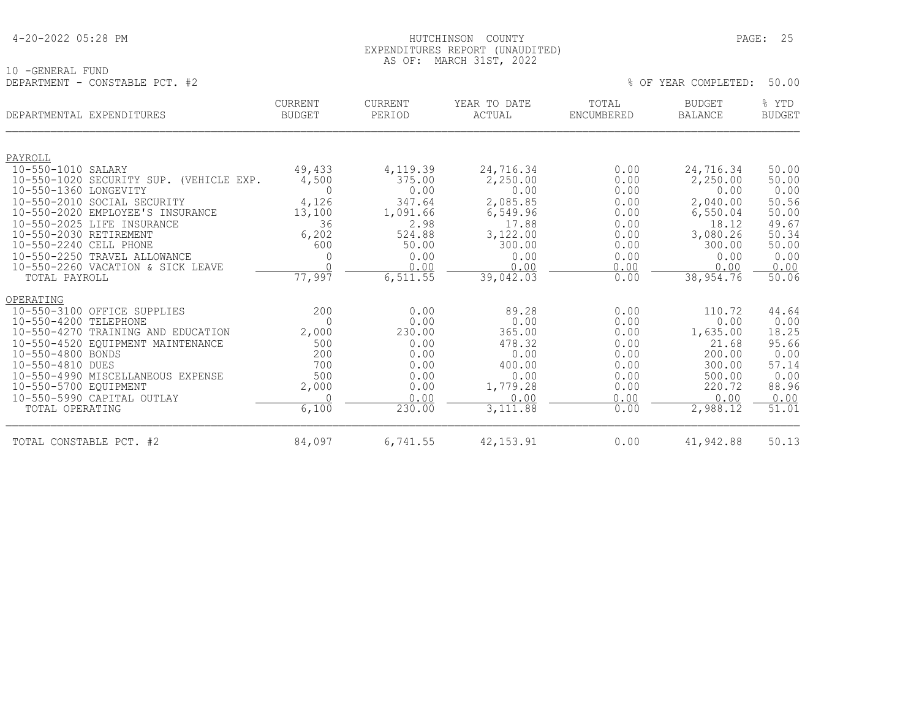HUTCHINSON COUNTY
EXPENDITURES REPORT (UNAUDITED)
AS OF: MARCH 31ST, 2022

10 -GENERAL FUND
DEPARTMENT - CONSTABLE PCT. #2

% OF YEAR COMPLETED: 50.00

| DEPARTMENTAL EXPENDITURES | CURRENT BUDGET | CURRENT PERIOD | YEAR TO DATE ACTUAL | TOTAL ENCUMBERED | BUDGET BALANCE | % YTD BUDGET |
|---|---|---|---|---|---|---|
| PAYROLL | | | | | | |
| 10-550-1010 SALARY | 49,433 | 4,119.39 | 24,716.34 | 0.00 | 24,716.34 | 50.00 |
| 10-550-1020 SECURITY SUP. (VEHICLE EXP. | 4,500 | 375.00 | 2,250.00 | 0.00 | 2,250.00 | 50.00 |
| 10-550-1360 LONGEVITY | 0 | 0.00 | 0.00 | 0.00 | 0.00 | 0.00 |
| 10-550-2010 SOCIAL SECURITY | 4,126 | 347.64 | 2,085.85 | 0.00 | 2,040.00 | 50.56 |
| 10-550-2020 EMPLOYEE'S INSURANCE | 13,100 | 1,091.66 | 6,549.96 | 0.00 | 6,550.04 | 50.00 |
| 10-550-2025 LIFE INSURANCE | 36 | 2.98 | 17.88 | 0.00 | 18.12 | 49.67 |
| 10-550-2030 RETIREMENT | 6,202 | 524.88 | 3,122.00 | 0.00 | 3,080.26 | 50.34 |
| 10-550-2240 CELL PHONE | 600 | 50.00 | 300.00 | 0.00 | 300.00 | 50.00 |
| 10-550-2250 TRAVEL ALLOWANCE | 0 | 0.00 | 0.00 | 0.00 | 0.00 | 0.00 |
| 10-550-2260 VACATION & SICK LEAVE | 0 | 0.00 | 0.00 | 0.00 | 0.00 | 0.00 |
| TOTAL PAYROLL | 77,997 | 6,511.55 | 39,042.03 | 0.00 | 38,954.76 | 50.06 |
| OPERATING | | | | | | |
| 10-550-3100 OFFICE SUPPLIES | 200 | 0.00 | 89.28 | 0.00 | 110.72 | 44.64 |
| 10-550-4200 TELEPHONE | 0 | 0.00 | 0.00 | 0.00 | 0.00 | 0.00 |
| 10-550-4270 TRAINING AND EDUCATION | 2,000 | 230.00 | 365.00 | 0.00 | 1,635.00 | 18.25 |
| 10-550-4520 EQUIPMENT MAINTENANCE | 500 | 0.00 | 478.32 | 0.00 | 21.68 | 95.66 |
| 10-550-4800 BONDS | 200 | 0.00 | 0.00 | 0.00 | 200.00 | 0.00 |
| 10-550-4810 DUES | 700 | 0.00 | 400.00 | 0.00 | 300.00 | 57.14 |
| 10-550-4990 MISCELLANEOUS EXPENSE | 500 | 0.00 | 0.00 | 0.00 | 500.00 | 0.00 |
| 10-550-5700 EQUIPMENT | 2,000 | 0.00 | 1,779.28 | 0.00 | 220.72 | 88.96 |
| 10-550-5990 CAPITAL OUTLAY | 0 | 0.00 | 0.00 | 0.00 | 0.00 | 0.00 |
| TOTAL OPERATING | 6,100 | 230.00 | 3,111.88 | 0.00 | 2,988.12 | 51.01 |
| TOTAL CONSTABLE PCT. #2 | 84,097 | 6,741.55 | 42,153.91 | 0.00 | 41,942.88 | 50.13 |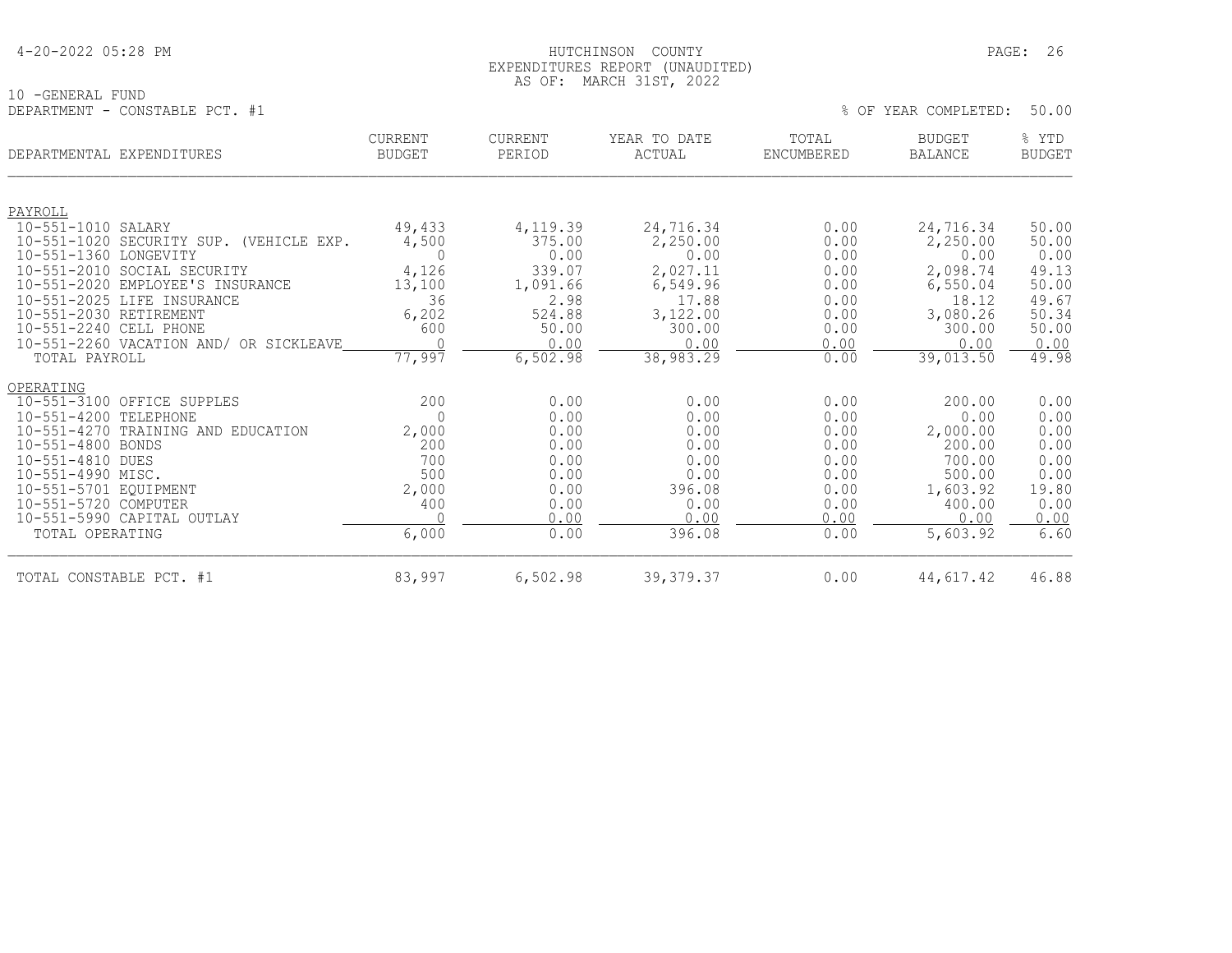4-20-2022 05:28 PM

HUTCHINSON COUNTY
EXPENDITURES REPORT (UNAUDITED)
AS OF: MARCH 31ST, 2022

10 -GENERAL FUND
DEPARTMENT - CONSTABLE PCT. #1

% OF YEAR COMPLETED: 50.00

| DEPARTMENTAL EXPENDITURES | CURRENT BUDGET | CURRENT PERIOD | YEAR TO DATE ACTUAL | TOTAL ENCUMBERED | BUDGET BALANCE | % YTD BUDGET |
|---|---|---|---|---|---|---|
| PAYROLL | | | | | | |
| 10-551-1010 SALARY | 49,433 | 4,119.39 | 24,716.34 | 0.00 | 24,716.34 | 50.00 |
| 10-551-1020 SECURITY SUP. (VEHICLE EXP. | 4,500 | 375.00 | 2,250.00 | 0.00 | 2,250.00 | 50.00 |
| 10-551-1360 LONGEVITY | 0 | 0.00 | 0.00 | 0.00 | 0.00 | 0.00 |
| 10-551-2010 SOCIAL SECURITY | 4,126 | 339.07 | 2,027.11 | 0.00 | 2,098.74 | 49.13 |
| 10-551-2020 EMPLOYEE'S INSURANCE | 13,100 | 1,091.66 | 6,549.96 | 0.00 | 6,550.04 | 50.00 |
| 10-551-2025 LIFE INSURANCE | 36 | 2.98 | 17.88 | 0.00 | 18.12 | 49.67 |
| 10-551-2030 RETIREMENT | 6,202 | 524.88 | 3,122.00 | 0.00 | 3,080.26 | 50.34 |
| 10-551-2240 CELL PHONE | 600 | 50.00 | 300.00 | 0.00 | 300.00 | 50.00 |
| 10-551-2260 VACATION AND/ OR SICKLEAVE | 0 | 0.00 | 0.00 | 0.00 | 0.00 | 0.00 |
| TOTAL PAYROLL | 77,997 | 6,502.98 | 38,983.29 | 0.00 | 39,013.50 | 49.98 |
| OPERATING | | | | | | |
| 10-551-3100 OFFICE SUPPLES | 200 | 0.00 | 0.00 | 0.00 | 200.00 | 0.00 |
| 10-551-4200 TELEPHONE | 0 | 0.00 | 0.00 | 0.00 | 0.00 | 0.00 |
| 10-551-4270 TRAINING AND EDUCATION | 2,000 | 0.00 | 0.00 | 0.00 | 2,000.00 | 0.00 |
| 10-551-4800 BONDS | 200 | 0.00 | 0.00 | 0.00 | 200.00 | 0.00 |
| 10-551-4810 DUES | 700 | 0.00 | 0.00 | 0.00 | 700.00 | 0.00 |
| 10-551-4990 MISC. | 500 | 0.00 | 0.00 | 0.00 | 500.00 | 0.00 |
| 10-551-5701 EQUIPMENT | 2,000 | 0.00 | 396.08 | 0.00 | 1,603.92 | 19.80 |
| 10-551-5720 COMPUTER | 400 | 0.00 | 0.00 | 0.00 | 400.00 | 0.00 |
| 10-551-5990 CAPITAL OUTLAY | 0 | 0.00 | 0.00 | 0.00 | 0.00 | 0.00 |
| TOTAL OPERATING | 6,000 | 0.00 | 396.08 | 0.00 | 5,603.92 | 6.60 |
| TOTAL CONSTABLE PCT. #1 | 83,997 | 6,502.98 | 39,379.37 | 0.00 | 44,617.42 | 46.88 |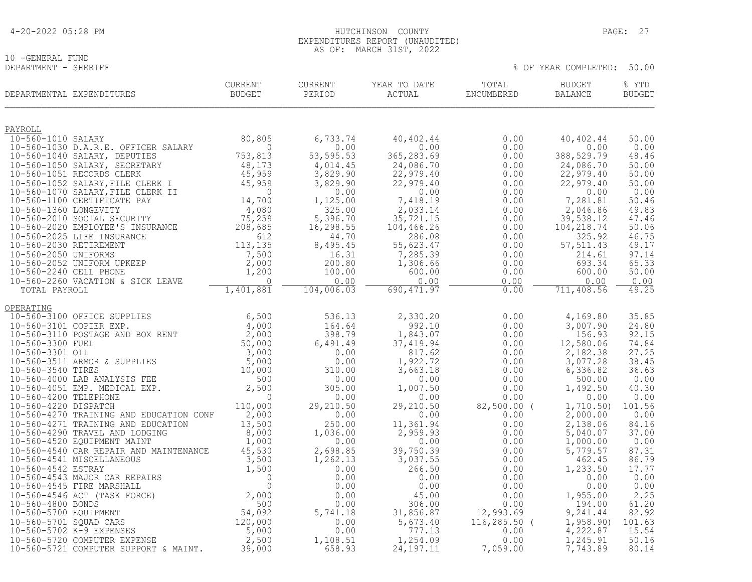HUTCHINSON COUNTY
EXPENDITURES REPORT (UNAUDITED)
AS OF: MARCH 31ST, 2022

10 -GENERAL FUND
DEPARTMENT - SHERIFF

% OF YEAR COMPLETED: 50.00

| DEPARTMENTAL EXPENDITURES | CURRENT BUDGET | CURRENT PERIOD | YEAR TO DATE ACTUAL | TOTAL ENCUMBERED | BUDGET BALANCE | % YTD BUDGET |
|---|---|---|---|---|---|---|
| **PAYROLL** | | | | | | |
| 10-560-1010 SALARY | 80,805 | 6,733.74 | 40,402.44 | 0.00 | 40,402.44 | 50.00 |
| 10-560-1030 D.A.R.E. OFFICER SALARY | 0 | 0.00 | 0.00 | 0.00 | 0.00 | 0.00 |
| 10-560-1040 SALARY, DEPUTIES | 753,813 | 53,595.53 | 365,283.69 | 0.00 | 388,529.79 | 48.46 |
| 10-560-1050 SALARY, SECRETARY | 48,173 | 4,014.45 | 24,086.70 | 0.00 | 24,086.70 | 50.00 |
| 10-560-1051 RECORDS CLERK | 45,959 | 3,829.90 | 22,979.40 | 0.00 | 22,979.40 | 50.00 |
| 10-560-1052 SALARY,FILE CLERK I | 45,959 | 3,829.90 | 22,979.40 | 0.00 | 22,979.40 | 50.00 |
| 10-560-1070 SALARY,FILE CLERK II | 0 | 0.00 | 0.00 | 0.00 | 0.00 | 0.00 |
| 10-560-1100 CERTIFICATE PAY | 14,700 | 1,125.00 | 7,418.19 | 0.00 | 7,281.81 | 50.46 |
| 10-560-1360 LONGEVITY | 4,080 | 325.00 | 2,033.14 | 0.00 | 2,046.86 | 49.83 |
| 10-560-2010 SOCIAL SECURITY | 75,259 | 5,396.70 | 35,721.15 | 0.00 | 39,538.12 | 47.46 |
| 10-560-2020 EMPLOYEE'S INSURANCE | 208,685 | 16,298.55 | 104,466.26 | 0.00 | 104,218.74 | 50.06 |
| 10-560-2025 LIFE INSURANCE | 612 | 44.70 | 286.08 | 0.00 | 325.92 | 46.75 |
| 10-560-2030 RETIREMENT | 113,135 | 8,495.45 | 55,623.47 | 0.00 | 57,511.43 | 49.17 |
| 10-560-2050 UNIFORMS | 7,500 | 16.31 | 7,285.39 | 0.00 | 214.61 | 97.14 |
| 10-560-2052 UNIFORM UPKEEP | 2,000 | 200.80 | 1,306.66 | 0.00 | 693.34 | 65.33 |
| 10-560-2240 CELL PHONE | 1,200 | 100.00 | 600.00 | 0.00 | 600.00 | 50.00 |
| 10-560-2260 VACATION & SICK LEAVE | 0 | 0.00 | 0.00 | 0.00 | 0.00 | 0.00 |
| TOTAL PAYROLL | 1,401,881 | 104,006.03 | 690,471.97 | 0.00 | 711,408.56 | 49.25 |
| **OPERATING** | | | | | | |
| 10-560-3100 OFFICE SUPPLIES | 6,500 | 536.13 | 2,330.20 | 0.00 | 4,169.80 | 35.85 |
| 10-560-3101 COPIER EXP. | 4,000 | 164.64 | 992.10 | 0.00 | 3,007.90 | 24.80 |
| 10-560-3110 POSTAGE AND BOX RENT | 2,000 | 398.79 | 1,843.07 | 0.00 | 156.93 | 92.15 |
| 10-560-3300 FUEL | 50,000 | 6,491.49 | 37,419.94 | 0.00 | 12,580.06 | 74.84 |
| 10-560-3301 OIL | 3,000 | 0.00 | 817.62 | 0.00 | 2,182.38 | 27.25 |
| 10-560-3511 ARMOR & SUPPLIES | 5,000 | 0.00 | 1,922.72 | 0.00 | 3,077.28 | 38.45 |
| 10-560-3540 TIRES | 10,000 | 310.00 | 3,663.18 | 0.00 | 6,336.82 | 36.63 |
| 10-560-4000 LAB ANALYSIS FEE | 500 | 0.00 | 0.00 | 0.00 | 500.00 | 0.00 |
| 10-560-4051 EMP. MEDICAL EXP. | 2,500 | 305.00 | 1,007.50 | 0.00 | 1,492.50 | 40.30 |
| 10-560-4200 TELEPHONE | 0 | 0.00 | 0.00 | 0.00 | 0.00 | 0.00 |
| 10-560-4220 DISPATCH | 110,000 | 29,210.50 | 29,210.50 | 82,500.00 | ( 1,710.50) | 101.56 |
| 10-560-4270 TRAINING AND EDUCATION CONF | 2,000 | 0.00 | 0.00 | 0.00 | 2,000.00 | 0.00 |
| 10-560-4271 TRAINING AND EDUCATION | 13,500 | 250.00 | 11,361.94 | 0.00 | 2,138.06 | 84.16 |
| 10-560-4290 TRAVEL AND LODGING | 8,000 | 1,036.00 | 2,959.93 | 0.00 | 5,040.07 | 37.00 |
| 10-560-4520 EQUIPMENT MAINT | 1,000 | 0.00 | 0.00 | 0.00 | 1,000.00 | 0.00 |
| 10-560-4540 CAR REPAIR AND MAINTENANCE | 45,530 | 2,698.85 | 39,750.39 | 0.00 | 5,779.57 | 87.31 |
| 10-560-4541 MISCELLANEOUS | 3,500 | 1,262.13 | 3,037.55 | 0.00 | 462.45 | 86.79 |
| 10-560-4542 ESTRAY | 1,500 | 0.00 | 266.50 | 0.00 | 1,233.50 | 17.77 |
| 10-560-4543 MAJOR CAR REPAIRS | 0 | 0.00 | 0.00 | 0.00 | 0.00 | 0.00 |
| 10-560-4545 FIRE MARSHALL | 0 | 0.00 | 0.00 | 0.00 | 0.00 | 0.00 |
| 10-560-4546 ACT (TASK FORCE) | 2,000 | 0.00 | 45.00 | 0.00 | 1,955.00 | 2.25 |
| 10-560-4800 BONDS | 500 | 0.00 | 306.00 | 0.00 | 194.00 | 61.20 |
| 10-560-5700 EQUIPMENT | 54,092 | 5,741.18 | 31,856.87 | 12,993.69 | 9,241.44 | 82.92 |
| 10-560-5701 SQUAD CARS | 120,000 | 0.00 | 5,673.40 | 116,285.50 | ( 1,958.90) | 101.63 |
| 10-560-5702 K-9 EXPENSES | 5,000 | 0.00 | 777.13 | 0.00 | 4,222.87 | 15.54 |
| 10-560-5720 COMPUTER EXPENSE | 2,500 | 1,108.51 | 1,254.09 | 0.00 | 1,245.91 | 50.16 |
| 10-560-5721 COMPUTER SUPPORT & MAINT. | 39,000 | 658.93 | 24,197.11 | 7,059.00 | 7,743.89 | 80.14 |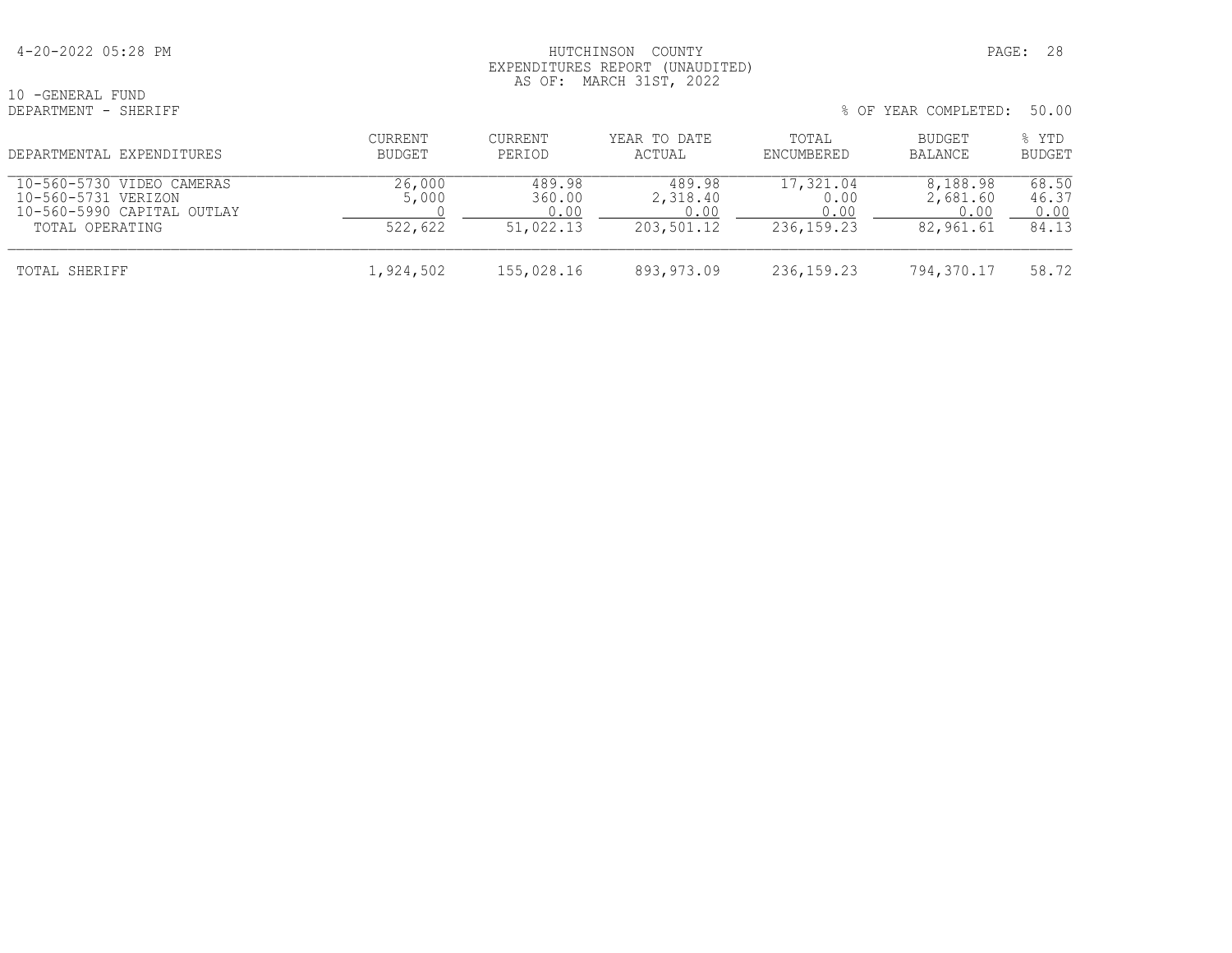HUTCHINSON COUNTY
EXPENDITURES REPORT (UNAUDITED)
AS OF: MARCH 31ST, 2022

10 -GENERAL FUND
DEPARTMENT - SHERIFF

% OF YEAR COMPLETED: 50.00

| DEPARTMENTAL EXPENDITURES | CURRENT BUDGET | CURRENT PERIOD | YEAR TO DATE ACTUAL | TOTAL ENCUMBERED | BUDGET BALANCE | % YTD BUDGET |
|---|---|---|---|---|---|---|
| 10-560-5730 VIDEO CAMERAS | 26,000 | 489.98 | 489.98 | 17,321.04 | 8,188.98 | 68.50 |
| 10-560-5731 VERIZON | 5,000 | 360.00 | 2,318.40 | 0.00 | 2,681.60 | 46.37 |
| 10-560-5990 CAPITAL OUTLAY | 0 | 0.00 | 0.00 | 0.00 | 0.00 | 0.00 |
| TOTAL OPERATING | 522,622 | 51,022.13 | 203,501.12 | 236,159.23 | 82,961.61 | 84.13 |
| TOTAL SHERIFF | 1,924,502 | 155,028.16 | 893,973.09 | 236,159.23 | 794,370.17 | 58.72 |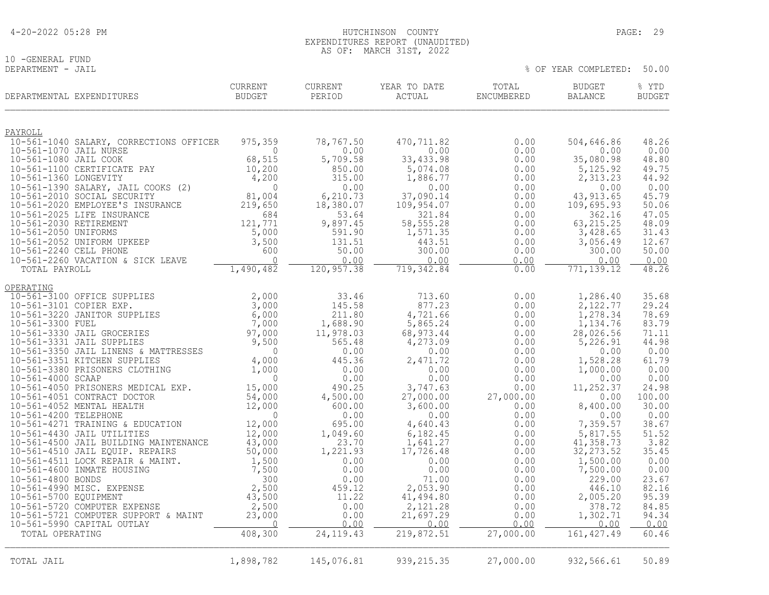4-20-2022 05:28 PM

HUTCHINSON COUNTY
EXPENDITURES REPORT (UNAUDITED)
AS OF: MARCH 31ST, 2022

10 -GENERAL FUND
DEPARTMENT - JAIL

% OF YEAR COMPLETED: 50.00

| DEPARTMENTAL EXPENDITURES | CURRENT BUDGET | CURRENT PERIOD | YEAR TO DATE ACTUAL | TOTAL ENCUMBERED | BUDGET BALANCE | % YTD BUDGET |
|---|---|---|---|---|---|---|
| PAYROLL | | | | | | |
| 10-561-1040 SALARY, CORRECTIONS OFFICER | 975,359 | 78,767.50 | 470,711.82 | 0.00 | 504,646.86 | 48.26 |
| 10-561-1070 JAIL NURSE | 0 | 0.00 | 0.00 | 0.00 | 0.00 | 0.00 |
| 10-561-1080 JAIL COOK | 68,515 | 5,709.58 | 33,433.98 | 0.00 | 35,080.98 | 48.80 |
| 10-561-1100 CERTIFICATE PAY | 10,200 | 850.00 | 5,074.08 | 0.00 | 5,125.92 | 49.75 |
| 10-561-1360 LONGEVITY | 4,200 | 315.00 | 1,886.77 | 0.00 | 2,313.23 | 44.92 |
| 10-561-1390 SALARY, JAIL COOKS (2) | 0 | 0.00 | 0.00 | 0.00 | 0.00 | 0.00 |
| 10-561-2010 SOCIAL SECURITY | 81,004 | 6,210.73 | 37,090.14 | 0.00 | 43,913.65 | 45.79 |
| 10-561-2020 EMPLOYEE'S INSURANCE | 219,650 | 18,380.07 | 109,954.07 | 0.00 | 109,695.93 | 50.06 |
| 10-561-2025 LIFE INSURANCE | 684 | 53.64 | 321.84 | 0.00 | 362.16 | 47.05 |
| 10-561-2030 RETIREMENT | 121,771 | 9,897.45 | 58,555.28 | 0.00 | 63,215.25 | 48.09 |
| 10-561-2050 UNIFORMS | 5,000 | 591.90 | 1,571.35 | 0.00 | 3,428.65 | 31.43 |
| 10-561-2052 UNIFORM UPKEEP | 3,500 | 131.51 | 443.51 | 0.00 | 3,056.49 | 12.67 |
| 10-561-2240 CELL PHONE | 600 | 50.00 | 300.00 | 0.00 | 300.00 | 50.00 |
| 10-561-2260 VACATION & SICK LEAVE | 0 | 0.00 | 0.00 | 0.00 | 0.00 | 0.00 |
| TOTAL PAYROLL | 1,490,482 | 120,957.38 | 719,342.84 | 0.00 | 771,139.12 | 48.26 |
| OPERATING | | | | | | |
| 10-561-3100 OFFICE SUPPLIES | 2,000 | 33.46 | 713.60 | 0.00 | 1,286.40 | 35.68 |
| 10-561-3101 COPIER EXP. | 3,000 | 145.58 | 877.23 | 0.00 | 2,122.77 | 29.24 |
| 10-561-3220 JANITOR SUPPLIES | 6,000 | 211.80 | 4,721.66 | 0.00 | 1,278.34 | 78.69 |
| 10-561-3300 FUEL | 7,000 | 1,688.90 | 5,865.24 | 0.00 | 1,134.76 | 83.79 |
| 10-561-3330 JAIL GROCERIES | 97,000 | 11,978.03 | 68,973.44 | 0.00 | 28,026.56 | 71.11 |
| 10-561-3331 JAIL SUPPLIES | 9,500 | 565.48 | 4,273.09 | 0.00 | 5,226.91 | 44.98 |
| 10-561-3350 JAIL LINENS & MATTRESSES | 0 | 0.00 | 0.00 | 0.00 | 0.00 | 0.00 |
| 10-561-3351 KITCHEN SUPPLIES | 4,000 | 445.36 | 2,471.72 | 0.00 | 1,528.28 | 61.79 |
| 10-561-3380 PRISONERS CLOTHING | 1,000 | 0.00 | 0.00 | 0.00 | 1,000.00 | 0.00 |
| 10-561-4000 SCAAP | 0 | 0.00 | 0.00 | 0.00 | 0.00 | 0.00 |
| 10-561-4050 PRISONERS MEDICAL EXP. | 15,000 | 490.25 | 3,747.63 | 0.00 | 11,252.37 | 24.98 |
| 10-561-4051 CONTRACT DOCTOR | 54,000 | 4,500.00 | 27,000.00 | 27,000.00 | 0.00 | 100.00 |
| 10-561-4052 MENTAL HEALTH | 12,000 | 600.00 | 3,600.00 | 0.00 | 8,400.00 | 30.00 |
| 10-561-4200 TELEPHONE | 0 | 0.00 | 0.00 | 0.00 | 0.00 | 0.00 |
| 10-561-4271 TRAINING & EDUCATION | 12,000 | 695.00 | 4,640.43 | 0.00 | 7,359.57 | 38.67 |
| 10-561-4430 JAIL UTILITIES | 12,000 | 1,049.60 | 6,182.45 | 0.00 | 5,817.55 | 51.52 |
| 10-561-4500 JAIL BUILDING MAINTENANCE | 43,000 | 23.70 | 1,641.27 | 0.00 | 41,358.73 | 3.82 |
| 10-561-4510 JAIL EQUIP. REPAIRS | 50,000 | 1,221.93 | 17,726.48 | 0.00 | 32,273.52 | 35.45 |
| 10-561-4511 LOCK REPAIR & MAINT. | 1,500 | 0.00 | 0.00 | 0.00 | 1,500.00 | 0.00 |
| 10-561-4600 INMATE HOUSING | 7,500 | 0.00 | 0.00 | 0.00 | 7,500.00 | 0.00 |
| 10-561-4800 BONDS | 300 | 0.00 | 71.00 | 0.00 | 229.00 | 23.67 |
| 10-561-4990 MISC. EXPENSE | 2,500 | 459.12 | 2,053.90 | 0.00 | 446.10 | 82.16 |
| 10-561-5700 EQUIPMENT | 43,500 | 11.22 | 41,494.80 | 0.00 | 2,005.20 | 95.39 |
| 10-561-5720 COMPUTER EXPENSE | 2,500 | 0.00 | 2,121.28 | 0.00 | 378.72 | 84.85 |
| 10-561-5721 COMPUTER SUPPORT & MAINT | 23,000 | 0.00 | 21,697.29 | 0.00 | 1,302.71 | 94.34 |
| 10-561-5990 CAPITAL OUTLAY | 0 | 0.00 | 0.00 | 0.00 | 0.00 | 0.00 |
| TOTAL OPERATING | 408,300 | 24,119.43 | 219,872.51 | 27,000.00 | 161,427.49 | 60.46 |
| TOTAL JAIL | 1,898,782 | 145,076.81 | 939,215.35 | 27,000.00 | 932,566.61 | 50.89 |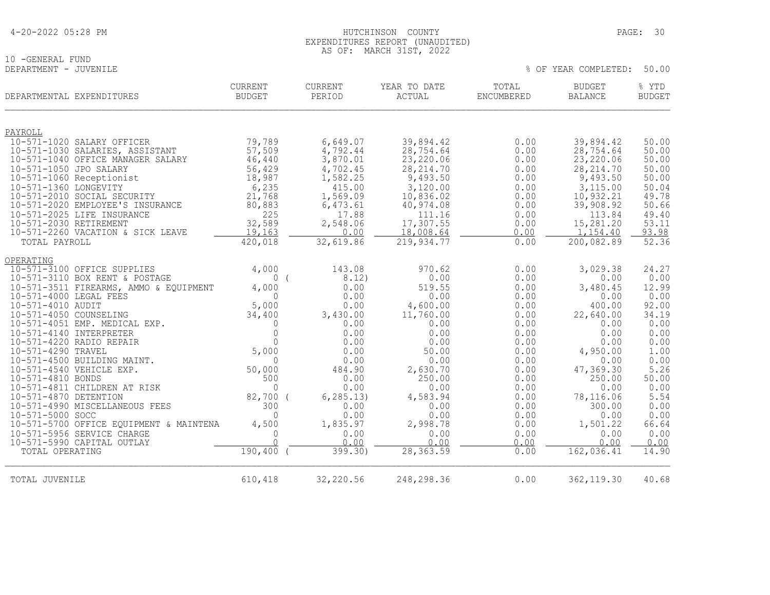HUTCHINSON COUNTY
EXPENDITURES REPORT (UNAUDITED)
AS OF: MARCH 31ST, 2022

10 -GENERAL FUND
DEPARTMENT - JUVENILE

% OF YEAR COMPLETED: 50.00

| DEPARTMENTAL EXPENDITURES | CURRENT BUDGET | CURRENT PERIOD | YEAR TO DATE ACTUAL | TOTAL ENCUMBERED | BUDGET BALANCE | % YTD BUDGET |
|---|---|---|---|---|---|---|
| PAYROLL | | | | | | |
| 10-571-1020 SALARY OFFICER | 79,789 | 6,649.07 | 39,894.42 | 0.00 | 39,894.42 | 50.00 |
| 10-571-1030 SALARIES, ASSISTANT | 57,509 | 4,792.44 | 28,754.64 | 0.00 | 28,754.64 | 50.00 |
| 10-571-1040 OFFICE MANAGER SALARY | 46,440 | 3,870.01 | 23,220.06 | 0.00 | 23,220.06 | 50.00 |
| 10-571-1050 JPO SALARY | 56,429 | 4,702.45 | 28,214.70 | 0.00 | 28,214.70 | 50.00 |
| 10-571-1060 Receptionist | 18,987 | 1,582.25 | 9,493.50 | 0.00 | 9,493.50 | 50.00 |
| 10-571-1360 LONGEVITY | 6,235 | 415.00 | 3,120.00 | 0.00 | 3,115.00 | 50.04 |
| 10-571-2010 SOCIAL SECURITY | 21,768 | 1,569.09 | 10,836.02 | 0.00 | 10,932.21 | 49.78 |
| 10-571-2020 EMPLOYEE'S INSURANCE | 80,883 | 6,473.61 | 40,974.08 | 0.00 | 39,908.92 | 50.66 |
| 10-571-2025 LIFE INSURANCE | 225 | 17.88 | 111.16 | 0.00 | 113.84 | 49.40 |
| 10-571-2030 RETIREMENT | 32,589 | 2,548.06 | 17,307.55 | 0.00 | 15,281.20 | 53.11 |
| 10-571-2260 VACATION & SICK LEAVE | 19,163 | 0.00 | 18,008.64 | 0.00 | 1,154.40 | 93.98 |
| TOTAL PAYROLL | 420,018 | 32,619.86 | 219,934.77 | 0.00 | 200,082.89 | 52.36 |
| OPERATING | | | | | | |
| 10-571-3100 OFFICE SUPPLIES | 4,000 | 143.08 | 970.62 | 0.00 | 3,029.38 | 24.27 |
| 10-571-3110 BOX RENT & POSTAGE | 0 | ( 8.12) | 0.00 | 0.00 | 0.00 | 0.00 |
| 10-571-3511 FIREARMS, AMMO & EQUIPMENT | 4,000 | 0.00 | 519.55 | 0.00 | 3,480.45 | 12.99 |
| 10-571-4000 LEGAL FEES | 0 | 0.00 | 0.00 | 0.00 | 0.00 | 0.00 |
| 10-571-4010 AUDIT | 5,000 | 0.00 | 4,600.00 | 0.00 | 400.00 | 92.00 |
| 10-571-4050 COUNSELING | 34,400 | 3,430.00 | 11,760.00 | 0.00 | 22,640.00 | 34.19 |
| 10-571-4051 EMP. MEDICAL EXP. | 0 | 0.00 | 0.00 | 0.00 | 0.00 | 0.00 |
| 10-571-4140 INTERPRETER | 0 | 0.00 | 0.00 | 0.00 | 0.00 | 0.00 |
| 10-571-4220 RADIO REPAIR | 0 | 0.00 | 0.00 | 0.00 | 0.00 | 0.00 |
| 10-571-4290 TRAVEL | 5,000 | 0.00 | 50.00 | 0.00 | 4,950.00 | 1.00 |
| 10-571-4500 BUILDING MAINT. | 0 | 0.00 | 0.00 | 0.00 | 0.00 | 0.00 |
| 10-571-4540 VEHICLE EXP. | 50,000 | 484.90 | 2,630.70 | 0.00 | 47,369.30 | 5.26 |
| 10-571-4810 BONDS | 500 | 0.00 | 250.00 | 0.00 | 250.00 | 50.00 |
| 10-571-4811 CHILDREN AT RISK | 0 | 0.00 | 0.00 | 0.00 | 0.00 | 0.00 |
| 10-571-4870 DETENTION | 82,700 | ( 6,285.13) | 4,583.94 | 0.00 | 78,116.06 | 5.54 |
| 10-571-4990 MISCELLANEOUS FEES | 300 | 0.00 | 0.00 | 0.00 | 300.00 | 0.00 |
| 10-571-5000 SOCC | 0 | 0.00 | 0.00 | 0.00 | 0.00 | 0.00 |
| 10-571-5700 OFFICE EQUIPMENT & MAINTENA | 4,500 | 1,835.97 | 2,998.78 | 0.00 | 1,501.22 | 66.64 |
| 10-571-5956 SERVICE CHARGE | 0 | 0.00 | 0.00 | 0.00 | 0.00 | 0.00 |
| 10-571-5990 CAPITAL OUTLAY | 0 | 0.00 | 0.00 | 0.00 | 0.00 | 0.00 |
| TOTAL OPERATING | 190,400 | ( 399.30) | 28,363.59 | 0.00 | 162,036.41 | 14.90 |
| TOTAL JUVENILE | 610,418 | 32,220.56 | 248,298.36 | 0.00 | 362,119.30 | 40.68 |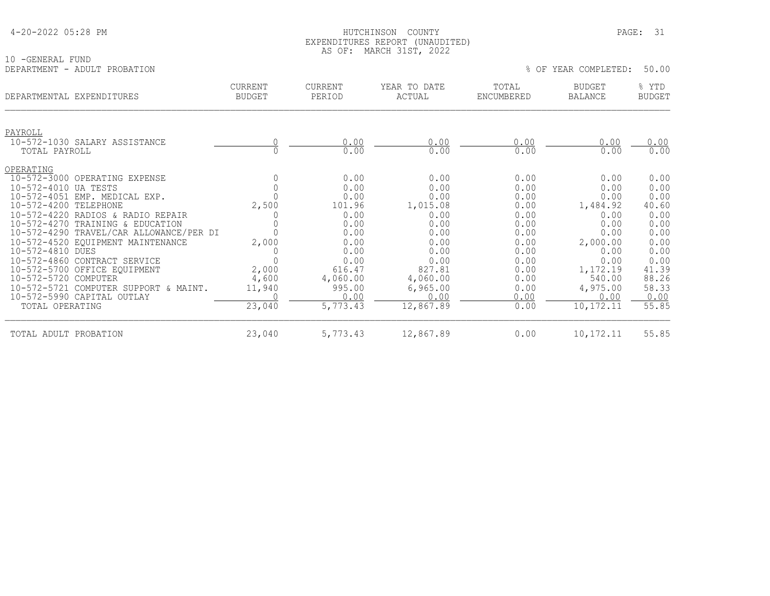HUTCHINSON COUNTY
EXPENDITURES REPORT (UNAUDITED)
AS OF: MARCH 31ST, 2022

4-20-2022 05:28 PM

10 -GENERAL FUND
DEPARTMENT - ADULT PROBATION

% OF YEAR COMPLETED: 50.00

| DEPARTMENTAL EXPENDITURES | CURRENT BUDGET | CURRENT PERIOD | YEAR TO DATE ACTUAL | TOTAL ENCUMBERED | BUDGET BALANCE | % YTD BUDGET |
|---|---|---|---|---|---|---|
| **PAYROLL** | | | | | | |
| 10-572-1030 SALARY ASSISTANCE | 0 | 0.00 | 0.00 | 0.00 | 0.00 | 0.00 |
| TOTAL PAYROLL | 0 | 0.00 | 0.00 | 0.00 | 0.00 | 0.00 |
| **OPERATING** | | | | | | |
| 10-572-3000 OPERATING EXPENSE | 0 | 0.00 | 0.00 | 0.00 | 0.00 | 0.00 |
| 10-572-4010 UA TESTS | 0 | 0.00 | 0.00 | 0.00 | 0.00 | 0.00 |
| 10-572-4051 EMP. MEDICAL EXP. | 0 | 0.00 | 0.00 | 0.00 | 0.00 | 0.00 |
| 10-572-4200 TELEPHONE | 2,500 | 101.96 | 1,015.08 | 0.00 | 1,484.92 | 40.60 |
| 10-572-4220 RADIOS & RADIO REPAIR | 0 | 0.00 | 0.00 | 0.00 | 0.00 | 0.00 |
| 10-572-4270 TRAINING & EDUCATION | 0 | 0.00 | 0.00 | 0.00 | 0.00 | 0.00 |
| 10-572-4290 TRAVEL/CAR ALLOWANCE/PER DI | 0 | 0.00 | 0.00 | 0.00 | 0.00 | 0.00 |
| 10-572-4520 EQUIPMENT MAINTENANCE | 2,000 | 0.00 | 0.00 | 0.00 | 2,000.00 | 0.00 |
| 10-572-4810 DUES | 0 | 0.00 | 0.00 | 0.00 | 0.00 | 0.00 |
| 10-572-4860 CONTRACT SERVICE | 0 | 0.00 | 0.00 | 0.00 | 0.00 | 0.00 |
| 10-572-5700 OFFICE EQUIPMENT | 2,000 | 616.47 | 827.81 | 0.00 | 1,172.19 | 41.39 |
| 10-572-5720 COMPUTER | 4,600 | 4,060.00 | 4,060.00 | 0.00 | 540.00 | 88.26 |
| 10-572-5721 COMPUTER SUPPORT & MAINT. | 11,940 | 995.00 | 6,965.00 | 0.00 | 4,975.00 | 58.33 |
| 10-572-5990 CAPITAL OUTLAY | 0 | 0.00 | 0.00 | 0.00 | 0.00 | 0.00 |
| TOTAL OPERATING | 23,040 | 5,773.43 | 12,867.89 | 0.00 | 10,172.11 | 55.85 |
| TOTAL ADULT PROBATION | 23,040 | 5,773.43 | 12,867.89 | 0.00 | 10,172.11 | 55.85 |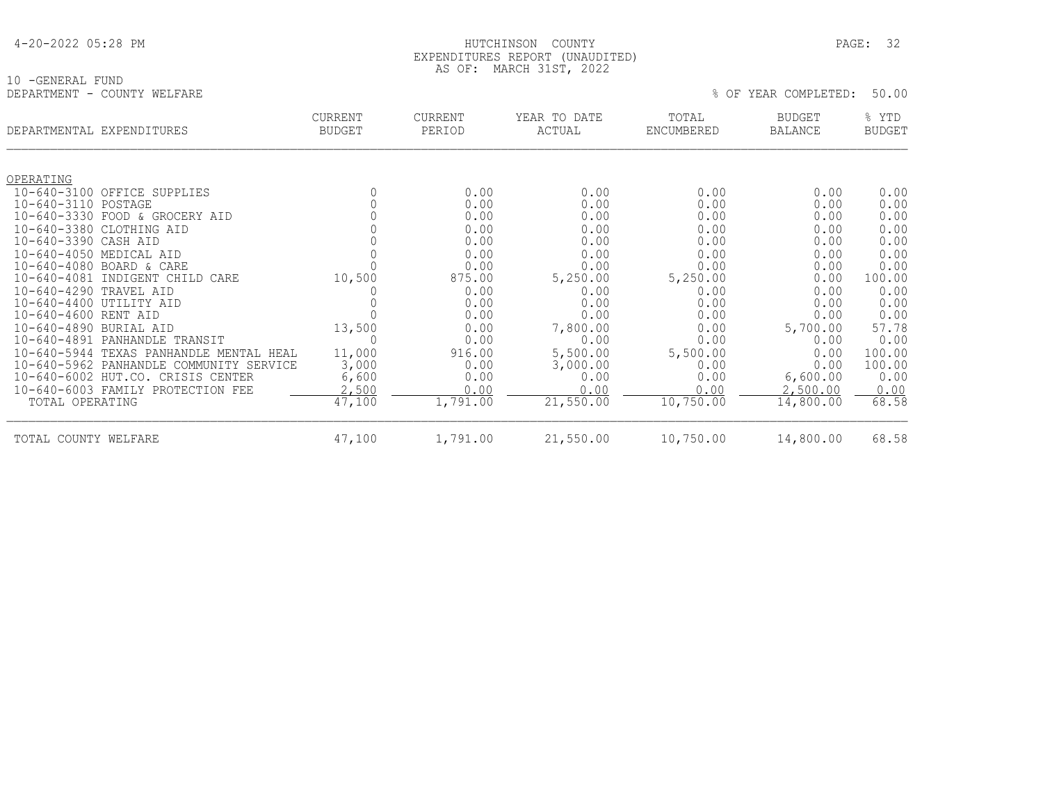HUTCHINSON COUNTY
EXPENDITURES REPORT (UNAUDITED)
AS OF: MARCH 31ST, 2022

4-20-2022 05:28 PM

10 -GENERAL FUND
DEPARTMENT - COUNTY WELFARE

% OF YEAR COMPLETED: 50.00

| DEPARTMENTAL EXPENDITURES | CURRENT BUDGET | CURRENT PERIOD | YEAR TO DATE ACTUAL | TOTAL ENCUMBERED | BUDGET BALANCE | % YTD BUDGET |
|---|---|---|---|---|---|---|
| OPERATING | | | | | | |
| 10-640-3100 OFFICE SUPPLIES | 0 | 0.00 | 0.00 | 0.00 | 0.00 | 0.00 |
| 10-640-3110 POSTAGE | 0 | 0.00 | 0.00 | 0.00 | 0.00 | 0.00 |
| 10-640-3330 FOOD & GROCERY AID | 0 | 0.00 | 0.00 | 0.00 | 0.00 | 0.00 |
| 10-640-3380 CLOTHING AID | 0 | 0.00 | 0.00 | 0.00 | 0.00 | 0.00 |
| 10-640-3390 CASH AID | 0 | 0.00 | 0.00 | 0.00 | 0.00 | 0.00 |
| 10-640-4050 MEDICAL AID | 0 | 0.00 | 0.00 | 0.00 | 0.00 | 0.00 |
| 10-640-4080 BOARD & CARE | 0 | 0.00 | 0.00 | 0.00 | 0.00 | 0.00 |
| 10-640-4081 INDIGENT CHILD CARE | 10,500 | 875.00 | 5,250.00 | 5,250.00 | 0.00 | 100.00 |
| 10-640-4290 TRAVEL AID | 0 | 0.00 | 0.00 | 0.00 | 0.00 | 0.00 |
| 10-640-4400 UTILITY AID | 0 | 0.00 | 0.00 | 0.00 | 0.00 | 0.00 |
| 10-640-4600 RENT AID | 0 | 0.00 | 0.00 | 0.00 | 0.00 | 0.00 |
| 10-640-4890 BURIAL AID | 13,500 | 0.00 | 7,800.00 | 0.00 | 5,700.00 | 57.78 |
| 10-640-4891 PANHANDLE TRANSIT | 0 | 0.00 | 0.00 | 0.00 | 0.00 | 0.00 |
| 10-640-5944 TEXAS PANHANDLE MENTAL HEAL | 11,000 | 916.00 | 5,500.00 | 5,500.00 | 0.00 | 100.00 |
| 10-640-5962 PANHANDLE COMMUNITY SERVICE | 3,000 | 0.00 | 3,000.00 | 0.00 | 0.00 | 100.00 |
| 10-640-6002 HUT.CO. CRISIS CENTER | 6,600 | 0.00 | 0.00 | 0.00 | 6,600.00 | 0.00 |
| 10-640-6003 FAMILY PROTECTION FEE | 2,500 | 0.00 | 0.00 | 0.00 | 2,500.00 | 0.00 |
| TOTAL OPERATING | 47,100 | 1,791.00 | 21,550.00 | 10,750.00 | 14,800.00 | 68.58 |
| TOTAL COUNTY WELFARE | 47,100 | 1,791.00 | 21,550.00 | 10,750.00 | 14,800.00 | 68.58 |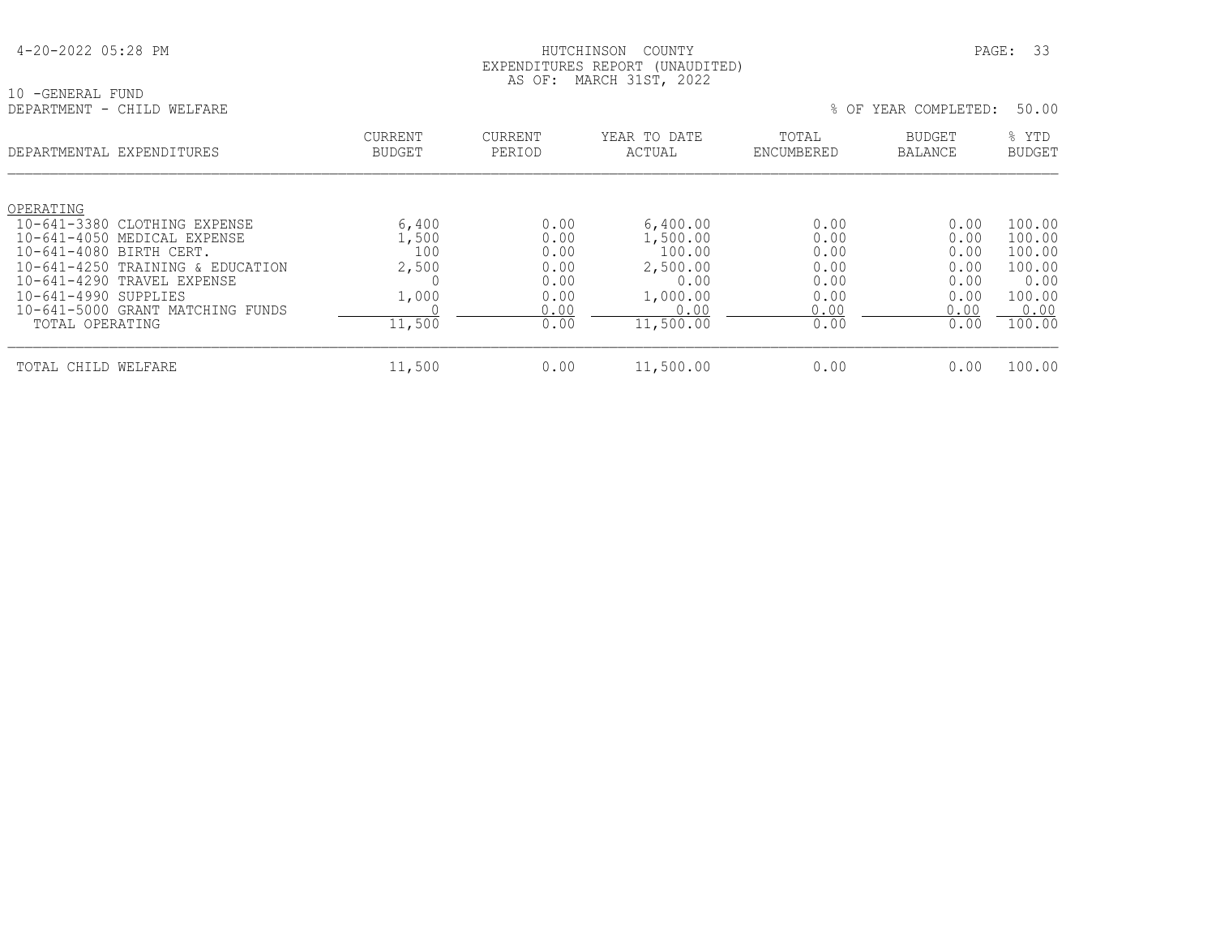HUTCHINSON COUNTY
EXPENDITURES REPORT (UNAUDITED)
AS OF: MARCH 31ST, 2022

10 -GENERAL FUND
DEPARTMENT - CHILD WELFARE

% OF YEAR COMPLETED: 50.00

| DEPARTMENTAL EXPENDITURES | CURRENT BUDGET | CURRENT PERIOD | YEAR TO DATE ACTUAL | TOTAL ENCUMBERED | BUDGET BALANCE | % YTD BUDGET |
|---|---|---|---|---|---|---|
| OPERATING | | | | | | |
| 10-641-3380 CLOTHING EXPENSE | 6,400 | 0.00 | 6,400.00 | 0.00 | 0.00 | 100.00 |
| 10-641-4050 MEDICAL EXPENSE | 1,500 | 0.00 | 1,500.00 | 0.00 | 0.00 | 100.00 |
| 10-641-4080 BIRTH CERT. | 100 | 0.00 | 100.00 | 0.00 | 0.00 | 100.00 |
| 10-641-4250 TRAINING & EDUCATION | 2,500 | 0.00 | 2,500.00 | 0.00 | 0.00 | 100.00 |
| 10-641-4290 TRAVEL EXPENSE | 0 | 0.00 | 0.00 | 0.00 | 0.00 | 0.00 |
| 10-641-4990 SUPPLIES | 1,000 | 0.00 | 1,000.00 | 0.00 | 0.00 | 100.00 |
| 10-641-5000 GRANT MATCHING FUNDS | 0 | 0.00 | 0.00 | 0.00 | 0.00 | 0.00 |
| TOTAL OPERATING | 11,500 | 0.00 | 11,500.00 | 0.00 | 0.00 | 100.00 |
| TOTAL CHILD WELFARE | 11,500 | 0.00 | 11,500.00 | 0.00 | 0.00 | 100.00 |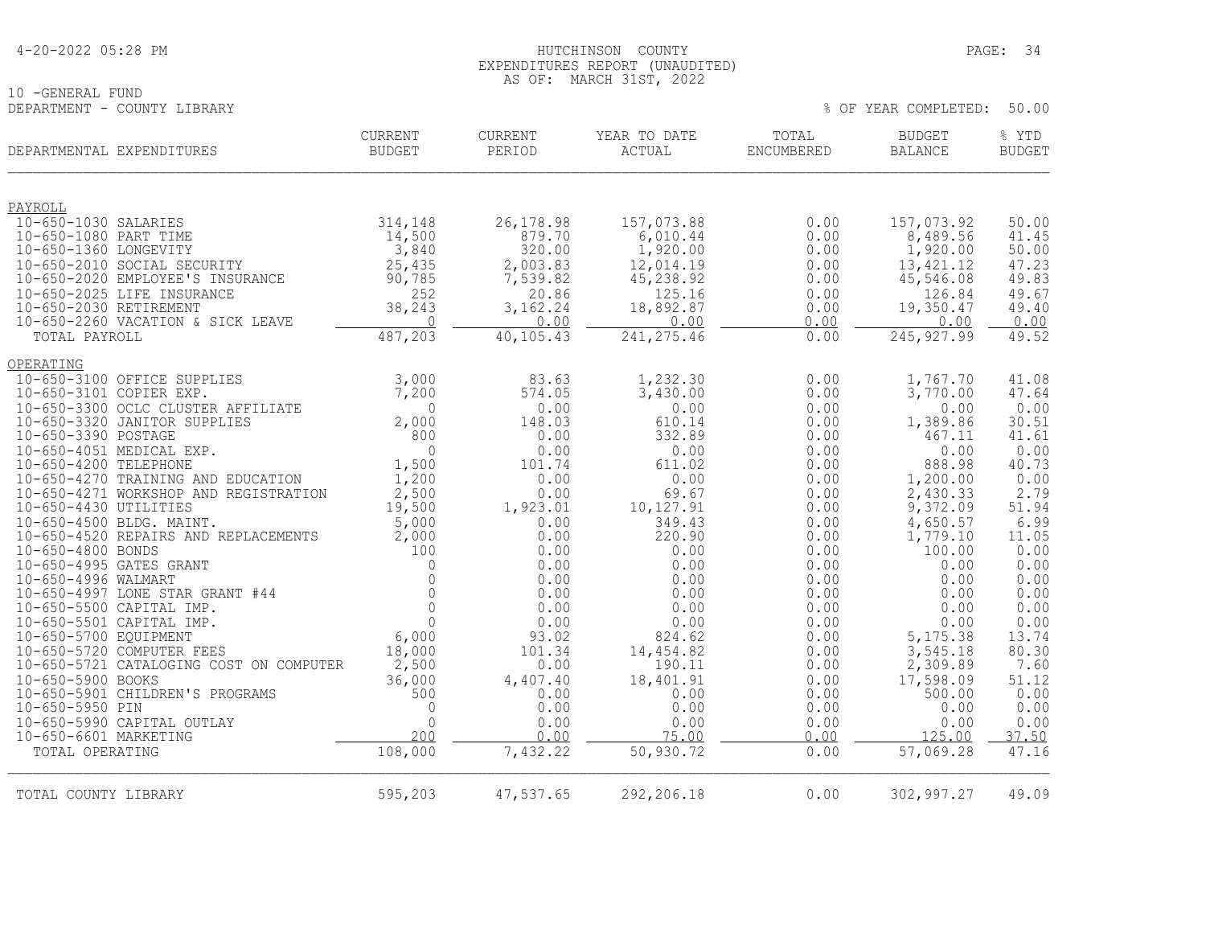HUTCHINSON COUNTY
EXPENDITURES REPORT (UNAUDITED)
AS OF: MARCH 31ST, 2022

10 -GENERAL FUND
DEPARTMENT - COUNTY LIBRARY

% OF YEAR COMPLETED: 50.00

| DEPARTMENTAL EXPENDITURES | CURRENT BUDGET | CURRENT PERIOD | YEAR TO DATE ACTUAL | TOTAL ENCUMBERED | BUDGET BALANCE | % YTD BUDGET |
|---|---|---|---|---|---|---|
| **PAYROLL** | | | | | | |
| 10-650-1030 SALARIES | 314,148 | 26,178.98 | 157,073.88 | 0.00 | 157,073.92 | 50.00 |
| 10-650-1080 PART TIME | 14,500 | 879.70 | 6,010.44 | 0.00 | 8,489.56 | 41.45 |
| 10-650-1360 LONGEVITY | 3,840 | 320.00 | 1,920.00 | 0.00 | 1,920.00 | 50.00 |
| 10-650-2010 SOCIAL SECURITY | 25,435 | 2,003.83 | 12,014.19 | 0.00 | 13,421.12 | 47.23 |
| 10-650-2020 EMPLOYEE'S INSURANCE | 90,785 | 7,539.82 | 45,238.92 | 0.00 | 45,546.08 | 49.83 |
| 10-650-2025 LIFE INSURANCE | 252 | 20.86 | 125.16 | 0.00 | 126.84 | 49.67 |
| 10-650-2030 RETIREMENT | 38,243 | 3,162.24 | 18,892.87 | 0.00 | 19,350.47 | 49.40 |
| 10-650-2260 VACATION & SICK LEAVE | 0 | 0.00 | 0.00 | 0.00 | 0.00 | 0.00 |
| TOTAL PAYROLL | 487,203 | 40,105.43 | 241,275.46 | 0.00 | 245,927.99 | 49.52 |
| **OPERATING** | | | | | | |
| 10-650-3100 OFFICE SUPPLIES | 3,000 | 83.63 | 1,232.30 | 0.00 | 1,767.70 | 41.08 |
| 10-650-3101 COPIER EXP. | 7,200 | 574.05 | 3,430.00 | 0.00 | 3,770.00 | 47.64 |
| 10-650-3300 OCLC CLUSTER AFFILIATE | 0 | 0.00 | 0.00 | 0.00 | 0.00 | 0.00 |
| 10-650-3320 JANITOR SUPPLIES | 2,000 | 148.03 | 610.14 | 0.00 | 1,389.86 | 30.51 |
| 10-650-3390 POSTAGE | 800 | 0.00 | 332.89 | 0.00 | 467.11 | 41.61 |
| 10-650-4051 MEDICAL EXP. | 0 | 0.00 | 0.00 | 0.00 | 0.00 | 0.00 |
| 10-650-4200 TELEPHONE | 1,500 | 101.74 | 611.02 | 0.00 | 888.98 | 40.73 |
| 10-650-4270 TRAINING AND EDUCATION | 1,200 | 0.00 | 0.00 | 0.00 | 1,200.00 | 0.00 |
| 10-650-4271 WORKSHOP AND REGISTRATION | 2,500 | 0.00 | 69.67 | 0.00 | 2,430.33 | 2.79 |
| 10-650-4430 UTILITIES | 19,500 | 1,923.01 | 10,127.91 | 0.00 | 9,372.09 | 51.94 |
| 10-650-4500 BLDG. MAINT. | 5,000 | 0.00 | 349.43 | 0.00 | 4,650.57 | 6.99 |
| 10-650-4520 REPAIRS AND REPLACEMENTS | 2,000 | 0.00 | 220.90 | 0.00 | 1,779.10 | 11.05 |
| 10-650-4800 BONDS | 100 | 0.00 | 0.00 | 0.00 | 100.00 | 0.00 |
| 10-650-4995 GATES GRANT | 0 | 0.00 | 0.00 | 0.00 | 0.00 | 0.00 |
| 10-650-4996 WALMART | 0 | 0.00 | 0.00 | 0.00 | 0.00 | 0.00 |
| 10-650-4997 LONE STAR GRANT #44 | 0 | 0.00 | 0.00 | 0.00 | 0.00 | 0.00 |
| 10-650-5500 CAPITAL IMP. | 0 | 0.00 | 0.00 | 0.00 | 0.00 | 0.00 |
| 10-650-5501 CAPITAL IMP. | 0 | 0.00 | 0.00 | 0.00 | 0.00 | 0.00 |
| 10-650-5700 EQUIPMENT | 6,000 | 93.02 | 824.62 | 0.00 | 5,175.38 | 13.74 |
| 10-650-5720 COMPUTER FEES | 18,000 | 101.34 | 14,454.82 | 0.00 | 3,545.18 | 80.30 |
| 10-650-5721 CATALOGING COST ON COMPUTER | 2,500 | 0.00 | 190.11 | 0.00 | 2,309.89 | 7.60 |
| 10-650-5900 BOOKS | 36,000 | 4,407.40 | 18,401.91 | 0.00 | 17,598.09 | 51.12 |
| 10-650-5901 CHILDREN'S PROGRAMS | 500 | 0.00 | 0.00 | 0.00 | 500.00 | 0.00 |
| 10-650-5950 PIN | 0 | 0.00 | 0.00 | 0.00 | 0.00 | 0.00 |
| 10-650-5990 CAPITAL OUTLAY | 0 | 0.00 | 0.00 | 0.00 | 0.00 | 0.00 |
| 10-650-6601 MARKETING | 200 | 0.00 | 75.00 | 0.00 | 125.00 | 37.50 |
| TOTAL OPERATING | 108,000 | 7,432.22 | 50,930.72 | 0.00 | 57,069.28 | 47.16 |
| TOTAL COUNTY LIBRARY | 595,203 | 47,537.65 | 292,206.18 | 0.00 | 302,997.27 | 49.09 |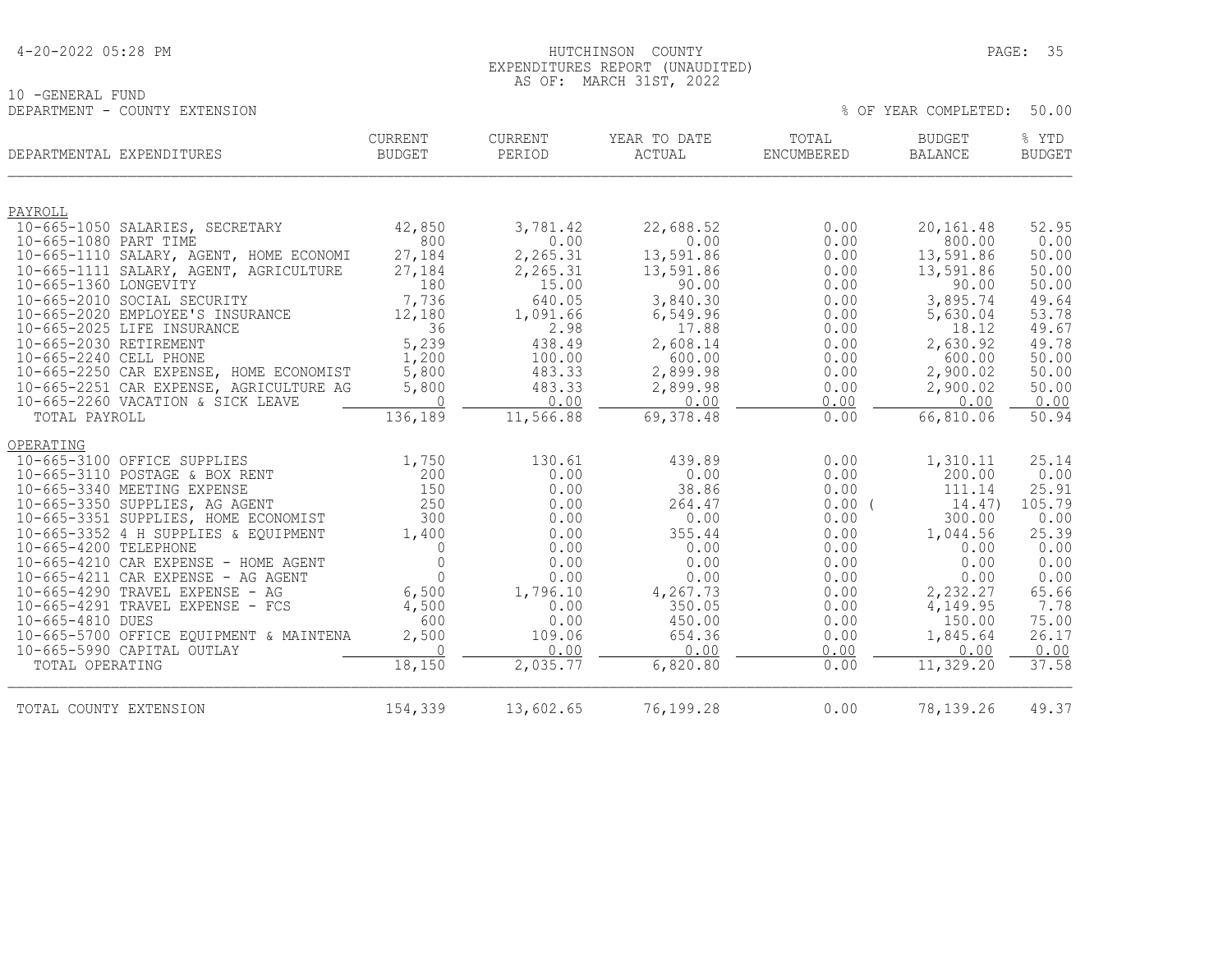HUTCHINSON COUNTY
EXPENDITURES REPORT (UNAUDITED)
AS OF: MARCH 31ST, 2022

10 -GENERAL FUND
DEPARTMENT - COUNTY EXTENSION

% OF YEAR COMPLETED: 50.00

| DEPARTMENTAL EXPENDITURES | CURRENT BUDGET | CURRENT PERIOD | YEAR TO DATE ACTUAL | TOTAL ENCUMBERED | BUDGET BALANCE | % YTD BUDGET |
|---|---|---|---|---|---|---|
| PAYROLL | | | | | | |
| 10-665-1050 SALARIES, SECRETARY | 42,850 | 3,781.42 | 22,688.52 | 0.00 | 20,161.48 | 52.95 |
| 10-665-1080 PART TIME | 800 | 0.00 | 0.00 | 0.00 | 800.00 | 0.00 |
| 10-665-1110 SALARY, AGENT, HOME ECONOMI | 27,184 | 2,265.31 | 13,591.86 | 0.00 | 13,591.86 | 50.00 |
| 10-665-1111 SALARY, AGENT, AGRICULTURE | 27,184 | 2,265.31 | 13,591.86 | 0.00 | 13,591.86 | 50.00 |
| 10-665-1360 LONGEVITY | 180 | 15.00 | 90.00 | 0.00 | 90.00 | 50.00 |
| 10-665-2010 SOCIAL SECURITY | 7,736 | 640.05 | 3,840.30 | 0.00 | 3,895.74 | 49.64 |
| 10-665-2020 EMPLOYEE'S INSURANCE | 12,180 | 1,091.66 | 6,549.96 | 0.00 | 5,630.04 | 53.78 |
| 10-665-2025 LIFE INSURANCE | 36 | 2.98 | 17.88 | 0.00 | 18.12 | 49.67 |
| 10-665-2030 RETIREMENT | 5,239 | 438.49 | 2,608.14 | 0.00 | 2,630.92 | 49.78 |
| 10-665-2240 CELL PHONE | 1,200 | 100.00 | 600.00 | 0.00 | 600.00 | 50.00 |
| 10-665-2250 CAR EXPENSE, HOME ECONOMIST | 5,800 | 483.33 | 2,899.98 | 0.00 | 2,900.02 | 50.00 |
| 10-665-2251 CAR EXPENSE, AGRICULTURE AG | 5,800 | 483.33 | 2,899.98 | 0.00 | 2,900.02 | 50.00 |
| 10-665-2260 VACATION & SICK LEAVE | 0 | 0.00 | 0.00 | 0.00 | 0.00 | 0.00 |
| TOTAL PAYROLL | 136,189 | 11,566.88 | 69,378.48 | 0.00 | 66,810.06 | 50.94 |
| OPERATING | | | | | | |
| 10-665-3100 OFFICE SUPPLIES | 1,750 | 130.61 | 439.89 | 0.00 | 1,310.11 | 25.14 |
| 10-665-3110 POSTAGE & BOX RENT | 200 | 0.00 | 0.00 | 0.00 | 200.00 | 0.00 |
| 10-665-3340 MEETING EXPENSE | 150 | 0.00 | 38.86 | 0.00 | 111.14 | 25.91 |
| 10-665-3350 SUPPLIES, AG AGENT | 250 | 0.00 | 264.47 | 0.00 | ( 14.47) | 105.79 |
| 10-665-3351 SUPPLIES, HOME ECONOMIST | 300 | 0.00 | 0.00 | 0.00 | 300.00 | 0.00 |
| 10-665-3352 4 H SUPPLIES & EQUIPMENT | 1,400 | 0.00 | 355.44 | 0.00 | 1,044.56 | 25.39 |
| 10-665-4200 TELEPHONE | 0 | 0.00 | 0.00 | 0.00 | 0.00 | 0.00 |
| 10-665-4210 CAR EXPENSE - HOME AGENT | 0 | 0.00 | 0.00 | 0.00 | 0.00 | 0.00 |
| 10-665-4211 CAR EXPENSE - AG AGENT | 0 | 0.00 | 0.00 | 0.00 | 0.00 | 0.00 |
| 10-665-4290 TRAVEL EXPENSE - AG | 6,500 | 1,796.10 | 4,267.73 | 0.00 | 2,232.27 | 65.66 |
| 10-665-4291 TRAVEL EXPENSE - FCS | 4,500 | 0.00 | 350.05 | 0.00 | 4,149.95 | 7.78 |
| 10-665-4810 DUES | 600 | 0.00 | 450.00 | 0.00 | 150.00 | 75.00 |
| 10-665-5700 OFFICE EQUIPMENT & MAINTENA | 2,500 | 109.06 | 654.36 | 0.00 | 1,845.64 | 26.17 |
| 10-665-5990 CAPITAL OUTLAY | 0 | 0.00 | 0.00 | 0.00 | 0.00 | 0.00 |
| TOTAL OPERATING | 18,150 | 2,035.77 | 6,820.80 | 0.00 | 11,329.20 | 37.58 |
| TOTAL COUNTY EXTENSION | 154,339 | 13,602.65 | 76,199.28 | 0.00 | 78,139.26 | 49.37 |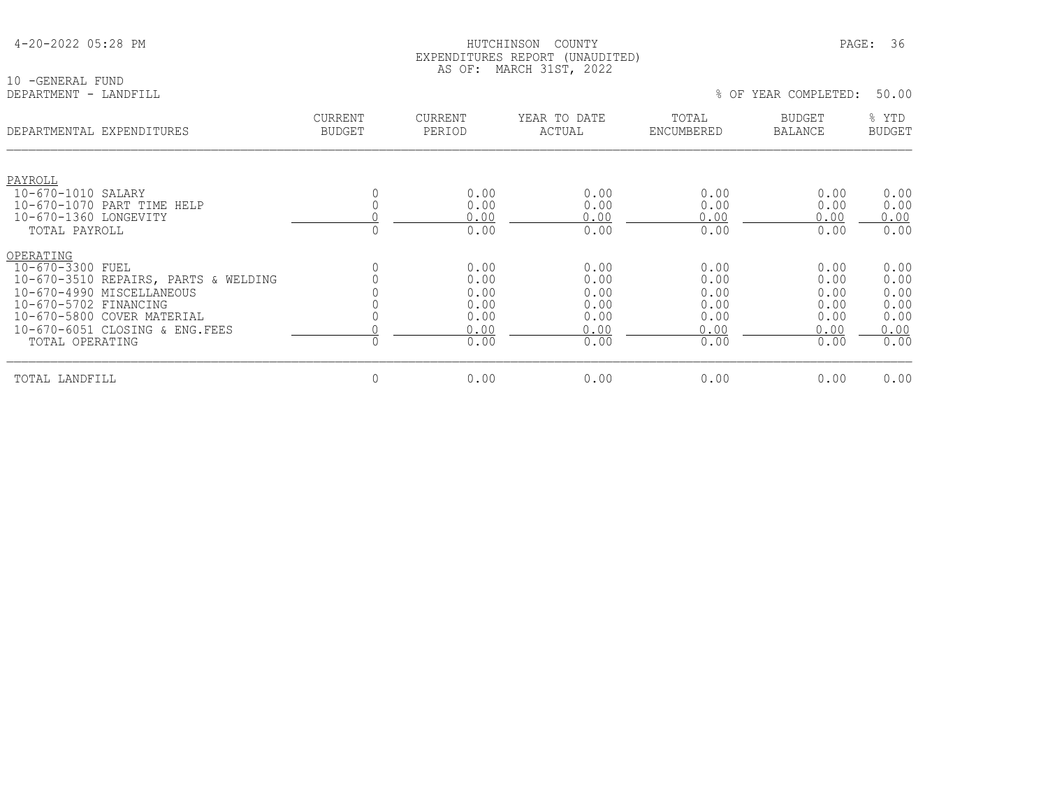4-20-2022 05:28 PM

HUTCHINSON COUNTY
EXPENDITURES REPORT (UNAUDITED)
AS OF: MARCH 31ST, 2022

10 -GENERAL FUND
DEPARTMENT - LANDFILL

% OF YEAR COMPLETED: 50.00

| DEPARTMENTAL EXPENDITURES | CURRENT BUDGET | CURRENT PERIOD | YEAR TO DATE ACTUAL | TOTAL ENCUMBERED | BUDGET BALANCE | % YTD BUDGET |
|---|---|---|---|---|---|---|
| PAYROLL | | | | | | |
| 10-670-1010 SALARY | 0 | 0.00 | 0.00 | 0.00 | 0.00 | 0.00 |
| 10-670-1070 PART TIME HELP | 0 | 0.00 | 0.00 | 0.00 | 0.00 | 0.00 |
| 10-670-1360 LONGEVITY | 0 | 0.00 | 0.00 | 0.00 | 0.00 | 0.00 |
| TOTAL PAYROLL | 0 | 0.00 | 0.00 | 0.00 | 0.00 | 0.00 |
| OPERATING | | | | | | |
| 10-670-3300 FUEL | 0 | 0.00 | 0.00 | 0.00 | 0.00 | 0.00 |
| 10-670-3510 REPAIRS, PARTS & WELDING | 0 | 0.00 | 0.00 | 0.00 | 0.00 | 0.00 |
| 10-670-4990 MISCELLANEOUS | 0 | 0.00 | 0.00 | 0.00 | 0.00 | 0.00 |
| 10-670-5702 FINANCING | 0 | 0.00 | 0.00 | 0.00 | 0.00 | 0.00 |
| 10-670-5800 COVER MATERIAL | 0 | 0.00 | 0.00 | 0.00 | 0.00 | 0.00 |
| 10-670-6051 CLOSING & ENG.FEES | 0 | 0.00 | 0.00 | 0.00 | 0.00 | 0.00 |
| TOTAL OPERATING | 0 | 0.00 | 0.00 | 0.00 | 0.00 | 0.00 |
| TOTAL LANDFILL | 0 | 0.00 | 0.00 | 0.00 | 0.00 | 0.00 |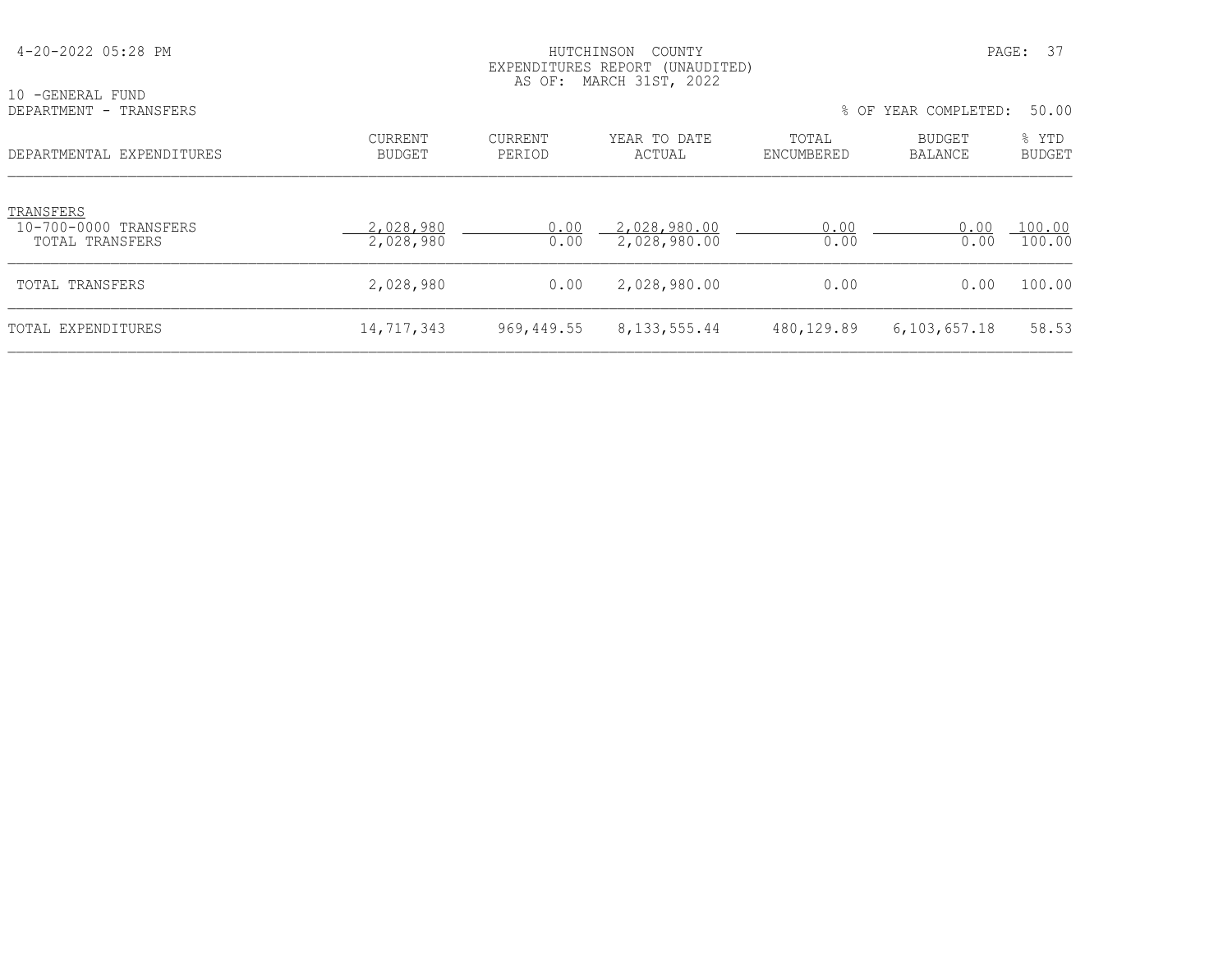HUTCHINSON COUNTY
EXPENDITURES REPORT (UNAUDITED)
AS OF: MARCH 31ST, 2022

10 -GENERAL FUND
DEPARTMENT - TRANSFERS

% OF YEAR COMPLETED: 50.00

| DEPARTMENTAL EXPENDITURES | CURRENT BUDGET | CURRENT PERIOD | YEAR TO DATE ACTUAL | TOTAL ENCUMBERED | BUDGET BALANCE | % YTD BUDGET |
|---|---|---|---|---|---|---|
| TRANSFERS | | | | | | |
| 10-700-0000 TRANSFERS | 2,028,980 | 0.00 | 2,028,980.00 | 0.00 | 0.00 | 100.00 |
| TOTAL TRANSFERS | 2,028,980 | 0.00 | 2,028,980.00 | 0.00 | 0.00 | 100.00 |
| TOTAL TRANSFERS | 2,028,980 | 0.00 | 2,028,980.00 | 0.00 | 0.00 | 100.00 |
| TOTAL EXPENDITURES | 14,717,343 | 969,449.55 | 8,133,555.44 | 480,129.89 | 6,103,657.18 | 58.53 |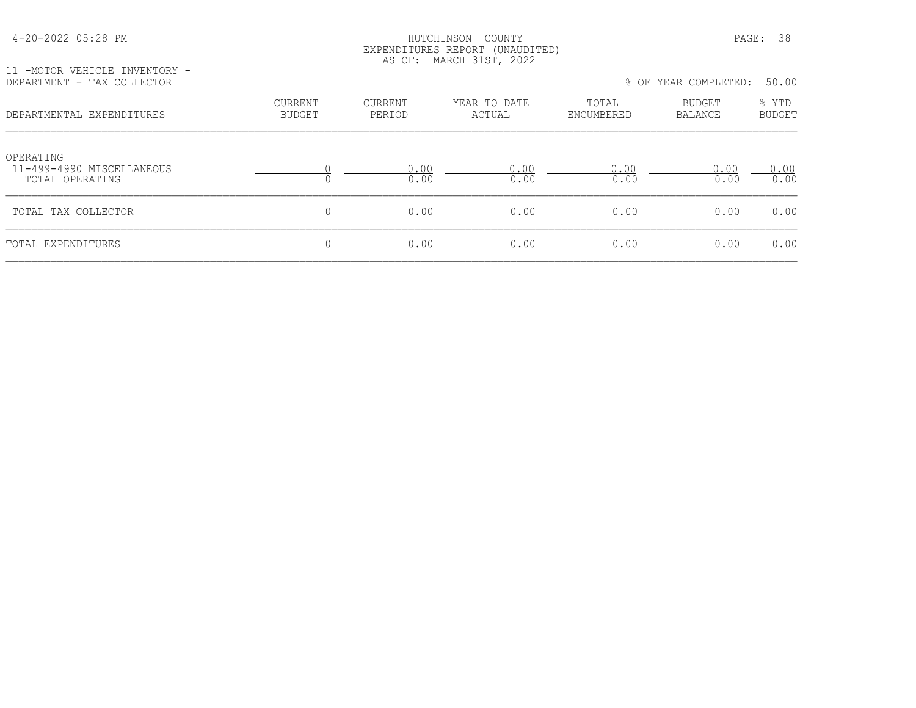HUTCHINSON COUNTY
EXPENDITURES REPORT (UNAUDITED)
AS OF: MARCH 31ST, 2022

11 -MOTOR VEHICLE INVENTORY -
DEPARTMENT - TAX COLLECTOR

% OF YEAR COMPLETED: 50.00

| DEPARTMENTAL EXPENDITURES | CURRENT BUDGET | CURRENT PERIOD | YEAR TO DATE ACTUAL | TOTAL ENCUMBERED | BUDGET BALANCE | % YTD BUDGET |
|---|---|---|---|---|---|---|
| OPERATING | | | | | | |
| 11-499-4990 MISCELLANEOUS | 0 | 0.00 | 0.00 | 0.00 | 0.00 | 0.00 |
| TOTAL OPERATING | 0 | 0.00 | 0.00 | 0.00 | 0.00 | 0.00 |
| TOTAL TAX COLLECTOR | 0 | 0.00 | 0.00 | 0.00 | 0.00 | 0.00 |
| TOTAL EXPENDITURES | 0 | 0.00 | 0.00 | 0.00 | 0.00 | 0.00 |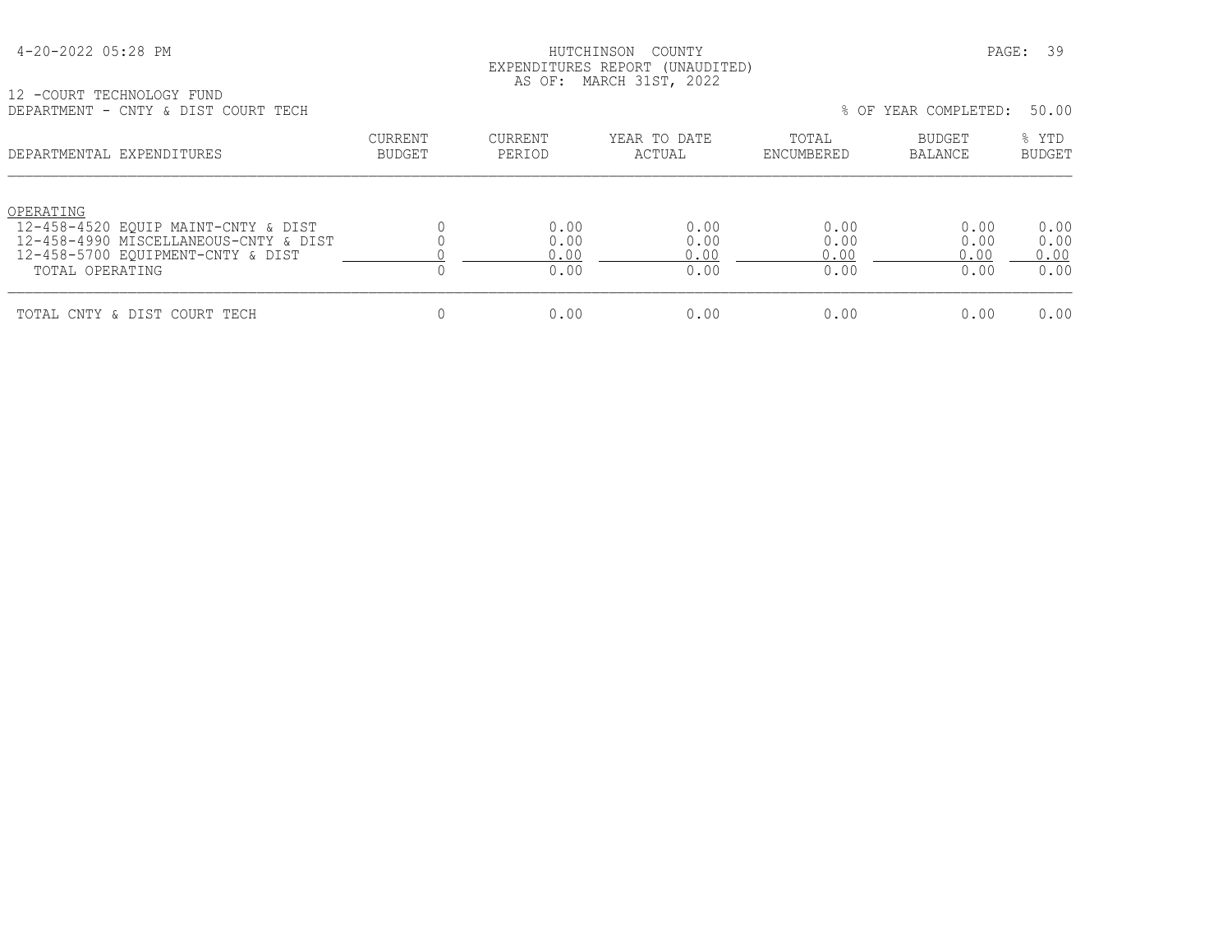HUTCHINSON COUNTY
EXPENDITURES REPORT (UNAUDITED)
AS OF: MARCH 31ST, 2022

12 -COURT TECHNOLOGY FUND
DEPARTMENT - CNTY & DIST COURT TECH

% OF YEAR COMPLETED: 50.00

| DEPARTMENTAL EXPENDITURES | CURRENT BUDGET | CURRENT PERIOD | YEAR TO DATE ACTUAL | TOTAL ENCUMBERED | BUDGET BALANCE | % YTD BUDGET |
|---|---|---|---|---|---|---|
| OPERATING | | | | | | |
| 12-458-4520 EQUIP MAINT-CNTY & DIST | 0 | 0.00 | 0.00 | 0.00 | 0.00 | 0.00 |
| 12-458-4990 MISCELLANEOUS-CNTY & DIST | 0 | 0.00 | 0.00 | 0.00 | 0.00 | 0.00 |
| 12-458-5700 EQUIPMENT-CNTY & DIST | 0 | 0.00 | 0.00 | 0.00 | 0.00 | 0.00 |
| TOTAL OPERATING | 0 | 0.00 | 0.00 | 0.00 | 0.00 | 0.00 |
| TOTAL CNTY & DIST COURT TECH | 0 | 0.00 | 0.00 | 0.00 | 0.00 | 0.00 |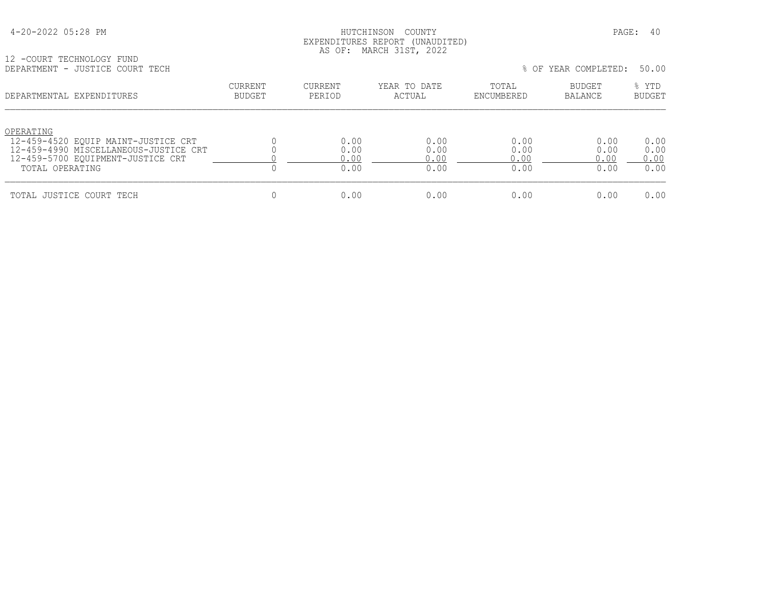HUTCHINSON COUNTY
EXPENDITURES REPORT (UNAUDITED)
AS OF: MARCH 31ST, 2022

12 -COURT TECHNOLOGY FUND
DEPARTMENT - JUSTICE COURT TECH

% OF YEAR COMPLETED: 50.00

| DEPARTMENTAL EXPENDITURES | CURRENT BUDGET | CURRENT PERIOD | YEAR TO DATE ACTUAL | TOTAL ENCUMBERED | BUDGET BALANCE | % YTD BUDGET |
|---|---|---|---|---|---|---|
| OPERATING | | | | | | |
| 12-459-4520 EQUIP MAINT-JUSTICE CRT | 0 | 0.00 | 0.00 | 0.00 | 0.00 | 0.00 |
| 12-459-4990 MISCELLANEOUS-JUSTICE CRT | 0 | 0.00 | 0.00 | 0.00 | 0.00 | 0.00 |
| 12-459-5700 EQUIPMENT-JUSTICE CRT | 0 | 0.00 | 0.00 | 0.00 | 0.00 | 0.00 |
| TOTAL OPERATING | 0 | 0.00 | 0.00 | 0.00 | 0.00 | 0.00 |
| TOTAL JUSTICE COURT TECH | 0 | 0.00 | 0.00 | 0.00 | 0.00 | 0.00 |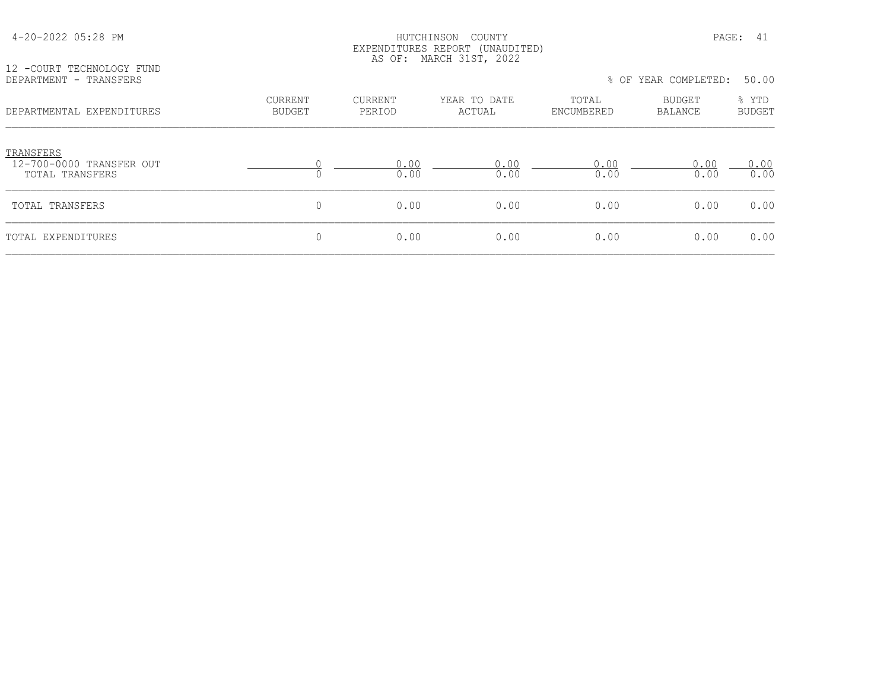HUTCHINSON COUNTY
EXPENDITURES REPORT (UNAUDITED)
AS OF: MARCH 31ST, 2022

12 -COURT TECHNOLOGY FUND
DEPARTMENT - TRANSFERS

% OF YEAR COMPLETED: 50.00

| DEPARTMENTAL EXPENDITURES | CURRENT BUDGET | CURRENT PERIOD | YEAR TO DATE ACTUAL | TOTAL ENCUMBERED | BUDGET BALANCE | % YTD BUDGET |
|---|---|---|---|---|---|---|
| TRANSFERS | | | | | | |
| 12-700-0000 TRANSFER OUT | 0 | 0.00 | 0.00 | 0.00 | 0.00 | 0.00 |
| TOTAL TRANSFERS | 0 | 0.00 | 0.00 | 0.00 | 0.00 | 0.00 |
| TOTAL TRANSFERS | 0 | 0.00 | 0.00 | 0.00 | 0.00 | 0.00 |
| TOTAL EXPENDITURES | 0 | 0.00 | 0.00 | 0.00 | 0.00 | 0.00 |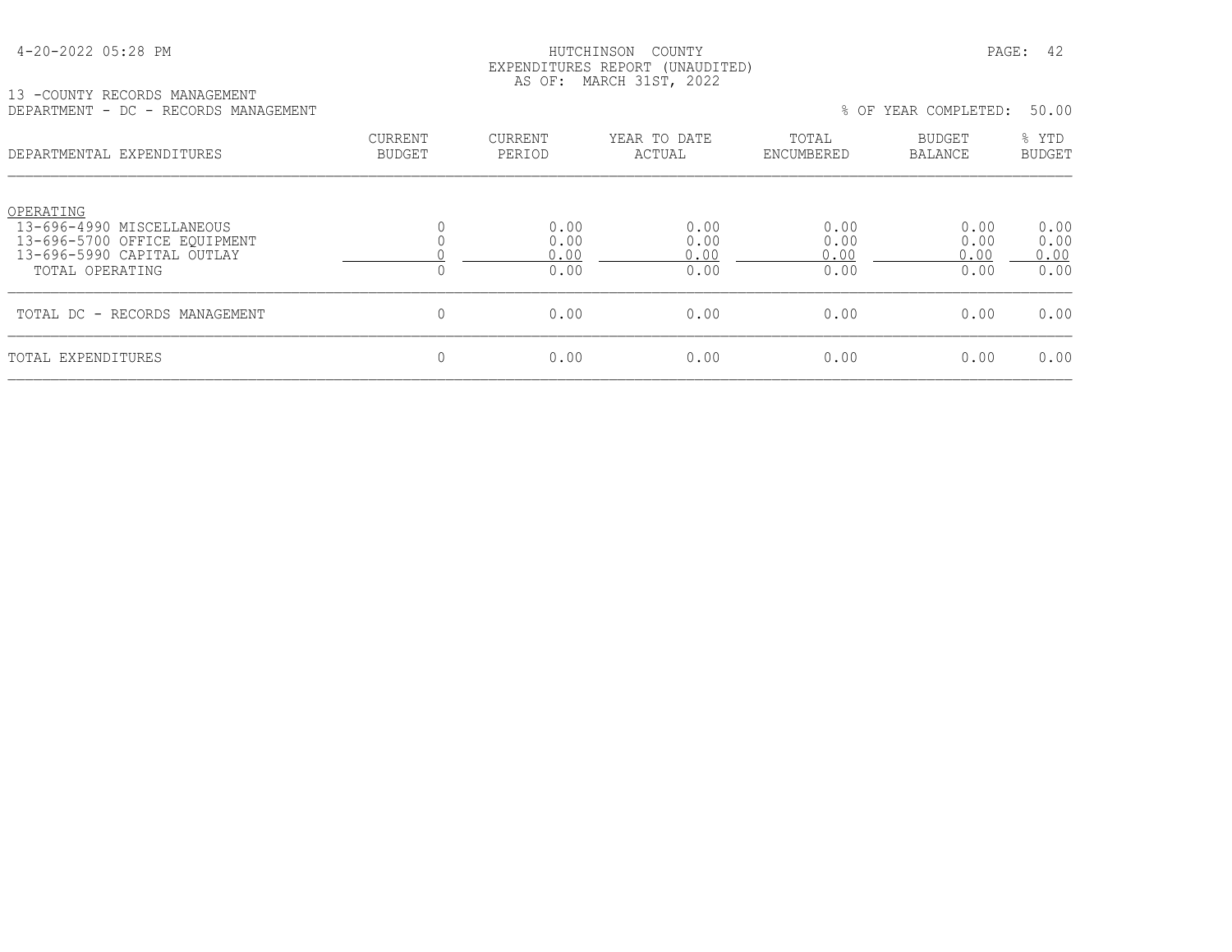HUTCHINSON COUNTY
EXPENDITURES REPORT (UNAUDITED)
AS OF: MARCH 31ST, 2022

13 -COUNTY RECORDS MANAGEMENT
DEPARTMENT - DC - RECORDS MANAGEMENT

% OF YEAR COMPLETED: 50.00

| DEPARTMENTAL EXPENDITURES | CURRENT BUDGET | CURRENT PERIOD | YEAR TO DATE ACTUAL | TOTAL ENCUMBERED | BUDGET BALANCE | % YTD BUDGET |
|---|---|---|---|---|---|---|
| OPERATING | | | | | | |
| 13-696-4990 MISCELLANEOUS | 0 | 0.00 | 0.00 | 0.00 | 0.00 | 0.00 |
| 13-696-5700 OFFICE EQUIPMENT | 0 | 0.00 | 0.00 | 0.00 | 0.00 | 0.00 |
| 13-696-5990 CAPITAL OUTLAY | 0 | 0.00 | 0.00 | 0.00 | 0.00 | 0.00 |
| TOTAL OPERATING | 0 | 0.00 | 0.00 | 0.00 | 0.00 | 0.00 |
| TOTAL DC - RECORDS MANAGEMENT | 0 | 0.00 | 0.00 | 0.00 | 0.00 | 0.00 |
| TOTAL EXPENDITURES | 0 | 0.00 | 0.00 | 0.00 | 0.00 | 0.00 |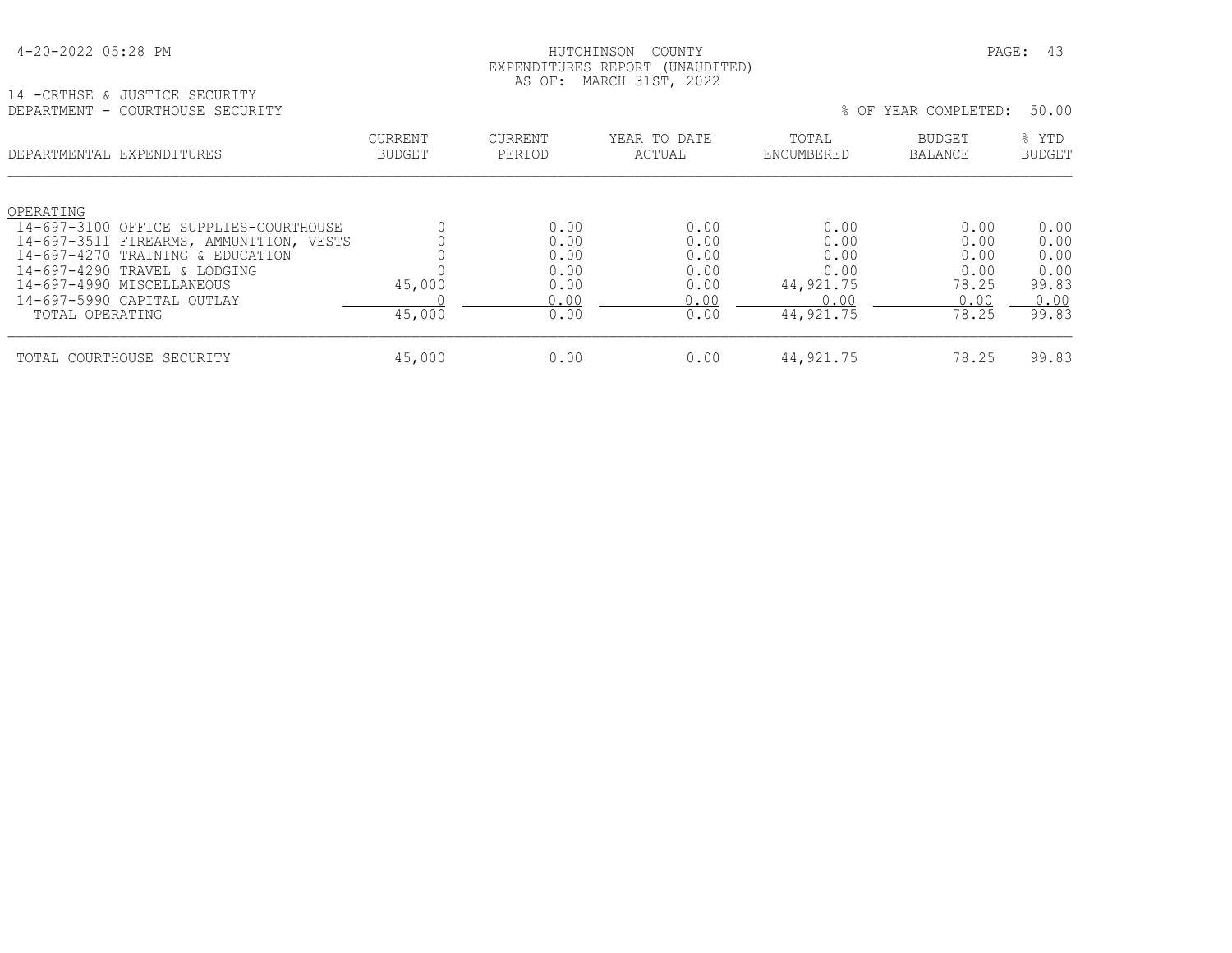HUTCHINSON COUNTY
EXPENDITURES REPORT (UNAUDITED)
AS OF: MARCH 31ST, 2022

14 -CRTHSE & JUSTICE SECURITY
DEPARTMENT - COURTHOUSE SECURITY

% OF YEAR COMPLETED: 50.00

| DEPARTMENTAL EXPENDITURES | CURRENT BUDGET | CURRENT PERIOD | YEAR TO DATE ACTUAL | TOTAL ENCUMBERED | BUDGET BALANCE | % YTD BUDGET |
|---|---|---|---|---|---|---|
| OPERATING | | | | | | |
| 14-697-3100 OFFICE SUPPLIES-COURTHOUSE | 0 | 0.00 | 0.00 | 0.00 | 0.00 | 0.00 |
| 14-697-3511 FIREARMS, AMMUNITION, VESTS | 0 | 0.00 | 0.00 | 0.00 | 0.00 | 0.00 |
| 14-697-4270 TRAINING & EDUCATION | 0 | 0.00 | 0.00 | 0.00 | 0.00 | 0.00 |
| 14-697-4290 TRAVEL & LODGING | 0 | 0.00 | 0.00 | 0.00 | 0.00 | 0.00 |
| 14-697-4990 MISCELLANEOUS | 45,000 | 0.00 | 0.00 | 44,921.75 | 78.25 | 99.83 |
| 14-697-5990 CAPITAL OUTLAY | 0 | 0.00 | 0.00 | 0.00 | 0.00 | 0.00 |
| TOTAL OPERATING | 45,000 | 0.00 | 0.00 | 44,921.75 | 78.25 | 99.83 |
| TOTAL COURTHOUSE SECURITY | 45,000 | 0.00 | 0.00 | 44,921.75 | 78.25 | 99.83 |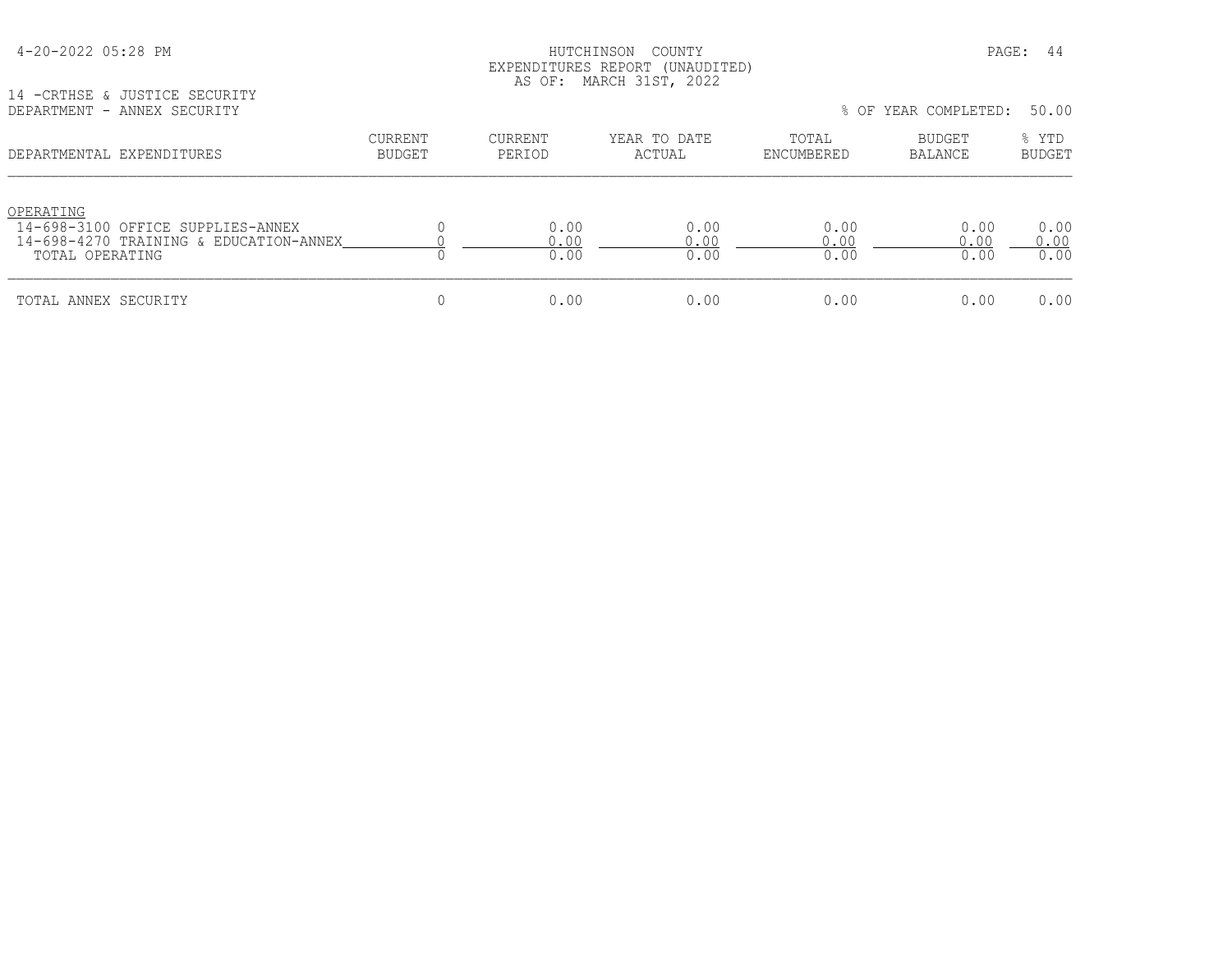4-20-2022 05:28 PM

HUTCHINSON COUNTY
EXPENDITURES REPORT (UNAUDITED)
AS OF: MARCH 31ST, 2022

14 -CRTHSE & JUSTICE SECURITY
DEPARTMENT - ANNEX SECURITY

% OF YEAR COMPLETED: 50.00

| DEPARTMENTAL EXPENDITURES | CURRENT BUDGET | CURRENT PERIOD | YEAR TO DATE ACTUAL | TOTAL ENCUMBERED | BUDGET BALANCE | % YTD BUDGET |
|---|---|---|---|---|---|---|
| OPERATING | | | | | | |
| 14-698-3100 OFFICE SUPPLIES-ANNEX | 0 | 0.00 | 0.00 | 0.00 | 0.00 | 0.00 |
| 14-698-4270 TRAINING & EDUCATION-ANNEX | 0 | 0.00 | 0.00 | 0.00 | 0.00 | 0.00 |
| TOTAL OPERATING | 0 | 0.00 | 0.00 | 0.00 | 0.00 | 0.00 |
| TOTAL ANNEX SECURITY | 0 | 0.00 | 0.00 | 0.00 | 0.00 | 0.00 |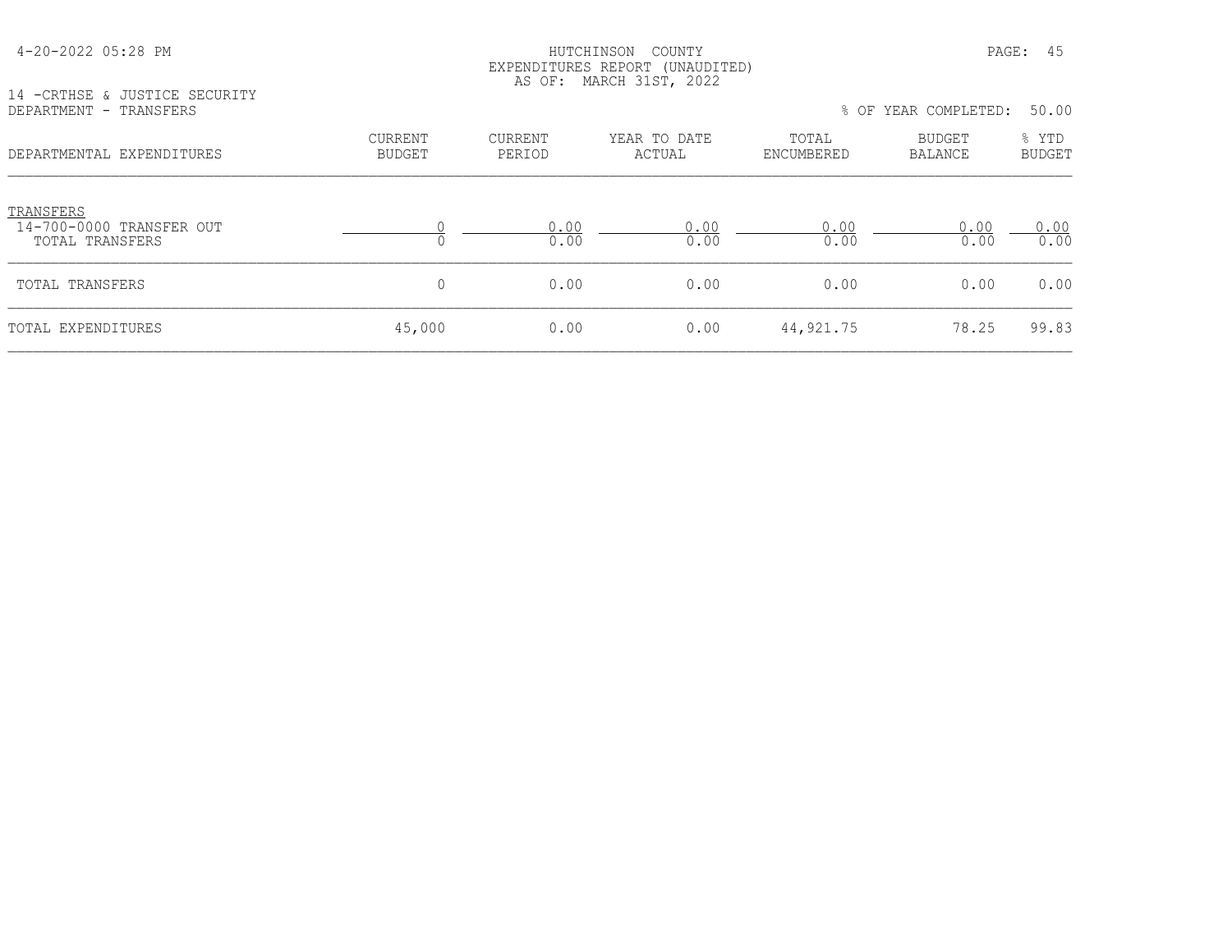HUTCHINSON COUNTY
EXPENDITURES REPORT (UNAUDITED)
AS OF: MARCH 31ST, 2022

14 -CRTHSE & JUSTICE SECURITY
DEPARTMENT - TRANSFERS

% OF YEAR COMPLETED: 50.00

| DEPARTMENTAL EXPENDITURES | CURRENT BUDGET | CURRENT PERIOD | YEAR TO DATE ACTUAL | TOTAL ENCUMBERED | BUDGET BALANCE | % YTD BUDGET |
|---|---|---|---|---|---|---|
| TRANSFERS | | | | | | |
| 14-700-0000 TRANSFER OUT | 0 | 0.00 | 0.00 | 0.00 | 0.00 | 0.00 |
| TOTAL TRANSFERS | 0 | 0.00 | 0.00 | 0.00 | 0.00 | 0.00 |
| TOTAL TRANSFERS | 0 | 0.00 | 0.00 | 0.00 | 0.00 | 0.00 |
| TOTAL EXPENDITURES | 45,000 | 0.00 | 0.00 | 44,921.75 | 78.25 | 99.83 |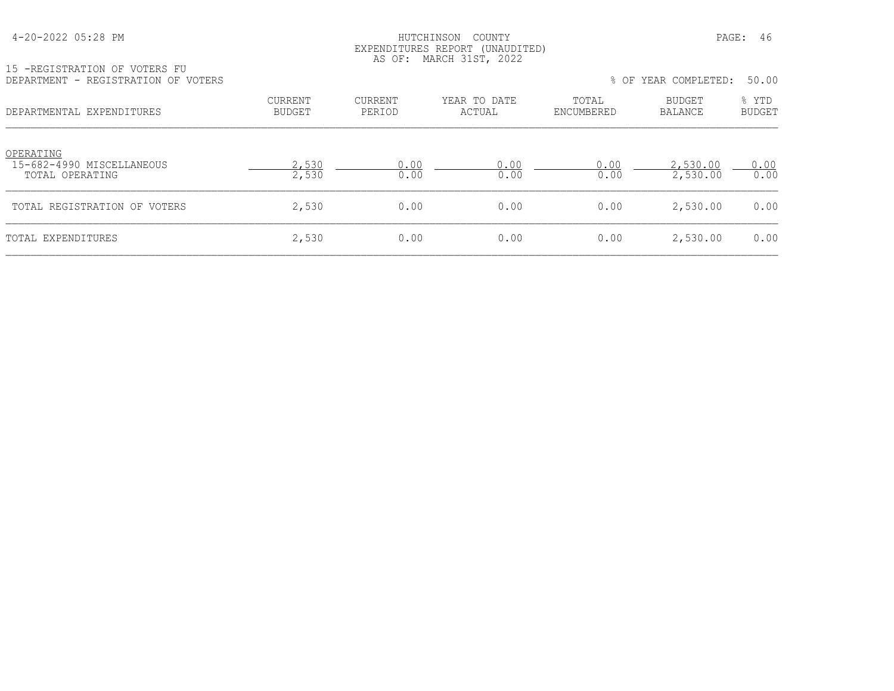HUTCHINSON COUNTY
EXPENDITURES REPORT (UNAUDITED)
AS OF: MARCH 31ST, 2022

15 -REGISTRATION OF VOTERS FU
DEPARTMENT - REGISTRATION OF VOTERS

% OF YEAR COMPLETED: 50.00

| DEPARTMENTAL EXPENDITURES | CURRENT BUDGET | CURRENT PERIOD | YEAR TO DATE ACTUAL | TOTAL ENCUMBERED | BUDGET BALANCE | % YTD BUDGET |
|---|---|---|---|---|---|---|
| OPERATING | | | | | | |
| 15-682-4990 MISCELLANEOUS | 2,530 | 0.00 | 0.00 | 0.00 | 2,530.00 | 0.00 |
| TOTAL OPERATING | 2,530 | 0.00 | 0.00 | 0.00 | 2,530.00 | 0.00 |
| TOTAL REGISTRATION OF VOTERS | 2,530 | 0.00 | 0.00 | 0.00 | 2,530.00 | 0.00 |
| TOTAL EXPENDITURES | 2,530 | 0.00 | 0.00 | 0.00 | 2,530.00 | 0.00 |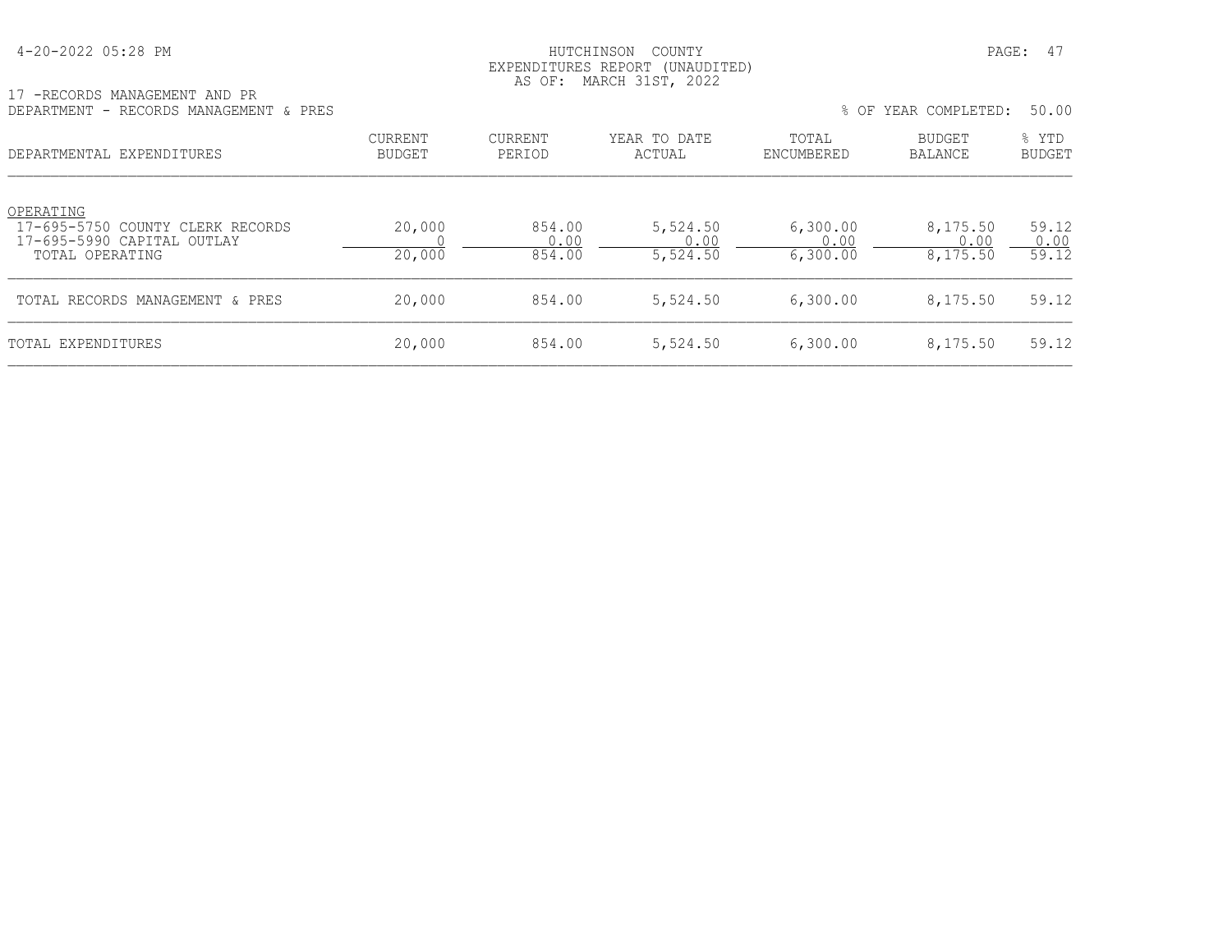HUTCHINSON COUNTY
EXPENDITURES REPORT (UNAUDITED)
AS OF: MARCH 31ST, 2022

17 -RECORDS MANAGEMENT AND PR
DEPARTMENT - RECORDS MANAGEMENT & PRES

% OF YEAR COMPLETED: 50.00

| DEPARTMENTAL EXPENDITURES | CURRENT BUDGET | CURRENT PERIOD | YEAR TO DATE ACTUAL | TOTAL ENCUMBERED | BUDGET BALANCE | % YTD BUDGET |
|---|---|---|---|---|---|---|
| OPERATING | | | | | | |
| 17-695-5750 COUNTY CLERK RECORDS | 20,000 | 854.00 | 5,524.50 | 6,300.00 | 8,175.50 | 59.12 |
| 17-695-5990 CAPITAL OUTLAY | 0 | 0.00 | 0.00 | 0.00 | 0.00 | 0.00 |
| TOTAL OPERATING | 20,000 | 854.00 | 5,524.50 | 6,300.00 | 8,175.50 | 59.12 |
| TOTAL RECORDS MANAGEMENT & PRES | 20,000 | 854.00 | 5,524.50 | 6,300.00 | 8,175.50 | 59.12 |
| TOTAL EXPENDITURES | 20,000 | 854.00 | 5,524.50 | 6,300.00 | 8,175.50 | 59.12 |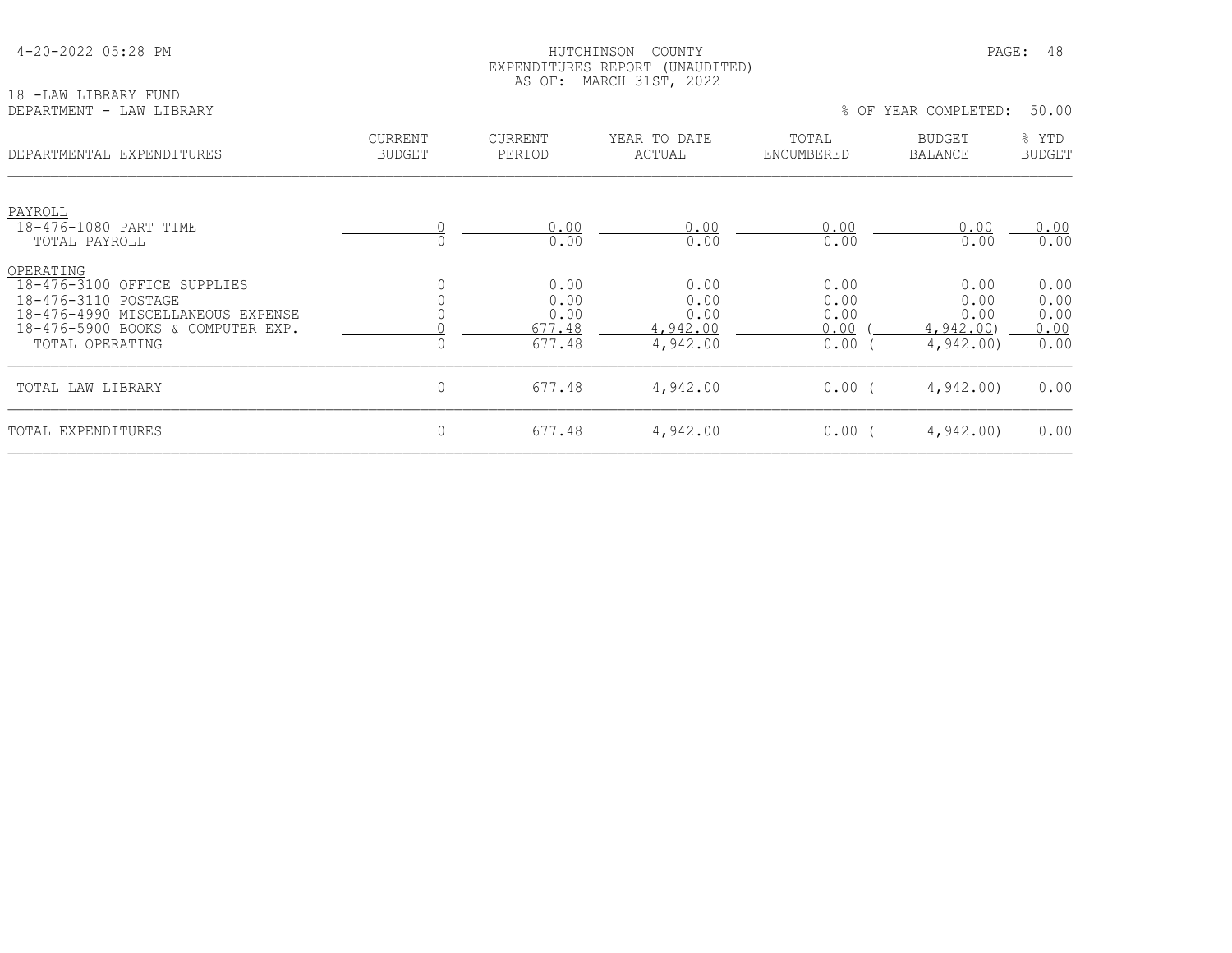HUTCHINSON COUNTY
EXPENDITURES REPORT (UNAUDITED)
AS OF: MARCH 31ST, 2022

4-20-2022 05:28 PM

18 -LAW LIBRARY FUND
DEPARTMENT - LAW LIBRARY

% OF YEAR COMPLETED: 50.00

| DEPARTMENTAL EXPENDITURES | CURRENT BUDGET | CURRENT PERIOD | YEAR TO DATE ACTUAL | TOTAL ENCUMBERED | BUDGET BALANCE | % YTD BUDGET |
|---|---|---|---|---|---|---|
| PAYROLL | | | | | | |
| 18-476-1080 PART TIME | 0 | 0.00 | 0.00 | 0.00 | 0.00 | 0.00 |
| TOTAL PAYROLL | 0 | 0.00 | 0.00 | 0.00 | 0.00 | 0.00 |
| OPERATING | | | | | | |
| 18-476-3100 OFFICE SUPPLIES | 0 | 0.00 | 0.00 | 0.00 | 0.00 | 0.00 |
| 18-476-3110 POSTAGE | 0 | 0.00 | 0.00 | 0.00 | 0.00 | 0.00 |
| 18-476-4990 MISCELLANEOUS EXPENSE | 0 | 0.00 | 0.00 | 0.00 | 0.00 | 0.00 |
| 18-476-5900 BOOKS & COMPUTER EXP. | 0 | 677.48 | 4,942.00 | 0.00 | ( 4,942.00) | 0.00 |
| TOTAL OPERATING | 0 | 677.48 | 4,942.00 | 0.00 | ( 4,942.00) | 0.00 |
| TOTAL LAW LIBRARY | 0 | 677.48 | 4,942.00 | 0.00 | ( 4,942.00) | 0.00 |
| TOTAL EXPENDITURES | 0 | 677.48 | 4,942.00 | 0.00 | ( 4,942.00) | 0.00 |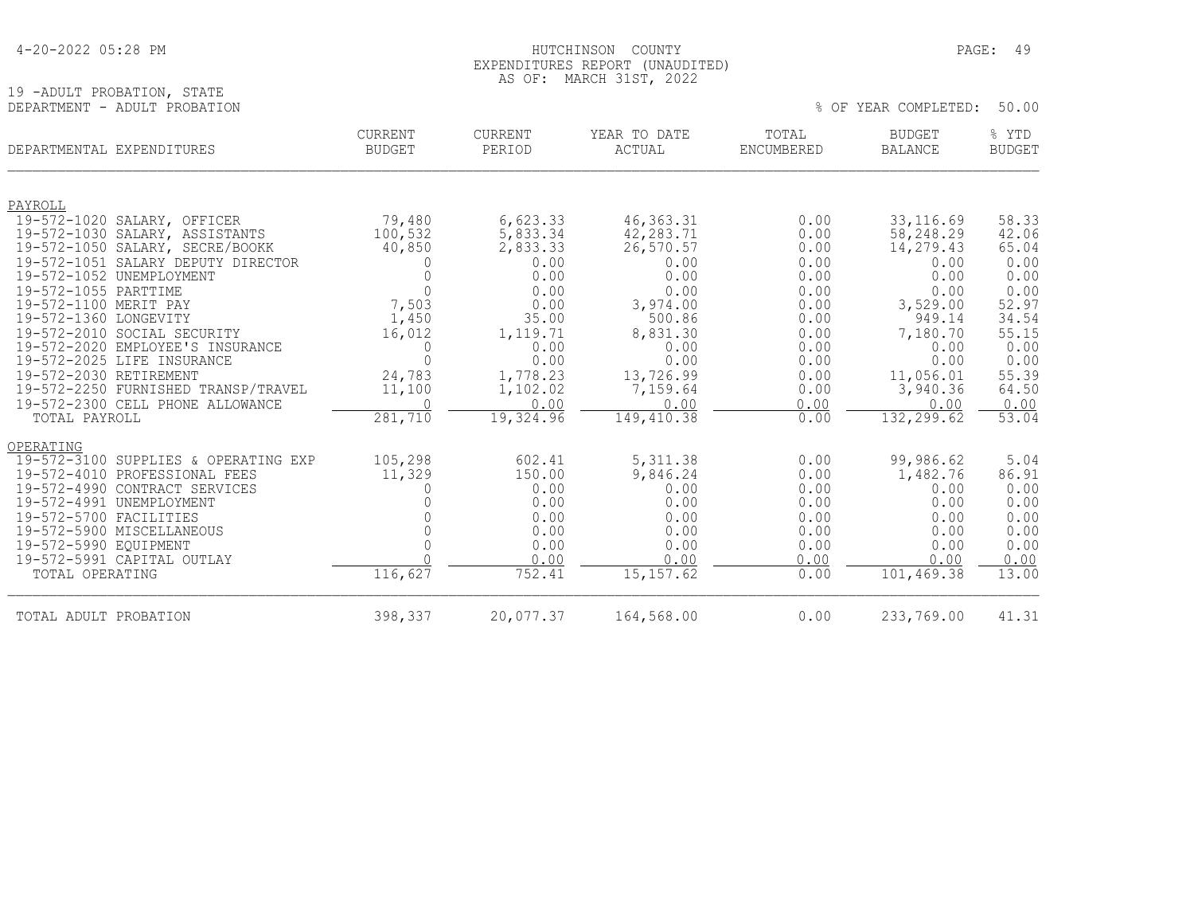HUTCHINSON COUNTY
EXPENDITURES REPORT (UNAUDITED)
AS OF: MARCH 31ST, 2022

19 -ADULT PROBATION, STATE
DEPARTMENT - ADULT PROBATION

% OF YEAR COMPLETED: 50.00

| DEPARTMENTAL EXPENDITURES | CURRENT BUDGET | CURRENT PERIOD | YEAR TO DATE ACTUAL | TOTAL ENCUMBERED | BUDGET BALANCE | % YTD BUDGET |
|---|---|---|---|---|---|---|
| PAYROLL | | | | | | |
| 19-572-1020 SALARY, OFFICER | 79,480 | 6,623.33 | 46,363.31 | 0.00 | 33,116.69 | 58.33 |
| 19-572-1030 SALARY, ASSISTANTS | 100,532 | 5,833.34 | 42,283.71 | 0.00 | 58,248.29 | 42.06 |
| 19-572-1050 SALARY, SECRE/BOOKK | 40,850 | 2,833.33 | 26,570.57 | 0.00 | 14,279.43 | 65.04 |
| 19-572-1051 SALARY DEPUTY DIRECTOR | 0 | 0.00 | 0.00 | 0.00 | 0.00 | 0.00 |
| 19-572-1052 UNEMPLOYMENT | 0 | 0.00 | 0.00 | 0.00 | 0.00 | 0.00 |
| 19-572-1055 PARTTIME | 0 | 0.00 | 0.00 | 0.00 | 0.00 | 0.00 |
| 19-572-1100 MERIT PAY | 7,503 | 0.00 | 3,974.00 | 0.00 | 3,529.00 | 52.97 |
| 19-572-1360 LONGEVITY | 1,450 | 35.00 | 500.86 | 0.00 | 949.14 | 34.54 |
| 19-572-2010 SOCIAL SECURITY | 16,012 | 1,119.71 | 8,831.30 | 0.00 | 7,180.70 | 55.15 |
| 19-572-2020 EMPLOYEE'S INSURANCE | 0 | 0.00 | 0.00 | 0.00 | 0.00 | 0.00 |
| 19-572-2025 LIFE INSURANCE | 0 | 0.00 | 0.00 | 0.00 | 0.00 | 0.00 |
| 19-572-2030 RETIREMENT | 24,783 | 1,778.23 | 13,726.99 | 0.00 | 11,056.01 | 55.39 |
| 19-572-2250 FURNISHED TRANSP/TRAVEL | 11,100 | 1,102.02 | 7,159.64 | 0.00 | 3,940.36 | 64.50 |
| 19-572-2300 CELL PHONE ALLOWANCE | 0 | 0.00 | 0.00 | 0.00 | 0.00 | 0.00 |
| TOTAL PAYROLL | 281,710 | 19,324.96 | 149,410.38 | 0.00 | 132,299.62 | 53.04 |
| OPERATING | | | | | | |
| 19-572-3100 SUPPLIES & OPERATING EXP | 105,298 | 602.41 | 5,311.38 | 0.00 | 99,986.62 | 5.04 |
| 19-572-4010 PROFESSIONAL FEES | 11,329 | 150.00 | 9,846.24 | 0.00 | 1,482.76 | 86.91 |
| 19-572-4990 CONTRACT SERVICES | 0 | 0.00 | 0.00 | 0.00 | 0.00 | 0.00 |
| 19-572-4991 UNEMPLOYMENT | 0 | 0.00 | 0.00 | 0.00 | 0.00 | 0.00 |
| 19-572-5700 FACILITIES | 0 | 0.00 | 0.00 | 0.00 | 0.00 | 0.00 |
| 19-572-5900 MISCELLANEOUS | 0 | 0.00 | 0.00 | 0.00 | 0.00 | 0.00 |
| 19-572-5990 EQUIPMENT | 0 | 0.00 | 0.00 | 0.00 | 0.00 | 0.00 |
| 19-572-5991 CAPITAL OUTLAY | 0 | 0.00 | 0.00 | 0.00 | 0.00 | 0.00 |
| TOTAL OPERATING | 116,627 | 752.41 | 15,157.62 | 0.00 | 101,469.38 | 13.00 |
| TOTAL ADULT PROBATION | 398,337 | 20,077.37 | 164,568.00 | 0.00 | 233,769.00 | 41.31 |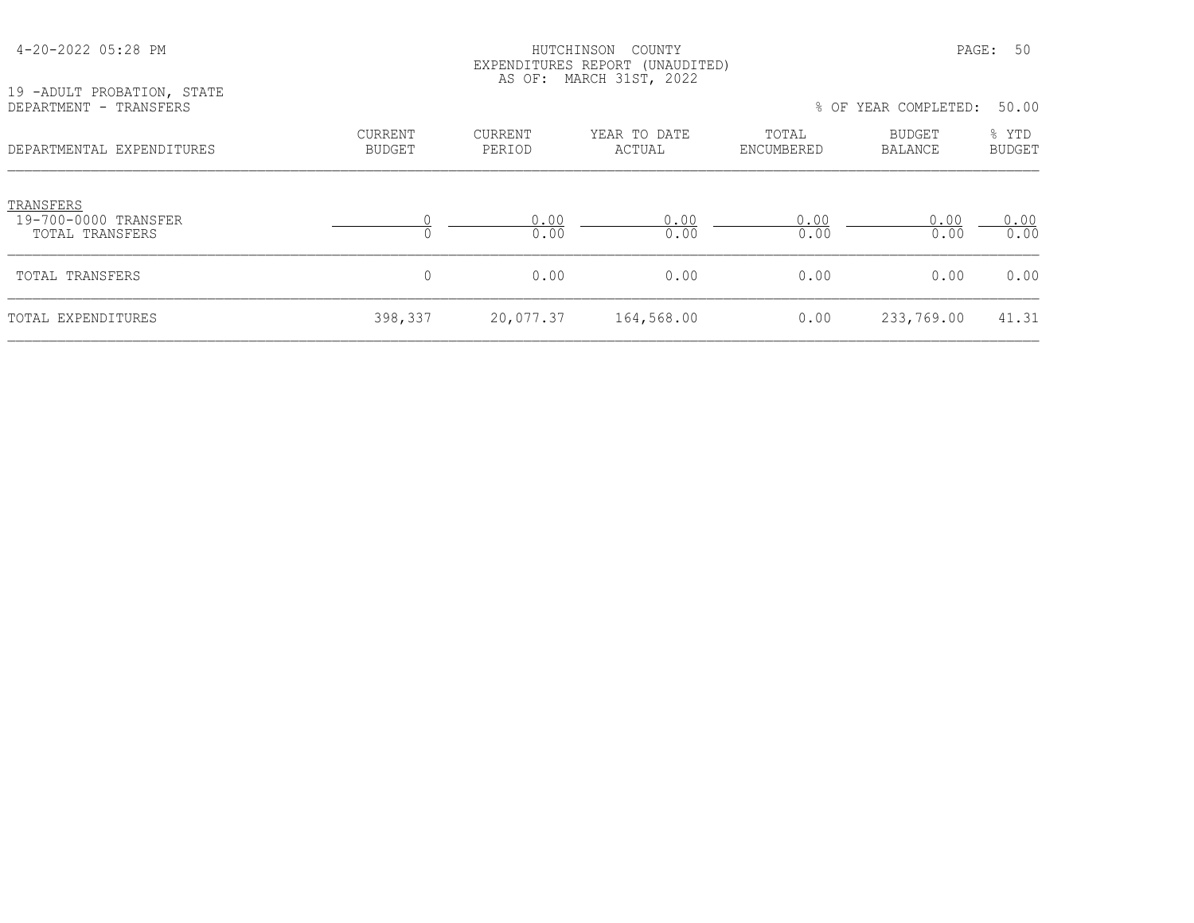HUTCHINSON COUNTY
EXPENDITURES REPORT (UNAUDITED)
AS OF: MARCH 31ST, 2022

19 -ADULT PROBATION, STATE
DEPARTMENT - TRANSFERS

% OF YEAR COMPLETED: 50.00

| DEPARTMENTAL EXPENDITURES | CURRENT BUDGET | CURRENT PERIOD | YEAR TO DATE ACTUAL | TOTAL ENCUMBERED | BUDGET BALANCE | % YTD BUDGET |
|---|---|---|---|---|---|---|
| TRANSFERS | | | | | | |
| 19-700-0000 TRANSFER | 0 | 0.00 | 0.00 | 0.00 | 0.00 | 0.00 |
| TOTAL TRANSFERS | 0 | 0.00 | 0.00 | 0.00 | 0.00 | 0.00 |
| TOTAL TRANSFERS | 0 | 0.00 | 0.00 | 0.00 | 0.00 | 0.00 |
| TOTAL EXPENDITURES | 398,337 | 20,077.37 | 164,568.00 | 0.00 | 233,769.00 | 41.31 |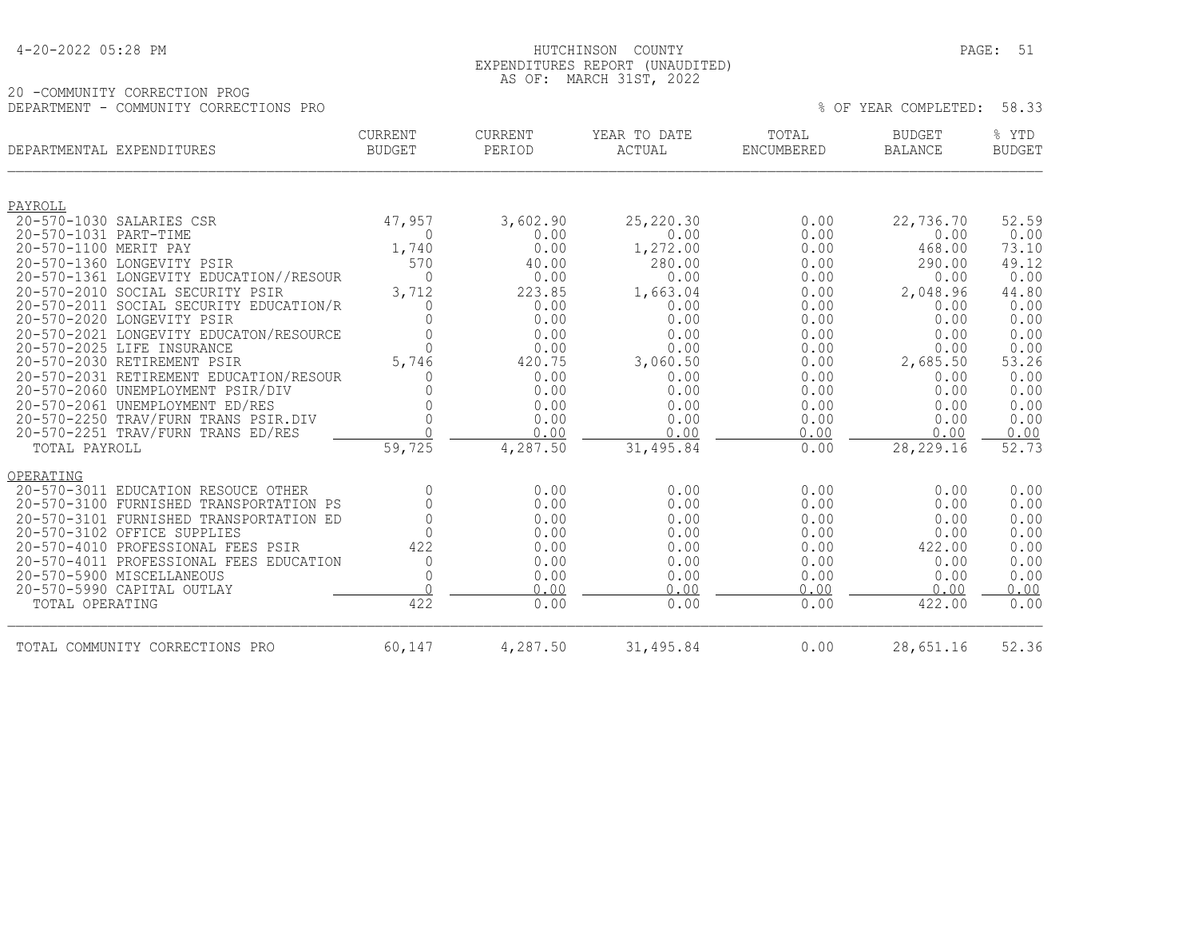HUTCHINSON COUNTY
EXPENDITURES REPORT (UNAUDITED)
AS OF: MARCH 31ST, 2022

20 -COMMUNITY CORRECTION PROG
DEPARTMENT - COMMUNITY CORRECTIONS PRO

% OF YEAR COMPLETED: 58.33

| DEPARTMENTAL EXPENDITURES | CURRENT BUDGET | CURRENT PERIOD | YEAR TO DATE ACTUAL | TOTAL ENCUMBERED | BUDGET BALANCE | % YTD BUDGET |
|---|---|---|---|---|---|---|
| **PAYROLL** | | | | | | |
| 20-570-1030 SALARIES CSR | 47,957 | 3,602.90 | 25,220.30 | 0.00 | 22,736.70 | 52.59 |
| 20-570-1031 PART-TIME | 0 | 0.00 | 0.00 | 0.00 | 0.00 | 0.00 |
| 20-570-1100 MERIT PAY | 1,740 | 0.00 | 1,272.00 | 0.00 | 468.00 | 73.10 |
| 20-570-1360 LONGEVITY PSIR | 570 | 40.00 | 280.00 | 0.00 | 290.00 | 49.12 |
| 20-570-1361 LONGEVITY EDUCATION//RESOUR | 0 | 0.00 | 0.00 | 0.00 | 0.00 | 0.00 |
| 20-570-2010 SOCIAL SECURITY PSIR | 3,712 | 223.85 | 1,663.04 | 0.00 | 2,048.96 | 44.80 |
| 20-570-2011 SOCIAL SECURITY EDUCATION/R | 0 | 0.00 | 0.00 | 0.00 | 0.00 | 0.00 |
| 20-570-2020 LONGEVITY PSIR | 0 | 0.00 | 0.00 | 0.00 | 0.00 | 0.00 |
| 20-570-2021 LONGEVITY EDUCATON/RESOURCE | 0 | 0.00 | 0.00 | 0.00 | 0.00 | 0.00 |
| 20-570-2025 LIFE INSURANCE | 0 | 0.00 | 0.00 | 0.00 | 0.00 | 0.00 |
| 20-570-2030 RETIREMENT PSIR | 5,746 | 420.75 | 3,060.50 | 0.00 | 2,685.50 | 53.26 |
| 20-570-2031 RETIREMENT EDUCATION/RESOUR | 0 | 0.00 | 0.00 | 0.00 | 0.00 | 0.00 |
| 20-570-2060 UNEMPLOYMENT PSIR/DIV | 0 | 0.00 | 0.00 | 0.00 | 0.00 | 0.00 |
| 20-570-2061 UNEMPLOYMENT ED/RES | 0 | 0.00 | 0.00 | 0.00 | 0.00 | 0.00 |
| 20-570-2250 TRAV/FURN TRANS PSIR.DIV | 0 | 0.00 | 0.00 | 0.00 | 0.00 | 0.00 |
| 20-570-2251 TRAV/FURN TRANS ED/RES | 0 | 0.00 | 0.00 | 0.00 | 0.00 | 0.00 |
| TOTAL PAYROLL | 59,725 | 4,287.50 | 31,495.84 | 0.00 | 28,229.16 | 52.73 |
| **OPERATING** | | | | | | |
| 20-570-3011 EDUCATION RESOUCE OTHER | 0 | 0.00 | 0.00 | 0.00 | 0.00 | 0.00 |
| 20-570-3100 FURNISHED TRANSPORTATION PS | 0 | 0.00 | 0.00 | 0.00 | 0.00 | 0.00 |
| 20-570-3101 FURNISHED TRANSPORTATION ED | 0 | 0.00 | 0.00 | 0.00 | 0.00 | 0.00 |
| 20-570-3102 OFFICE SUPPLIES | 0 | 0.00 | 0.00 | 0.00 | 0.00 | 0.00 |
| 20-570-4010 PROFESSIONAL FEES PSIR | 422 | 0.00 | 0.00 | 0.00 | 422.00 | 0.00 |
| 20-570-4011 PROFESSIONAL FEES EDUCATION | 0 | 0.00 | 0.00 | 0.00 | 0.00 | 0.00 |
| 20-570-5900 MISCELLANEOUS | 0 | 0.00 | 0.00 | 0.00 | 0.00 | 0.00 |
| 20-570-5990 CAPITAL OUTLAY | 0 | 0.00 | 0.00 | 0.00 | 0.00 | 0.00 |
| TOTAL OPERATING | 422 | 0.00 | 0.00 | 0.00 | 422.00 | 0.00 |
| TOTAL COMMUNITY CORRECTIONS PRO | 60,147 | 4,287.50 | 31,495.84 | 0.00 | 28,651.16 | 52.36 |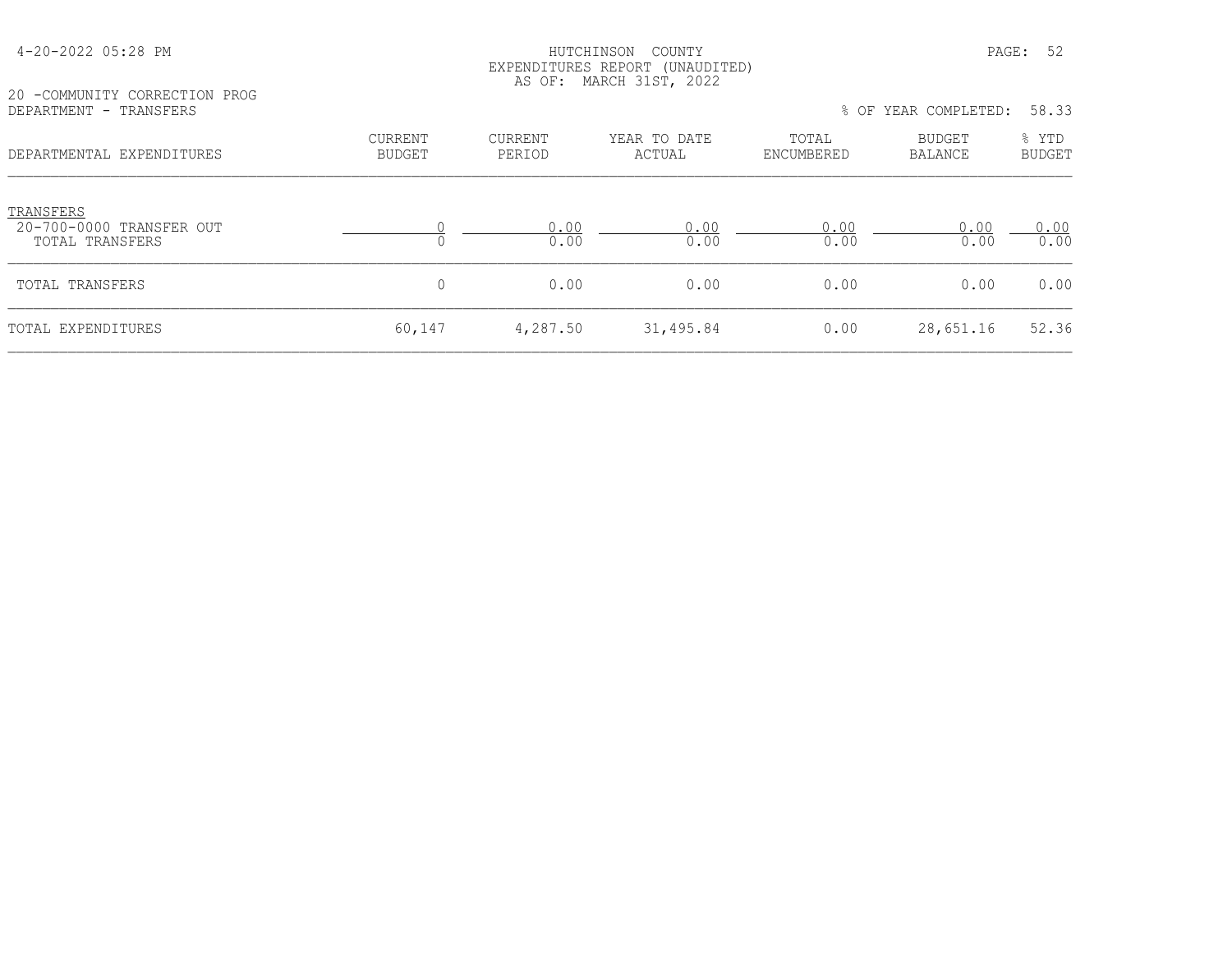HUTCHINSON COUNTY
EXPENDITURES REPORT (UNAUDITED)
AS OF: MARCH 31ST, 2022

20 -COMMUNITY CORRECTION PROG
DEPARTMENT - TRANSFERS

% OF YEAR COMPLETED: 58.33

| DEPARTMENTAL EXPENDITURES | CURRENT BUDGET | CURRENT PERIOD | YEAR TO DATE ACTUAL | TOTAL ENCUMBERED | BUDGET BALANCE | % YTD BUDGET |
|---|---|---|---|---|---|---|
| TRANSFERS | | | | | | |
| 20-700-0000 TRANSFER OUT | 0 | 0.00 | 0.00 | 0.00 | 0.00 | 0.00 |
| TOTAL TRANSFERS | 0 | 0.00 | 0.00 | 0.00 | 0.00 | 0.00 |
| TOTAL TRANSFERS | 0 | 0.00 | 0.00 | 0.00 | 0.00 | 0.00 |
| TOTAL EXPENDITURES | 60,147 | 4,287.50 | 31,495.84 | 0.00 | 28,651.16 | 52.36 |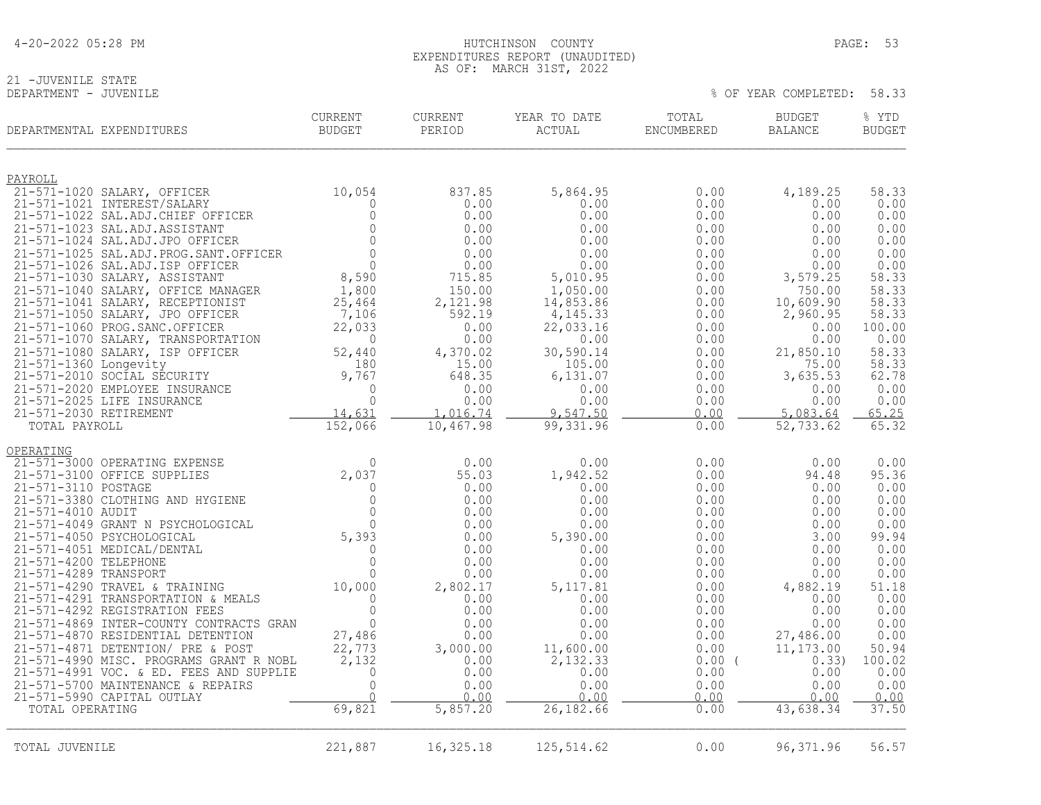HUTCHINSON COUNTY
EXPENDITURES REPORT (UNAUDITED)
AS OF: MARCH 31ST, 2022

21 -JUVENILE STATE
DEPARTMENT - JUVENILE

% OF YEAR COMPLETED: 58.33

| DEPARTMENTAL EXPENDITURES | CURRENT BUDGET | CURRENT PERIOD | YEAR TO DATE ACTUAL | TOTAL ENCUMBERED | BUDGET BALANCE | % YTD BUDGET |
|---|---|---|---|---|---|---|
| **PAYROLL** | | | | | | |
| 21-571-1020 SALARY, OFFICER | 10,054 | 837.85 | 5,864.95 | 0.00 | 4,189.25 | 58.33 |
| 21-571-1021 INTEREST/SALARY | 0 | 0.00 | 0.00 | 0.00 | 0.00 | 0.00 |
| 21-571-1022 SAL.ADJ.CHIEF OFFICER | 0 | 0.00 | 0.00 | 0.00 | 0.00 | 0.00 |
| 21-571-1023 SAL.ADJ.ASSISTANT | 0 | 0.00 | 0.00 | 0.00 | 0.00 | 0.00 |
| 21-571-1024 SAL.ADJ.JPO OFFICER | 0 | 0.00 | 0.00 | 0.00 | 0.00 | 0.00 |
| 21-571-1025 SAL.ADJ.PROG.SANT.OFFICER | 0 | 0.00 | 0.00 | 0.00 | 0.00 | 0.00 |
| 21-571-1026 SAL.ADJ.ISP OFFICER | 0 | 0.00 | 0.00 | 0.00 | 0.00 | 0.00 |
| 21-571-1030 SALARY, ASSISTANT | 8,590 | 715.85 | 5,010.95 | 0.00 | 3,579.25 | 58.33 |
| 21-571-1040 SALARY, OFFICE MANAGER | 1,800 | 150.00 | 1,050.00 | 0.00 | 750.00 | 58.33 |
| 21-571-1041 SALARY, RECEPTIONIST | 25,464 | 2,121.98 | 14,853.86 | 0.00 | 10,609.90 | 58.33 |
| 21-571-1050 SALARY, JPO OFFICER | 7,106 | 592.19 | 4,145.33 | 0.00 | 2,960.95 | 58.33 |
| 21-571-1060 PROG.SANC.OFFICER | 22,033 | 0.00 | 22,033.16 | 0.00 | 0.00 | 100.00 |
| 21-571-1070 SALARY, TRANSPORTATION | 0 | 0.00 | 0.00 | 0.00 | 0.00 | 0.00 |
| 21-571-1080 SALARY, ISP OFFICER | 52,440 | 4,370.02 | 30,590.14 | 0.00 | 21,850.10 | 58.33 |
| 21-571-1360 Longevity | 180 | 15.00 | 105.00 | 0.00 | 75.00 | 58.33 |
| 21-571-2010 SOCIAL SECURITY | 9,767 | 648.35 | 6,131.07 | 0.00 | 3,635.53 | 62.78 |
| 21-571-2020 EMPLOYEE INSURANCE | 0 | 0.00 | 0.00 | 0.00 | 0.00 | 0.00 |
| 21-571-2025 LIFE INSURANCE | 0 | 0.00 | 0.00 | 0.00 | 0.00 | 0.00 |
| 21-571-2030 RETIREMENT | 14,631 | 1,016.74 | 9,547.50 | 0.00 | 5,083.64 | 65.25 |
| TOTAL PAYROLL | 152,066 | 10,467.98 | 99,331.96 | 0.00 | 52,733.62 | 65.32 |
| **OPERATING** | | | | | | |
| 21-571-3000 OPERATING EXPENSE | 0 | 0.00 | 0.00 | 0.00 | 0.00 | 0.00 |
| 21-571-3100 OFFICE SUPPLIES | 2,037 | 55.03 | 1,942.52 | 0.00 | 94.48 | 95.36 |
| 21-571-3110 POSTAGE | 0 | 0.00 | 0.00 | 0.00 | 0.00 | 0.00 |
| 21-571-3380 CLOTHING AND HYGIENE | 0 | 0.00 | 0.00 | 0.00 | 0.00 | 0.00 |
| 21-571-4010 AUDIT | 0 | 0.00 | 0.00 | 0.00 | 0.00 | 0.00 |
| 21-571-4049 GRANT N PSYCHOLOGICAL | 0 | 0.00 | 0.00 | 0.00 | 0.00 | 0.00 |
| 21-571-4050 PSYCHOLOGICAL | 5,393 | 0.00 | 5,390.00 | 0.00 | 3.00 | 99.94 |
| 21-571-4051 MEDICAL/DENTAL | 0 | 0.00 | 0.00 | 0.00 | 0.00 | 0.00 |
| 21-571-4200 TELEPHONE | 0 | 0.00 | 0.00 | 0.00 | 0.00 | 0.00 |
| 21-571-4289 TRANSPORT | 0 | 0.00 | 0.00 | 0.00 | 0.00 | 0.00 |
| 21-571-4290 TRAVEL & TRAINING | 10,000 | 2,802.17 | 5,117.81 | 0.00 | 4,882.19 | 51.18 |
| 21-571-4291 TRANSPORTATION & MEALS | 0 | 0.00 | 0.00 | 0.00 | 0.00 | 0.00 |
| 21-571-4292 REGISTRATION FEES | 0 | 0.00 | 0.00 | 0.00 | 0.00 | 0.00 |
| 21-571-4869 INTER-COUNTY CONTRACTS GRAN | 0 | 0.00 | 0.00 | 0.00 | 0.00 | 0.00 |
| 21-571-4870 RESIDENTIAL DETENTION | 27,486 | 0.00 | 0.00 | 0.00 | 27,486.00 | 0.00 |
| 21-571-4871 DETENTION/ PRE & POST | 22,773 | 3,000.00 | 11,600.00 | 0.00 | 11,173.00 | 50.94 |
| 21-571-4990 MISC. PROGRAMS GRANT R NOBL | 2,132 | 0.00 | 2,132.33 | 0.00 | ( 0.33) | 100.02 |
| 21-571-4991 VOC. & ED. FEES AND SUPPLIE | 0 | 0.00 | 0.00 | 0.00 | 0.00 | 0.00 |
| 21-571-5700 MAINTENANCE & REPAIRS | 0 | 0.00 | 0.00 | 0.00 | 0.00 | 0.00 |
| 21-571-5990 CAPITAL OUTLAY | 0 | 0.00 | 0.00 | 0.00 | 0.00 | 0.00 |
| TOTAL OPERATING | 69,821 | 5,857.20 | 26,182.66 | 0.00 | 43,638.34 | 37.50 |
| TOTAL JUVENILE | 221,887 | 16,325.18 | 125,514.62 | 0.00 | 96,371.96 | 56.57 |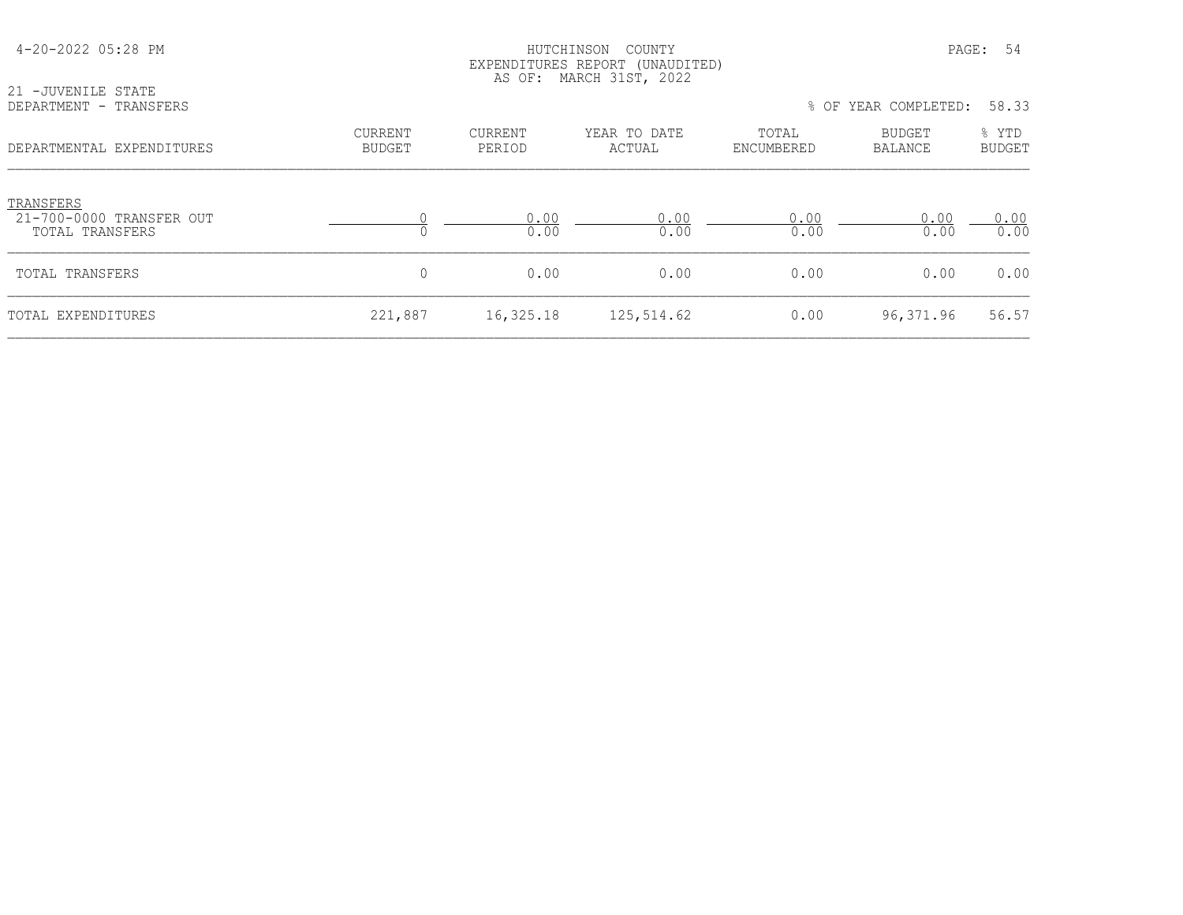HUTCHINSON COUNTY
EXPENDITURES REPORT (UNAUDITED)
AS OF: MARCH 31ST, 2022

21 -JUVENILE STATE
DEPARTMENT - TRANSFERS

% OF YEAR COMPLETED: 58.33

| DEPARTMENTAL EXPENDITURES | CURRENT BUDGET | CURRENT PERIOD | YEAR TO DATE ACTUAL | TOTAL ENCUMBERED | BUDGET BALANCE | % YTD BUDGET |
|---|---|---|---|---|---|---|
| TRANSFERS | | | | | | |
| 21-700-0000 TRANSFER OUT | 0 | 0.00 | 0.00 | 0.00 | 0.00 | 0.00 |
| TOTAL TRANSFERS | 0 | 0.00 | 0.00 | 0.00 | 0.00 | 0.00 |
| TOTAL TRANSFERS | 0 | 0.00 | 0.00 | 0.00 | 0.00 | 0.00 |
| TOTAL EXPENDITURES | 221,887 | 16,325.18 | 125,514.62 | 0.00 | 96,371.96 | 56.57 |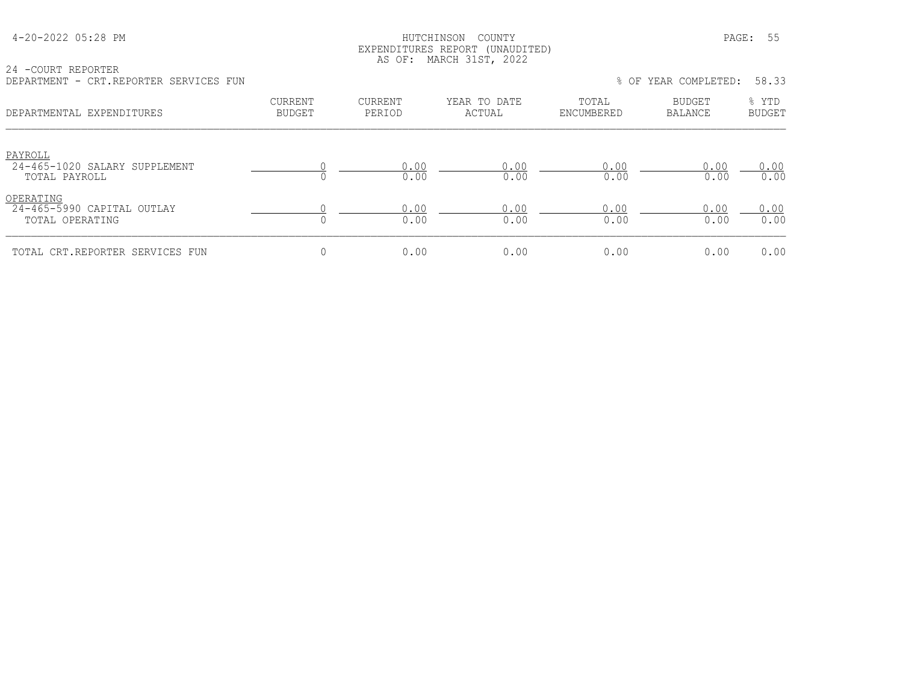HUTCHINSON COUNTY
EXPENDITURES REPORT (UNAUDITED)
AS OF: MARCH 31ST, 2022

24 -COURT REPORTER
DEPARTMENT - CRT.REPORTER SERVICES FUN

% OF YEAR COMPLETED: 58.33

| DEPARTMENTAL EXPENDITURES | CURRENT BUDGET | CURRENT PERIOD | YEAR TO DATE ACTUAL | TOTAL ENCUMBERED | BUDGET BALANCE | % YTD BUDGET |
|---|---|---|---|---|---|---|
| PAYROLL | | | | | | |
| 24-465-1020 SALARY SUPPLEMENT | 0 | 0.00 | 0.00 | 0.00 | 0.00 | 0.00 |
| TOTAL PAYROLL | 0 | 0.00 | 0.00 | 0.00 | 0.00 | 0.00 |
| OPERATING | | | | | | |
| 24-465-5990 CAPITAL OUTLAY | 0 | 0.00 | 0.00 | 0.00 | 0.00 | 0.00 |
| TOTAL OPERATING | 0 | 0.00 | 0.00 | 0.00 | 0.00 | 0.00 |
| TOTAL CRT.REPORTER SERVICES FUN | 0 | 0.00 | 0.00 | 0.00 | 0.00 | 0.00 |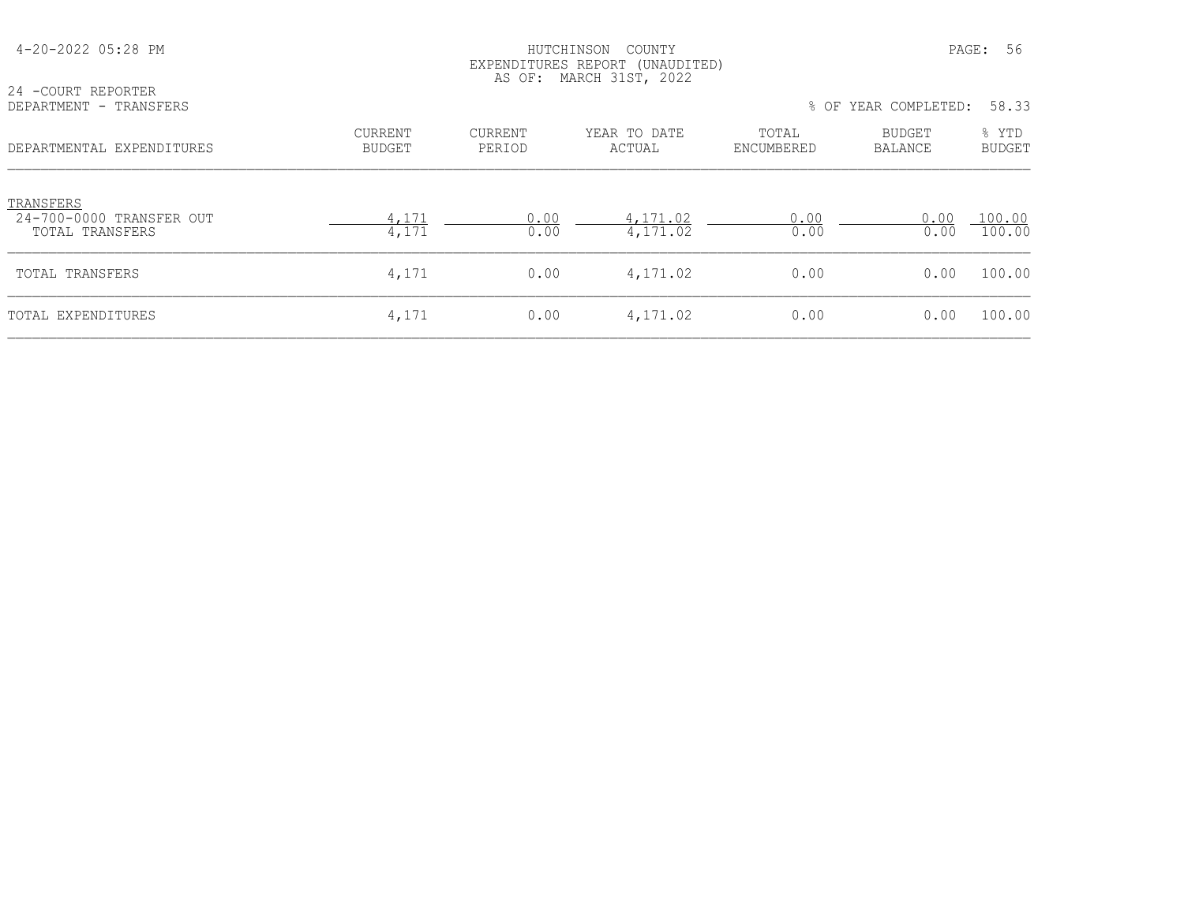24 -COURT REPORTER
DEPARTMENT - TRANSFERS

% OF YEAR COMPLETED: 58.33

| DEPARTMENTAL EXPENDITURES | CURRENT BUDGET | CURRENT PERIOD | YEAR TO DATE ACTUAL | TOTAL ENCUMBERED | BUDGET BALANCE | % YTD BUDGET |
|---|---|---|---|---|---|---|
| TRANSFERS | | | | | | |
| 24-700-0000 TRANSFER OUT | 4,171 | 0.00 | 4,171.02 | 0.00 | 0.00 | 100.00 |
| TOTAL TRANSFERS | 4,171 | 0.00 | 4,171.02 | 0.00 | 0.00 | 100.00 |
| TOTAL TRANSFERS | 4,171 | 0.00 | 4,171.02 | 0.00 | 0.00 | 100.00 |
| TOTAL EXPENDITURES | 4,171 | 0.00 | 4,171.02 | 0.00 | 0.00 | 100.00 |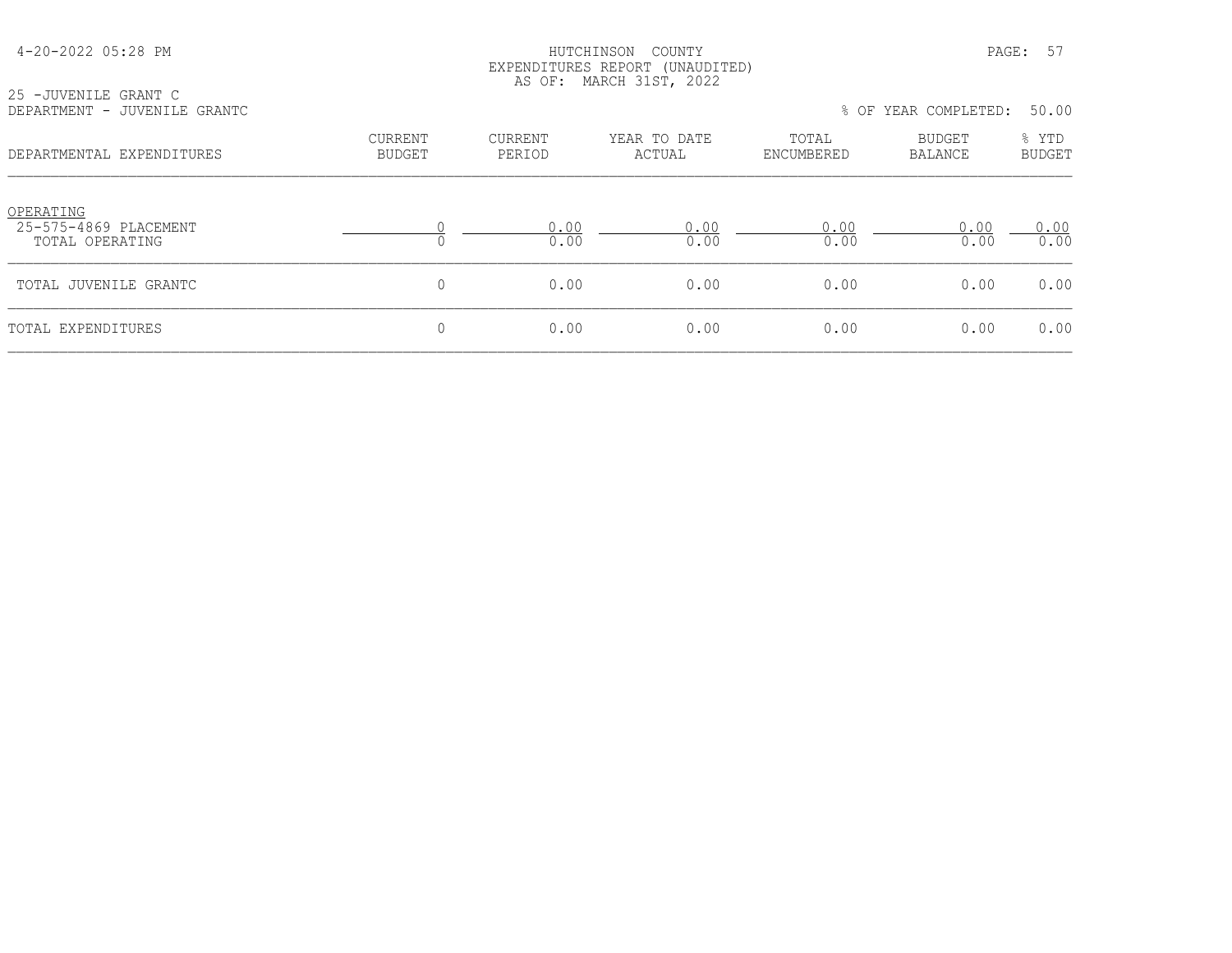HUTCHINSON COUNTY
EXPENDITURES REPORT (UNAUDITED)
AS OF: MARCH 31ST, 2022

25 -JUVENILE GRANT C
DEPARTMENT - JUVENILE GRANTC

% OF YEAR COMPLETED: 50.00

| DEPARTMENTAL EXPENDITURES | CURRENT BUDGET | CURRENT PERIOD | YEAR TO DATE ACTUAL | TOTAL ENCUMBERED | BUDGET BALANCE | % YTD BUDGET |
|---|---|---|---|---|---|---|
| OPERATING | | | | | | |
| 25-575-4869 PLACEMENT | 0 | 0.00 | 0.00 | 0.00 | 0.00 | 0.00 |
| TOTAL OPERATING | 0 | 0.00 | 0.00 | 0.00 | 0.00 | 0.00 |
| TOTAL JUVENILE GRANTC | 0 | 0.00 | 0.00 | 0.00 | 0.00 | 0.00 |
| TOTAL EXPENDITURES | 0 | 0.00 | 0.00 | 0.00 | 0.00 | 0.00 |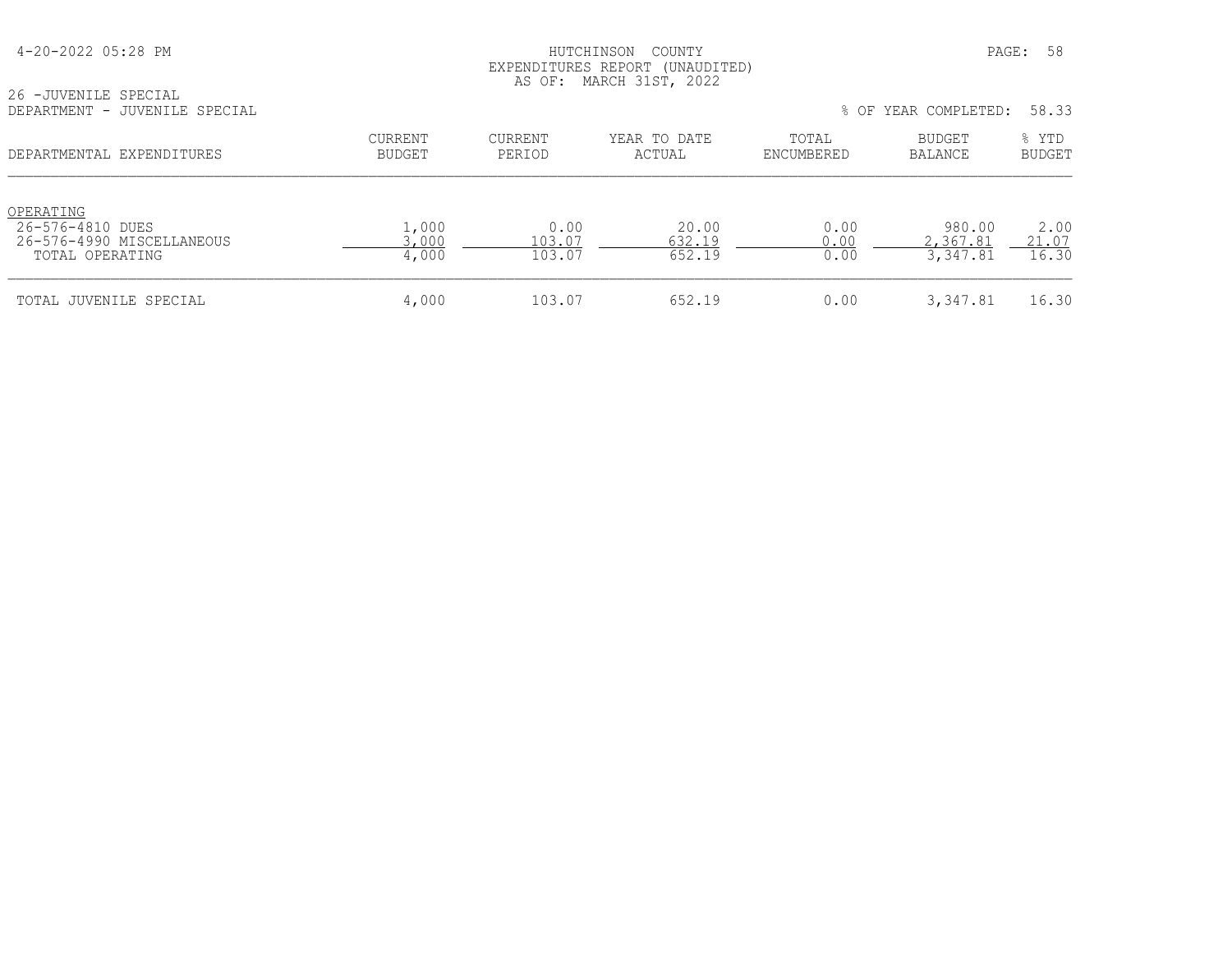HUTCHINSON COUNTY
EXPENDITURES REPORT (UNAUDITED)
AS OF: MARCH 31ST, 2022

26 -JUVENILE SPECIAL
DEPARTMENT - JUVENILE SPECIAL

% OF YEAR COMPLETED: 58.33

| DEPARTMENTAL EXPENDITURES | CURRENT BUDGET | CURRENT PERIOD | YEAR TO DATE ACTUAL | TOTAL ENCUMBERED | BUDGET BALANCE | % YTD BUDGET |
|---|---|---|---|---|---|---|
| OPERATING | | | | | | |
| 26-576-4810 DUES | 1,000 | 0.00 | 20.00 | 0.00 | 980.00 | 2.00 |
| 26-576-4990 MISCELLANEOUS | 3,000 | 103.07 | 632.19 | 0.00 | 2,367.81 | 21.07 |
| TOTAL OPERATING | 4,000 | 103.07 | 652.19 | 0.00 | 3,347.81 | 16.30 |
| TOTAL JUVENILE SPECIAL | 4,000 | 103.07 | 652.19 | 0.00 | 3,347.81 | 16.30 |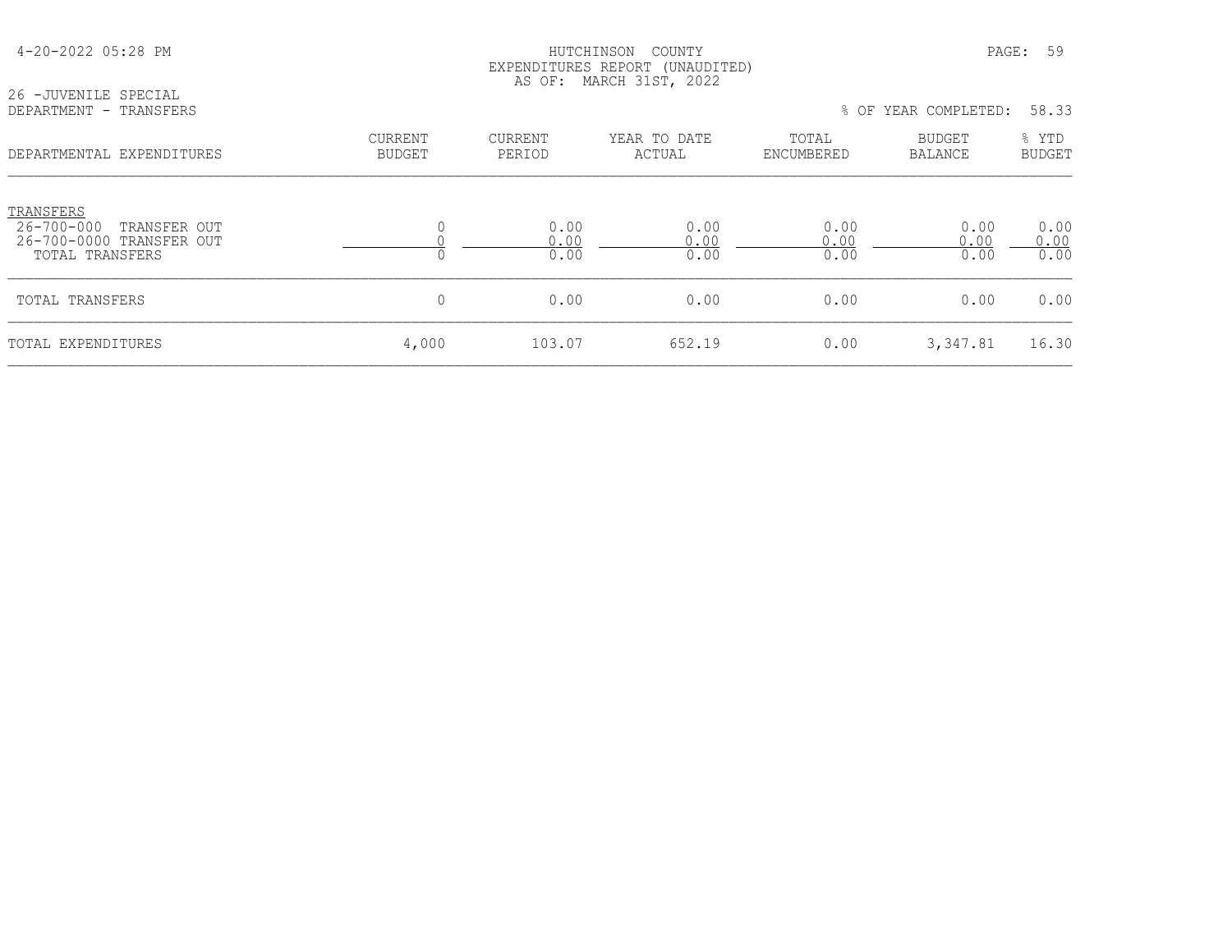HUTCHINSON COUNTY
EXPENDITURES REPORT (UNAUDITED)
AS OF: MARCH 31ST, 2022

26 -JUVENILE SPECIAL
DEPARTMENT - TRANSFERS

% OF YEAR COMPLETED: 58.33

| DEPARTMENTAL EXPENDITURES | CURRENT BUDGET | CURRENT PERIOD | YEAR TO DATE ACTUAL | TOTAL ENCUMBERED | BUDGET BALANCE | % YTD BUDGET |
|---|---|---|---|---|---|---|
| TRANSFERS | | | | | | |
| 26-700-000 TRANSFER OUT | 0 | 0.00 | 0.00 | 0.00 | 0.00 | 0.00 |
| 26-700-0000 TRANSFER OUT | 0 | 0.00 | 0.00 | 0.00 | 0.00 | 0.00 |
| TOTAL TRANSFERS | 0 | 0.00 | 0.00 | 0.00 | 0.00 | 0.00 |
| TOTAL TRANSFERS | 0 | 0.00 | 0.00 | 0.00 | 0.00 | 0.00 |
| TOTAL EXPENDITURES | 4,000 | 103.07 | 652.19 | 0.00 | 3,347.81 | 16.30 |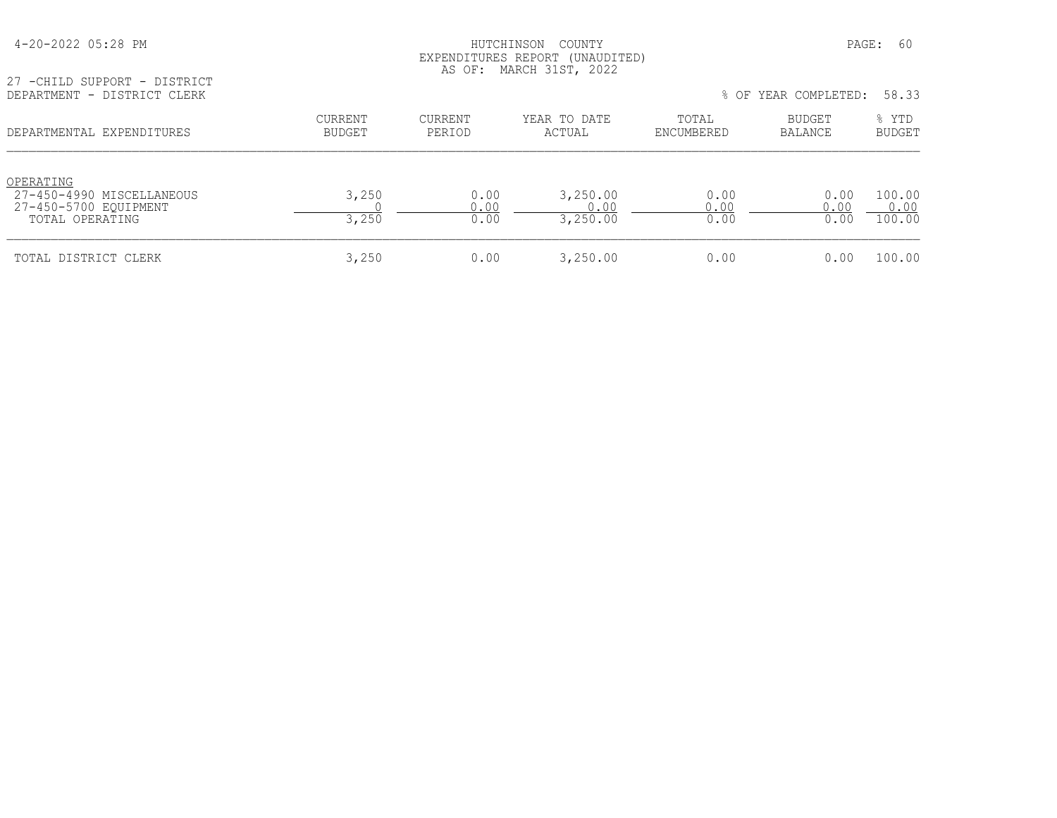HUTCHINSON COUNTY
EXPENDITURES REPORT (UNAUDITED)
AS OF: MARCH 31ST, 2022

27 -CHILD SUPPORT - DISTRICT
DEPARTMENT - DISTRICT CLERK

% OF YEAR COMPLETED: 58.33

| DEPARTMENTAL EXPENDITURES | CURRENT BUDGET | CURRENT PERIOD | YEAR TO DATE ACTUAL | TOTAL ENCUMBERED | BUDGET BALANCE | % YTD BUDGET |
|---|---|---|---|---|---|---|
| OPERATING | | | | | | |
| 27-450-4990 MISCELLANEOUS | 3,250 | 0.00 | 3,250.00 | 0.00 | 0.00 | 100.00 |
| 27-450-5700 EQUIPMENT | 0 | 0.00 | 0.00 | 0.00 | 0.00 | 0.00 |
| TOTAL OPERATING | 3,250 | 0.00 | 3,250.00 | 0.00 | 0.00 | 100.00 |
| TOTAL DISTRICT CLERK | 3,250 | 0.00 | 3,250.00 | 0.00 | 0.00 | 100.00 |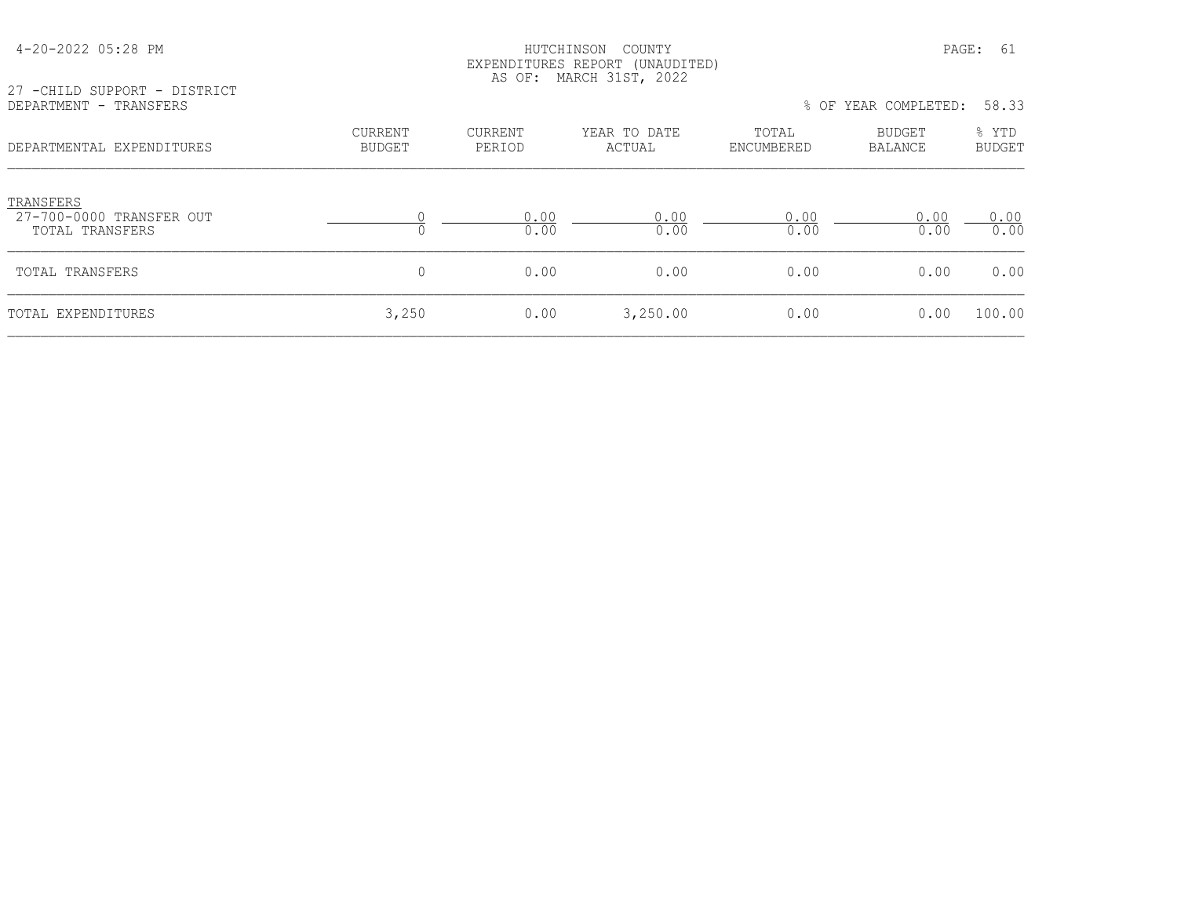HUTCHINSON COUNTY
EXPENDITURES REPORT (UNAUDITED)
AS OF: MARCH 31ST, 2022

27 -CHILD SUPPORT - DISTRICT
DEPARTMENT - TRANSFERS

% OF YEAR COMPLETED: 58.33

| DEPARTMENTAL EXPENDITURES | CURRENT BUDGET | CURRENT PERIOD | YEAR TO DATE ACTUAL | TOTAL ENCUMBERED | BUDGET BALANCE | % YTD BUDGET |
|---|---|---|---|---|---|---|
| TRANSFERS | | | | | | |
| 27-700-0000 TRANSFER OUT | 0 | 0.00 | 0.00 | 0.00 | 0.00 | 0.00 |
| TOTAL TRANSFERS | 0 | 0.00 | 0.00 | 0.00 | 0.00 | 0.00 |
| TOTAL TRANSFERS | 0 | 0.00 | 0.00 | 0.00 | 0.00 | 0.00 |
| TOTAL EXPENDITURES | 3,250 | 0.00 | 3,250.00 | 0.00 | 0.00 | 100.00 |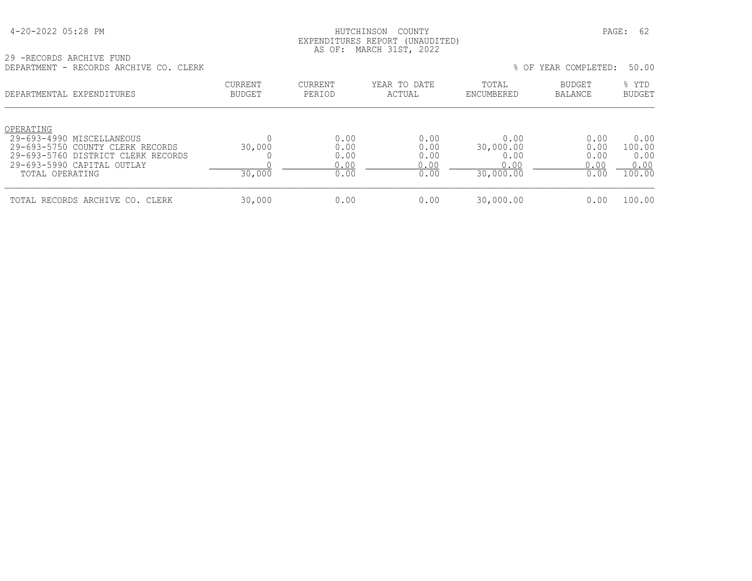4-20-2022 05:28 PM

HUTCHINSON COUNTY
EXPENDITURES REPORT (UNAUDITED)
AS OF: MARCH 31ST, 2022

29 -RECORDS ARCHIVE FUND
DEPARTMENT - RECORDS ARCHIVE CO. CLERK

% OF YEAR COMPLETED: 50.00

| DEPARTMENTAL EXPENDITURES | CURRENT BUDGET | CURRENT PERIOD | YEAR TO DATE ACTUAL | TOTAL ENCUMBERED | BUDGET BALANCE | % YTD BUDGET |
|---|---|---|---|---|---|---|
| OPERATING | | | | | | |
| 29-693-4990 MISCELLANEOUS | 0 | 0.00 | 0.00 | 0.00 | 0.00 | 0.00 |
| 29-693-5750 COUNTY CLERK RECORDS | 30,000 | 0.00 | 0.00 | 30,000.00 | 0.00 | 100.00 |
| 29-693-5760 DISTRICT CLERK RECORDS | 0 | 0.00 | 0.00 | 0.00 | 0.00 | 0.00 |
| 29-693-5990 CAPITAL OUTLAY | 0 | 0.00 | 0.00 | 0.00 | 0.00 | 0.00 |
| TOTAL OPERATING | 30,000 | 0.00 | 0.00 | 30,000.00 | 0.00 | 100.00 |
| TOTAL RECORDS ARCHIVE CO. CLERK | 30,000 | 0.00 | 0.00 | 30,000.00 | 0.00 | 100.00 |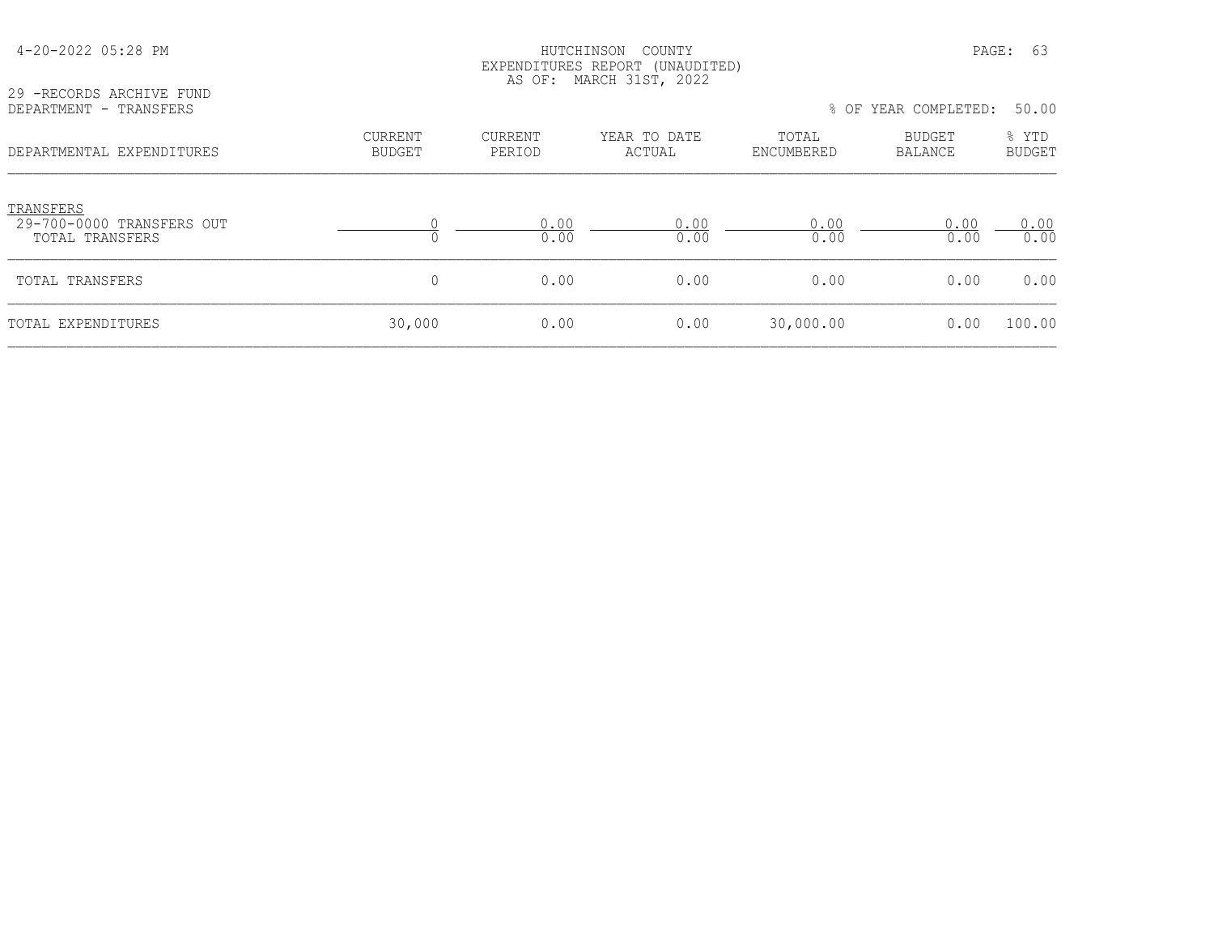HUTCHINSON COUNTY
EXPENDITURES REPORT (UNAUDITED)
AS OF: MARCH 31ST, 2022

29 -RECORDS ARCHIVE FUND
DEPARTMENT - TRANSFERS

% OF YEAR COMPLETED: 50.00

| DEPARTMENTAL EXPENDITURES | CURRENT BUDGET | CURRENT PERIOD | YEAR TO DATE ACTUAL | TOTAL ENCUMBERED | BUDGET BALANCE | % YTD BUDGET |
|---|---|---|---|---|---|---|
| TRANSFERS | | | | | | |
| 29-700-0000 TRANSFERS OUT | 0 | 0.00 | 0.00 | 0.00 | 0.00 | 0.00 |
| TOTAL TRANSFERS | 0 | 0.00 | 0.00 | 0.00 | 0.00 | 0.00 |
| TOTAL TRANSFERS | 0 | 0.00 | 0.00 | 0.00 | 0.00 | 0.00 |
| TOTAL EXPENDITURES | 30,000 | 0.00 | 0.00 | 30,000.00 | 0.00 | 100.00 |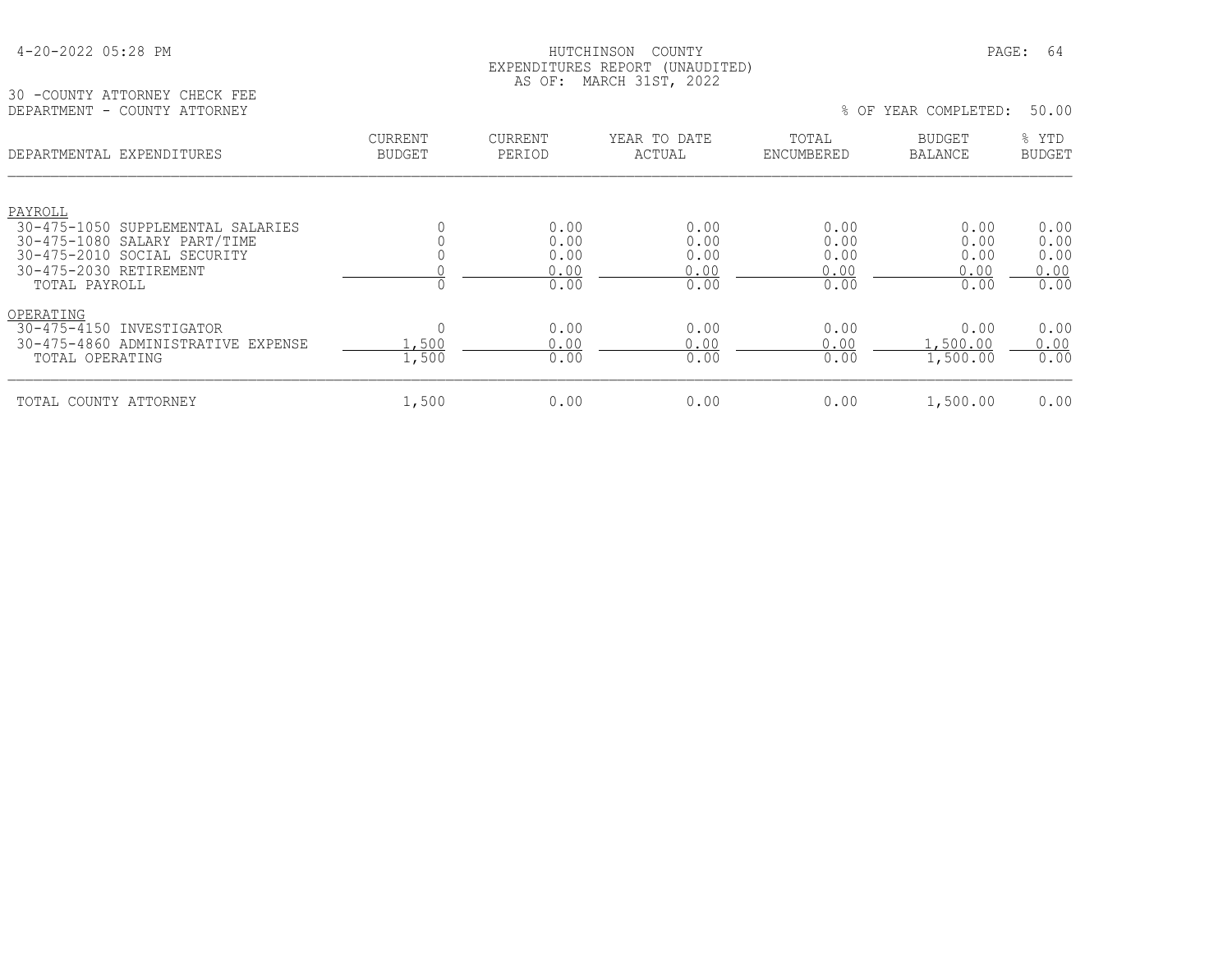HUTCHINSON COUNTY
EXPENDITURES REPORT (UNAUDITED)
AS OF: MARCH 31ST, 2022

30 -COUNTY ATTORNEY CHECK FEE
DEPARTMENT - COUNTY ATTORNEY

% OF YEAR COMPLETED: 50.00

| DEPARTMENTAL EXPENDITURES | CURRENT BUDGET | CURRENT PERIOD | YEAR TO DATE ACTUAL | TOTAL ENCUMBERED | BUDGET BALANCE | % YTD BUDGET |
|---|---|---|---|---|---|---|
| PAYROLL | | | | | | |
| 30-475-1050 SUPPLEMENTAL SALARIES | 0 | 0.00 | 0.00 | 0.00 | 0.00 | 0.00 |
| 30-475-1080 SALARY PART/TIME | 0 | 0.00 | 0.00 | 0.00 | 0.00 | 0.00 |
| 30-475-2010 SOCIAL SECURITY | 0 | 0.00 | 0.00 | 0.00 | 0.00 | 0.00 |
| 30-475-2030 RETIREMENT | 0 | 0.00 | 0.00 | 0.00 | 0.00 | 0.00 |
| TOTAL PAYROLL | 0 | 0.00 | 0.00 | 0.00 | 0.00 | 0.00 |
| OPERATING | | | | | | |
| 30-475-4150 INVESTIGATOR | 0 | 0.00 | 0.00 | 0.00 | 0.00 | 0.00 |
| 30-475-4860 ADMINISTRATIVE EXPENSE | 1,500 | 0.00 | 0.00 | 0.00 | 1,500.00 | 0.00 |
| TOTAL OPERATING | 1,500 | 0.00 | 0.00 | 0.00 | 1,500.00 | 0.00 |
| TOTAL COUNTY ATTORNEY | 1,500 | 0.00 | 0.00 | 0.00 | 1,500.00 | 0.00 |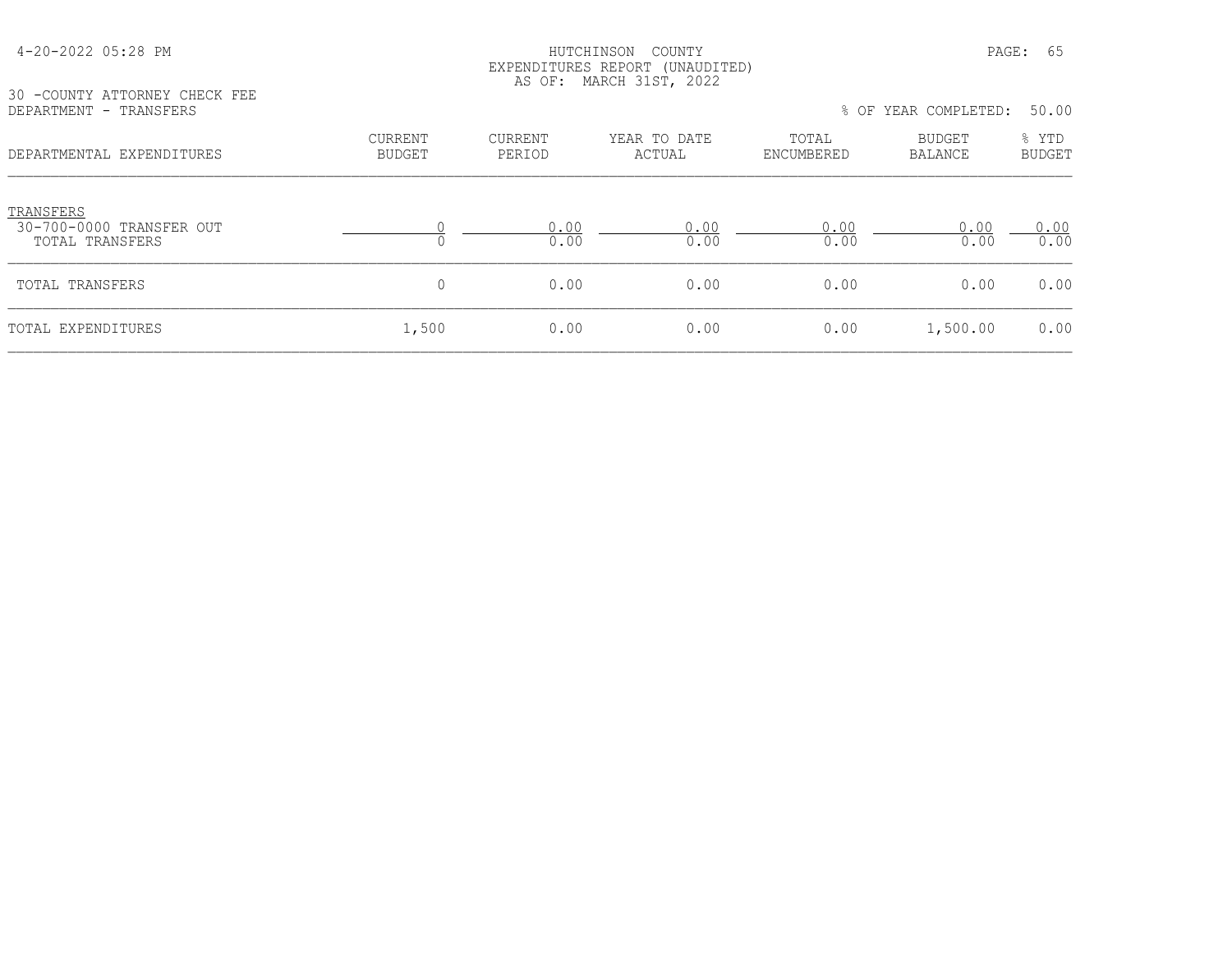HUTCHINSON COUNTY
EXPENDITURES REPORT (UNAUDITED)
AS OF: MARCH 31ST, 2022

30 -COUNTY ATTORNEY CHECK FEE
DEPARTMENT - TRANSFERS

% OF YEAR COMPLETED: 50.00

| DEPARTMENTAL EXPENDITURES | CURRENT BUDGET | CURRENT PERIOD | YEAR TO DATE ACTUAL | TOTAL ENCUMBERED | BUDGET BALANCE | % YTD BUDGET |
|---|---|---|---|---|---|---|
| TRANSFERS | | | | | | |
| 30-700-0000 TRANSFER OUT | 0 | 0.00 | 0.00 | 0.00 | 0.00 | 0.00 |
| TOTAL TRANSFERS | 0 | 0.00 | 0.00 | 0.00 | 0.00 | 0.00 |
| TOTAL TRANSFERS | 0 | 0.00 | 0.00 | 0.00 | 0.00 | 0.00 |
| TOTAL EXPENDITURES | 1,500 | 0.00 | 0.00 | 0.00 | 1,500.00 | 0.00 |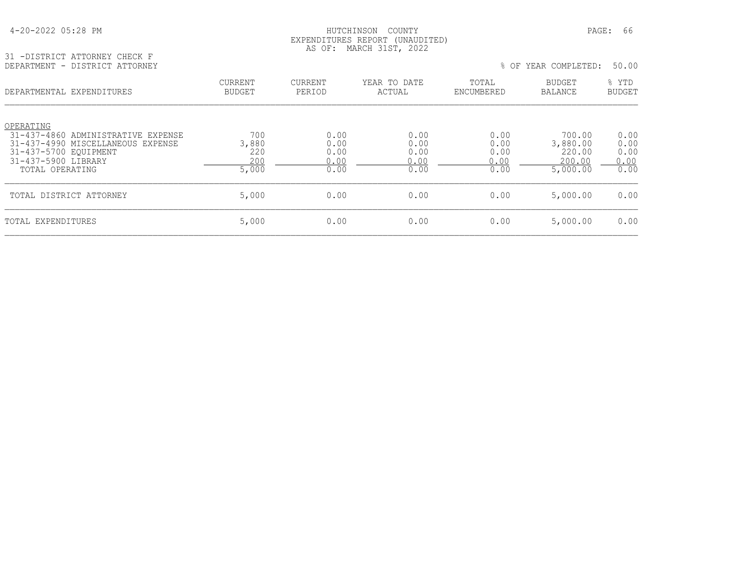4-20-2022 05:28 PM

HUTCHINSON COUNTY
EXPENDITURES REPORT (UNAUDITED)
AS OF: MARCH 31ST, 2022

31 -DISTRICT ATTORNEY CHECK F
DEPARTMENT - DISTRICT ATTORNEY

% OF YEAR COMPLETED: 50.00

| DEPARTMENTAL EXPENDITURES | CURRENT BUDGET | CURRENT PERIOD | YEAR TO DATE ACTUAL | TOTAL ENCUMBERED | BUDGET BALANCE | % YTD BUDGET |
|---|---|---|---|---|---|---|
| OPERATING | | | | | | |
| 31-437-4860 ADMINISTRATIVE EXPENSE | 700 | 0.00 | 0.00 | 0.00 | 700.00 | 0.00 |
| 31-437-4990 MISCELLANEOUS EXPENSE | 3,880 | 0.00 | 0.00 | 0.00 | 3,880.00 | 0.00 |
| 31-437-5700 EQUIPMENT | 220 | 0.00 | 0.00 | 0.00 | 220.00 | 0.00 |
| 31-437-5900 LIBRARY | 200 | 0.00 | 0.00 | 0.00 | 200.00 | 0.00 |
| TOTAL OPERATING | 5,000 | 0.00 | 0.00 | 0.00 | 5,000.00 | 0.00 |
| TOTAL DISTRICT ATTORNEY | 5,000 | 0.00 | 0.00 | 0.00 | 5,000.00 | 0.00 |
| TOTAL EXPENDITURES | 5,000 | 0.00 | 0.00 | 0.00 | 5,000.00 | 0.00 |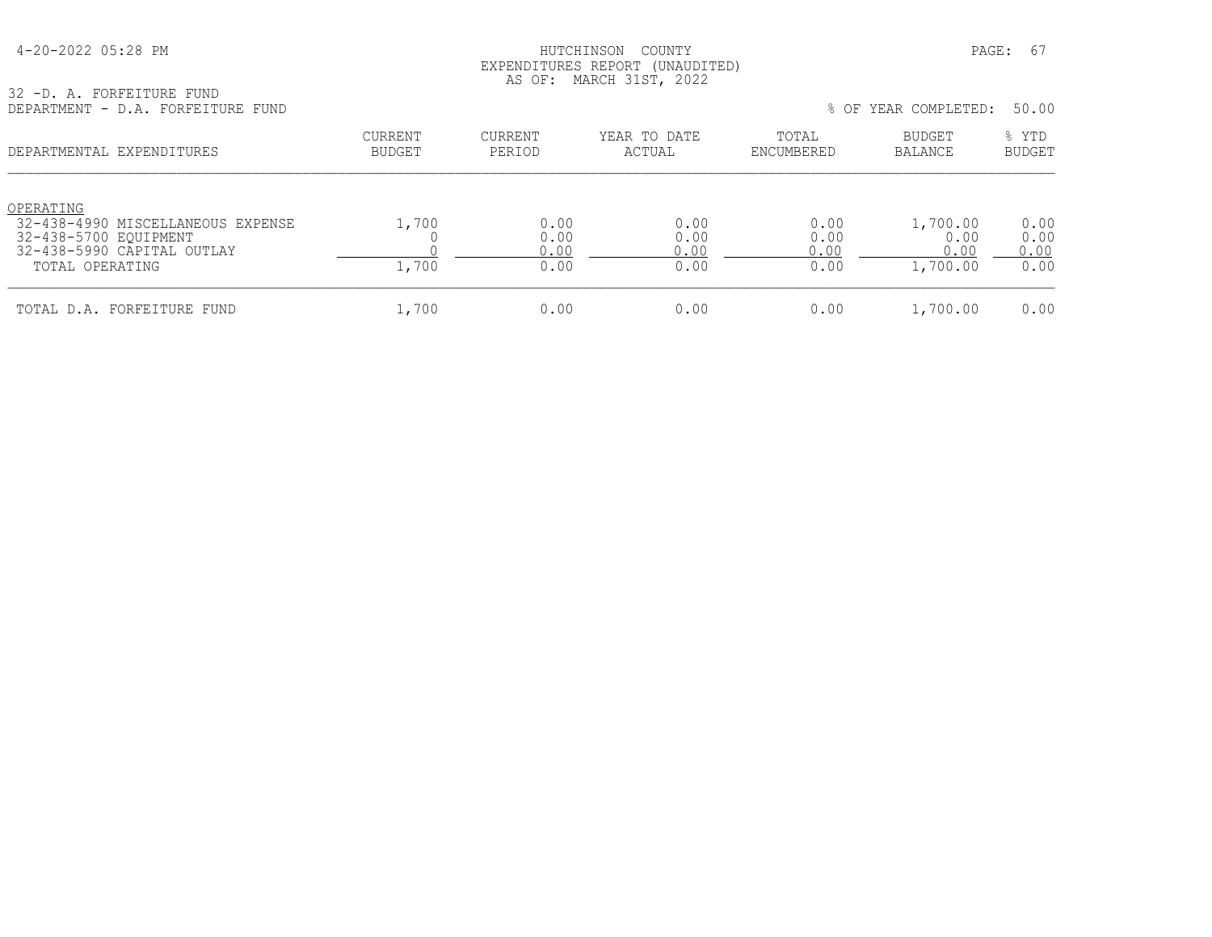HUTCHINSON COUNTY
EXPENDITURES REPORT (UNAUDITED)
AS OF: MARCH 31ST, 2022

32 -D. A. FORFEITURE FUND
DEPARTMENT - D.A. FORFEITURE FUND

% OF YEAR COMPLETED: 50.00

| DEPARTMENTAL EXPENDITURES | CURRENT BUDGET | CURRENT PERIOD | YEAR TO DATE ACTUAL | TOTAL ENCUMBERED | BUDGET BALANCE | % YTD BUDGET |
|---|---|---|---|---|---|---|
| OPERATING | | | | | | |
| 32-438-4990 MISCELLANEOUS EXPENSE | 1,700 | 0.00 | 0.00 | 0.00 | 1,700.00 | 0.00 |
| 32-438-5700 EQUIPMENT | 0 | 0.00 | 0.00 | 0.00 | 0.00 | 0.00 |
| 32-438-5990 CAPITAL OUTLAY | 0 | 0.00 | 0.00 | 0.00 | 0.00 | 0.00 |
| TOTAL OPERATING | 1,700 | 0.00 | 0.00 | 0.00 | 1,700.00 | 0.00 |
| TOTAL D.A. FORFEITURE FUND | 1,700 | 0.00 | 0.00 | 0.00 | 1,700.00 | 0.00 |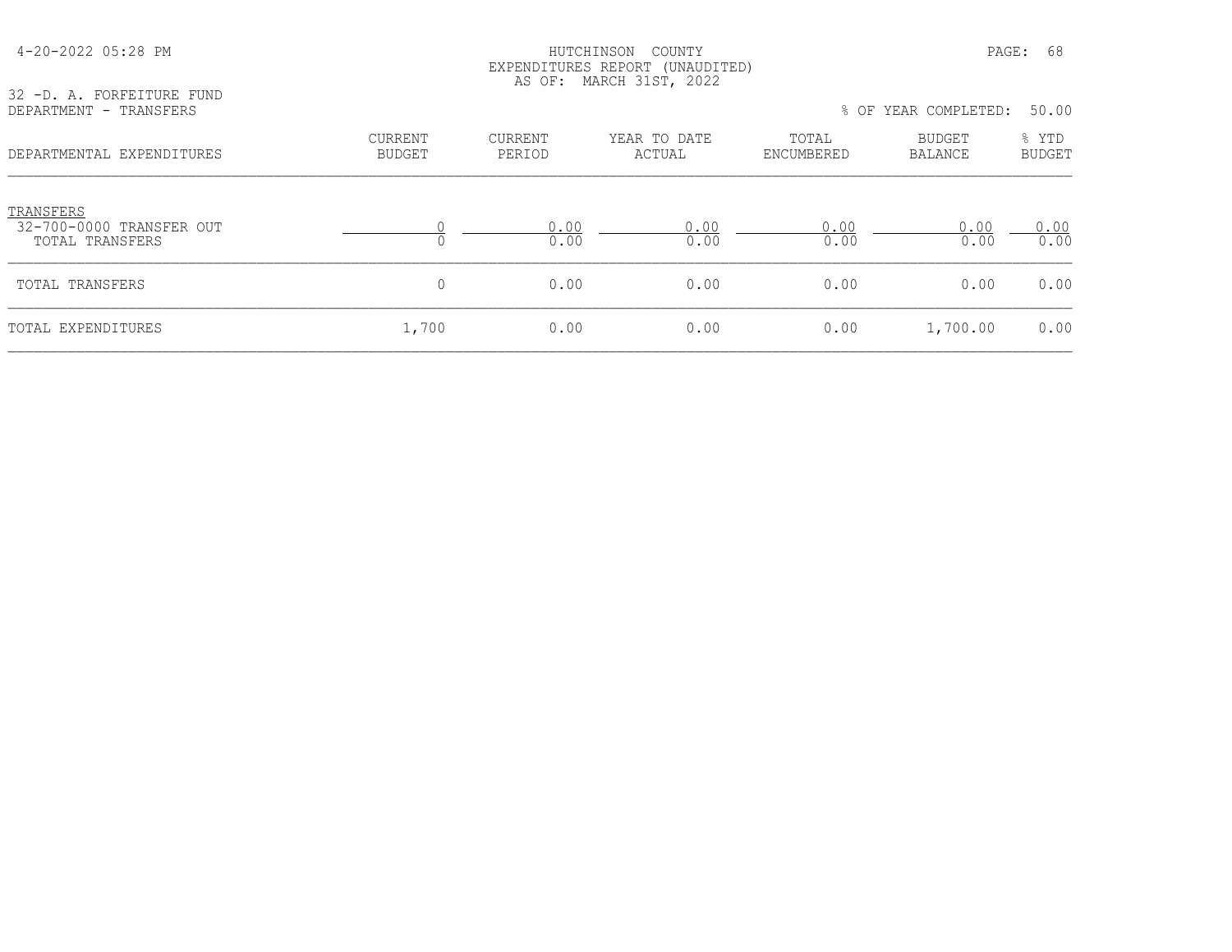HUTCHINSON COUNTY
EXPENDITURES REPORT (UNAUDITED)
AS OF: MARCH 31ST, 2022

4-20-2022 05:28 PM

32 -D. A. FORFEITURE FUND
DEPARTMENT - TRANSFERS

% OF YEAR COMPLETED: 50.00

| DEPARTMENTAL EXPENDITURES | CURRENT BUDGET | CURRENT PERIOD | YEAR TO DATE ACTUAL | TOTAL ENCUMBERED | BUDGET BALANCE | % YTD BUDGET |
|---|---|---|---|---|---|---|
| TRANSFERS | | | | | | |
| 32-700-0000 TRANSFER OUT | 0 | 0.00 | 0.00 | 0.00 | 0.00 | 0.00 |
| TOTAL TRANSFERS | 0 | 0.00 | 0.00 | 0.00 | 0.00 | 0.00 |
| TOTAL TRANSFERS | 0 | 0.00 | 0.00 | 0.00 | 0.00 | 0.00 |
| TOTAL EXPENDITURES | 1,700 | 0.00 | 0.00 | 0.00 | 1,700.00 | 0.00 |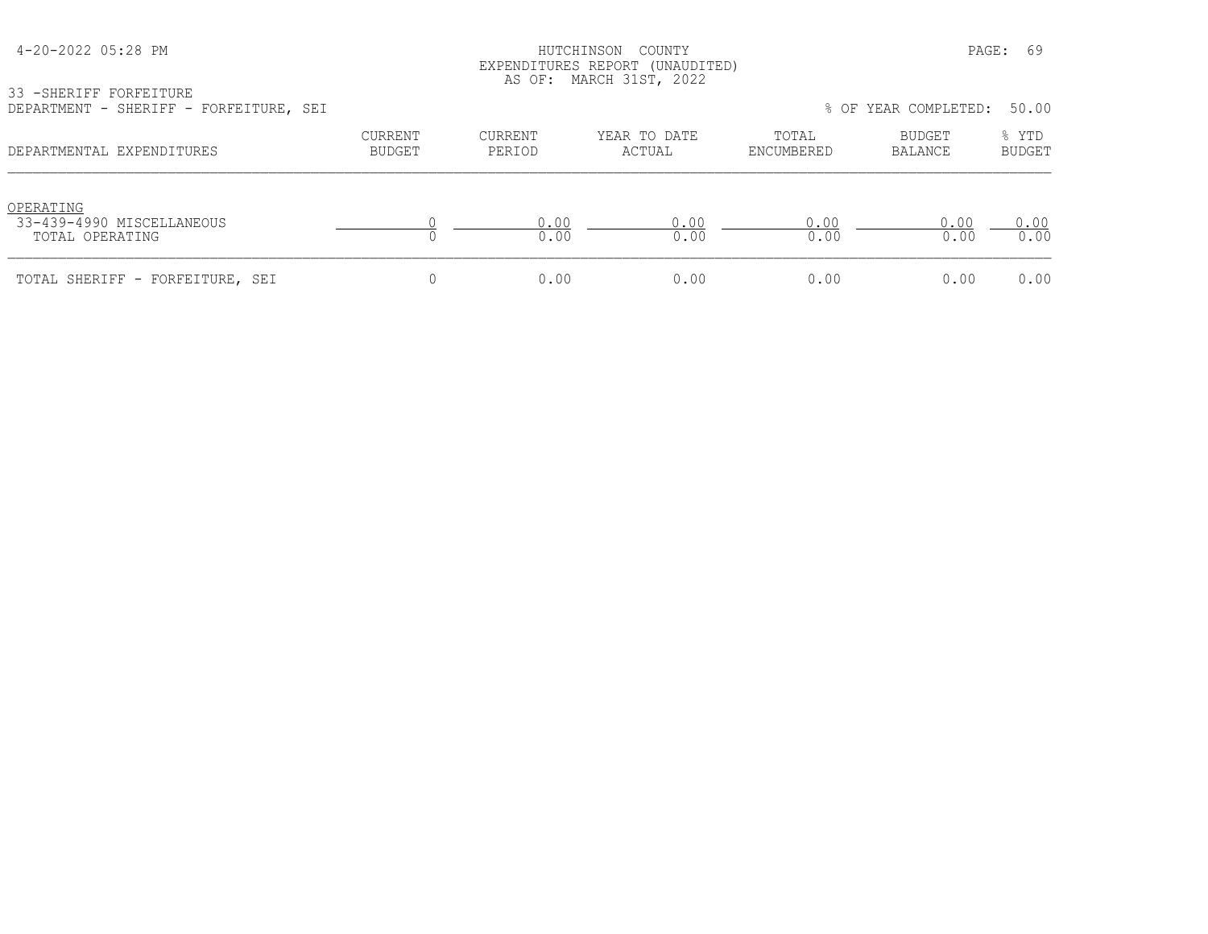HUTCHINSON COUNTY
EXPENDITURES REPORT (UNAUDITED)
AS OF: MARCH 31ST, 2022

33 -SHERIFF FORFEITURE
DEPARTMENT - SHERIFF - FORFEITURE, SEI

% OF YEAR COMPLETED: 50.00

| DEPARTMENTAL EXPENDITURES | CURRENT BUDGET | CURRENT PERIOD | YEAR TO DATE ACTUAL | TOTAL ENCUMBERED | BUDGET BALANCE | % YTD BUDGET |
|---|---|---|---|---|---|---|
| OPERATING | | | | | | |
| 33-439-4990 MISCELLANEOUS | 0 | 0.00 | 0.00 | 0.00 | 0.00 | 0.00 |
| TOTAL OPERATING | 0 | 0.00 | 0.00 | 0.00 | 0.00 | 0.00 |
| TOTAL SHERIFF - FORFEITURE, SEI | 0 | 0.00 | 0.00 | 0.00 | 0.00 | 0.00 |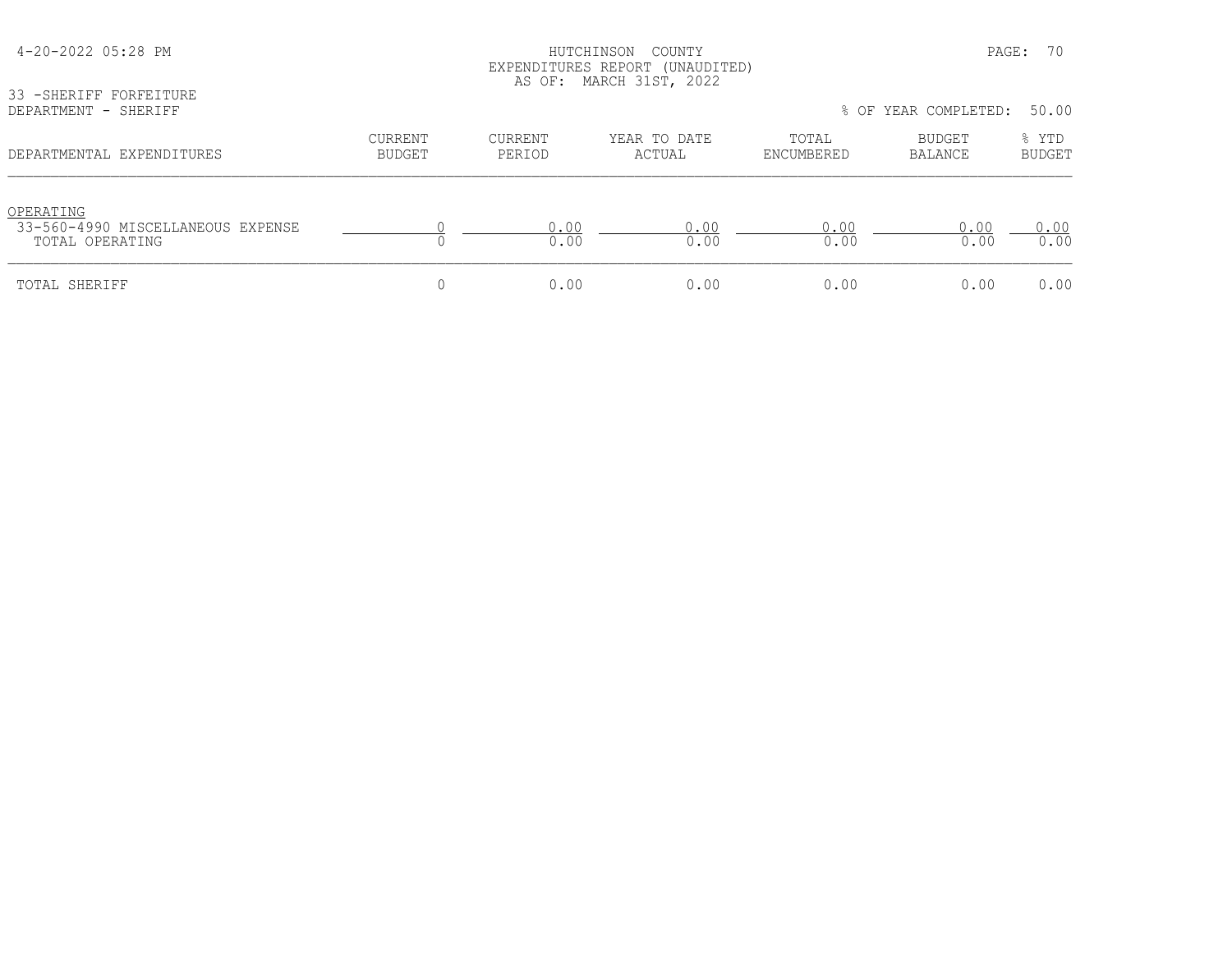HUTCHINSON COUNTY
EXPENDITURES REPORT (UNAUDITED)
AS OF: MARCH 31ST, 2022

33 -SHERIFF FORFEITURE
DEPARTMENT - SHERIFF

% OF YEAR COMPLETED: 50.00

| DEPARTMENTAL EXPENDITURES | CURRENT BUDGET | CURRENT PERIOD | YEAR TO DATE ACTUAL | TOTAL ENCUMBERED | BUDGET BALANCE | % YTD BUDGET |
|---|---|---|---|---|---|---|
| OPERATING | | | | | | |
| 33-560-4990 MISCELLANEOUS EXPENSE | 0 | 0.00 | 0.00 | 0.00 | 0.00 | 0.00 |
| TOTAL OPERATING | 0 | 0.00 | 0.00 | 0.00 | 0.00 | 0.00 |
| TOTAL SHERIFF | 0 | 0.00 | 0.00 | 0.00 | 0.00 | 0.00 |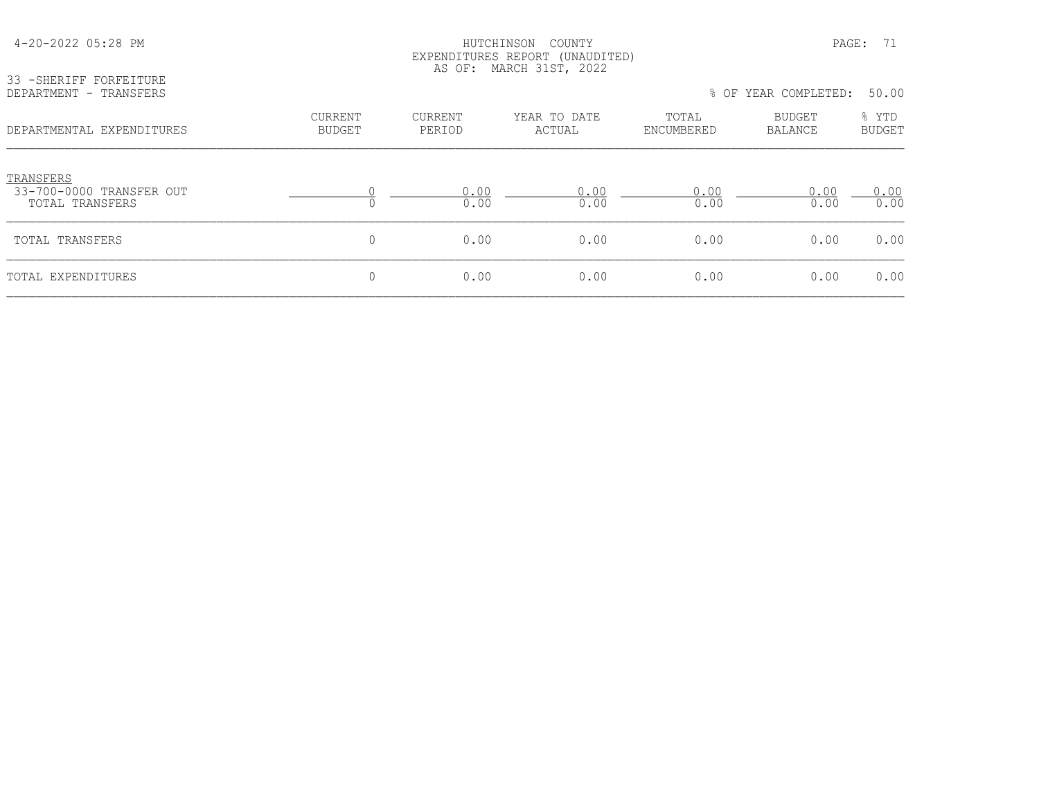HUTCHINSON COUNTY
EXPENDITURES REPORT (UNAUDITED)
AS OF: MARCH 31ST, 2022

33 -SHERIFF FORFEITURE
DEPARTMENT - TRANSFERS

% OF YEAR COMPLETED: 50.00

| DEPARTMENTAL EXPENDITURES | CURRENT BUDGET | CURRENT PERIOD | YEAR TO DATE ACTUAL | TOTAL ENCUMBERED | BUDGET BALANCE | % YTD BUDGET |
|---|---|---|---|---|---|---|
| TRANSFERS | | | | | | |
| 33-700-0000 TRANSFER OUT | 0 | 0.00 | 0.00 | 0.00 | 0.00 | 0.00 |
| TOTAL TRANSFERS | 0 | 0.00 | 0.00 | 0.00 | 0.00 | 0.00 |
| TOTAL TRANSFERS | 0 | 0.00 | 0.00 | 0.00 | 0.00 | 0.00 |
| TOTAL EXPENDITURES | 0 | 0.00 | 0.00 | 0.00 | 0.00 | 0.00 |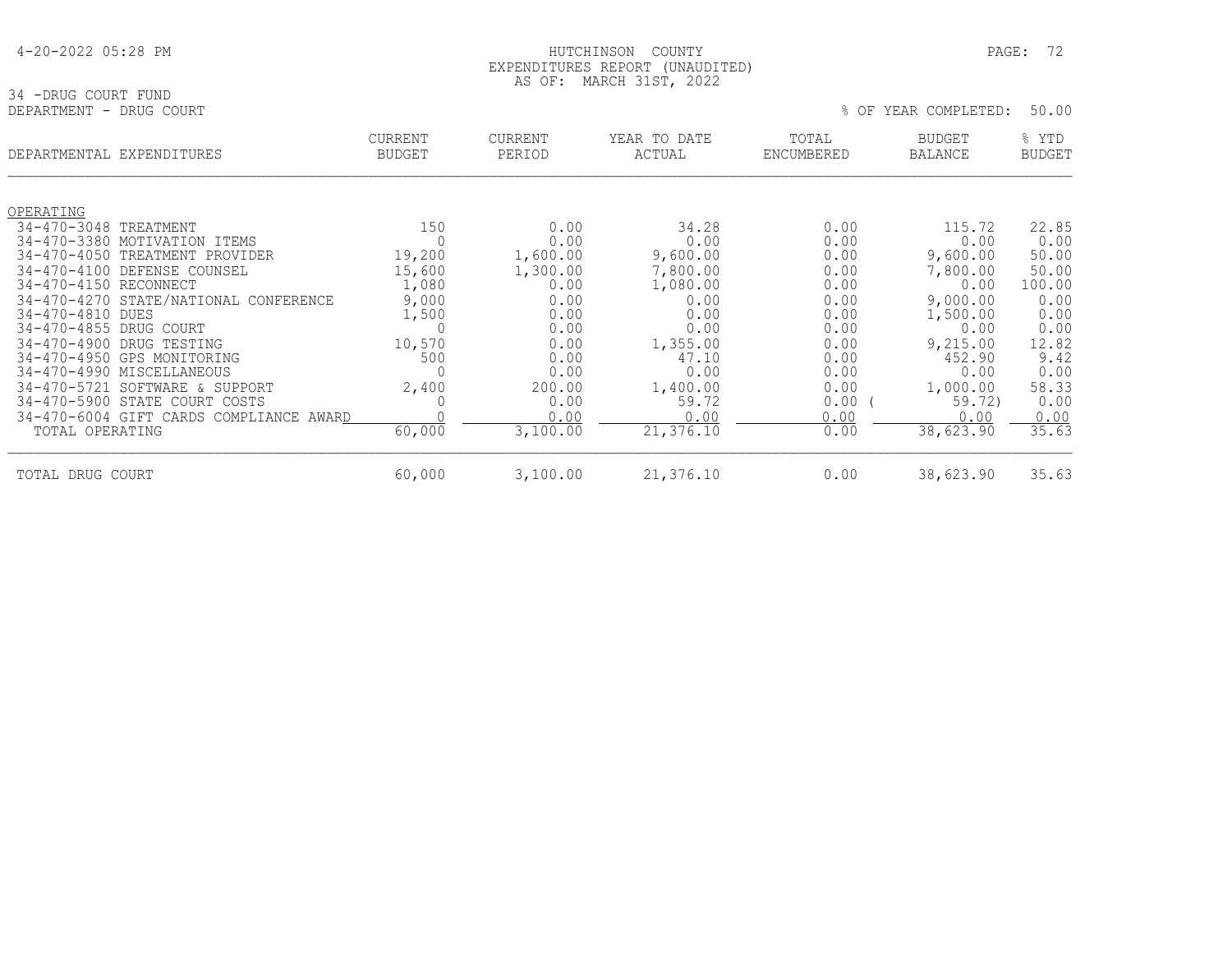HUTCHINSON COUNTY
EXPENDITURES REPORT (UNAUDITED)
AS OF: MARCH 31ST, 2022

34 -DRUG COURT FUND
DEPARTMENT - DRUG COURT

% OF YEAR COMPLETED: 50.00

| DEPARTMENTAL EXPENDITURES | CURRENT BUDGET | CURRENT PERIOD | YEAR TO DATE ACTUAL | TOTAL ENCUMBERED | BUDGET BALANCE | % YTD BUDGET |
|---|---|---|---|---|---|---|
| OPERATING | | | | | | |
| 34-470-3048 TREATMENT | 150 | 0.00 | 34.28 | 0.00 | 115.72 | 22.85 |
| 34-470-3380 MOTIVATION ITEMS | 0 | 0.00 | 0.00 | 0.00 | 0.00 | 0.00 |
| 34-470-4050 TREATMENT PROVIDER | 19,200 | 1,600.00 | 9,600.00 | 0.00 | 9,600.00 | 50.00 |
| 34-470-4100 DEFENSE COUNSEL | 15,600 | 1,300.00 | 7,800.00 | 0.00 | 7,800.00 | 50.00 |
| 34-470-4150 RECONNECT | 1,080 | 0.00 | 1,080.00 | 0.00 | 0.00 | 100.00 |
| 34-470-4270 STATE/NATIONAL CONFERENCE | 9,000 | 0.00 | 0.00 | 0.00 | 9,000.00 | 0.00 |
| 34-470-4810 DUES | 1,500 | 0.00 | 0.00 | 0.00 | 1,500.00 | 0.00 |
| 34-470-4855 DRUG COURT | 0 | 0.00 | 0.00 | 0.00 | 0.00 | 0.00 |
| 34-470-4900 DRUG TESTING | 10,570 | 0.00 | 1,355.00 | 0.00 | 9,215.00 | 12.82 |
| 34-470-4950 GPS MONITORING | 500 | 0.00 | 47.10 | 0.00 | 452.90 | 9.42 |
| 34-470-4990 MISCELLANEOUS | 0 | 0.00 | 0.00 | 0.00 | 0.00 | 0.00 |
| 34-470-5721 SOFTWARE & SUPPORT | 2,400 | 200.00 | 1,400.00 | 0.00 | 1,000.00 | 58.33 |
| 34-470-5900 STATE COURT COSTS | 0 | 0.00 | 59.72 | 0.00 | ( 59.72) | 0.00 |
| 34-470-6004 GIFT CARDS COMPLIANCE AWARD | 0 | 0.00 | 0.00 | 0.00 | 0.00 | 0.00 |
| TOTAL OPERATING | 60,000 | 3,100.00 | 21,376.10 | 0.00 | 38,623.90 | 35.63 |
| TOTAL DRUG COURT | 60,000 | 3,100.00 | 21,376.10 | 0.00 | 38,623.90 | 35.63 |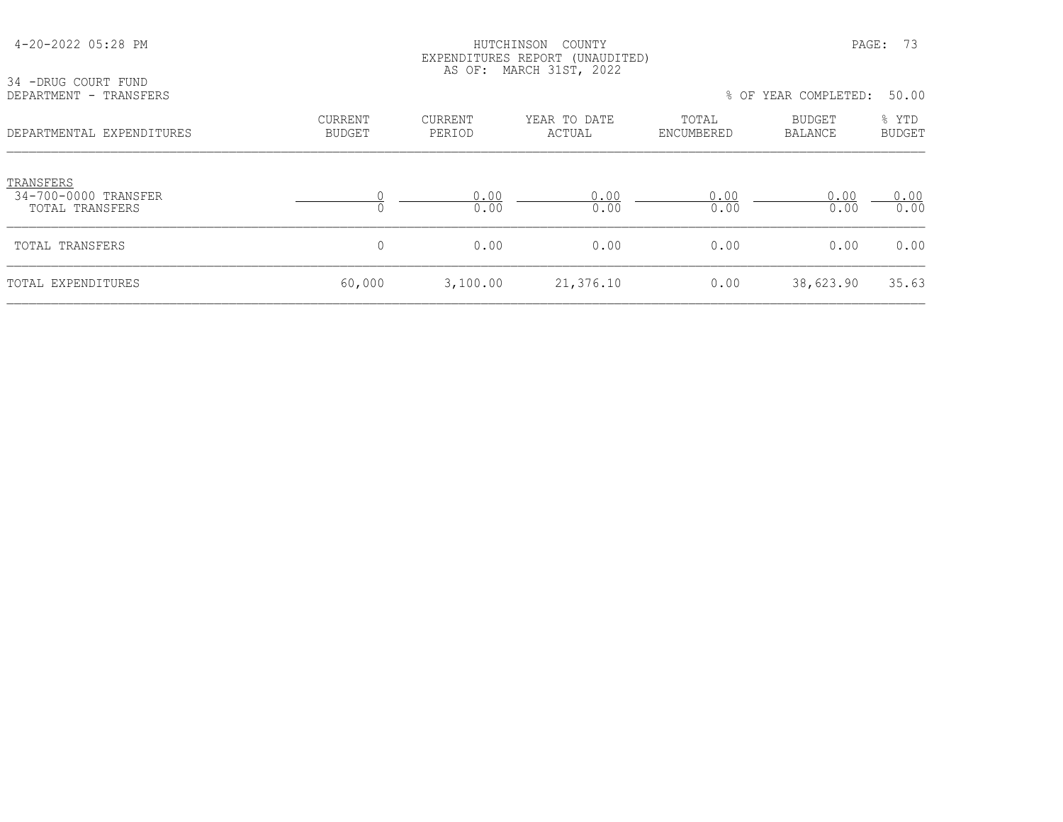HUTCHINSON COUNTY
EXPENDITURES REPORT (UNAUDITED)
AS OF: MARCH 31ST, 2022

34 -DRUG COURT FUND
DEPARTMENT - TRANSFERS

% OF YEAR COMPLETED: 50.00

| DEPARTMENTAL EXPENDITURES | CURRENT BUDGET | CURRENT PERIOD | YEAR TO DATE ACTUAL | TOTAL ENCUMBERED | BUDGET BALANCE | % YTD BUDGET |
|---|---|---|---|---|---|---|
| TRANSFERS | | | | | | |
| 34-700-0000 TRANSFER | 0 | 0.00 | 0.00 | 0.00 | 0.00 | 0.00 |
| TOTAL TRANSFERS | 0 | 0.00 | 0.00 | 0.00 | 0.00 | 0.00 |
| TOTAL TRANSFERS | 0 | 0.00 | 0.00 | 0.00 | 0.00 | 0.00 |
| TOTAL EXPENDITURES | 60,000 | 3,100.00 | 21,376.10 | 0.00 | 38,623.90 | 35.63 |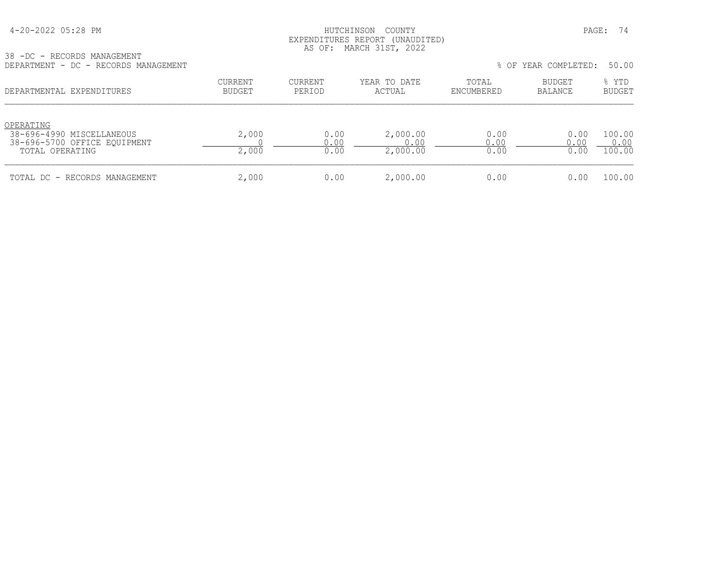HUTCHINSON COUNTY
EXPENDITURES REPORT (UNAUDITED)
AS OF: MARCH 31ST, 2022

4-20-2022 05:28 PM

38 -DC - RECORDS MANAGEMENT
DEPARTMENT - DC - RECORDS MANAGEMENT

% OF YEAR COMPLETED: 50.00

| DEPARTMENTAL EXPENDITURES | CURRENT BUDGET | CURRENT PERIOD | YEAR TO DATE ACTUAL | TOTAL ENCUMBERED | BUDGET BALANCE | % YTD BUDGET |
|---|---|---|---|---|---|---|
| OPERATING | | | | | | |
| 38-696-4990 MISCELLANEOUS | 2,000 | 0.00 | 2,000.00 | 0.00 | 0.00 | 100.00 |
| 38-696-5700 OFFICE EQUIPMENT | 0 | 0.00 | 0.00 | 0.00 | 0.00 | 0.00 |
| TOTAL OPERATING | 2,000 | 0.00 | 2,000.00 | 0.00 | 0.00 | 100.00 |
| TOTAL DC - RECORDS MANAGEMENT | 2,000 | 0.00 | 2,000.00 | 0.00 | 0.00 | 100.00 |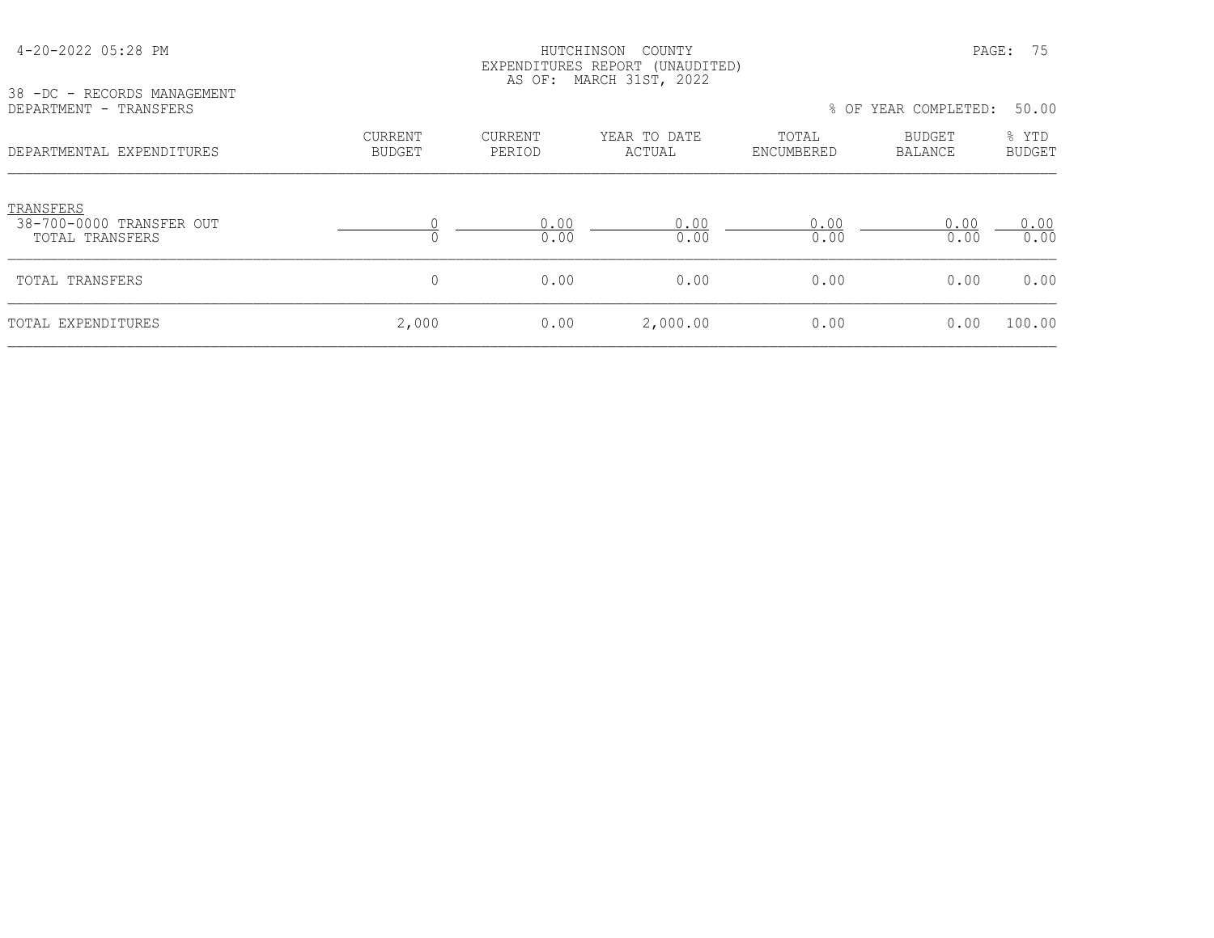HUTCHINSON COUNTY
EXPENDITURES REPORT (UNAUDITED)
AS OF: MARCH 31ST, 2022

38 -DC - RECORDS MANAGEMENT
DEPARTMENT - TRANSFERS

% OF YEAR COMPLETED: 50.00

| DEPARTMENTAL EXPENDITURES | CURRENT BUDGET | CURRENT PERIOD | YEAR TO DATE ACTUAL | TOTAL ENCUMBERED | BUDGET BALANCE | % YTD BUDGET |
|---|---|---|---|---|---|---|
| TRANSFERS | | | | | | |
| 38-700-0000 TRANSFER OUT | 0 | 0.00 | 0.00 | 0.00 | 0.00 | 0.00 |
| TOTAL TRANSFERS | 0 | 0.00 | 0.00 | 0.00 | 0.00 | 0.00 |
| TOTAL TRANSFERS | 0 | 0.00 | 0.00 | 0.00 | 0.00 | 0.00 |
| TOTAL EXPENDITURES | 2,000 | 0.00 | 2,000.00 | 0.00 | 0.00 | 100.00 |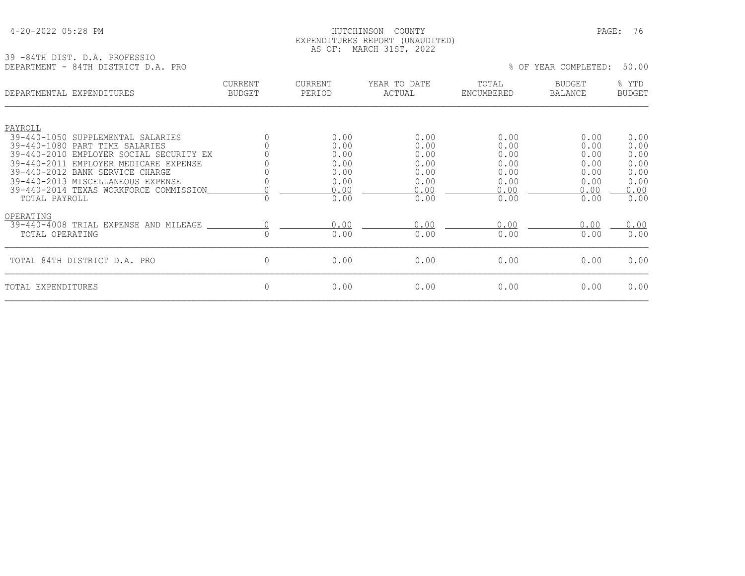HUTCHINSON COUNTY
EXPENDITURES REPORT (UNAUDITED)
AS OF: MARCH 31ST, 2022

4-20-2022 05:28 PM

39 -84TH DIST. D.A. PROFESSIO
DEPARTMENT - 84TH DISTRICT D.A. PRO

% OF YEAR COMPLETED: 50.00

| DEPARTMENTAL EXPENDITURES | CURRENT BUDGET | CURRENT PERIOD | YEAR TO DATE ACTUAL | TOTAL ENCUMBERED | BUDGET BALANCE | % YTD BUDGET |
|---|---|---|---|---|---|---|
| PAYROLL | | | | | | |
| 39-440-1050 SUPPLEMENTAL SALARIES | 0 | 0.00 | 0.00 | 0.00 | 0.00 | 0.00 |
| 39-440-1080 PART TIME SALARIES | 0 | 0.00 | 0.00 | 0.00 | 0.00 | 0.00 |
| 39-440-2010 EMPLOYER SOCIAL SECURITY EX | 0 | 0.00 | 0.00 | 0.00 | 0.00 | 0.00 |
| 39-440-2011 EMPLOYER MEDICARE EXPENSE | 0 | 0.00 | 0.00 | 0.00 | 0.00 | 0.00 |
| 39-440-2012 BANK SERVICE CHARGE | 0 | 0.00 | 0.00 | 0.00 | 0.00 | 0.00 |
| 39-440-2013 MISCELLANEOUS EXPENSE | 0 | 0.00 | 0.00 | 0.00 | 0.00 | 0.00 |
| 39-440-2014 TEXAS WORKFORCE COMMISSION | 0 | 0.00 | 0.00 | 0.00 | 0.00 | 0.00 |
| TOTAL PAYROLL | 0 | 0.00 | 0.00 | 0.00 | 0.00 | 0.00 |
| OPERATING | | | | | | |
| 39-440-4008 TRIAL EXPENSE AND MILEAGE | 0 | 0.00 | 0.00 | 0.00 | 0.00 | 0.00 |
| TOTAL OPERATING | 0 | 0.00 | 0.00 | 0.00 | 0.00 | 0.00 |
| TOTAL 84TH DISTRICT D.A. PRO | 0 | 0.00 | 0.00 | 0.00 | 0.00 | 0.00 |
| TOTAL EXPENDITURES | 0 | 0.00 | 0.00 | 0.00 | 0.00 | 0.00 |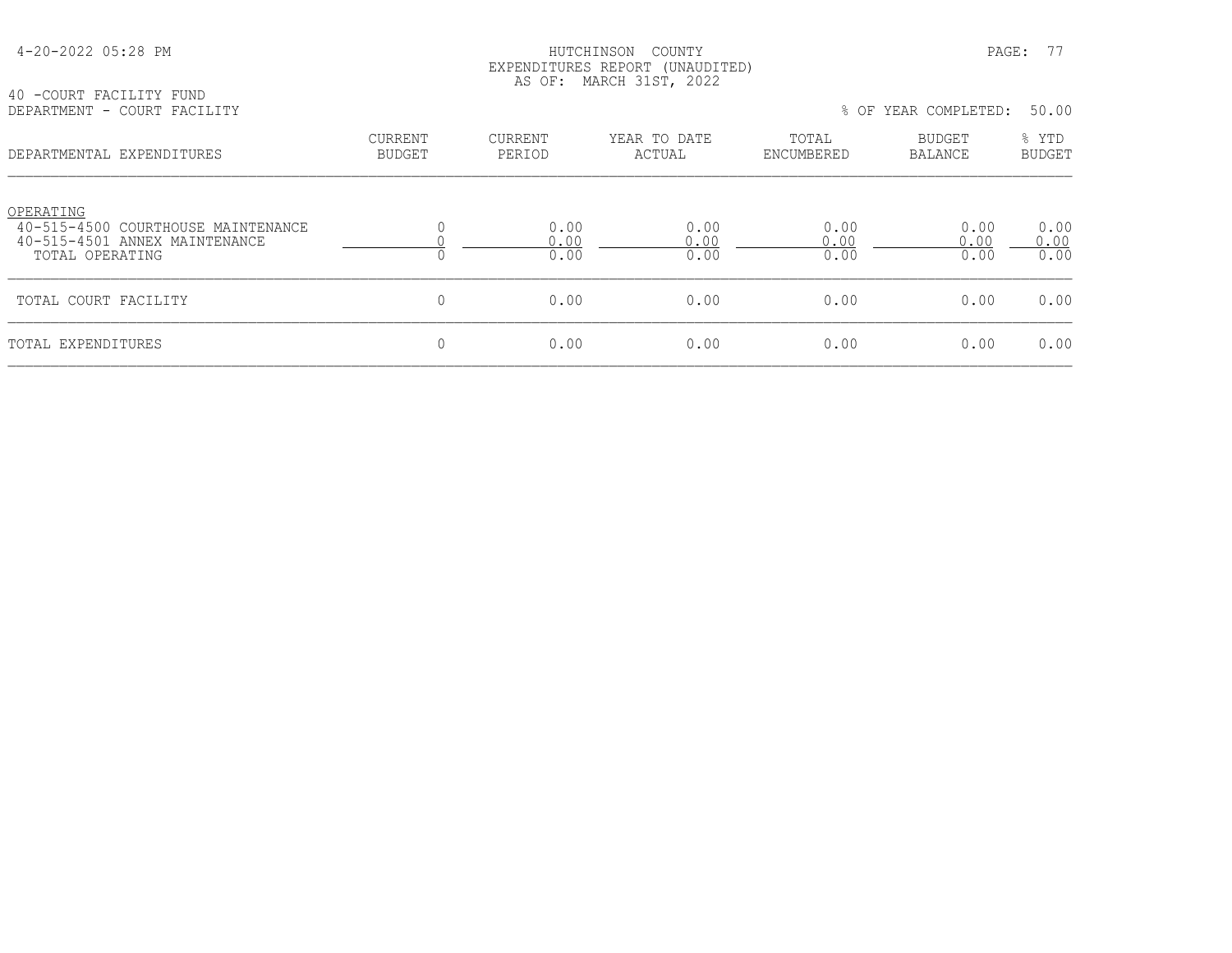HUTCHINSON COUNTY
EXPENDITURES REPORT (UNAUDITED)
AS OF: MARCH 31ST, 2022

40 -COURT FACILITY FUND
DEPARTMENT - COURT FACILITY

% OF YEAR COMPLETED: 50.00

| DEPARTMENTAL EXPENDITURES | CURRENT BUDGET | CURRENT PERIOD | YEAR TO DATE ACTUAL | TOTAL ENCUMBERED | BUDGET BALANCE | % YTD BUDGET |
|---|---|---|---|---|---|---|
| OPERATING | | | | | | |
| 40-515-4500 COURTHOUSE MAINTENANCE | 0 | 0.00 | 0.00 | 0.00 | 0.00 | 0.00 |
| 40-515-4501 ANNEX MAINTENANCE | 0 | 0.00 | 0.00 | 0.00 | 0.00 | 0.00 |
| TOTAL OPERATING | 0 | 0.00 | 0.00 | 0.00 | 0.00 | 0.00 |
| TOTAL COURT FACILITY | 0 | 0.00 | 0.00 | 0.00 | 0.00 | 0.00 |
| TOTAL EXPENDITURES | 0 | 0.00 | 0.00 | 0.00 | 0.00 | 0.00 |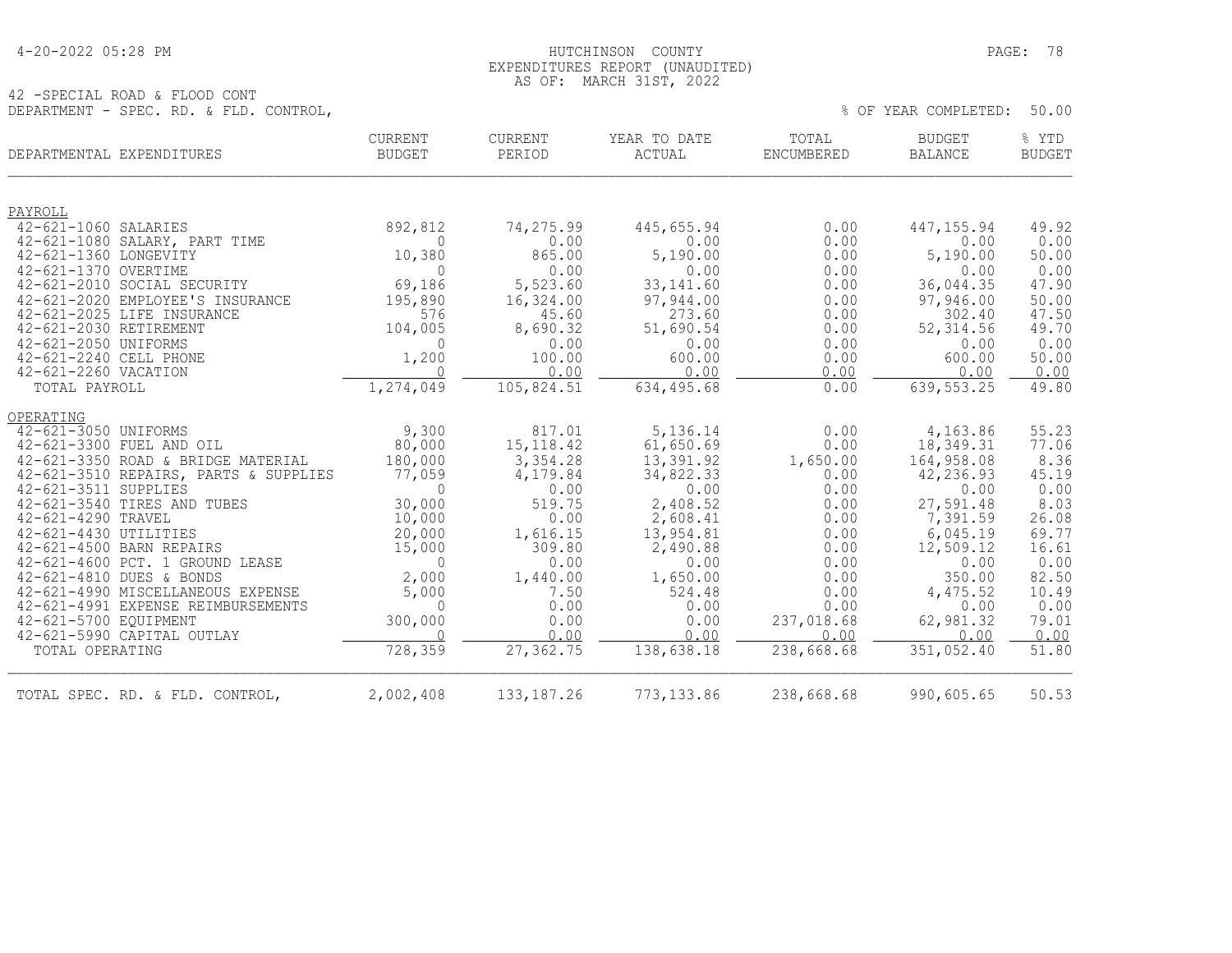HUTCHINSON COUNTY
EXPENDITURES REPORT (UNAUDITED)
AS OF: MARCH 31ST, 2022

42 -SPECIAL ROAD & FLOOD CONT
DEPARTMENT - SPEC. RD. & FLD. CONTROL,

% OF YEAR COMPLETED: 50.00

| DEPARTMENTAL EXPENDITURES | CURRENT BUDGET | CURRENT PERIOD | YEAR TO DATE ACTUAL | TOTAL ENCUMBERED | BUDGET BALANCE | % YTD BUDGET |
|---|---|---|---|---|---|---|
| **PAYROLL** | | | | | | |
| 42-621-1060 SALARIES | 892,812 | 74,275.99 | 445,655.94 | 0.00 | 447,155.94 | 49.92 |
| 42-621-1080 SALARY, PART TIME | 0 | 0.00 | 0.00 | 0.00 | 0.00 | 0.00 |
| 42-621-1360 LONGEVITY | 10,380 | 865.00 | 5,190.00 | 0.00 | 5,190.00 | 50.00 |
| 42-621-1370 OVERTIME | 0 | 0.00 | 0.00 | 0.00 | 0.00 | 0.00 |
| 42-621-2010 SOCIAL SECURITY | 69,186 | 5,523.60 | 33,141.60 | 0.00 | 36,044.35 | 47.90 |
| 42-621-2020 EMPLOYEE'S INSURANCE | 195,890 | 16,324.00 | 97,944.00 | 0.00 | 97,946.00 | 50.00 |
| 42-621-2025 LIFE INSURANCE | 576 | 45.60 | 273.60 | 0.00 | 302.40 | 47.50 |
| 42-621-2030 RETIREMENT | 104,005 | 8,690.32 | 51,690.54 | 0.00 | 52,314.56 | 49.70 |
| 42-621-2050 UNIFORMS | 0 | 0.00 | 0.00 | 0.00 | 0.00 | 0.00 |
| 42-621-2240 CELL PHONE | 1,200 | 100.00 | 600.00 | 0.00 | 600.00 | 50.00 |
| 42-621-2260 VACATION | 0 | 0.00 | 0.00 | 0.00 | 0.00 | 0.00 |
| TOTAL PAYROLL | 1,274,049 | 105,824.51 | 634,495.68 | 0.00 | 639,553.25 | 49.80 |
| **OPERATING** | | | | | | |
| 42-621-3050 UNIFORMS | 9,300 | 817.01 | 5,136.14 | 0.00 | 4,163.86 | 55.23 |
| 42-621-3300 FUEL AND OIL | 80,000 | 15,118.42 | 61,650.69 | 0.00 | 18,349.31 | 77.06 |
| 42-621-3350 ROAD & BRIDGE MATERIAL | 180,000 | 3,354.28 | 13,391.92 | 1,650.00 | 164,958.08 | 8.36 |
| 42-621-3510 REPAIRS, PARTS & SUPPLIES | 77,059 | 4,179.84 | 34,822.33 | 0.00 | 42,236.93 | 45.19 |
| 42-621-3511 SUPPLIES | 0 | 0.00 | 0.00 | 0.00 | 0.00 | 0.00 |
| 42-621-3540 TIRES AND TUBES | 30,000 | 519.75 | 2,408.52 | 0.00 | 27,591.48 | 8.03 |
| 42-621-4290 TRAVEL | 10,000 | 0.00 | 2,608.41 | 0.00 | 7,391.59 | 26.08 |
| 42-621-4430 UTILITIES | 20,000 | 1,616.15 | 13,954.81 | 0.00 | 6,045.19 | 69.77 |
| 42-621-4500 BARN REPAIRS | 15,000 | 309.80 | 2,490.88 | 0.00 | 12,509.12 | 16.61 |
| 42-621-4600 PCT. 1 GROUND LEASE | 0 | 0.00 | 0.00 | 0.00 | 0.00 | 0.00 |
| 42-621-4810 DUES & BONDS | 2,000 | 1,440.00 | 1,650.00 | 0.00 | 350.00 | 82.50 |
| 42-621-4990 MISCELLANEOUS EXPENSE | 5,000 | 7.50 | 524.48 | 0.00 | 4,475.52 | 10.49 |
| 42-621-4991 EXPENSE REIMBURSEMENTS | 0 | 0.00 | 0.00 | 0.00 | 0.00 | 0.00 |
| 42-621-5700 EQUIPMENT | 300,000 | 0.00 | 0.00 | 237,018.68 | 62,981.32 | 79.01 |
| 42-621-5990 CAPITAL OUTLAY | 0 | 0.00 | 0.00 | 0.00 | 0.00 | 0.00 |
| TOTAL OPERATING | 728,359 | 27,362.75 | 138,638.18 | 238,668.68 | 351,052.40 | 51.80 |
| TOTAL SPEC. RD. & FLD. CONTROL, | 2,002,408 | 133,187.26 | 773,133.86 | 238,668.68 | 990,605.65 | 50.53 |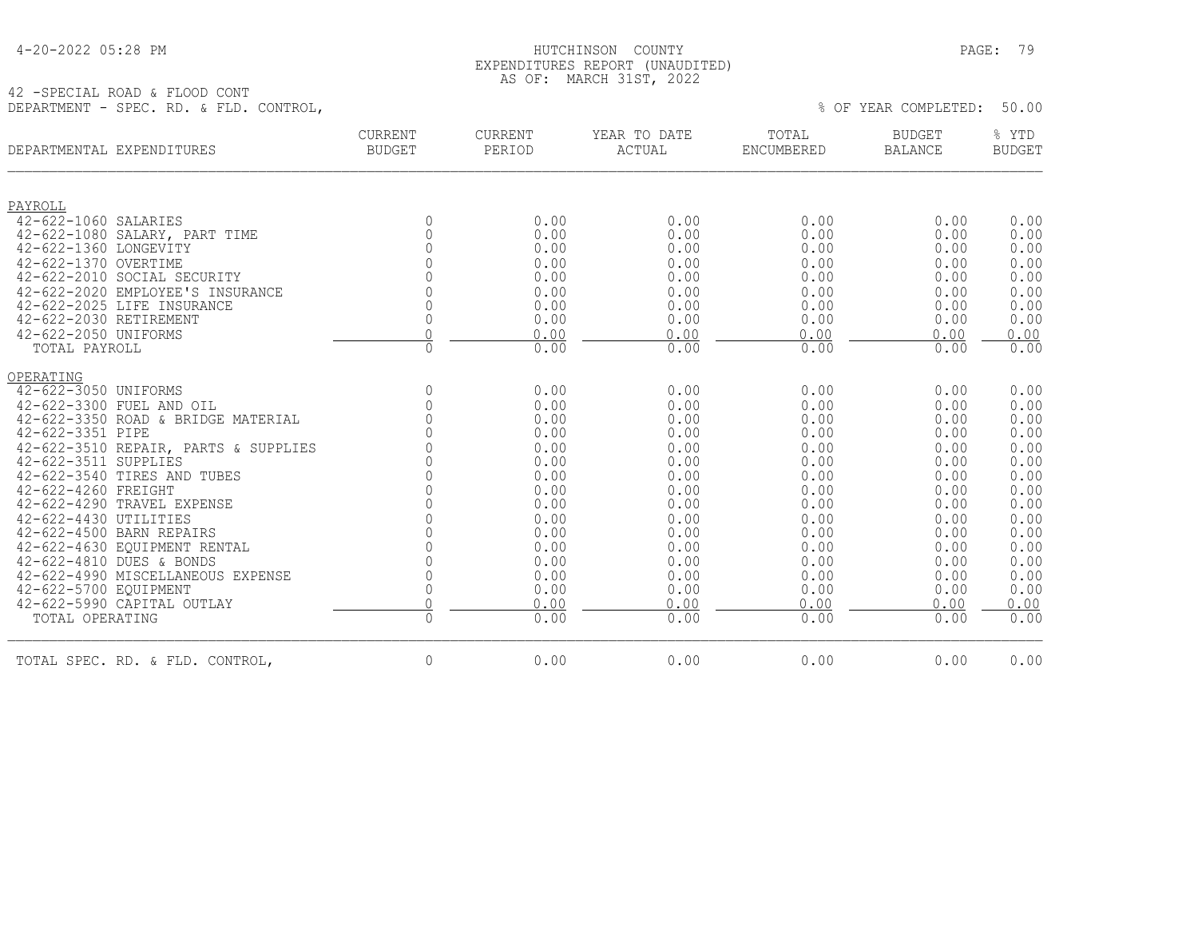HUTCHINSON COUNTY
EXPENDITURES REPORT (UNAUDITED)
AS OF: MARCH 31ST, 2022

42 -SPECIAL ROAD & FLOOD CONT
DEPARTMENT - SPEC. RD. & FLD. CONTROL,

% OF YEAR COMPLETED: 50.00

| DEPARTMENTAL EXPENDITURES | CURRENT BUDGET | CURRENT PERIOD | YEAR TO DATE ACTUAL | TOTAL ENCUMBERED | BUDGET BALANCE | % YTD BUDGET |
|---|---|---|---|---|---|---|
| PAYROLL | | | | | | |
| 42-622-1060 SALARIES | 0 | 0.00 | 0.00 | 0.00 | 0.00 | 0.00 |
| 42-622-1080 SALARY, PART TIME | 0 | 0.00 | 0.00 | 0.00 | 0.00 | 0.00 |
| 42-622-1360 LONGEVITY | 0 | 0.00 | 0.00 | 0.00 | 0.00 | 0.00 |
| 42-622-1370 OVERTIME | 0 | 0.00 | 0.00 | 0.00 | 0.00 | 0.00 |
| 42-622-2010 SOCIAL SECURITY | 0 | 0.00 | 0.00 | 0.00 | 0.00 | 0.00 |
| 42-622-2020 EMPLOYEE'S INSURANCE | 0 | 0.00 | 0.00 | 0.00 | 0.00 | 0.00 |
| 42-622-2025 LIFE INSURANCE | 0 | 0.00 | 0.00 | 0.00 | 0.00 | 0.00 |
| 42-622-2030 RETIREMENT | 0 | 0.00 | 0.00 | 0.00 | 0.00 | 0.00 |
| 42-622-2050 UNIFORMS | 0 | 0.00 | 0.00 | 0.00 | 0.00 | 0.00 |
| TOTAL PAYROLL | 0 | 0.00 | 0.00 | 0.00 | 0.00 | 0.00 |
| OPERATING | | | | | | |
| 42-622-3050 UNIFORMS | 0 | 0.00 | 0.00 | 0.00 | 0.00 | 0.00 |
| 42-622-3300 FUEL AND OIL | 0 | 0.00 | 0.00 | 0.00 | 0.00 | 0.00 |
| 42-622-3350 ROAD & BRIDGE MATERIAL | 0 | 0.00 | 0.00 | 0.00 | 0.00 | 0.00 |
| 42-622-3351 PIPE | 0 | 0.00 | 0.00 | 0.00 | 0.00 | 0.00 |
| 42-622-3510 REPAIR, PARTS & SUPPLIES | 0 | 0.00 | 0.00 | 0.00 | 0.00 | 0.00 |
| 42-622-3511 SUPPLIES | 0 | 0.00 | 0.00 | 0.00 | 0.00 | 0.00 |
| 42-622-3540 TIRES AND TUBES | 0 | 0.00 | 0.00 | 0.00 | 0.00 | 0.00 |
| 42-622-4260 FREIGHT | 0 | 0.00 | 0.00 | 0.00 | 0.00 | 0.00 |
| 42-622-4290 TRAVEL EXPENSE | 0 | 0.00 | 0.00 | 0.00 | 0.00 | 0.00 |
| 42-622-4430 UTILITIES | 0 | 0.00 | 0.00 | 0.00 | 0.00 | 0.00 |
| 42-622-4500 BARN REPAIRS | 0 | 0.00 | 0.00 | 0.00 | 0.00 | 0.00 |
| 42-622-4630 EQUIPMENT RENTAL | 0 | 0.00 | 0.00 | 0.00 | 0.00 | 0.00 |
| 42-622-4810 DUES & BONDS | 0 | 0.00 | 0.00 | 0.00 | 0.00 | 0.00 |
| 42-622-4990 MISCELLANEOUS EXPENSE | 0 | 0.00 | 0.00 | 0.00 | 0.00 | 0.00 |
| 42-622-5700 EQUIPMENT | 0 | 0.00 | 0.00 | 0.00 | 0.00 | 0.00 |
| 42-622-5990 CAPITAL OUTLAY | 0 | 0.00 | 0.00 | 0.00 | 0.00 | 0.00 |
| TOTAL OPERATING | 0 | 0.00 | 0.00 | 0.00 | 0.00 | 0.00 |
| TOTAL SPEC. RD. & FLD. CONTROL, | 0 | 0.00 | 0.00 | 0.00 | 0.00 | 0.00 |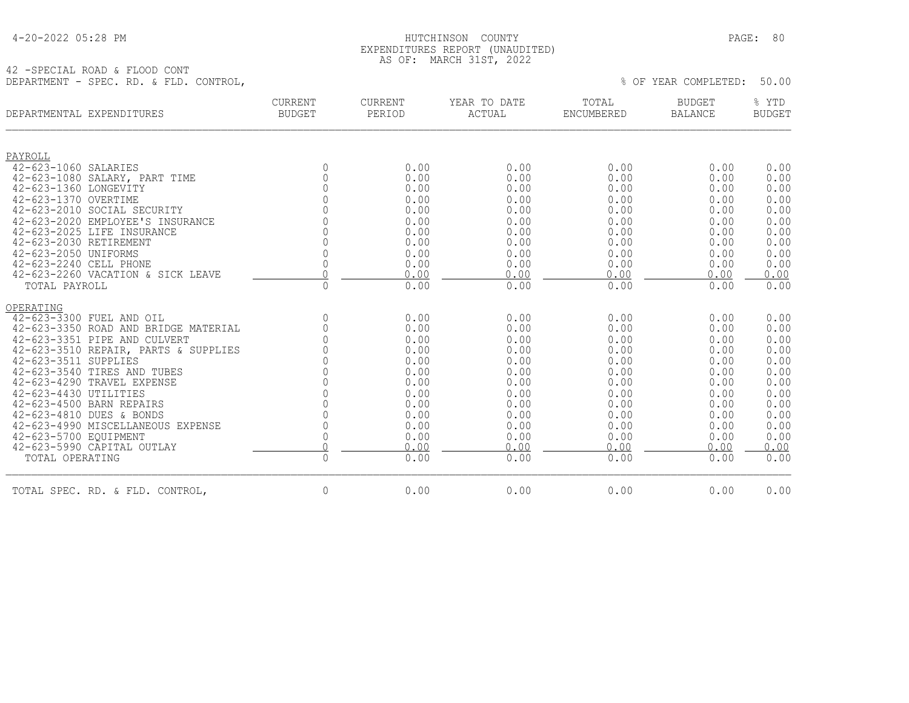HUTCHINSON COUNTY
EXPENDITURES REPORT (UNAUDITED)
AS OF: MARCH 31ST, 2022

42 -SPECIAL ROAD & FLOOD CONT
DEPARTMENT - SPEC. RD. & FLD. CONTROL,

% OF YEAR COMPLETED: 50.00

| DEPARTMENTAL EXPENDITURES | CURRENT BUDGET | CURRENT PERIOD | YEAR TO DATE ACTUAL | TOTAL ENCUMBERED | BUDGET BALANCE | % YTD BUDGET |
|---|---|---|---|---|---|---|
| PAYROLL | | | | | | |
| 42-623-1060 SALARIES | 0 | 0.00 | 0.00 | 0.00 | 0.00 | 0.00 |
| 42-623-1080 SALARY, PART TIME | 0 | 0.00 | 0.00 | 0.00 | 0.00 | 0.00 |
| 42-623-1360 LONGEVITY | 0 | 0.00 | 0.00 | 0.00 | 0.00 | 0.00 |
| 42-623-1370 OVERTIME | 0 | 0.00 | 0.00 | 0.00 | 0.00 | 0.00 |
| 42-623-2010 SOCIAL SECURITY | 0 | 0.00 | 0.00 | 0.00 | 0.00 | 0.00 |
| 42-623-2020 EMPLOYEE'S INSURANCE | 0 | 0.00 | 0.00 | 0.00 | 0.00 | 0.00 |
| 42-623-2025 LIFE INSURANCE | 0 | 0.00 | 0.00 | 0.00 | 0.00 | 0.00 |
| 42-623-2030 RETIREMENT | 0 | 0.00 | 0.00 | 0.00 | 0.00 | 0.00 |
| 42-623-2050 UNIFORMS | 0 | 0.00 | 0.00 | 0.00 | 0.00 | 0.00 |
| 42-623-2240 CELL PHONE | 0 | 0.00 | 0.00 | 0.00 | 0.00 | 0.00 |
| 42-623-2260 VACATION & SICK LEAVE | 0 | 0.00 | 0.00 | 0.00 | 0.00 | 0.00 |
| TOTAL PAYROLL | 0 | 0.00 | 0.00 | 0.00 | 0.00 | 0.00 |
| OPERATING | | | | | | |
| 42-623-3300 FUEL AND OIL | 0 | 0.00 | 0.00 | 0.00 | 0.00 | 0.00 |
| 42-623-3350 ROAD AND BRIDGE MATERIAL | 0 | 0.00 | 0.00 | 0.00 | 0.00 | 0.00 |
| 42-623-3351 PIPE AND CULVERT | 0 | 0.00 | 0.00 | 0.00 | 0.00 | 0.00 |
| 42-623-3510 REPAIR, PARTS & SUPPLIES | 0 | 0.00 | 0.00 | 0.00 | 0.00 | 0.00 |
| 42-623-3511 SUPPLIES | 0 | 0.00 | 0.00 | 0.00 | 0.00 | 0.00 |
| 42-623-3540 TIRES AND TUBES | 0 | 0.00 | 0.00 | 0.00 | 0.00 | 0.00 |
| 42-623-4290 TRAVEL EXPENSE | 0 | 0.00 | 0.00 | 0.00 | 0.00 | 0.00 |
| 42-623-4430 UTILITIES | 0 | 0.00 | 0.00 | 0.00 | 0.00 | 0.00 |
| 42-623-4500 BARN REPAIRS | 0 | 0.00 | 0.00 | 0.00 | 0.00 | 0.00 |
| 42-623-4810 DUES & BONDS | 0 | 0.00 | 0.00 | 0.00 | 0.00 | 0.00 |
| 42-623-4990 MISCELLANEOUS EXPENSE | 0 | 0.00 | 0.00 | 0.00 | 0.00 | 0.00 |
| 42-623-5700 EQUIPMENT | 0 | 0.00 | 0.00 | 0.00 | 0.00 | 0.00 |
| 42-623-5990 CAPITAL OUTLAY | 0 | 0.00 | 0.00 | 0.00 | 0.00 | 0.00 |
| TOTAL OPERATING | 0 | 0.00 | 0.00 | 0.00 | 0.00 | 0.00 |
| TOTAL SPEC. RD. & FLD. CONTROL, | 0 | 0.00 | 0.00 | 0.00 | 0.00 | 0.00 |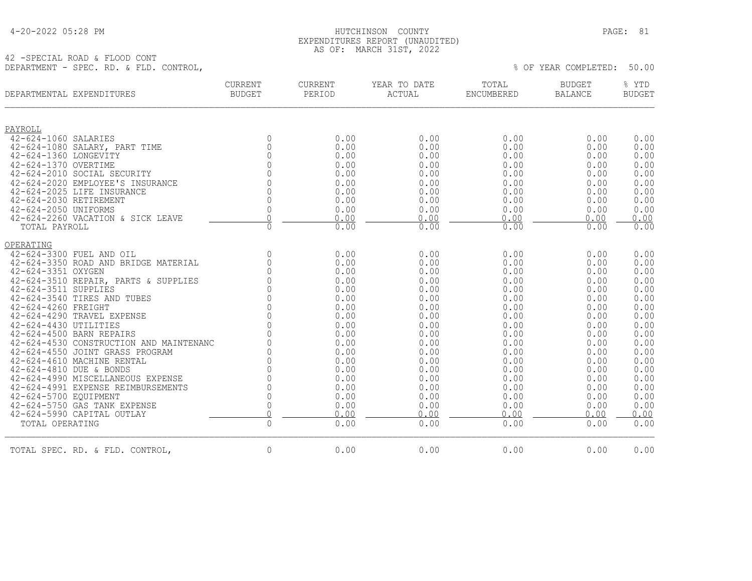42 -SPECIAL ROAD & FLOOD CONT

DEPARTMENT - SPEC. RD. & FLD. CONTROL,

% OF YEAR COMPLETED: 50.00

| DEPARTMENTAL EXPENDITURES | CURRENT BUDGET | CURRENT PERIOD | YEAR TO DATE ACTUAL | TOTAL ENCUMBERED | BUDGET BALANCE | % YTD BUDGET |
|---|---|---|---|---|---|---|
| **PAYROLL** | | | | | | |
| 42-624-1060 SALARIES | 0 | 0.00 | 0.00 | 0.00 | 0.00 | 0.00 |
| 42-624-1080 SALARY, PART TIME | 0 | 0.00 | 0.00 | 0.00 | 0.00 | 0.00 |
| 42-624-1360 LONGEVITY | 0 | 0.00 | 0.00 | 0.00 | 0.00 | 0.00 |
| 42-624-1370 OVERTIME | 0 | 0.00 | 0.00 | 0.00 | 0.00 | 0.00 |
| 42-624-2010 SOCIAL SECURITY | 0 | 0.00 | 0.00 | 0.00 | 0.00 | 0.00 |
| 42-624-2020 EMPLOYEE'S INSURANCE | 0 | 0.00 | 0.00 | 0.00 | 0.00 | 0.00 |
| 42-624-2025 LIFE INSURANCE | 0 | 0.00 | 0.00 | 0.00 | 0.00 | 0.00 |
| 42-624-2030 RETIREMENT | 0 | 0.00 | 0.00 | 0.00 | 0.00 | 0.00 |
| 42-624-2050 UNIFORMS | 0 | 0.00 | 0.00 | 0.00 | 0.00 | 0.00 |
| 42-624-2260 VACATION & SICK LEAVE | 0 | 0.00 | 0.00 | 0.00 | 0.00 | 0.00 |
| TOTAL PAYROLL | 0 | 0.00 | 0.00 | 0.00 | 0.00 | 0.00 |
| **OPERATING** | | | | | | |
| 42-624-3300 FUEL AND OIL | 0 | 0.00 | 0.00 | 0.00 | 0.00 | 0.00 |
| 42-624-3350 ROAD AND BRIDGE MATERIAL | 0 | 0.00 | 0.00 | 0.00 | 0.00 | 0.00 |
| 42-624-3351 OXYGEN | 0 | 0.00 | 0.00 | 0.00 | 0.00 | 0.00 |
| 42-624-3510 REPAIR, PARTS & SUPPLIES | 0 | 0.00 | 0.00 | 0.00 | 0.00 | 0.00 |
| 42-624-3511 SUPPLIES | 0 | 0.00 | 0.00 | 0.00 | 0.00 | 0.00 |
| 42-624-3540 TIRES AND TUBES | 0 | 0.00 | 0.00 | 0.00 | 0.00 | 0.00 |
| 42-624-4260 FREIGHT | 0 | 0.00 | 0.00 | 0.00 | 0.00 | 0.00 |
| 42-624-4290 TRAVEL EXPENSE | 0 | 0.00 | 0.00 | 0.00 | 0.00 | 0.00 |
| 42-624-4430 UTILITIES | 0 | 0.00 | 0.00 | 0.00 | 0.00 | 0.00 |
| 42-624-4500 BARN REPAIRS | 0 | 0.00 | 0.00 | 0.00 | 0.00 | 0.00 |
| 42-624-4530 CONSTRUCTION AND MAINTENANC | 0 | 0.00 | 0.00 | 0.00 | 0.00 | 0.00 |
| 42-624-4550 JOINT GRASS PROGRAM | 0 | 0.00 | 0.00 | 0.00 | 0.00 | 0.00 |
| 42-624-4610 MACHINE RENTAL | 0 | 0.00 | 0.00 | 0.00 | 0.00 | 0.00 |
| 42-624-4810 DUE & BONDS | 0 | 0.00 | 0.00 | 0.00 | 0.00 | 0.00 |
| 42-624-4990 MISCELLANEOUS EXPENSE | 0 | 0.00 | 0.00 | 0.00 | 0.00 | 0.00 |
| 42-624-4991 EXPENSE REIMBURSEMENTS | 0 | 0.00 | 0.00 | 0.00 | 0.00 | 0.00 |
| 42-624-5700 EQUIPMENT | 0 | 0.00 | 0.00 | 0.00 | 0.00 | 0.00 |
| 42-624-5750 GAS TANK EXPENSE | 0 | 0.00 | 0.00 | 0.00 | 0.00 | 0.00 |
| 42-624-5990 CAPITAL OUTLAY | 0 | 0.00 | 0.00 | 0.00 | 0.00 | 0.00 |
| TOTAL OPERATING | 0 | 0.00 | 0.00 | 0.00 | 0.00 | 0.00 |
| TOTAL SPEC. RD. & FLD. CONTROL, | 0 | 0.00 | 0.00 | 0.00 | 0.00 | 0.00 |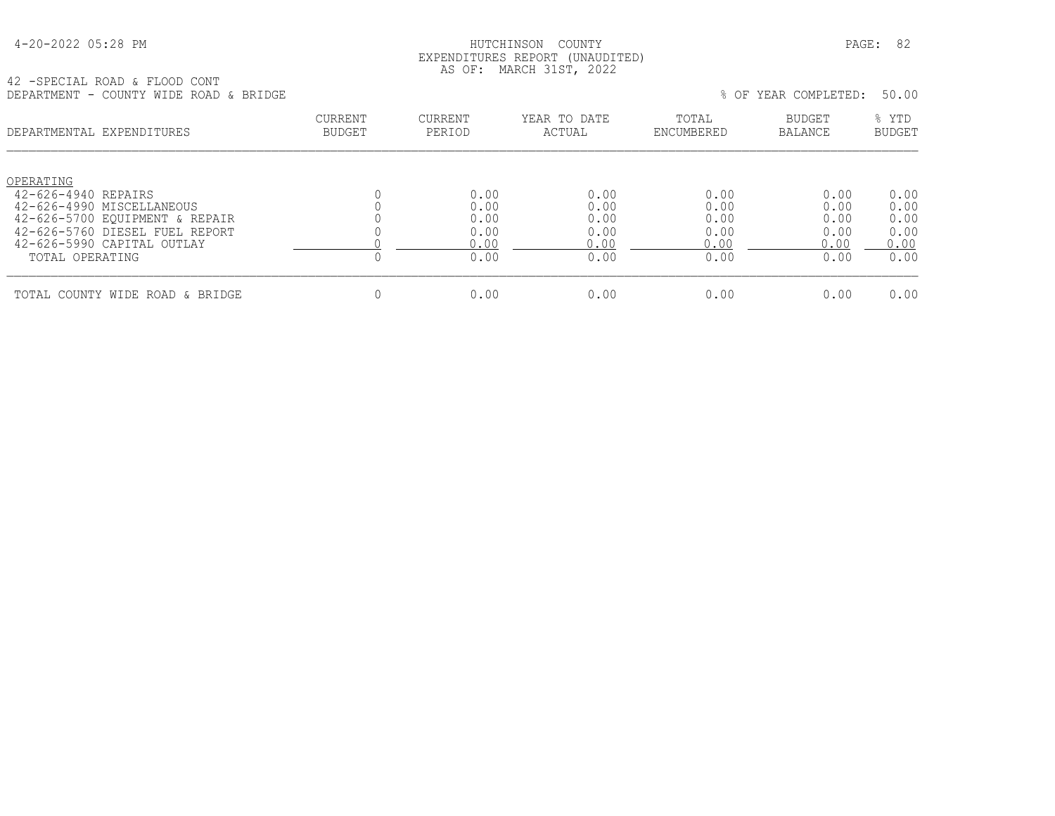HUTCHINSON COUNTY
EXPENDITURES REPORT (UNAUDITED)
AS OF: MARCH 31ST, 2022

42 -SPECIAL ROAD & FLOOD CONT
DEPARTMENT - COUNTY WIDE ROAD & BRIDGE

% OF YEAR COMPLETED: 50.00

| DEPARTMENTAL EXPENDITURES | CURRENT BUDGET | CURRENT PERIOD | YEAR TO DATE ACTUAL | TOTAL ENCUMBERED | BUDGET BALANCE | % YTD BUDGET |
|---|---|---|---|---|---|---|
| OPERATING | | | | | | |
| 42-626-4940 REPAIRS | 0 | 0.00 | 0.00 | 0.00 | 0.00 | 0.00 |
| 42-626-4990 MISCELLANEOUS | 0 | 0.00 | 0.00 | 0.00 | 0.00 | 0.00 |
| 42-626-5700 EQUIPMENT & REPAIR | 0 | 0.00 | 0.00 | 0.00 | 0.00 | 0.00 |
| 42-626-5760 DIESEL FUEL REPORT | 0 | 0.00 | 0.00 | 0.00 | 0.00 | 0.00 |
| 42-626-5990 CAPITAL OUTLAY | 0 | 0.00 | 0.00 | 0.00 | 0.00 | 0.00 |
| TOTAL OPERATING | 0 | 0.00 | 0.00 | 0.00 | 0.00 | 0.00 |
| TOTAL COUNTY WIDE ROAD & BRIDGE | 0 | 0.00 | 0.00 | 0.00 | 0.00 | 0.00 |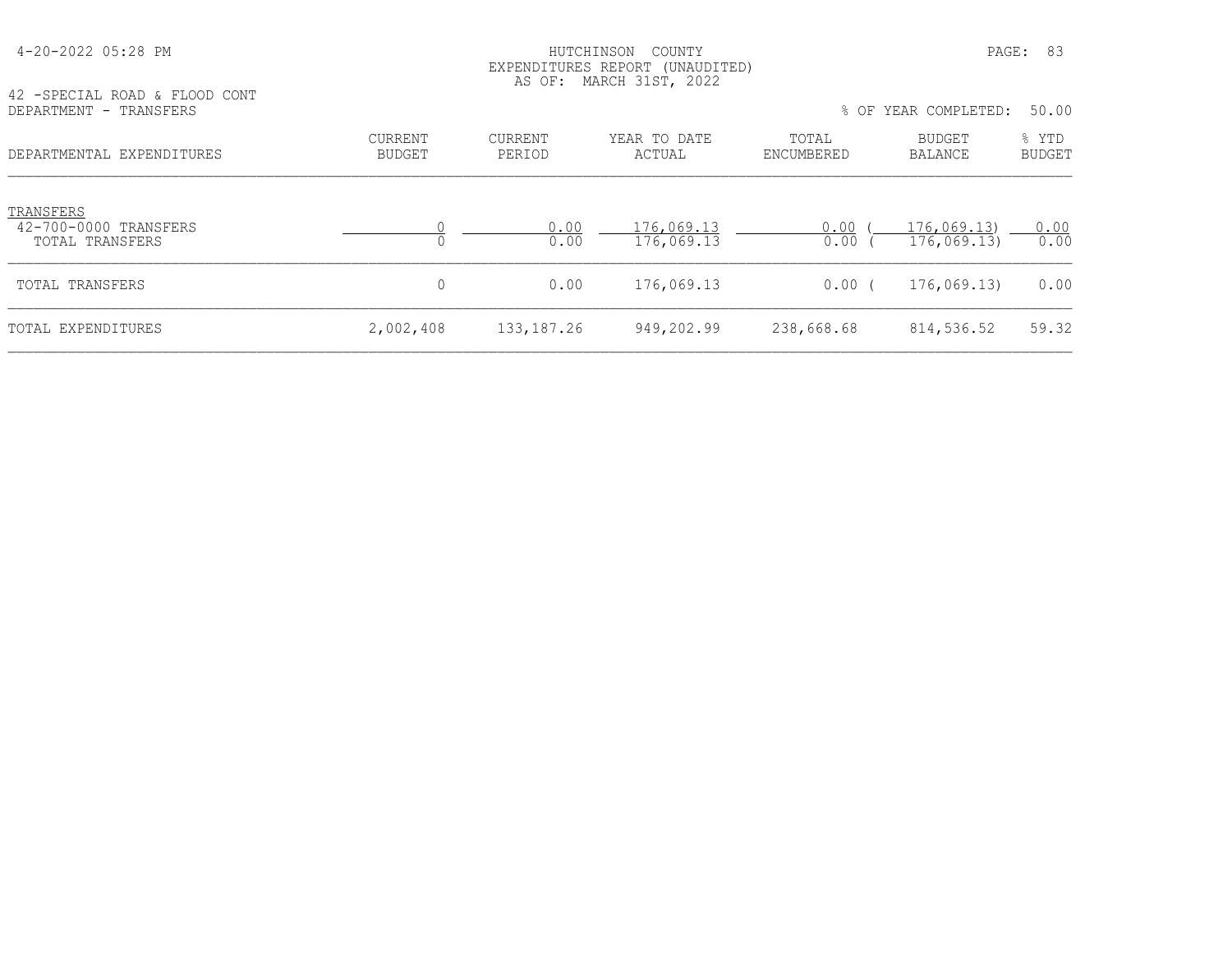HUTCHINSON COUNTY
EXPENDITURES REPORT (UNAUDITED)
AS OF: MARCH 31ST, 2022

42 -SPECIAL ROAD & FLOOD CONT
DEPARTMENT - TRANSFERS

% OF YEAR COMPLETED: 50.00

| DEPARTMENTAL EXPENDITURES | CURRENT BUDGET | CURRENT PERIOD | YEAR TO DATE ACTUAL | TOTAL ENCUMBERED | BUDGET BALANCE | % YTD BUDGET |
|---|---|---|---|---|---|---|
| TRANSFERS | | | | | | |
| 42-700-0000 TRANSFERS | 0 | 0.00 | 176,069.13 | 0.00 | (176,069.13) | 0.00 |
| TOTAL TRANSFERS | 0 | 0.00 | 176,069.13 | 0.00 | (176,069.13) | 0.00 |
| TOTAL TRANSFERS | 0 | 0.00 | 176,069.13 | 0.00 | (176,069.13) | 0.00 |
| TOTAL EXPENDITURES | 2,002,408 | 133,187.26 | 949,202.99 | 238,668.68 | 814,536.52 | 59.32 |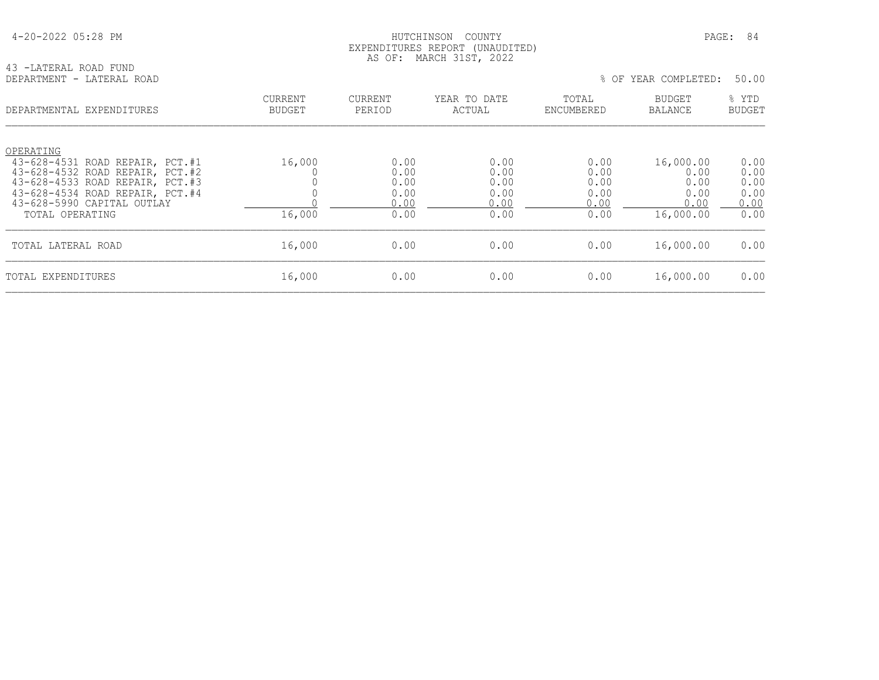43 -LATERAL ROAD FUND
DEPARTMENT - LATERAL ROAD

% OF YEAR COMPLETED: 50.00

| DEPARTMENTAL EXPENDITURES | CURRENT BUDGET | CURRENT PERIOD | YEAR TO DATE ACTUAL | TOTAL ENCUMBERED | BUDGET BALANCE | % YTD BUDGET |
|---|---|---|---|---|---|---|
| OPERATING | | | | | | |
| 43-628-4531 ROAD REPAIR, PCT.#1 | 16,000 | 0.00 | 0.00 | 0.00 | 16,000.00 | 0.00 |
| 43-628-4532 ROAD REPAIR, PCT.#2 | 0 | 0.00 | 0.00 | 0.00 | 0.00 | 0.00 |
| 43-628-4533 ROAD REPAIR, PCT.#3 | 0 | 0.00 | 0.00 | 0.00 | 0.00 | 0.00 |
| 43-628-4534 ROAD REPAIR, PCT.#4 | 0 | 0.00 | 0.00 | 0.00 | 0.00 | 0.00 |
| 43-628-5990 CAPITAL OUTLAY | 0 | 0.00 | 0.00 | 0.00 | 0.00 | 0.00 |
| TOTAL OPERATING | 16,000 | 0.00 | 0.00 | 0.00 | 16,000.00 | 0.00 |
| TOTAL LATERAL ROAD | 16,000 | 0.00 | 0.00 | 0.00 | 16,000.00 | 0.00 |
| TOTAL EXPENDITURES | 16,000 | 0.00 | 0.00 | 0.00 | 16,000.00 | 0.00 |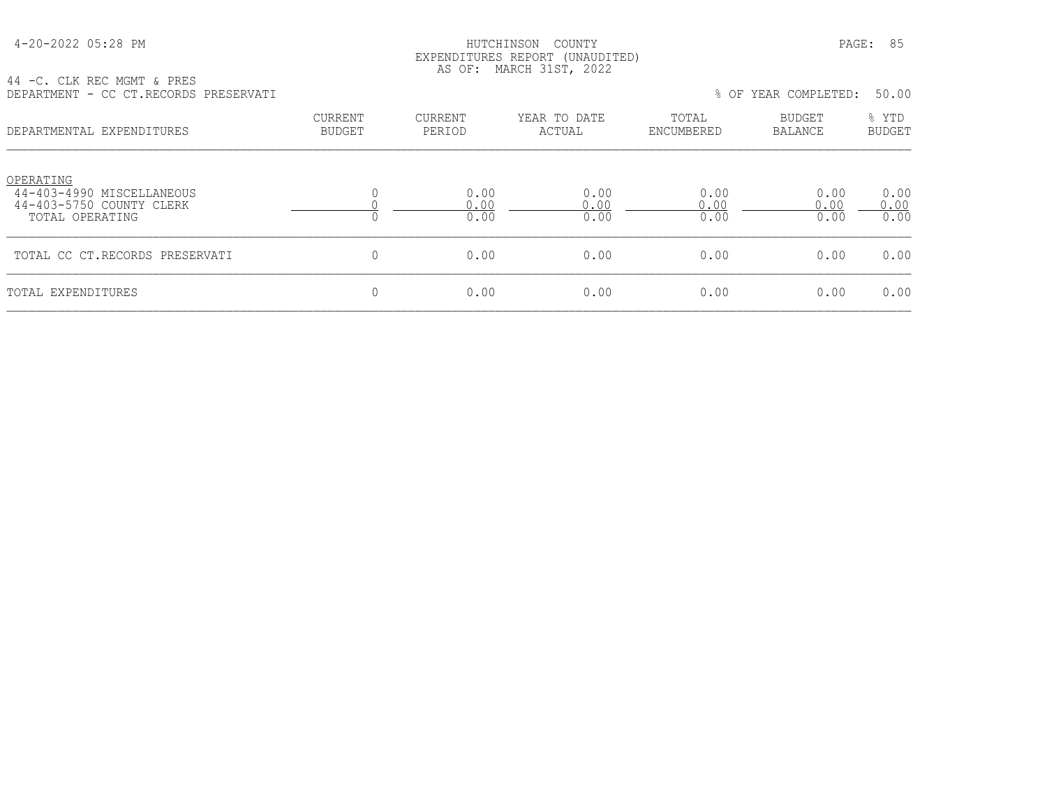HUTCHINSON COUNTY
EXPENDITURES REPORT (UNAUDITED)
AS OF: MARCH 31ST, 2022

44 -C. CLK REC MGMT & PRES
DEPARTMENT - CC CT.RECORDS PRESERVATI

% OF YEAR COMPLETED: 50.00

| DEPARTMENTAL EXPENDITURES | CURRENT BUDGET | CURRENT PERIOD | YEAR TO DATE ACTUAL | TOTAL ENCUMBERED | BUDGET BALANCE | % YTD BUDGET |
|---|---|---|---|---|---|---|
| OPERATING | | | | | | |
| 44-403-4990 MISCELLANEOUS | 0 | 0.00 | 0.00 | 0.00 | 0.00 | 0.00 |
| 44-403-5750 COUNTY CLERK | 0 | 0.00 | 0.00 | 0.00 | 0.00 | 0.00 |
| TOTAL OPERATING | 0 | 0.00 | 0.00 | 0.00 | 0.00 | 0.00 |
| TOTAL CC CT.RECORDS PRESERVATI | 0 | 0.00 | 0.00 | 0.00 | 0.00 | 0.00 |
| TOTAL EXPENDITURES | 0 | 0.00 | 0.00 | 0.00 | 0.00 | 0.00 |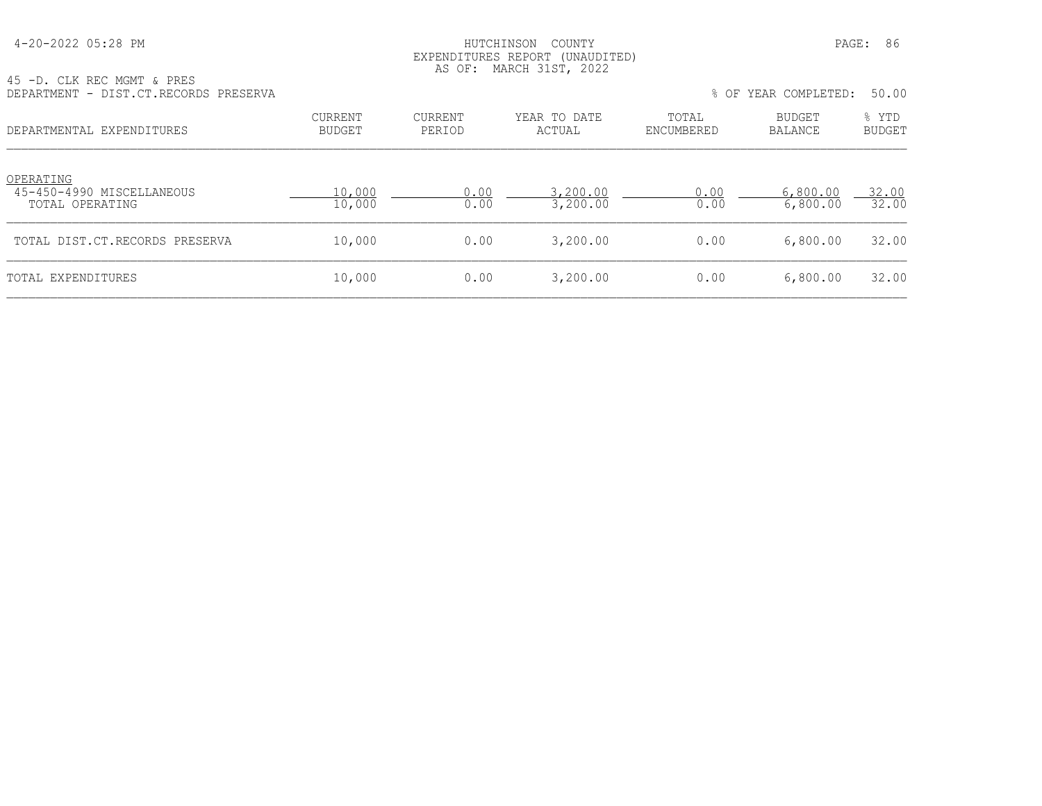HUTCHINSON COUNTY
EXPENDITURES REPORT (UNAUDITED)
AS OF: MARCH 31ST, 2022

45 -D. CLK REC MGMT & PRES
DEPARTMENT - DIST.CT.RECORDS PRESERVA

% OF YEAR COMPLETED: 50.00

| DEPARTMENTAL EXPENDITURES | CURRENT BUDGET | CURRENT PERIOD | YEAR TO DATE ACTUAL | TOTAL ENCUMBERED | BUDGET BALANCE | % YTD BUDGET |
|---|---|---|---|---|---|---|
| OPERATING | | | | | | |
| 45-450-4990 MISCELLANEOUS | 10,000 | 0.00 | 3,200.00 | 0.00 | 6,800.00 | 32.00 |
| TOTAL OPERATING | 10,000 | 0.00 | 3,200.00 | 0.00 | 6,800.00 | 32.00 |
| TOTAL DIST.CT.RECORDS PRESERVA | 10,000 | 0.00 | 3,200.00 | 0.00 | 6,800.00 | 32.00 |
| TOTAL EXPENDITURES | 10,000 | 0.00 | 3,200.00 | 0.00 | 6,800.00 | 32.00 |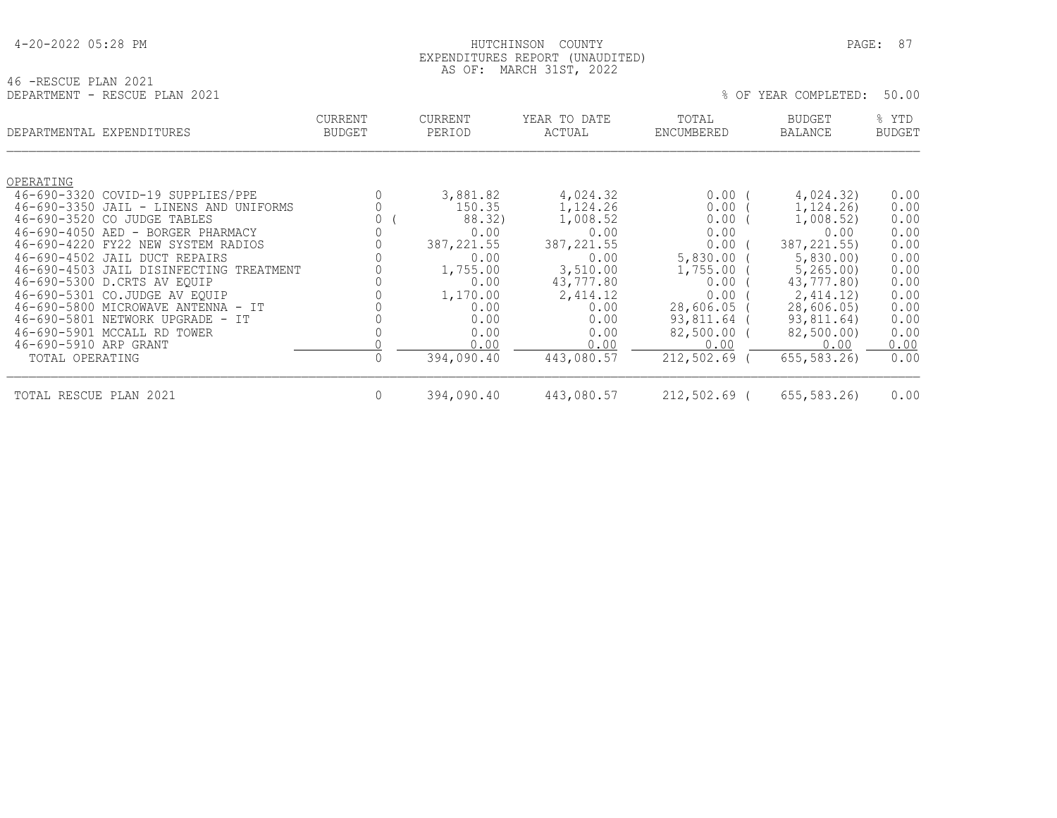HUTCHINSON COUNTY
EXPENDITURES REPORT (UNAUDITED)
AS OF: MARCH 31ST, 2022

46 -RESCUE PLAN 2021
DEPARTMENT - RESCUE PLAN 2021

% OF YEAR COMPLETED: 50.00

| DEPARTMENTAL EXPENDITURES | CURRENT BUDGET | CURRENT PERIOD | YEAR TO DATE ACTUAL | TOTAL ENCUMBERED | BUDGET BALANCE | % YTD BUDGET |
|---|---|---|---|---|---|---|
| OPERATING | | | | | | |
| 46-690-3320 COVID-19 SUPPLIES/PPE | 0 | 3,881.82 | 4,024.32 | 0.00 | ( 4,024.32) | 0.00 |
| 46-690-3350 JAIL - LINENS AND UNIFORMS | 0 | 150.35 | 1,124.26 | 0.00 | ( 1,124.26) | 0.00 |
| 46-690-3520 CO JUDGE TABLES | 0 | ( 88.32) | 1,008.52 | 0.00 | ( 1,008.52) | 0.00 |
| 46-690-4050 AED - BORGER PHARMACY | 0 | 0.00 | 0.00 | 0.00 | 0.00 | 0.00 |
| 46-690-4220 FY22 NEW SYSTEM RADIOS | 0 | 387,221.55 | 387,221.55 | 0.00 | ( 387,221.55) | 0.00 |
| 46-690-4502 JAIL DUCT REPAIRS | 0 | 0.00 | 0.00 | 5,830.00 | ( 5,830.00) | 0.00 |
| 46-690-4503 JAIL DISINFECTING TREATMENT | 0 | 1,755.00 | 3,510.00 | 1,755.00 | ( 5,265.00) | 0.00 |
| 46-690-5300 D.CRTS AV EQUIP | 0 | 0.00 | 43,777.80 | 0.00 | ( 43,777.80) | 0.00 |
| 46-690-5301 CO.JUDGE AV EQUIP | 0 | 1,170.00 | 2,414.12 | 0.00 | ( 2,414.12) | 0.00 |
| 46-690-5800 MICROWAVE ANTENNA - IT | 0 | 0.00 | 0.00 | 28,606.05 | ( 28,606.05) | 0.00 |
| 46-690-5801 NETWORK UPGRADE - IT | 0 | 0.00 | 0.00 | 93,811.64 | ( 93,811.64) | 0.00 |
| 46-690-5901 MCCALL RD TOWER | 0 | 0.00 | 0.00 | 82,500.00 | ( 82,500.00) | 0.00 |
| 46-690-5910 ARP GRANT | 0 | 0.00 | 0.00 | 0.00 | 0.00 | 0.00 |
| TOTAL OPERATING | 0 | 394,090.40 | 443,080.57 | 212,502.69 | ( 655,583.26) | 0.00 |
| TOTAL RESCUE PLAN 2021 | 0 | 394,090.40 | 443,080.57 | 212,502.69 | ( 655,583.26) | 0.00 |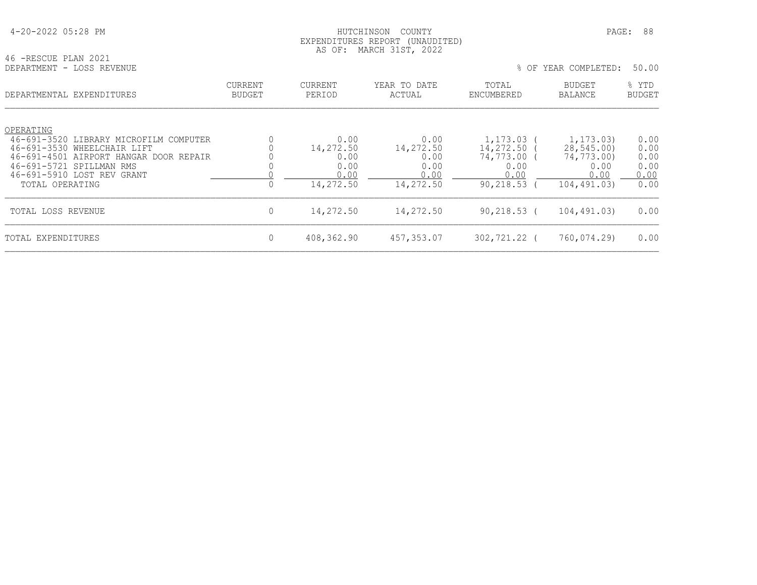4-20-2022 05:28 PM

HUTCHINSON COUNTY
EXPENDITURES REPORT (UNAUDITED)
AS OF: MARCH 31ST, 2022

46 -RESCUE PLAN 2021
DEPARTMENT - LOSS REVENUE

% OF YEAR COMPLETED: 50.00

| DEPARTMENTAL EXPENDITURES | CURRENT BUDGET | CURRENT PERIOD | YEAR TO DATE ACTUAL | TOTAL ENCUMBERED | BUDGET BALANCE | % YTD BUDGET |
|---|---|---|---|---|---|---|
| OPERATING | | | | | | |
| 46-691-3520 LIBRARY MICROFILM COMPUTER | 0 | 0.00 | 0.00 | 1,173.03 | ( 1,173.03) | 0.00 |
| 46-691-3530 WHEELCHAIR LIFT | 0 | 14,272.50 | 14,272.50 | 14,272.50 | ( 28,545.00) | 0.00 |
| 46-691-4501 AIRPORT HANGAR DOOR REPAIR | 0 | 0.00 | 0.00 | 74,773.00 | ( 74,773.00) | 0.00 |
| 46-691-5721 SPILLMAN RMS | 0 | 0.00 | 0.00 | 0.00 | 0.00 | 0.00 |
| 46-691-5910 LOST REV GRANT | 0 | 0.00 | 0.00 | 0.00 | 0.00 | 0.00 |
| TOTAL OPERATING | 0 | 14,272.50 | 14,272.50 | 90,218.53 | ( 104,491.03) | 0.00 |
| TOTAL LOSS REVENUE | 0 | 14,272.50 | 14,272.50 | 90,218.53 | ( 104,491.03) | 0.00 |
| TOTAL EXPENDITURES | 0 | 408,362.90 | 457,353.07 | 302,721.22 | ( 760,074.29) | 0.00 |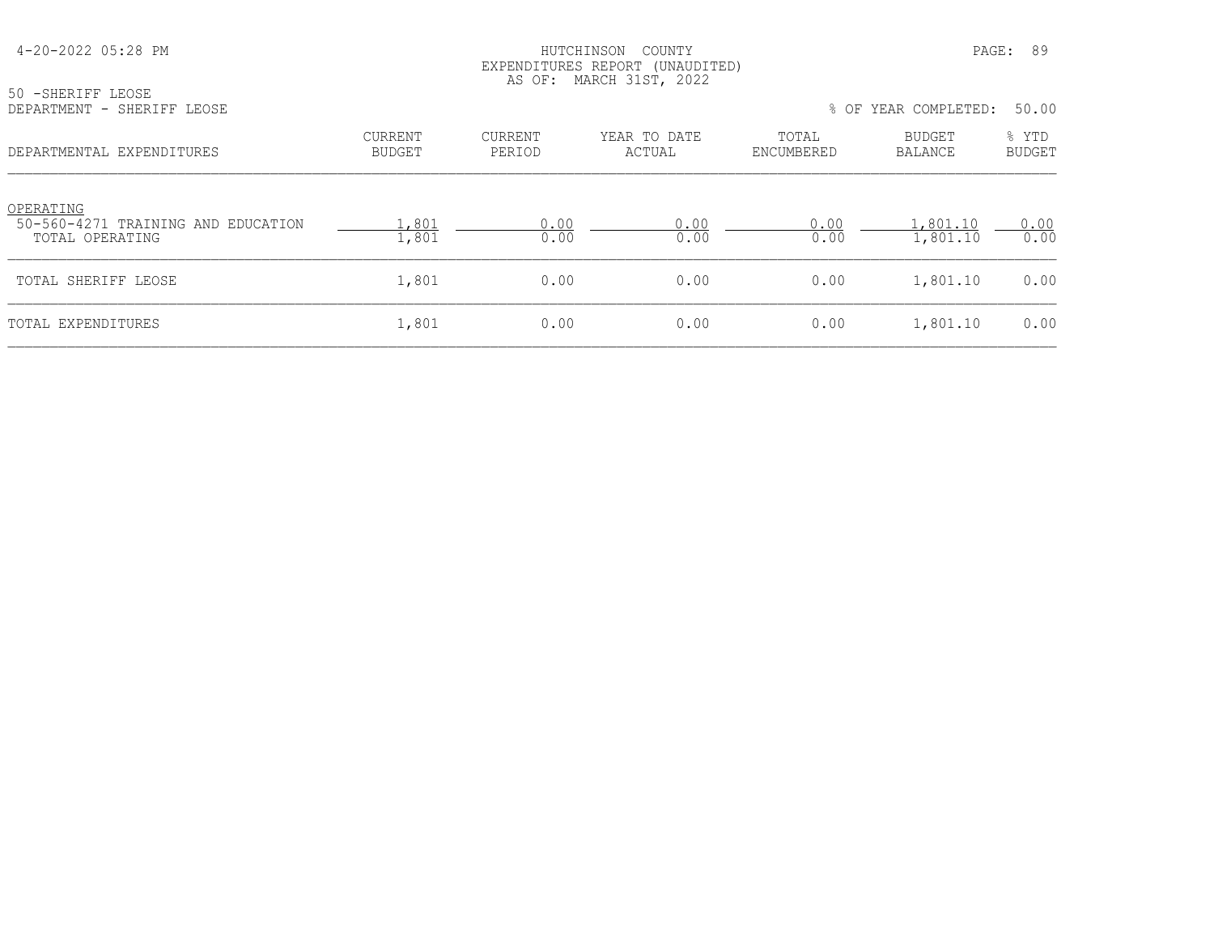HUTCHINSON COUNTY
EXPENDITURES REPORT (UNAUDITED)
AS OF: MARCH 31ST, 2022

50 -SHERIFF LEOSE
DEPARTMENT - SHERIFF LEOSE

% OF YEAR COMPLETED: 50.00

| DEPARTMENTAL EXPENDITURES | CURRENT BUDGET | CURRENT PERIOD | YEAR TO DATE ACTUAL | TOTAL ENCUMBERED | BUDGET BALANCE | % YTD BUDGET |
|---|---|---|---|---|---|---|
| OPERATING | | | | | | |
| 50-560-4271 TRAINING AND EDUCATION | 1,801 | 0.00 | 0.00 | 0.00 | 1,801.10 | 0.00 |
| TOTAL OPERATING | 1,801 | 0.00 | 0.00 | 0.00 | 1,801.10 | 0.00 |
| TOTAL SHERIFF LEOSE | 1,801 | 0.00 | 0.00 | 0.00 | 1,801.10 | 0.00 |
| TOTAL EXPENDITURES | 1,801 | 0.00 | 0.00 | 0.00 | 1,801.10 | 0.00 |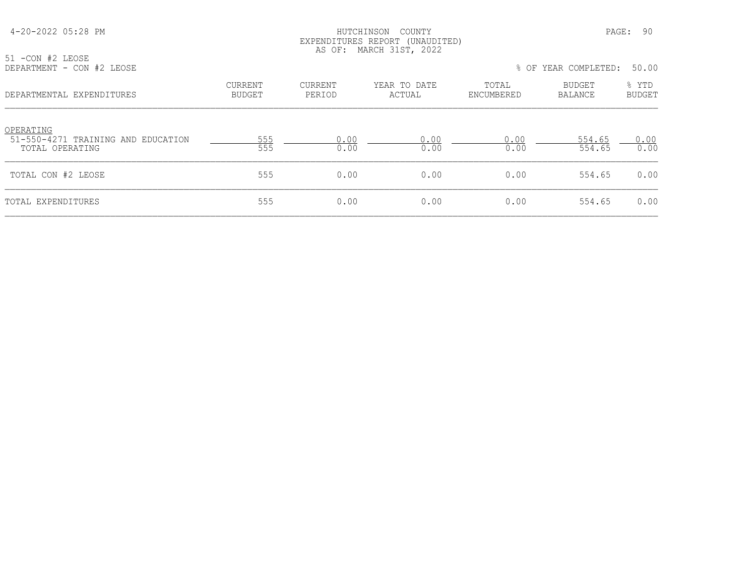HUTCHINSON COUNTY
EXPENDITURES REPORT (UNAUDITED)
AS OF: MARCH 31ST, 2022

51 -CON #2 LEOSE
DEPARTMENT - CON #2 LEOSE

% OF YEAR COMPLETED: 50.00

| DEPARTMENTAL EXPENDITURES | CURRENT BUDGET | CURRENT PERIOD | YEAR TO DATE ACTUAL | TOTAL ENCUMBERED | BUDGET BALANCE | % YTD BUDGET |
|---|---|---|---|---|---|---|
| OPERATING | | | | | | |
| 51-550-4271 TRAINING AND EDUCATION | 555 | 0.00 | 0.00 | 0.00 | 554.65 | 0.00 |
| TOTAL OPERATING | 555 | 0.00 | 0.00 | 0.00 | 554.65 | 0.00 |
| TOTAL CON #2 LEOSE | 555 | 0.00 | 0.00 | 0.00 | 554.65 | 0.00 |
| TOTAL EXPENDITURES | 555 | 0.00 | 0.00 | 0.00 | 554.65 | 0.00 |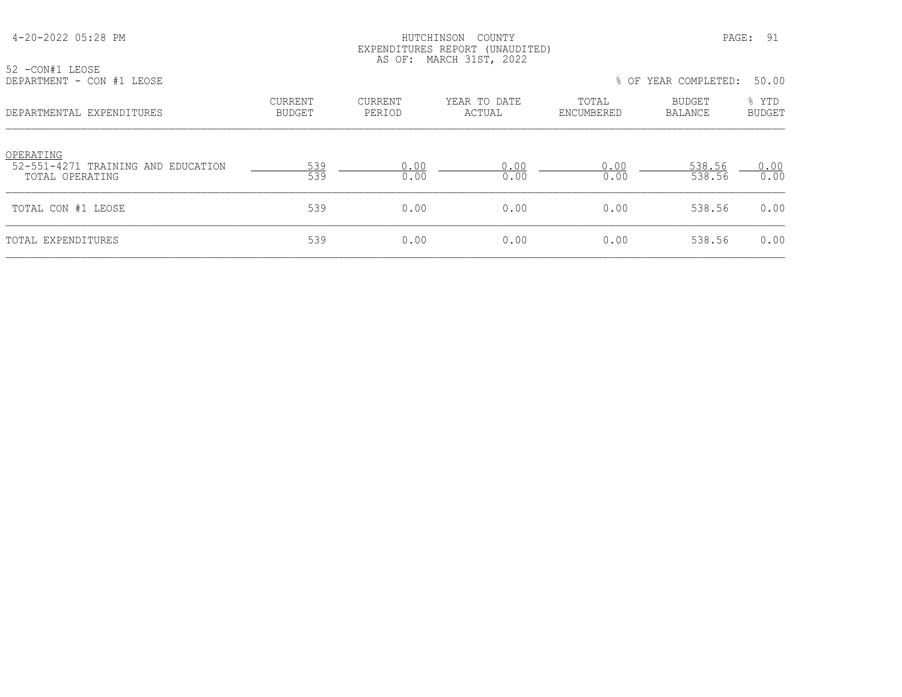HUTCHINSON COUNTY
EXPENDITURES REPORT (UNAUDITED)
AS OF: MARCH 31ST, 2022

52 -CON#1 LEOSE
DEPARTMENT - CON #1 LEOSE

% OF YEAR COMPLETED: 50.00

| DEPARTMENTAL EXPENDITURES | CURRENT BUDGET | CURRENT PERIOD | YEAR TO DATE ACTUAL | TOTAL ENCUMBERED | BUDGET BALANCE | % YTD BUDGET |
|---|---|---|---|---|---|---|
| OPERATING | | | | | | |
| 52-551-4271 TRAINING AND EDUCATION | 539 | 0.00 | 0.00 | 0.00 | 538.56 | 0.00 |
| TOTAL OPERATING | 539 | 0.00 | 0.00 | 0.00 | 538.56 | 0.00 |
| TOTAL CON #1 LEOSE | 539 | 0.00 | 0.00 | 0.00 | 538.56 | 0.00 |
| TOTAL EXPENDITURES | 539 | 0.00 | 0.00 | 0.00 | 538.56 | 0.00 |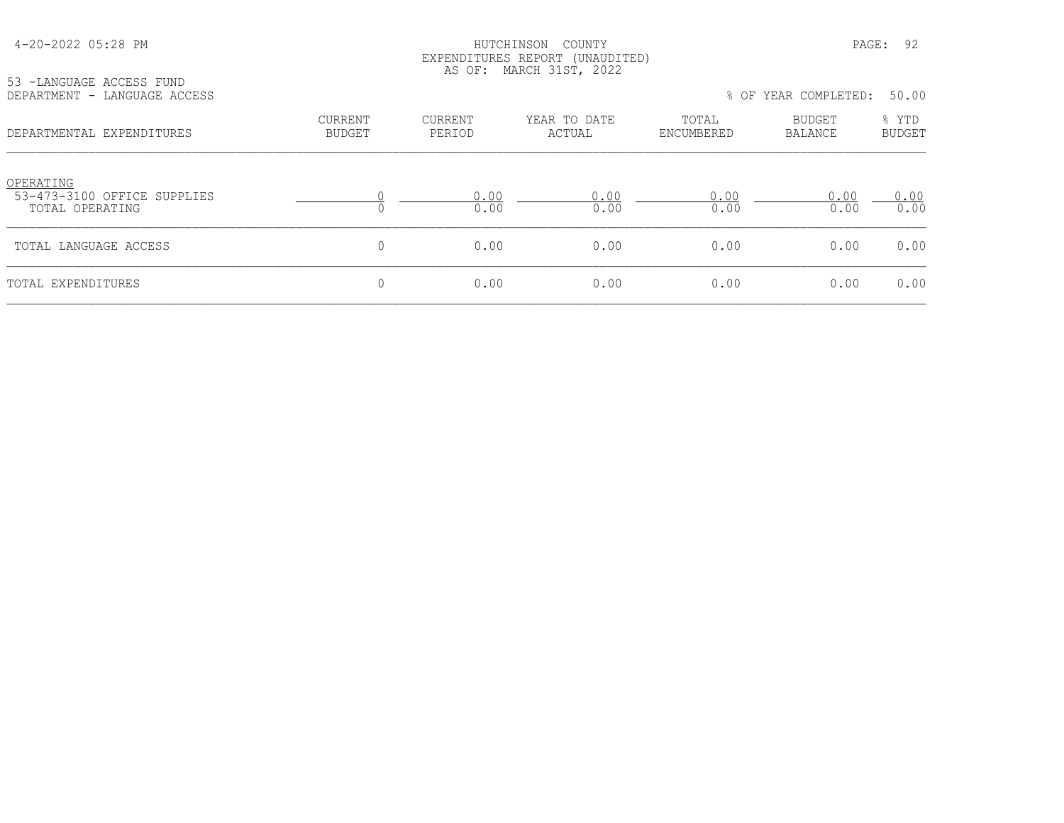HUTCHINSON COUNTY
EXPENDITURES REPORT (UNAUDITED)
AS OF: MARCH 31ST, 2022

53 -LANGUAGE ACCESS FUND
DEPARTMENT - LANGUAGE ACCESS

% OF YEAR COMPLETED: 50.00

| DEPARTMENTAL EXPENDITURES | CURRENT BUDGET | CURRENT PERIOD | YEAR TO DATE ACTUAL | TOTAL ENCUMBERED | BUDGET BALANCE | % YTD BUDGET |
|---|---|---|---|---|---|---|
| OPERATING | | | | | | |
| 53-473-3100 OFFICE SUPPLIES | 0 | 0.00 | 0.00 | 0.00 | 0.00 | 0.00 |
| TOTAL OPERATING | 0 | 0.00 | 0.00 | 0.00 | 0.00 | 0.00 |
| TOTAL LANGUAGE ACCESS | 0 | 0.00 | 0.00 | 0.00 | 0.00 | 0.00 |
| TOTAL EXPENDITURES | 0 | 0.00 | 0.00 | 0.00 | 0.00 | 0.00 |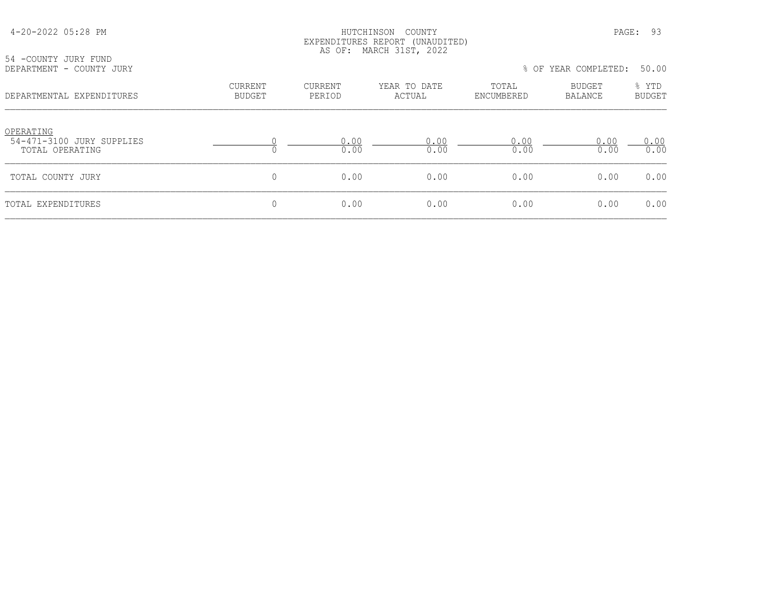HUTCHINSON COUNTY
EXPENDITURES REPORT (UNAUDITED)
AS OF: MARCH 31ST, 2022

54 -COUNTY JURY FUND
DEPARTMENT - COUNTY JURY

% OF YEAR COMPLETED: 50.00

| DEPARTMENTAL EXPENDITURES | CURRENT BUDGET | CURRENT PERIOD | YEAR TO DATE ACTUAL | TOTAL ENCUMBERED | BUDGET BALANCE | % YTD BUDGET |
|---|---|---|---|---|---|---|
| OPERATING | | | | | | |
| 54-471-3100 JURY SUPPLIES | 0 | 0.00 | 0.00 | 0.00 | 0.00 | 0.00 |
| TOTAL OPERATING | 0 | 0.00 | 0.00 | 0.00 | 0.00 | 0.00 |
| TOTAL COUNTY JURY | 0 | 0.00 | 0.00 | 0.00 | 0.00 | 0.00 |
| TOTAL EXPENDITURES | 0 | 0.00 | 0.00 | 0.00 | 0.00 | 0.00 |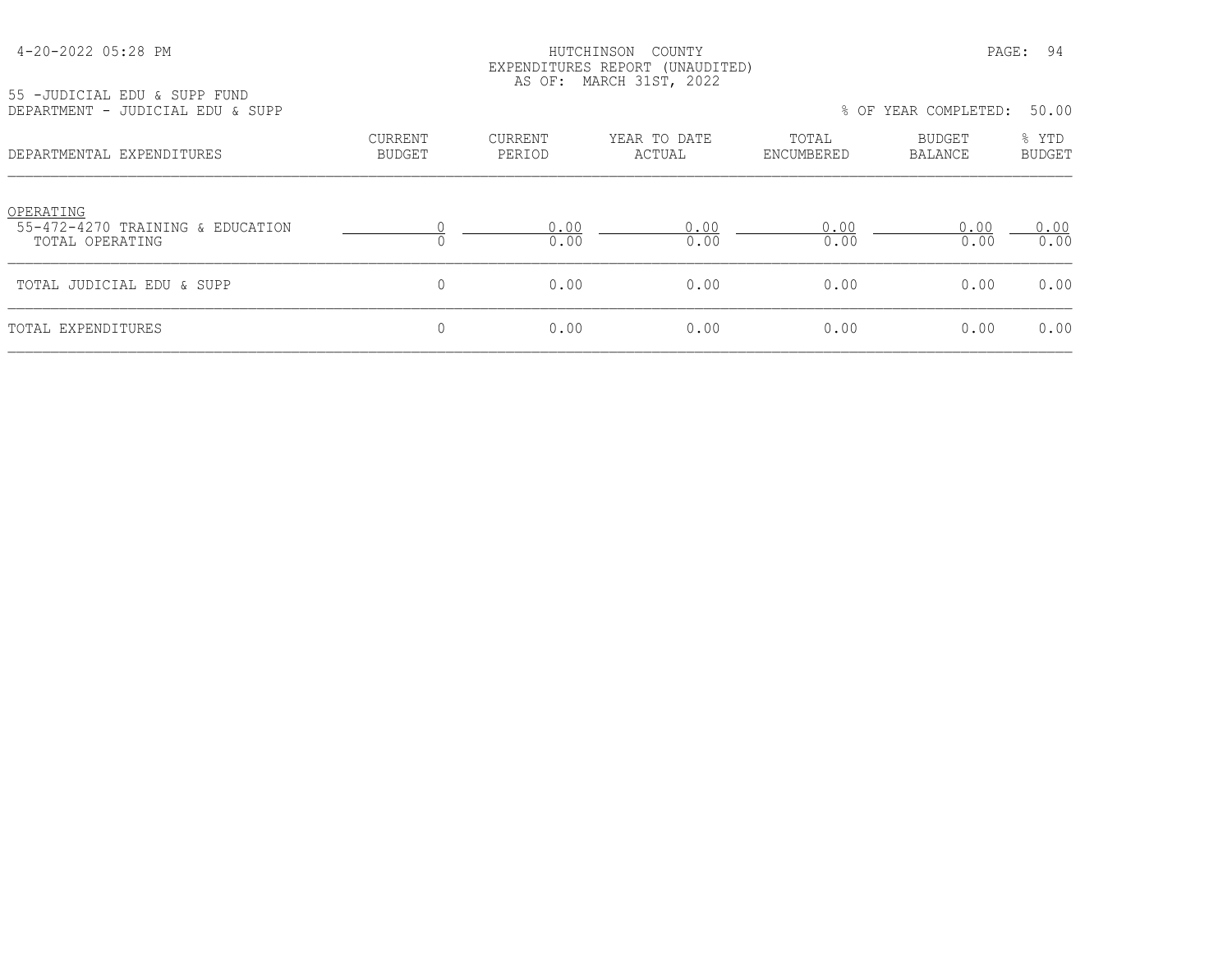HUTCHINSON COUNTY
EXPENDITURES REPORT (UNAUDITED)
AS OF: MARCH 31ST, 2022

55 -JUDICIAL EDU & SUPP FUND
DEPARTMENT - JUDICIAL EDU & SUPP

% OF YEAR COMPLETED: 50.00

| DEPARTMENTAL EXPENDITURES | CURRENT BUDGET | CURRENT PERIOD | YEAR TO DATE ACTUAL | TOTAL ENCUMBERED | BUDGET BALANCE | % YTD BUDGET |
|---|---|---|---|---|---|---|
| OPERATING | | | | | | |
| 55-472-4270 TRAINING & EDUCATION | 0 | 0.00 | 0.00 | 0.00 | 0.00 | 0.00 |
| TOTAL OPERATING | 0 | 0.00 | 0.00 | 0.00 | 0.00 | 0.00 |
| TOTAL JUDICIAL EDU & SUPP | 0 | 0.00 | 0.00 | 0.00 | 0.00 | 0.00 |
| TOTAL EXPENDITURES | 0 | 0.00 | 0.00 | 0.00 | 0.00 | 0.00 |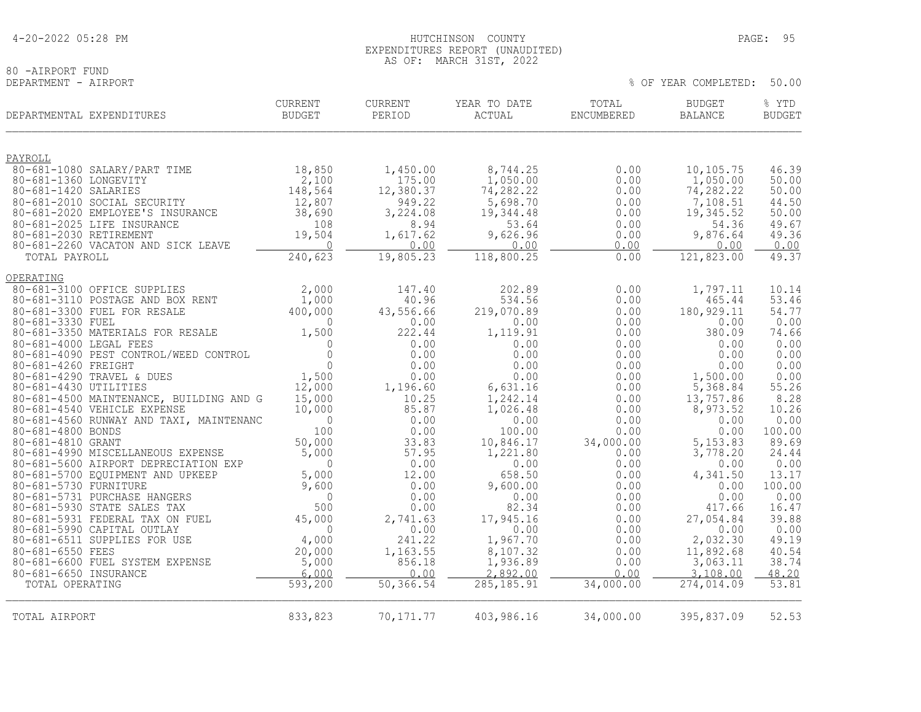HUTCHINSON COUNTY
EXPENDITURES REPORT (UNAUDITED)
AS OF: MARCH 31ST, 2022

80 -AIRPORT FUND
DEPARTMENT - AIRPORT

% OF YEAR COMPLETED: 50.00

| DEPARTMENTAL EXPENDITURES | CURRENT BUDGET | CURRENT PERIOD | YEAR TO DATE ACTUAL | TOTAL ENCUMBERED | BUDGET BALANCE | % YTD BUDGET |
|---|---|---|---|---|---|---|
| PAYROLL | | | | | | |
| 80-681-1080 SALARY/PART TIME | 18,850 | 1,450.00 | 8,744.25 | 0.00 | 10,105.75 | 46.39 |
| 80-681-1360 LONGEVITY | 2,100 | 175.00 | 1,050.00 | 0.00 | 1,050.00 | 50.00 |
| 80-681-1420 SALARIES | 148,564 | 12,380.37 | 74,282.22 | 0.00 | 74,282.22 | 50.00 |
| 80-681-2010 SOCIAL SECURITY | 12,807 | 949.22 | 5,698.70 | 0.00 | 7,108.51 | 44.50 |
| 80-681-2020 EMPLOYEE'S INSURANCE | 38,690 | 3,224.08 | 19,344.48 | 0.00 | 19,345.52 | 50.00 |
| 80-681-2025 LIFE INSURANCE | 108 | 8.94 | 53.64 | 0.00 | 54.36 | 49.67 |
| 80-681-2030 RETIREMENT | 19,504 | 1,617.62 | 9,626.96 | 0.00 | 9,876.64 | 49.36 |
| 80-681-2260 VACATON AND SICK LEAVE | 0 | 0.00 | 0.00 | 0.00 | 0.00 | 0.00 |
| TOTAL PAYROLL | 240,623 | 19,805.23 | 118,800.25 | 0.00 | 121,823.00 | 49.37 |
| OPERATING | | | | | | |
| 80-681-3100 OFFICE SUPPLIES | 2,000 | 147.40 | 202.89 | 0.00 | 1,797.11 | 10.14 |
| 80-681-3110 POSTAGE AND BOX RENT | 1,000 | 40.96 | 534.56 | 0.00 | 465.44 | 53.46 |
| 80-681-3300 FUEL FOR RESALE | 400,000 | 43,556.66 | 219,070.89 | 0.00 | 180,929.11 | 54.77 |
| 80-681-3330 FUEL | 0 | 0.00 | 0.00 | 0.00 | 0.00 | 0.00 |
| 80-681-3350 MATERIALS FOR RESALE | 1,500 | 222.44 | 1,119.91 | 0.00 | 380.09 | 74.66 |
| 80-681-4000 LEGAL FEES | 0 | 0.00 | 0.00 | 0.00 | 0.00 | 0.00 |
| 80-681-4090 PEST CONTROL/WEED CONTROL | 0 | 0.00 | 0.00 | 0.00 | 0.00 | 0.00 |
| 80-681-4260 FREIGHT | 0 | 0.00 | 0.00 | 0.00 | 0.00 | 0.00 |
| 80-681-4290 TRAVEL & DUES | 1,500 | 0.00 | 0.00 | 0.00 | 1,500.00 | 0.00 |
| 80-681-4430 UTILITIES | 12,000 | 1,196.60 | 6,631.16 | 0.00 | 5,368.84 | 55.26 |
| 80-681-4500 MAINTENANCE, BUILDING AND G | 15,000 | 10.25 | 1,242.14 | 0.00 | 13,757.86 | 8.28 |
| 80-681-4540 VEHICLE EXPENSE | 10,000 | 85.87 | 1,026.48 | 0.00 | 8,973.52 | 10.26 |
| 80-681-4560 RUNWAY AND TAXI, MAINTENANC | 0 | 0.00 | 0.00 | 0.00 | 0.00 | 0.00 |
| 80-681-4800 BONDS | 100 | 0.00 | 100.00 | 0.00 | 0.00 | 100.00 |
| 80-681-4810 GRANT | 50,000 | 33.83 | 10,846.17 | 34,000.00 | 5,153.83 | 89.69 |
| 80-681-4990 MISCELLANEOUS EXPENSE | 5,000 | 57.95 | 1,221.80 | 0.00 | 3,778.20 | 24.44 |
| 80-681-5600 AIRPORT DEPRECIATION EXP | 0 | 0.00 | 0.00 | 0.00 | 0.00 | 0.00 |
| 80-681-5700 EQUIPMENT AND UPKEEP | 5,000 | 12.00 | 658.50 | 0.00 | 4,341.50 | 13.17 |
| 80-681-5730 FURNITURE | 9,600 | 0.00 | 9,600.00 | 0.00 | 0.00 | 100.00 |
| 80-681-5731 PURCHASE HANGERS | 0 | 0.00 | 0.00 | 0.00 | 0.00 | 0.00 |
| 80-681-5930 STATE SALES TAX | 500 | 0.00 | 82.34 | 0.00 | 417.66 | 16.47 |
| 80-681-5931 FEDERAL TAX ON FUEL | 45,000 | 2,741.63 | 17,945.16 | 0.00 | 27,054.84 | 39.88 |
| 80-681-5990 CAPITAL OUTLAY | 0 | 0.00 | 0.00 | 0.00 | 0.00 | 0.00 |
| 80-681-6511 SUPPLIES FOR USE | 4,000 | 241.22 | 1,967.70 | 0.00 | 2,032.30 | 49.19 |
| 80-681-6550 FEES | 20,000 | 1,163.55 | 8,107.32 | 0.00 | 11,892.68 | 40.54 |
| 80-681-6600 FUEL SYSTEM EXPENSE | 5,000 | 856.18 | 1,936.89 | 0.00 | 3,063.11 | 38.74 |
| 80-681-6650 INSURANCE | 6,000 | 0.00 | 2,892.00 | 0.00 | 3,108.00 | 48.20 |
| TOTAL OPERATING | 593,200 | 50,366.54 | 285,185.91 | 34,000.00 | 274,014.09 | 53.81 |
| TOTAL AIRPORT | 833,823 | 70,171.77 | 403,986.16 | 34,000.00 | 395,837.09 | 52.53 |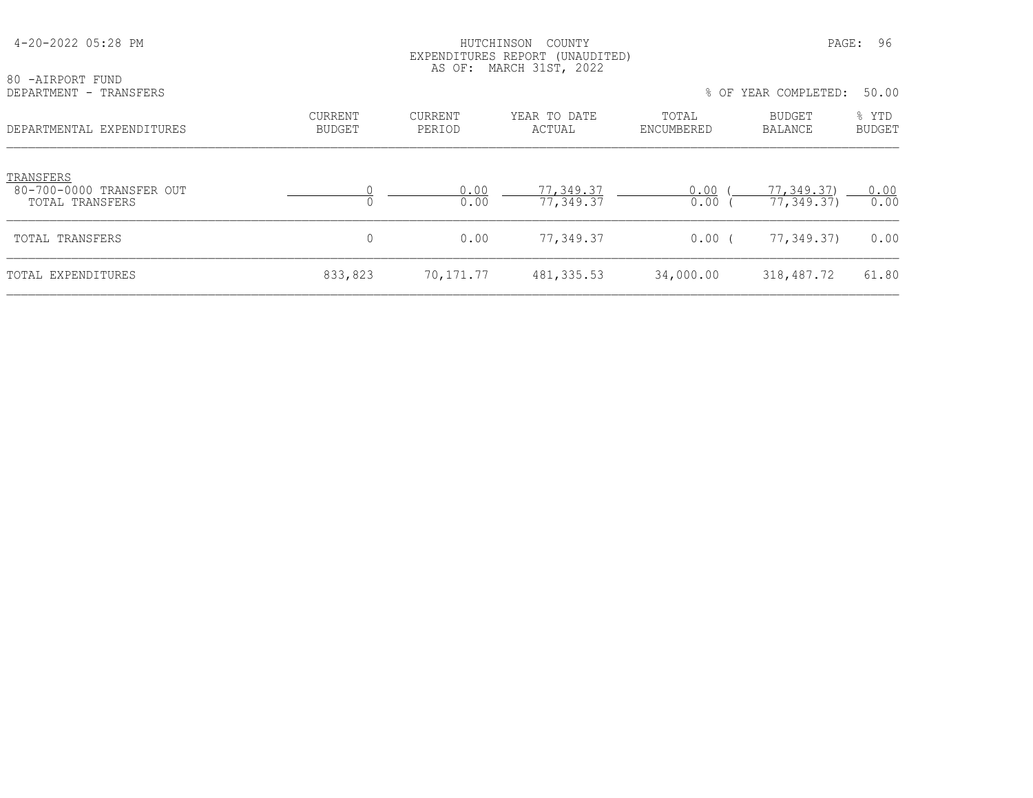HUTCHINSON COUNTY
EXPENDITURES REPORT (UNAUDITED)
AS OF: MARCH 31ST, 2022

80 -AIRPORT FUND
DEPARTMENT - TRANSFERS

% OF YEAR COMPLETED: 50.00

| DEPARTMENTAL EXPENDITURES | CURRENT BUDGET | CURRENT PERIOD | YEAR TO DATE ACTUAL | TOTAL ENCUMBERED | BUDGET BALANCE | % YTD BUDGET |
|---|---|---|---|---|---|---|
| TRANSFERS | | | | | | |
| 80-700-0000 TRANSFER OUT | 0 | 0.00 | 77,349.37 | 0.00 | ( 77,349.37) | 0.00 |
| TOTAL TRANSFERS | 0 | 0.00 | 77,349.37 | 0.00 | ( 77,349.37) | 0.00 |
| TOTAL TRANSFERS | 0 | 0.00 | 77,349.37 | 0.00 | ( 77,349.37) | 0.00 |
| TOTAL EXPENDITURES | 833,823 | 70,171.77 | 481,335.53 | 34,000.00 | 318,487.72 | 61.80 |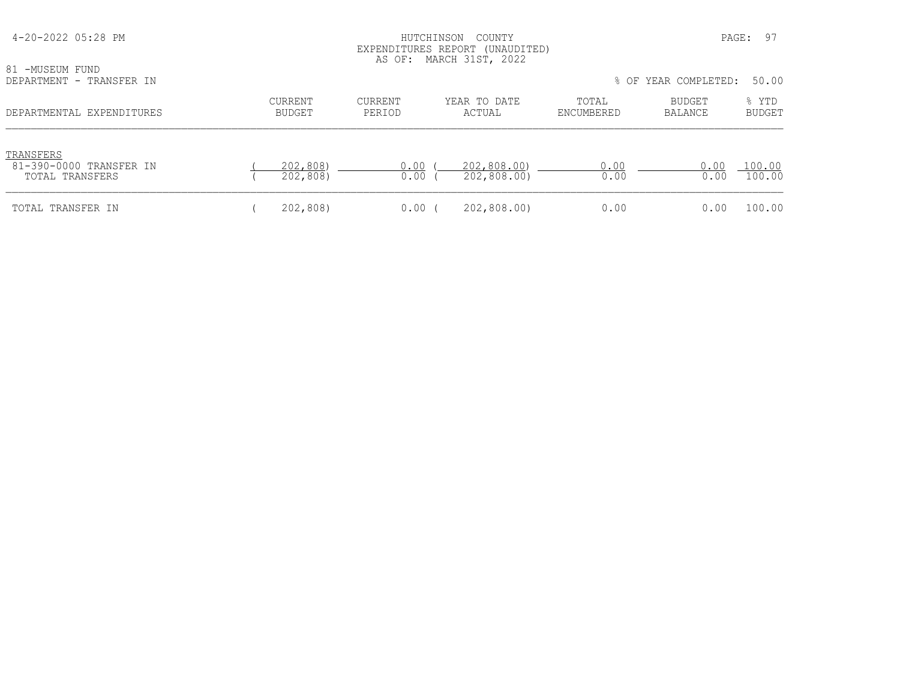HUTCHINSON COUNTY
EXPENDITURES REPORT (UNAUDITED)
AS OF: MARCH 31ST, 2022

81 -MUSEUM FUND
DEPARTMENT - TRANSFER IN

% OF YEAR COMPLETED: 50.00

| DEPARTMENTAL EXPENDITURES | CURRENT BUDGET | CURRENT PERIOD | YEAR TO DATE ACTUAL | TOTAL ENCUMBERED | BUDGET BALANCE | % YTD BUDGET |
|---|---|---|---|---|---|---|
| TRANSFERS | | | | | | |
| 81-390-0000 TRANSFER IN | ( 202,808) | 0.00 | ( 202,808.00) | 0.00 | 0.00 | 100.00 |
| TOTAL TRANSFERS | ( 202,808) | 0.00 | ( 202,808.00) | 0.00 | 0.00 | 100.00 |
| TOTAL TRANSFER IN | ( 202,808) | 0.00 | ( 202,808.00) | 0.00 | 0.00 | 100.00 |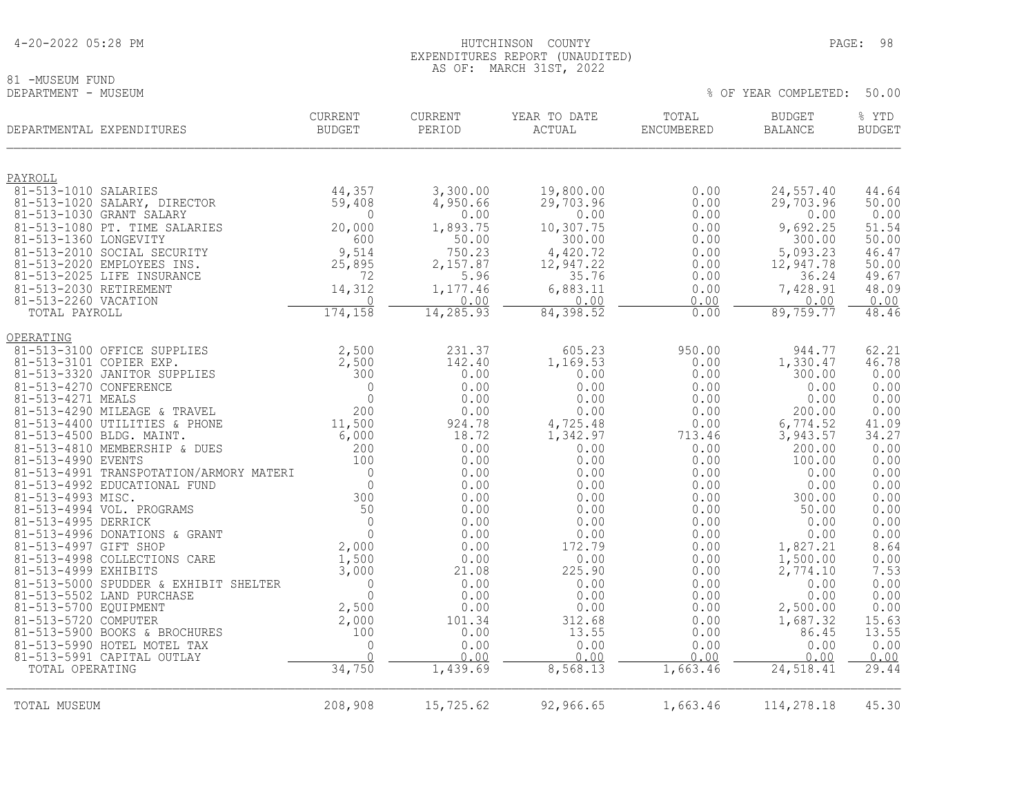4-20-2022 05:28 PM

HUTCHINSON COUNTY
EXPENDITURES REPORT (UNAUDITED)
AS OF: MARCH 31ST, 2022

81 -MUSEUM FUND
DEPARTMENT - MUSEUM

% OF YEAR COMPLETED: 50.00

| DEPARTMENTAL EXPENDITURES | CURRENT BUDGET | CURRENT PERIOD | YEAR TO DATE ACTUAL | TOTAL ENCUMBERED | BUDGET BALANCE | % YTD BUDGET |
|---|---|---|---|---|---|---|
| PAYROLL | | | | | | |
| 81-513-1010 SALARIES | 44,357 | 3,300.00 | 19,800.00 | 0.00 | 24,557.40 | 44.64 |
| 81-513-1020 SALARY, DIRECTOR | 59,408 | 4,950.66 | 29,703.96 | 0.00 | 29,703.96 | 50.00 |
| 81-513-1030 GRANT SALARY | 0 | 0.00 | 0.00 | 0.00 | 0.00 | 0.00 |
| 81-513-1080 PT. TIME SALARIES | 20,000 | 1,893.75 | 10,307.75 | 0.00 | 9,692.25 | 51.54 |
| 81-513-1360 LONGEVITY | 600 | 50.00 | 300.00 | 0.00 | 300.00 | 50.00 |
| 81-513-2010 SOCIAL SECURITY | 9,514 | 750.23 | 4,420.72 | 0.00 | 5,093.23 | 46.47 |
| 81-513-2020 EMPLOYEES INS. | 25,895 | 2,157.87 | 12,947.22 | 0.00 | 12,947.78 | 50.00 |
| 81-513-2025 LIFE INSURANCE | 72 | 5.96 | 35.76 | 0.00 | 36.24 | 49.67 |
| 81-513-2030 RETIREMENT | 14,312 | 1,177.46 | 6,883.11 | 0.00 | 7,428.91 | 48.09 |
| 81-513-2260 VACATION | 0 | 0.00 | 0.00 | 0.00 | 0.00 | 0.00 |
| TOTAL PAYROLL | 174,158 | 14,285.93 | 84,398.52 | 0.00 | 89,759.77 | 48.46 |
| OPERATING | | | | | | |
| 81-513-3100 OFFICE SUPPLIES | 2,500 | 231.37 | 605.23 | 950.00 | 944.77 | 62.21 |
| 81-513-3101 COPIER EXP. | 2,500 | 142.40 | 1,169.53 | 0.00 | 1,330.47 | 46.78 |
| 81-513-3320 JANITOR SUPPLIES | 300 | 0.00 | 0.00 | 0.00 | 300.00 | 0.00 |
| 81-513-4270 CONFERENCE | 0 | 0.00 | 0.00 | 0.00 | 0.00 | 0.00 |
| 81-513-4271 MEALS | 0 | 0.00 | 0.00 | 0.00 | 0.00 | 0.00 |
| 81-513-4290 MILEAGE & TRAVEL | 200 | 0.00 | 0.00 | 0.00 | 200.00 | 0.00 |
| 81-513-4400 UTILITIES & PHONE | 11,500 | 924.78 | 4,725.48 | 0.00 | 6,774.52 | 41.09 |
| 81-513-4500 BLDG. MAINT. | 6,000 | 18.72 | 1,342.97 | 713.46 | 3,943.57 | 34.27 |
| 81-513-4810 MEMBERSHIP & DUES | 200 | 0.00 | 0.00 | 0.00 | 200.00 | 0.00 |
| 81-513-4990 EVENTS | 100 | 0.00 | 0.00 | 0.00 | 100.00 | 0.00 |
| 81-513-4991 TRANSPOTATION/ARMORY MATERI | 0 | 0.00 | 0.00 | 0.00 | 0.00 | 0.00 |
| 81-513-4992 EDUCATIONAL FUND | 0 | 0.00 | 0.00 | 0.00 | 0.00 | 0.00 |
| 81-513-4993 MISC. | 300 | 0.00 | 0.00 | 0.00 | 300.00 | 0.00 |
| 81-513-4994 VOL. PROGRAMS | 50 | 0.00 | 0.00 | 0.00 | 50.00 | 0.00 |
| 81-513-4995 DERRICK | 0 | 0.00 | 0.00 | 0.00 | 0.00 | 0.00 |
| 81-513-4996 DONATIONS & GRANT | 0 | 0.00 | 0.00 | 0.00 | 0.00 | 0.00 |
| 81-513-4997 GIFT SHOP | 2,000 | 0.00 | 172.79 | 0.00 | 1,827.21 | 8.64 |
| 81-513-4998 COLLECTIONS CARE | 1,500 | 0.00 | 0.00 | 0.00 | 1,500.00 | 0.00 |
| 81-513-4999 EXHIBITS | 3,000 | 21.08 | 225.90 | 0.00 | 2,774.10 | 7.53 |
| 81-513-5000 SPUDDER & EXHIBIT SHELTER | 0 | 0.00 | 0.00 | 0.00 | 0.00 | 0.00 |
| 81-513-5502 LAND PURCHASE | 0 | 0.00 | 0.00 | 0.00 | 0.00 | 0.00 |
| 81-513-5700 EQUIPMENT | 2,500 | 0.00 | 0.00 | 0.00 | 2,500.00 | 0.00 |
| 81-513-5720 COMPUTER | 2,000 | 101.34 | 312.68 | 0.00 | 1,687.32 | 15.63 |
| 81-513-5900 BOOKS & BROCHURES | 100 | 0.00 | 13.55 | 0.00 | 86.45 | 13.55 |
| 81-513-5990 HOTEL MOTEL TAX | 0 | 0.00 | 0.00 | 0.00 | 0.00 | 0.00 |
| 81-513-5991 CAPITAL OUTLAY | 0 | 0.00 | 0.00 | 0.00 | 0.00 | 0.00 |
| TOTAL OPERATING | 34,750 | 1,439.69 | 8,568.13 | 1,663.46 | 24,518.41 | 29.44 |
| TOTAL MUSEUM | 208,908 | 15,725.62 | 92,966.65 | 1,663.46 | 114,278.18 | 45.30 |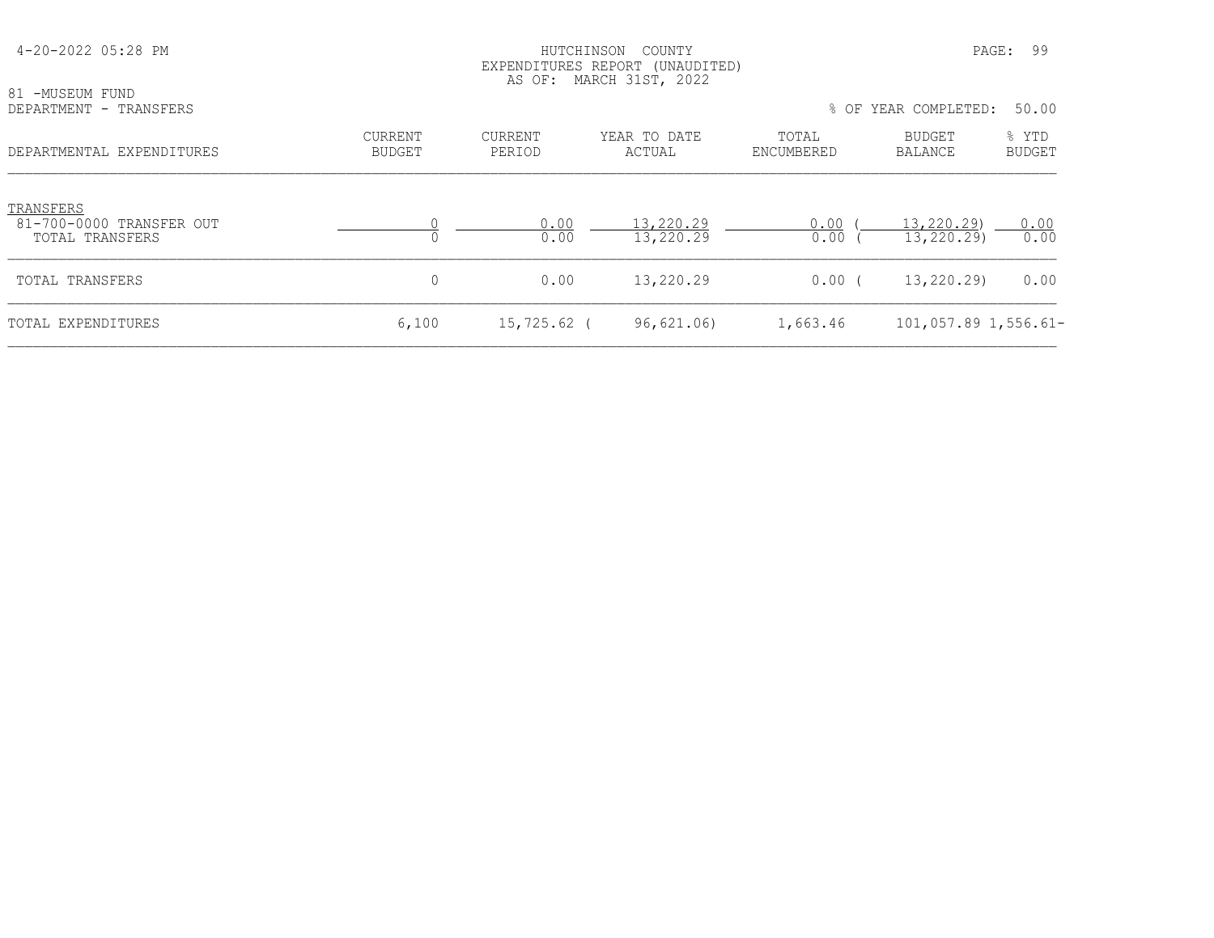HUTCHINSON COUNTY
EXPENDITURES REPORT (UNAUDITED)
AS OF: MARCH 31ST, 2022

81 -MUSEUM FUND
DEPARTMENT - TRANSFERS

% OF YEAR COMPLETED: 50.00

| DEPARTMENTAL EXPENDITURES | CURRENT BUDGET | CURRENT PERIOD | YEAR TO DATE ACTUAL | TOTAL ENCUMBERED | BUDGET BALANCE | % YTD BUDGET |
|---|---|---|---|---|---|---|
| TRANSFERS | | | | | | |
| 81-700-0000 TRANSFER OUT | 0 | 0.00 | 13,220.29 | 0.00 | ( 13,220.29) | 0.00 |
| TOTAL TRANSFERS | 0 | 0.00 | 13,220.29 | 0.00 | ( 13,220.29) | 0.00 |
| TOTAL TRANSFERS | 0 | 0.00 | 13,220.29 | 0.00 | ( 13,220.29) | 0.00 |
| TOTAL EXPENDITURES | 6,100 | 15,725.62 | ( 96,621.06) | 1,663.46 | 101,057.89 | 1,556.61- |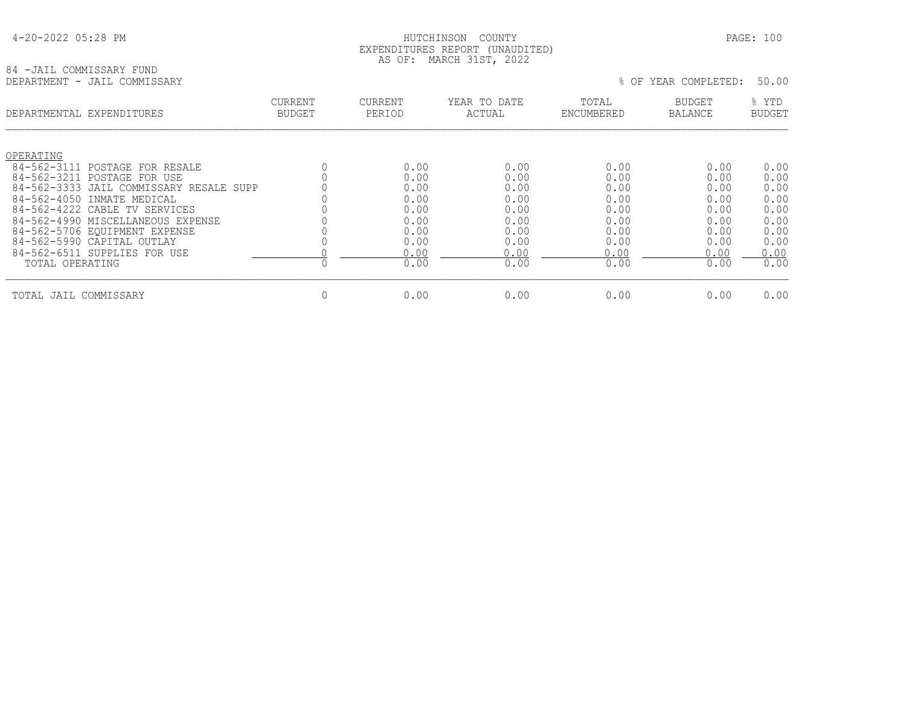4-20-2022 05:28 PM

HUTCHINSON COUNTY
EXPENDITURES REPORT (UNAUDITED)
AS OF: MARCH 31ST, 2022

84 -JAIL COMMISSARY FUND
DEPARTMENT - JAIL COMMISSARY

% OF YEAR COMPLETED: 50.00

| DEPARTMENTAL EXPENDITURES | CURRENT BUDGET | CURRENT PERIOD | YEAR TO DATE ACTUAL | TOTAL ENCUMBERED | BUDGET BALANCE | % YTD BUDGET |
|---|---|---|---|---|---|---|
| OPERATING | | | | | | |
| 84-562-3111 POSTAGE FOR RESALE | 0 | 0.00 | 0.00 | 0.00 | 0.00 | 0.00 |
| 84-562-3211 POSTAGE FOR USE | 0 | 0.00 | 0.00 | 0.00 | 0.00 | 0.00 |
| 84-562-3333 JAIL COMMISSARY RESALE SUPP | 0 | 0.00 | 0.00 | 0.00 | 0.00 | 0.00 |
| 84-562-4050 INMATE MEDICAL | 0 | 0.00 | 0.00 | 0.00 | 0.00 | 0.00 |
| 84-562-4222 CABLE TV SERVICES | 0 | 0.00 | 0.00 | 0.00 | 0.00 | 0.00 |
| 84-562-4990 MISCELLANEOUS EXPENSE | 0 | 0.00 | 0.00 | 0.00 | 0.00 | 0.00 |
| 84-562-5706 EQUIPMENT EXPENSE | 0 | 0.00 | 0.00 | 0.00 | 0.00 | 0.00 |
| 84-562-5990 CAPITAL OUTLAY | 0 | 0.00 | 0.00 | 0.00 | 0.00 | 0.00 |
| 84-562-6511 SUPPLIES FOR USE | 0 | 0.00 | 0.00 | 0.00 | 0.00 | 0.00 |
| TOTAL OPERATING | 0 | 0.00 | 0.00 | 0.00 | 0.00 | 0.00 |
| TOTAL JAIL COMMISSARY | 0 | 0.00 | 0.00 | 0.00 | 0.00 | 0.00 |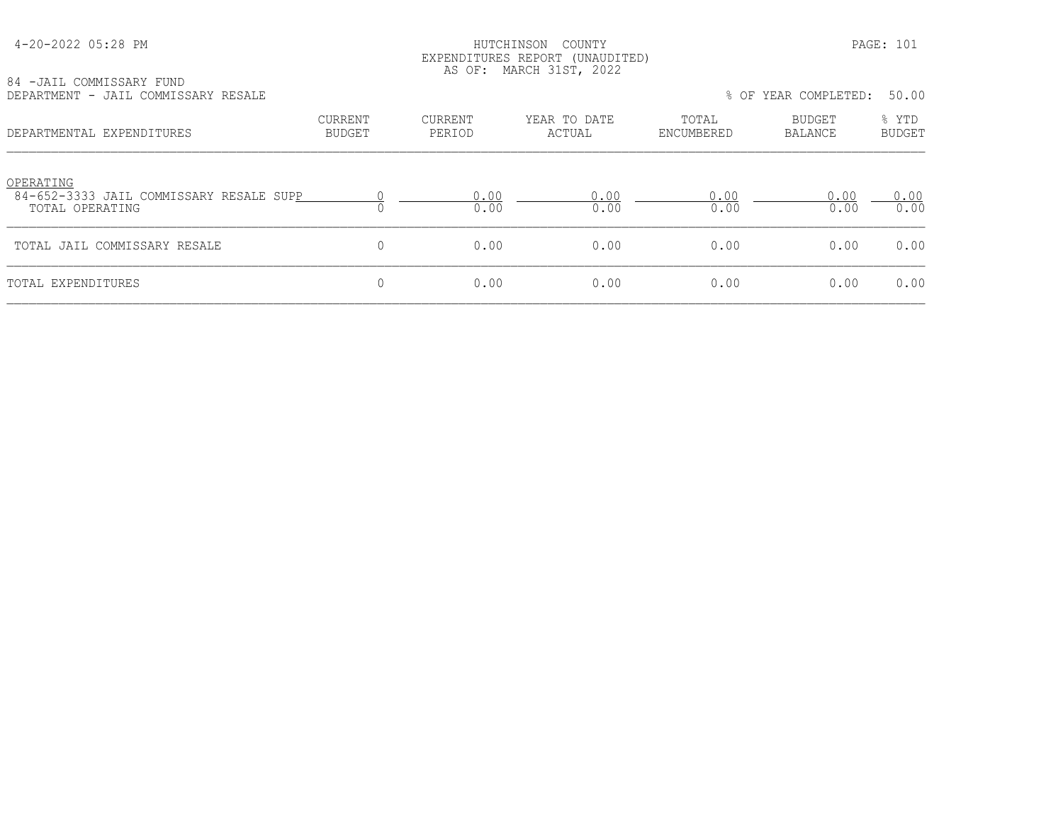HUTCHINSON COUNTY
EXPENDITURES REPORT (UNAUDITED)
AS OF: MARCH 31ST, 2022

84 -JAIL COMMISSARY FUND
DEPARTMENT - JAIL COMMISSARY RESALE

% OF YEAR COMPLETED: 50.00

| DEPARTMENTAL EXPENDITURES | CURRENT BUDGET | CURRENT PERIOD | YEAR TO DATE ACTUAL | TOTAL ENCUMBERED | BUDGET BALANCE | % YTD BUDGET |
|---|---|---|---|---|---|---|
| OPERATING | | | | | | |
| 84-652-3333 JAIL COMMISSARY RESALE SUPP | 0 | 0.00 | 0.00 | 0.00 | 0.00 | 0.00 |
| TOTAL OPERATING | 0 | 0.00 | 0.00 | 0.00 | 0.00 | 0.00 |
| TOTAL JAIL COMMISSARY RESALE | 0 | 0.00 | 0.00 | 0.00 | 0.00 | 0.00 |
| TOTAL EXPENDITURES | 0 | 0.00 | 0.00 | 0.00 | 0.00 | 0.00 |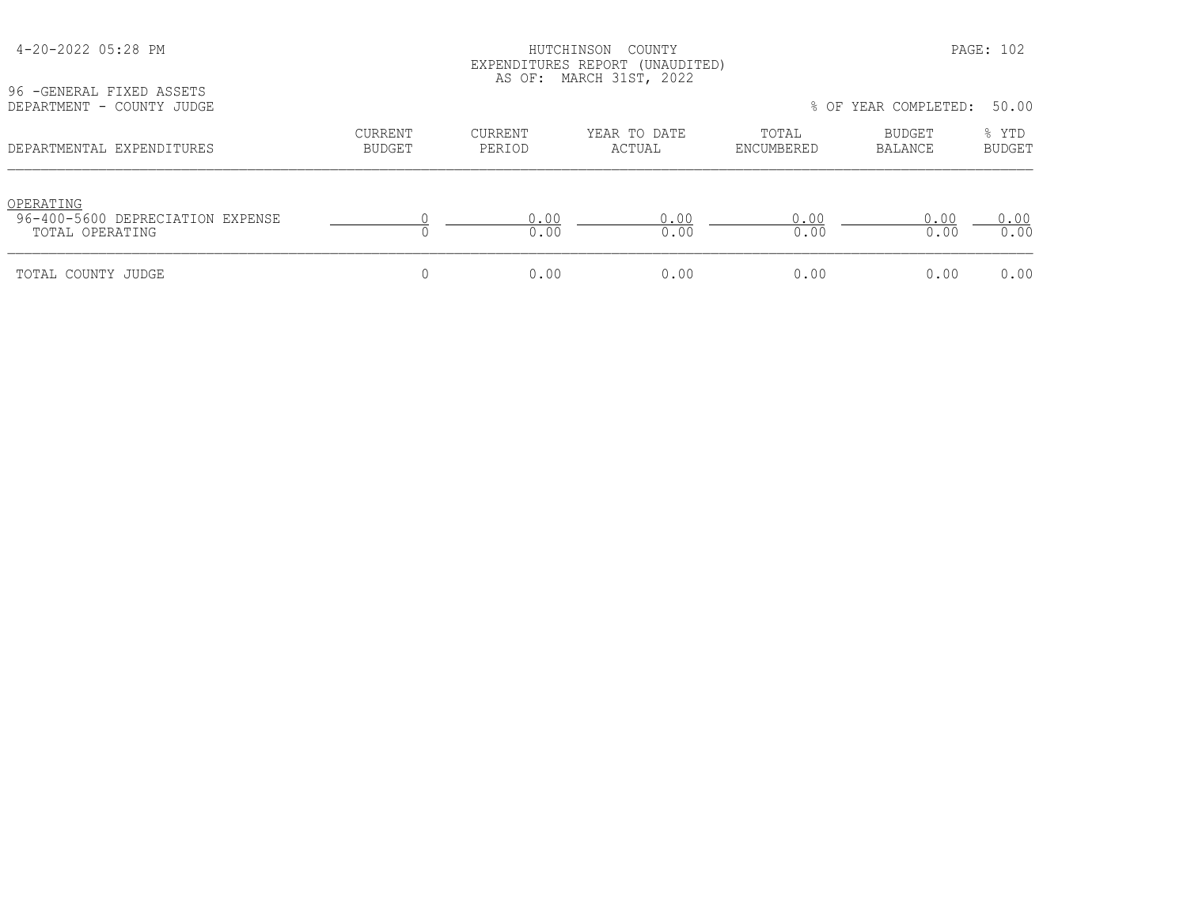HUTCHINSON COUNTY
EXPENDITURES REPORT (UNAUDITED)
AS OF: MARCH 31ST, 2022

96 -GENERAL FIXED ASSETS
DEPARTMENT - COUNTY JUDGE

% OF YEAR COMPLETED: 50.00

| DEPARTMENTAL EXPENDITURES | CURRENT BUDGET | CURRENT PERIOD | YEAR TO DATE ACTUAL | TOTAL ENCUMBERED | BUDGET BALANCE | % YTD BUDGET |
|---|---|---|---|---|---|---|
| OPERATING | | | | | | |
| 96-400-5600 DEPRECIATION EXPENSE | 0 | 0.00 | 0.00 | 0.00 | 0.00 | 0.00 |
| TOTAL OPERATING | 0 | 0.00 | 0.00 | 0.00 | 0.00 | 0.00 |
| TOTAL COUNTY JUDGE | 0 | 0.00 | 0.00 | 0.00 | 0.00 | 0.00 |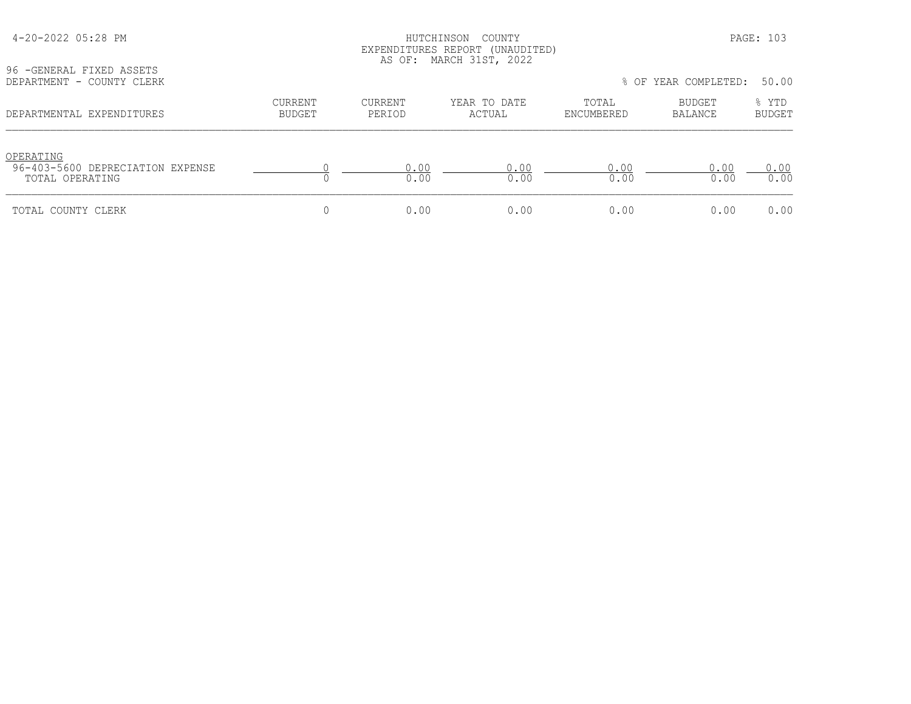HUTCHINSON COUNTY
EXPENDITURES REPORT (UNAUDITED)
AS OF: MARCH 31ST, 2022

96 -GENERAL FIXED ASSETS
DEPARTMENT - COUNTY CLERK

% OF YEAR COMPLETED: 50.00

| DEPARTMENTAL EXPENDITURES | CURRENT BUDGET | CURRENT PERIOD | YEAR TO DATE ACTUAL | TOTAL ENCUMBERED | BUDGET BALANCE | % YTD BUDGET |
|---|---|---|---|---|---|---|
| OPERATING | | | | | | |
| 96-403-5600 DEPRECIATION EXPENSE | 0 | 0.00 | 0.00 | 0.00 | 0.00 | 0.00 |
| TOTAL OPERATING | 0 | 0.00 | 0.00 | 0.00 | 0.00 | 0.00 |
| TOTAL COUNTY CLERK | 0 | 0.00 | 0.00 | 0.00 | 0.00 | 0.00 |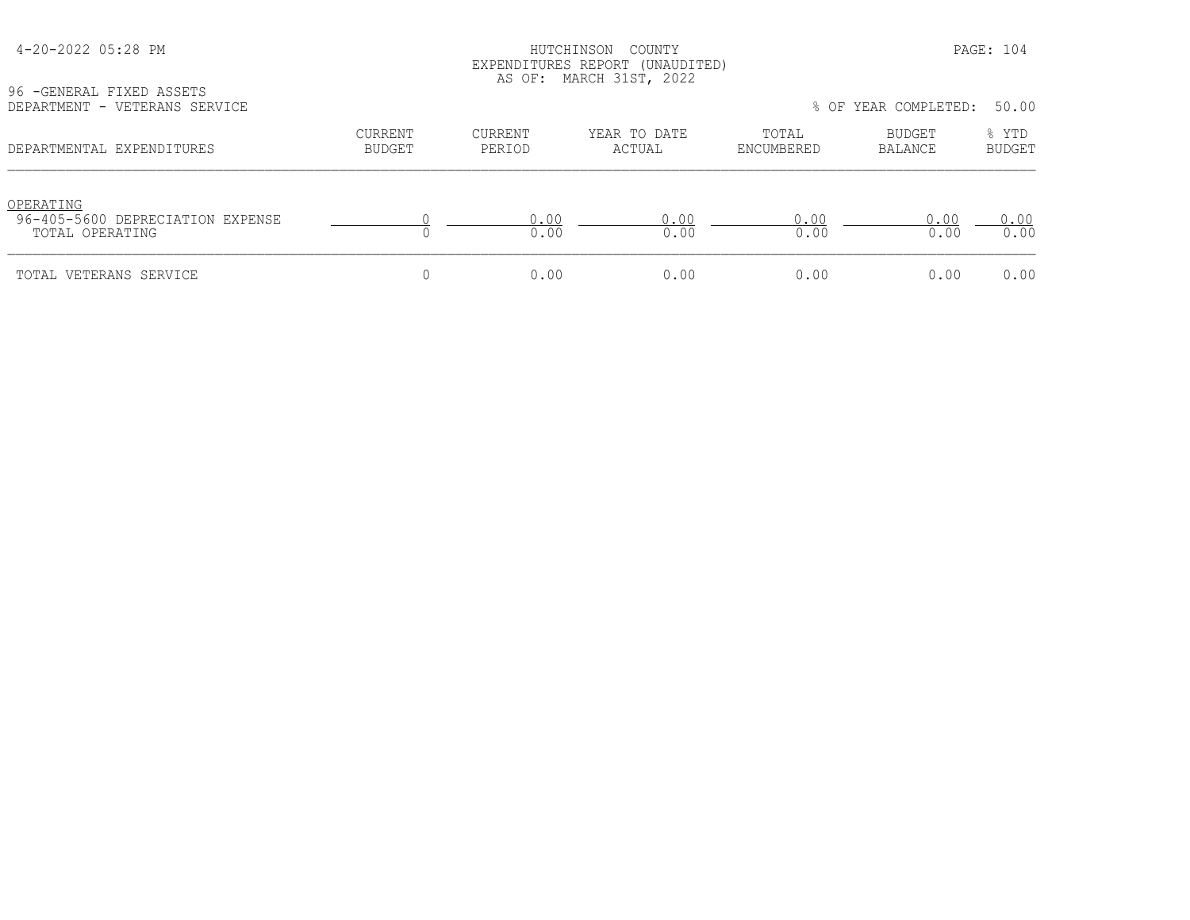HUTCHINSON COUNTY
EXPENDITURES REPORT (UNAUDITED)
AS OF: MARCH 31ST, 2022

96 -GENERAL FIXED ASSETS
DEPARTMENT - VETERANS SERVICE

% OF YEAR COMPLETED: 50.00

| DEPARTMENTAL EXPENDITURES | CURRENT BUDGET | CURRENT PERIOD | YEAR TO DATE ACTUAL | TOTAL ENCUMBERED | BUDGET BALANCE | % YTD BUDGET |
|---|---|---|---|---|---|---|
| OPERATING | | | | | | |
| 96-405-5600 DEPRECIATION EXPENSE | 0 | 0.00 | 0.00 | 0.00 | 0.00 | 0.00 |
| TOTAL OPERATING | 0 | 0.00 | 0.00 | 0.00 | 0.00 | 0.00 |
| TOTAL VETERANS SERVICE | 0 | 0.00 | 0.00 | 0.00 | 0.00 | 0.00 |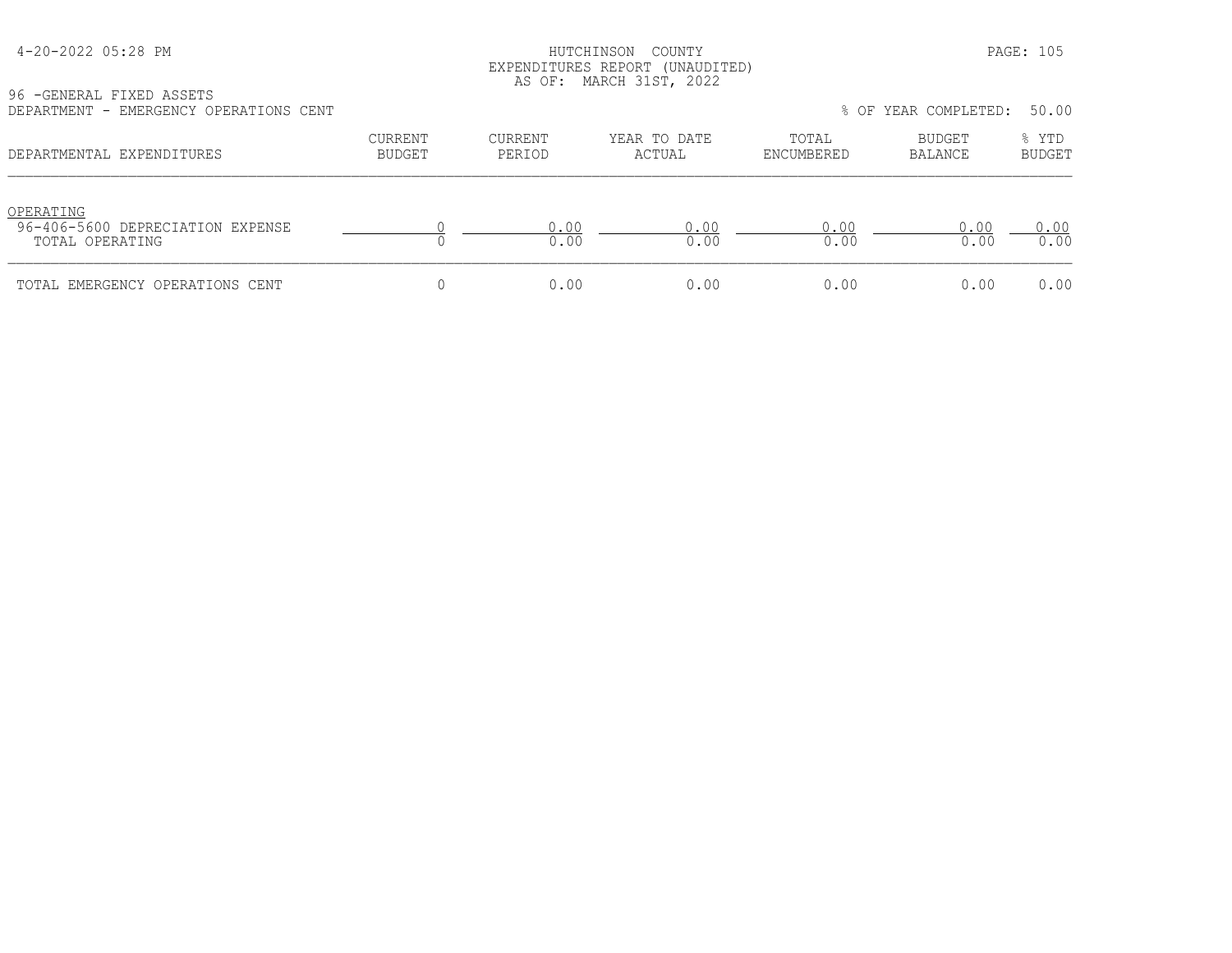HUTCHINSON COUNTY
EXPENDITURES REPORT (UNAUDITED)
AS OF: MARCH 31ST, 2022

96 -GENERAL FIXED ASSETS
DEPARTMENT - EMERGENCY OPERATIONS CENT

% OF YEAR COMPLETED: 50.00

| DEPARTMENTAL EXPENDITURES | CURRENT BUDGET | CURRENT PERIOD | YEAR TO DATE ACTUAL | TOTAL ENCUMBERED | BUDGET BALANCE | % YTD BUDGET |
|---|---|---|---|---|---|---|
| OPERATING | | | | | | |
| 96-406-5600 DEPRECIATION EXPENSE | 0 | 0.00 | 0.00 | 0.00 | 0.00 | 0.00 |
| TOTAL OPERATING | 0 | 0.00 | 0.00 | 0.00 | 0.00 | 0.00 |
| TOTAL EMERGENCY OPERATIONS CENT | 0 | 0.00 | 0.00 | 0.00 | 0.00 | 0.00 |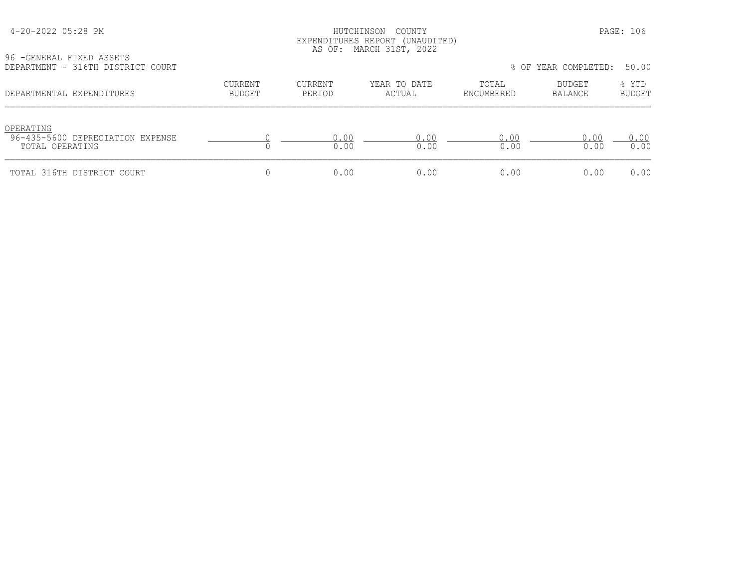HUTCHINSON COUNTY
EXPENDITURES REPORT (UNAUDITED)
AS OF: MARCH 31ST, 2022

96 -GENERAL FIXED ASSETS
DEPARTMENT - 316TH DISTRICT COURT

% OF YEAR COMPLETED: 50.00

| DEPARTMENTAL EXPENDITURES | CURRENT BUDGET | CURRENT PERIOD | YEAR TO DATE ACTUAL | TOTAL ENCUMBERED | BUDGET BALANCE | % YTD BUDGET |
|---|---|---|---|---|---|---|
| OPERATING | | | | | | |
| 96-435-5600 DEPRECIATION EXPENSE | 0 | 0.00 | 0.00 | 0.00 | 0.00 | 0.00 |
| TOTAL OPERATING | 0 | 0.00 | 0.00 | 0.00 | 0.00 | 0.00 |
| TOTAL 316TH DISTRICT COURT | 0 | 0.00 | 0.00 | 0.00 | 0.00 | 0.00 |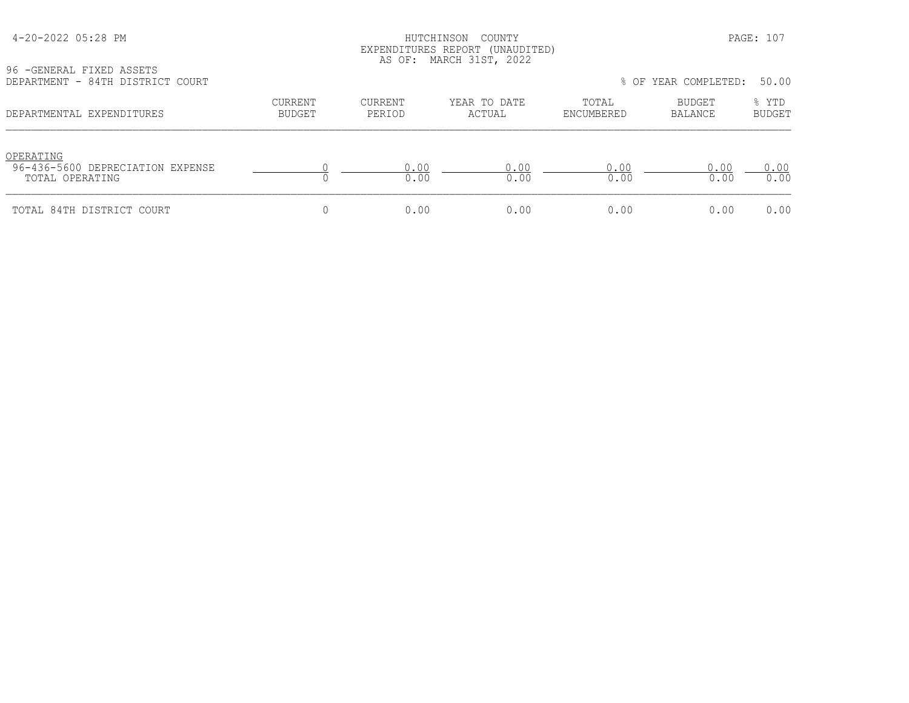HUTCHINSON COUNTY
EXPENDITURES REPORT (UNAUDITED)
AS OF: MARCH 31ST, 2022

96 -GENERAL FIXED ASSETS
DEPARTMENT - 84TH DISTRICT COURT

% OF YEAR COMPLETED: 50.00

| DEPARTMENTAL EXPENDITURES | CURRENT BUDGET | CURRENT PERIOD | YEAR TO DATE ACTUAL | TOTAL ENCUMBERED | BUDGET BALANCE | % YTD BUDGET |
|---|---|---|---|---|---|---|
| OPERATING | | | | | | |
| 96-436-5600 DEPRECIATION EXPENSE | 0 | 0.00 | 0.00 | 0.00 | 0.00 | 0.00 |
| TOTAL OPERATING | 0 | 0.00 | 0.00 | 0.00 | 0.00 | 0.00 |
| TOTAL 84TH DISTRICT COURT | 0 | 0.00 | 0.00 | 0.00 | 0.00 | 0.00 |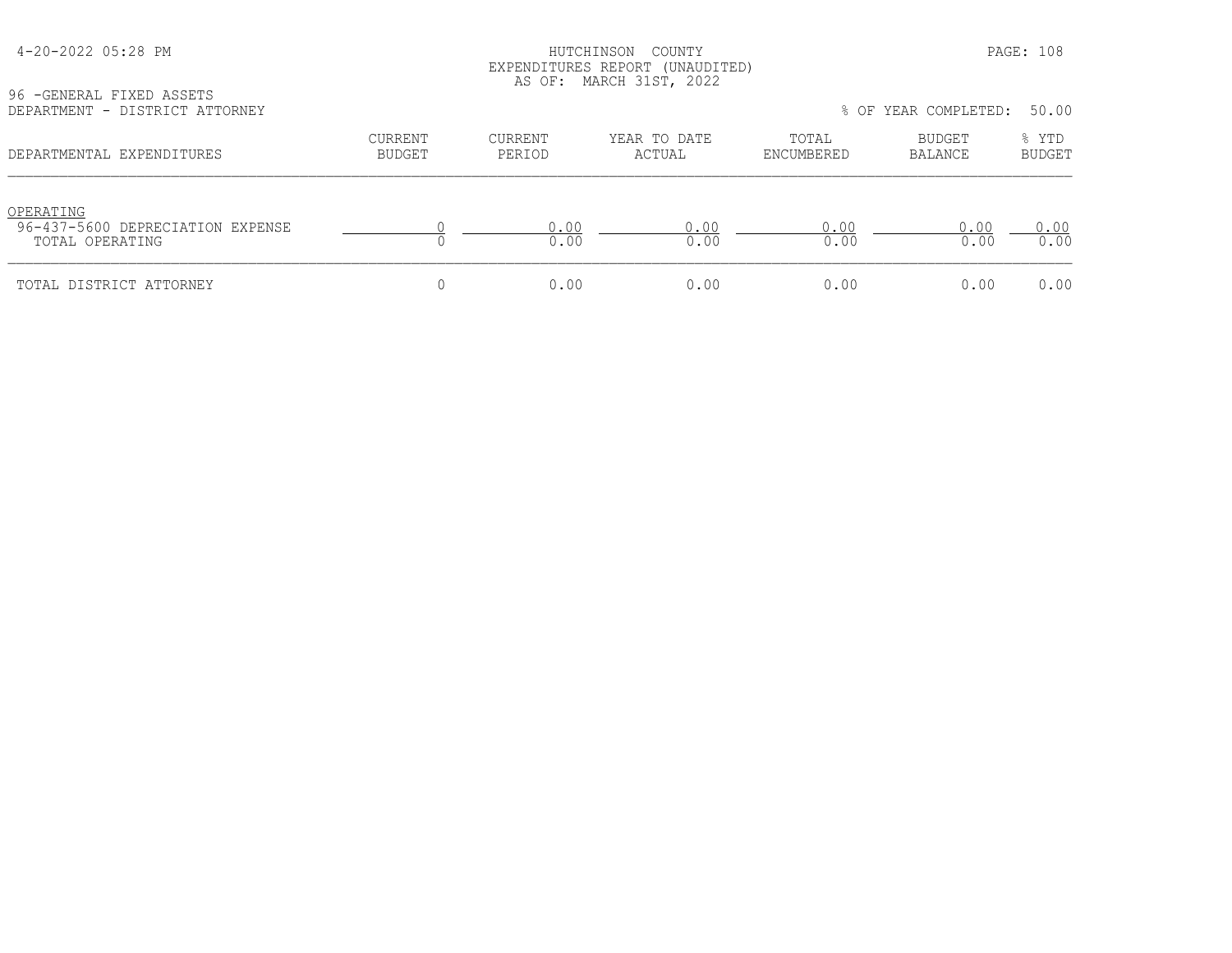HUTCHINSON COUNTY
EXPENDITURES REPORT (UNAUDITED)
AS OF: MARCH 31ST, 2022

96 -GENERAL FIXED ASSETS
DEPARTMENT - DISTRICT ATTORNEY

% OF YEAR COMPLETED: 50.00

| DEPARTMENTAL EXPENDITURES | CURRENT BUDGET | CURRENT PERIOD | YEAR TO DATE ACTUAL | TOTAL ENCUMBERED | BUDGET BALANCE | % YTD BUDGET |
|---|---|---|---|---|---|---|
| OPERATING | | | | | | |
| 96-437-5600 DEPRECIATION EXPENSE | 0 | 0.00 | 0.00 | 0.00 | 0.00 | 0.00 |
| TOTAL OPERATING | 0 | 0.00 | 0.00 | 0.00 | 0.00 | 0.00 |
| TOTAL DISTRICT ATTORNEY | 0 | 0.00 | 0.00 | 0.00 | 0.00 | 0.00 |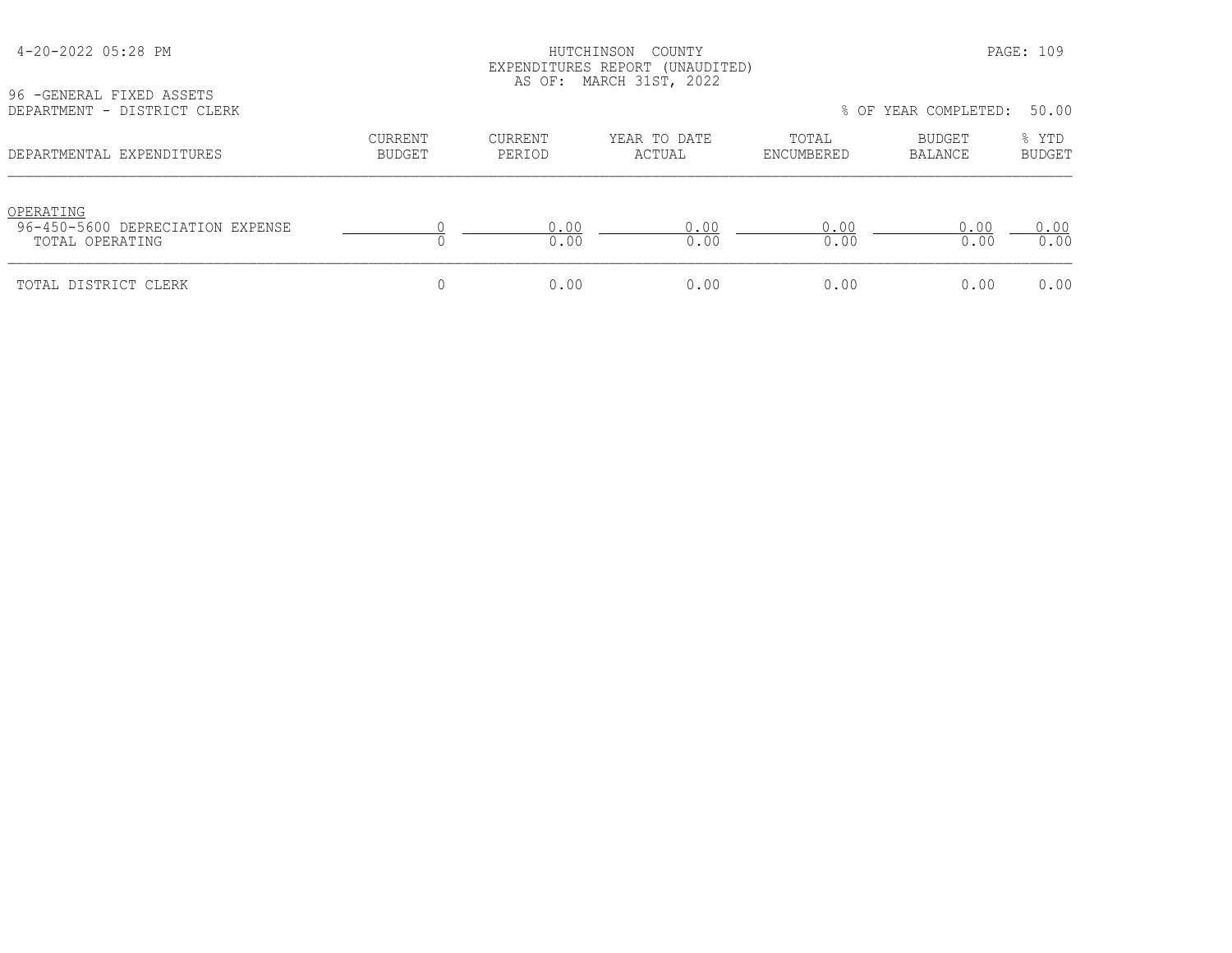HUTCHINSON COUNTY
EXPENDITURES REPORT (UNAUDITED)
AS OF: MARCH 31ST, 2022

96 -GENERAL FIXED ASSETS
DEPARTMENT - DISTRICT CLERK

% OF YEAR COMPLETED: 50.00

| DEPARTMENTAL EXPENDITURES | CURRENT BUDGET | CURRENT PERIOD | YEAR TO DATE ACTUAL | TOTAL ENCUMBERED | BUDGET BALANCE | % YTD BUDGET |
|---|---|---|---|---|---|---|
| OPERATING | | | | | | |
| 96-450-5600 DEPRECIATION EXPENSE | 0 | 0.00 | 0.00 | 0.00 | 0.00 | 0.00 |
| TOTAL OPERATING | 0 | 0.00 | 0.00 | 0.00 | 0.00 | 0.00 |
| TOTAL DISTRICT CLERK | 0 | 0.00 | 0.00 | 0.00 | 0.00 | 0.00 |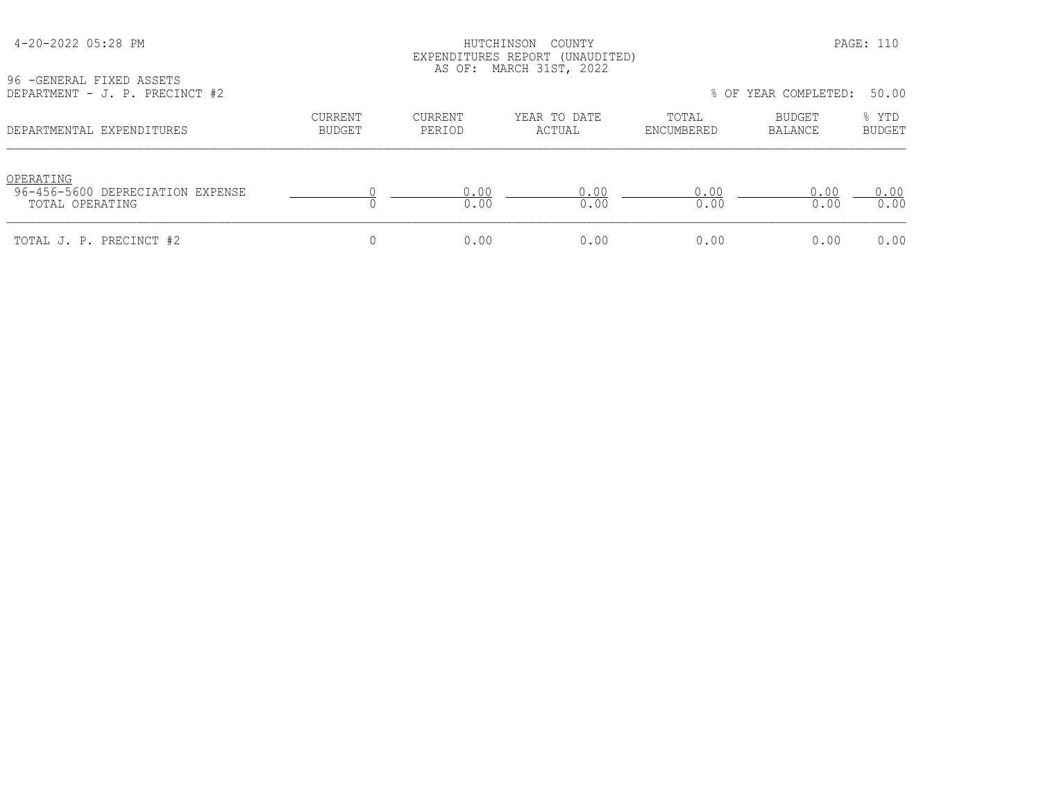HUTCHINSON COUNTY
EXPENDITURES REPORT (UNAUDITED)
AS OF: MARCH 31ST, 2022

96 -GENERAL FIXED ASSETS
DEPARTMENT - J. P. PRECINCT #2

% OF YEAR COMPLETED: 50.00

| DEPARTMENTAL EXPENDITURES | CURRENT BUDGET | CURRENT PERIOD | YEAR TO DATE ACTUAL | TOTAL ENCUMBERED | BUDGET BALANCE | % YTD BUDGET |
|---|---|---|---|---|---|---|
| OPERATING | | | | | | |
| 96-456-5600 DEPRECIATION EXPENSE | 0 | 0.00 | 0.00 | 0.00 | 0.00 | 0.00 |
| TOTAL OPERATING | 0 | 0.00 | 0.00 | 0.00 | 0.00 | 0.00 |
| TOTAL J. P. PRECINCT #2 | 0 | 0.00 | 0.00 | 0.00 | 0.00 | 0.00 |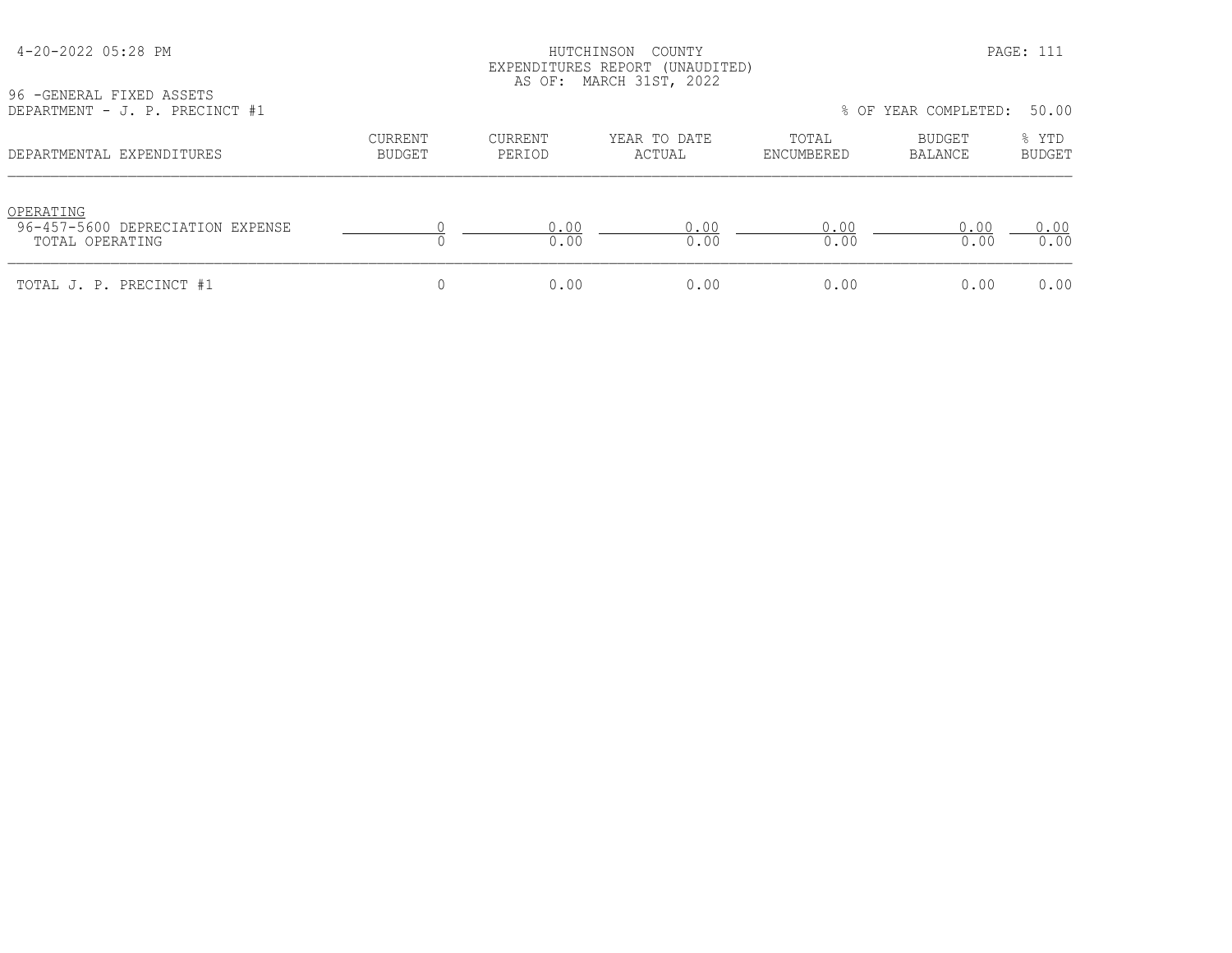HUTCHINSON COUNTY
EXPENDITURES REPORT (UNAUDITED)
AS OF: MARCH 31ST, 2022

96 -GENERAL FIXED ASSETS
DEPARTMENT - J. P. PRECINCT #1

% OF YEAR COMPLETED: 50.00

| DEPARTMENTAL EXPENDITURES | CURRENT BUDGET | CURRENT PERIOD | YEAR TO DATE ACTUAL | TOTAL ENCUMBERED | BUDGET BALANCE | % YTD BUDGET |
|---|---|---|---|---|---|---|
| OPERATING | | | | | | |
| 96-457-5600 DEPRECIATION EXPENSE | 0 | 0.00 | 0.00 | 0.00 | 0.00 | 0.00 |
| TOTAL OPERATING | 0 | 0.00 | 0.00 | 0.00 | 0.00 | 0.00 |
| TOTAL J. P. PRECINCT #1 | 0 | 0.00 | 0.00 | 0.00 | 0.00 | 0.00 |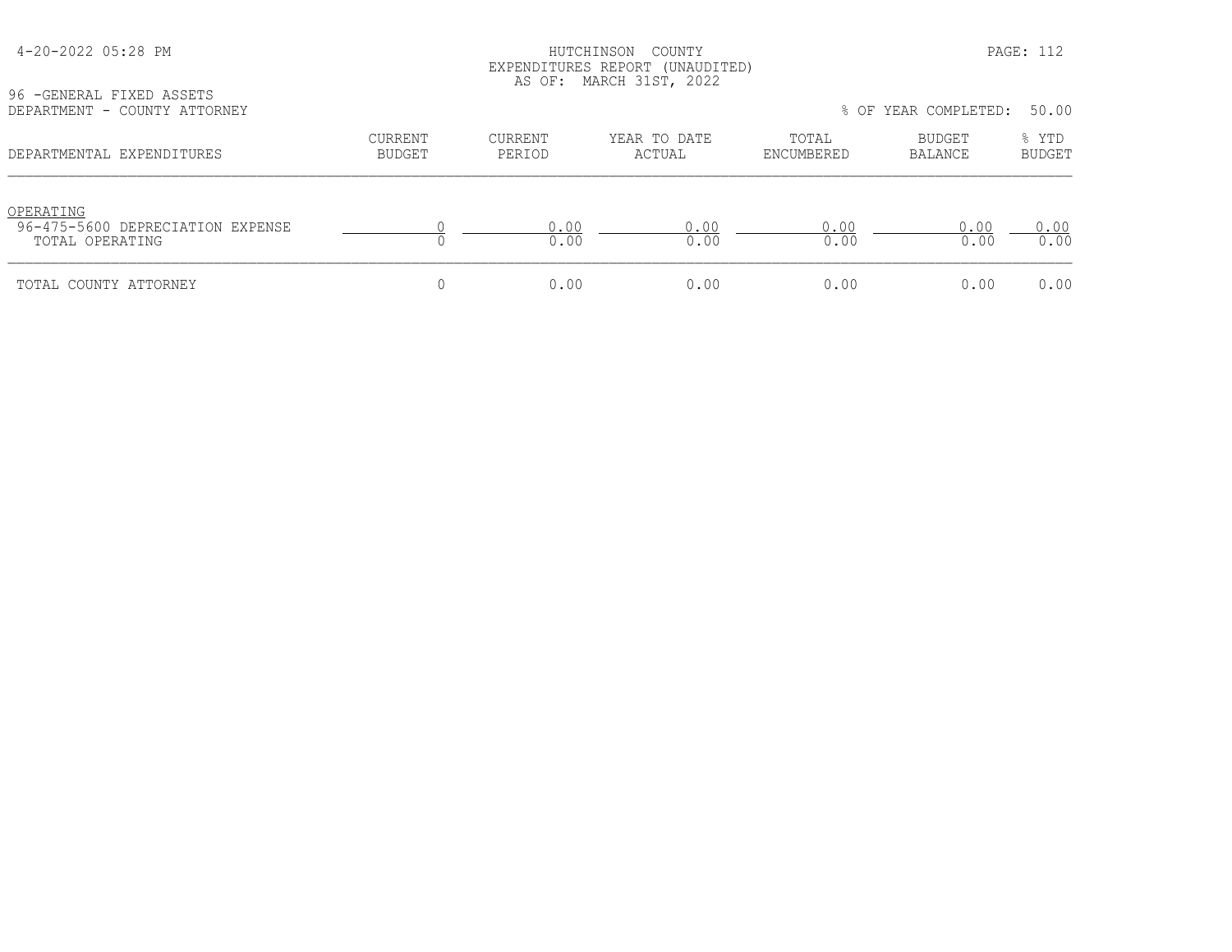HUTCHINSON COUNTY
EXPENDITURES REPORT (UNAUDITED)
AS OF: MARCH 31ST, 2022

96 -GENERAL FIXED ASSETS
DEPARTMENT - COUNTY ATTORNEY

% OF YEAR COMPLETED: 50.00

| DEPARTMENTAL EXPENDITURES | CURRENT BUDGET | CURRENT PERIOD | YEAR TO DATE ACTUAL | TOTAL ENCUMBERED | BUDGET BALANCE | % YTD BUDGET |
|---|---|---|---|---|---|---|
| OPERATING | | | | | | |
| 96-475-5600 DEPRECIATION EXPENSE | 0 | 0.00 | 0.00 | 0.00 | 0.00 | 0.00 |
| TOTAL OPERATING | 0 | 0.00 | 0.00 | 0.00 | 0.00 | 0.00 |
| TOTAL COUNTY ATTORNEY | 0 | 0.00 | 0.00 | 0.00 | 0.00 | 0.00 |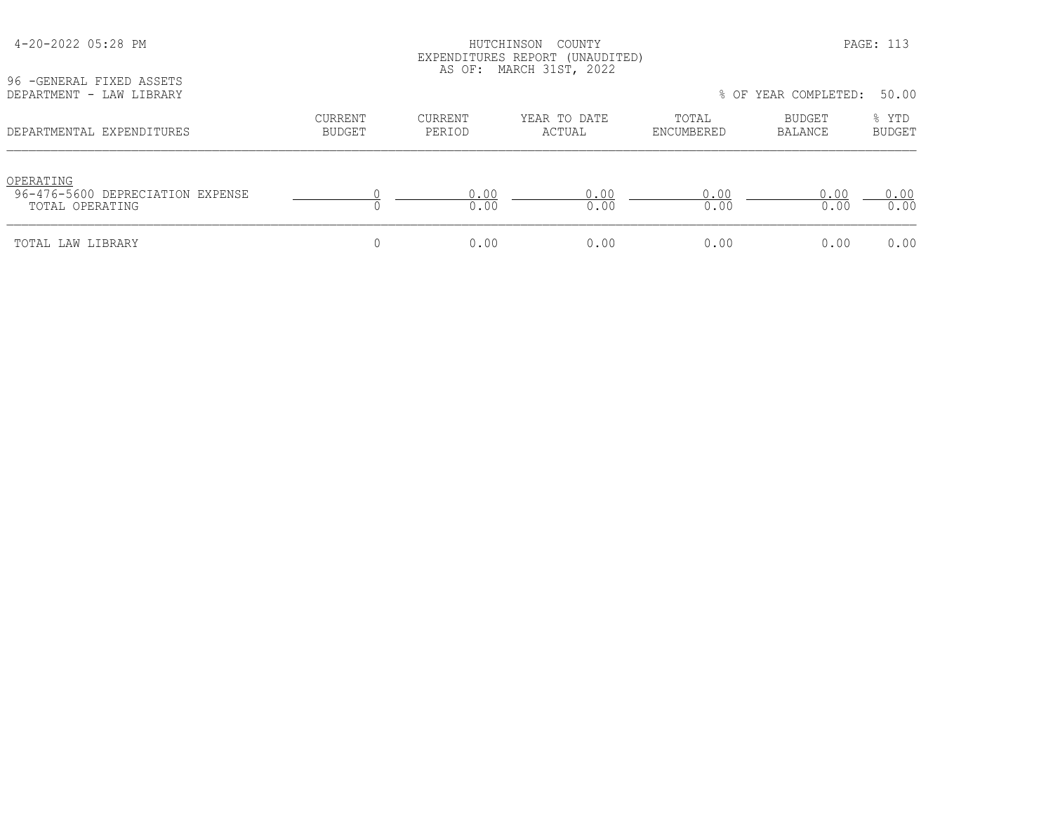HUTCHINSON COUNTY
EXPENDITURES REPORT (UNAUDITED)
AS OF: MARCH 31ST, 2022

96 -GENERAL FIXED ASSETS
DEPARTMENT - LAW LIBRARY

% OF YEAR COMPLETED: 50.00

| DEPARTMENTAL EXPENDITURES | CURRENT BUDGET | CURRENT PERIOD | YEAR TO DATE ACTUAL | TOTAL ENCUMBERED | BUDGET BALANCE | % YTD BUDGET |
|---|---|---|---|---|---|---|
| OPERATING | | | | | | |
| 96-476-5600 DEPRECIATION EXPENSE | 0 | 0.00 | 0.00 | 0.00 | 0.00 | 0.00 |
| TOTAL OPERATING | 0 | 0.00 | 0.00 | 0.00 | 0.00 | 0.00 |
| TOTAL LAW LIBRARY | 0 | 0.00 | 0.00 | 0.00 | 0.00 | 0.00 |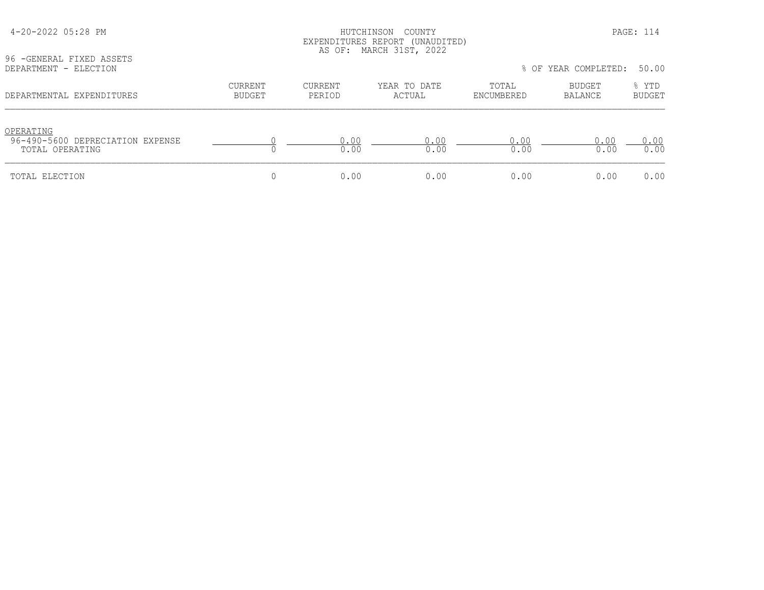4-20-2022 05:28 PM

HUTCHINSON COUNTY
EXPENDITURES REPORT (UNAUDITED)
AS OF: MARCH 31ST, 2022

96 -GENERAL FIXED ASSETS
DEPARTMENT - ELECTION

% OF YEAR COMPLETED: 50.00

| DEPARTMENTAL EXPENDITURES | CURRENT BUDGET | CURRENT PERIOD | YEAR TO DATE ACTUAL | TOTAL ENCUMBERED | BUDGET BALANCE | % YTD BUDGET |
|---|---|---|---|---|---|---|
| OPERATING | | | | | | |
| 96-490-5600 DEPRECIATION EXPENSE | 0 | 0.00 | 0.00 | 0.00 | 0.00 | 0.00 |
| TOTAL OPERATING | 0 | 0.00 | 0.00 | 0.00 | 0.00 | 0.00 |
| TOTAL ELECTION | 0 | 0.00 | 0.00 | 0.00 | 0.00 | 0.00 |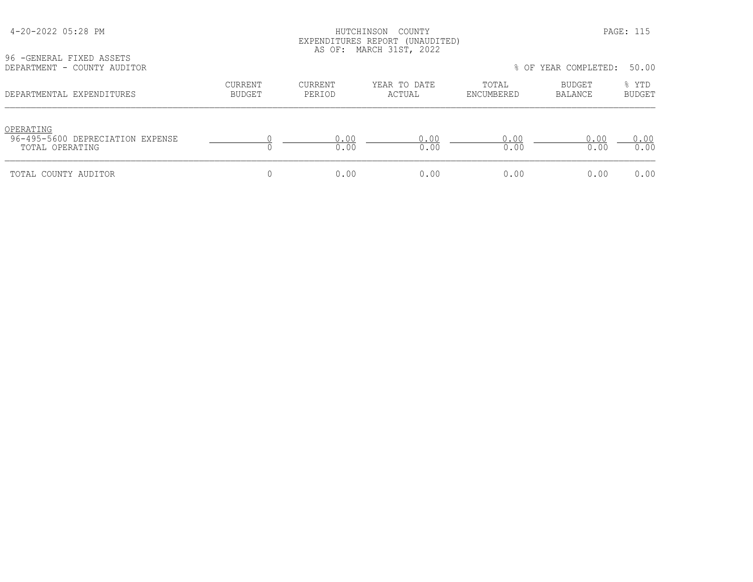4-20-2022 05:28 PM

HUTCHINSON COUNTY
EXPENDITURES REPORT (UNAUDITED)
AS OF: MARCH 31ST, 2022

96 -GENERAL FIXED ASSETS
DEPARTMENT - COUNTY AUDITOR

% OF YEAR COMPLETED: 50.00

| DEPARTMENTAL EXPENDITURES | CURRENT BUDGET | CURRENT PERIOD | YEAR TO DATE ACTUAL | TOTAL ENCUMBERED | BUDGET BALANCE | % YTD BUDGET |
|---|---|---|---|---|---|---|
| OPERATING | | | | | | |
| 96-495-5600 DEPRECIATION EXPENSE | 0 | 0.00 | 0.00 | 0.00 | 0.00 | 0.00 |
| TOTAL OPERATING | 0 | 0.00 | 0.00 | 0.00 | 0.00 | 0.00 |
| TOTAL COUNTY AUDITOR | 0 | 0.00 | 0.00 | 0.00 | 0.00 | 0.00 |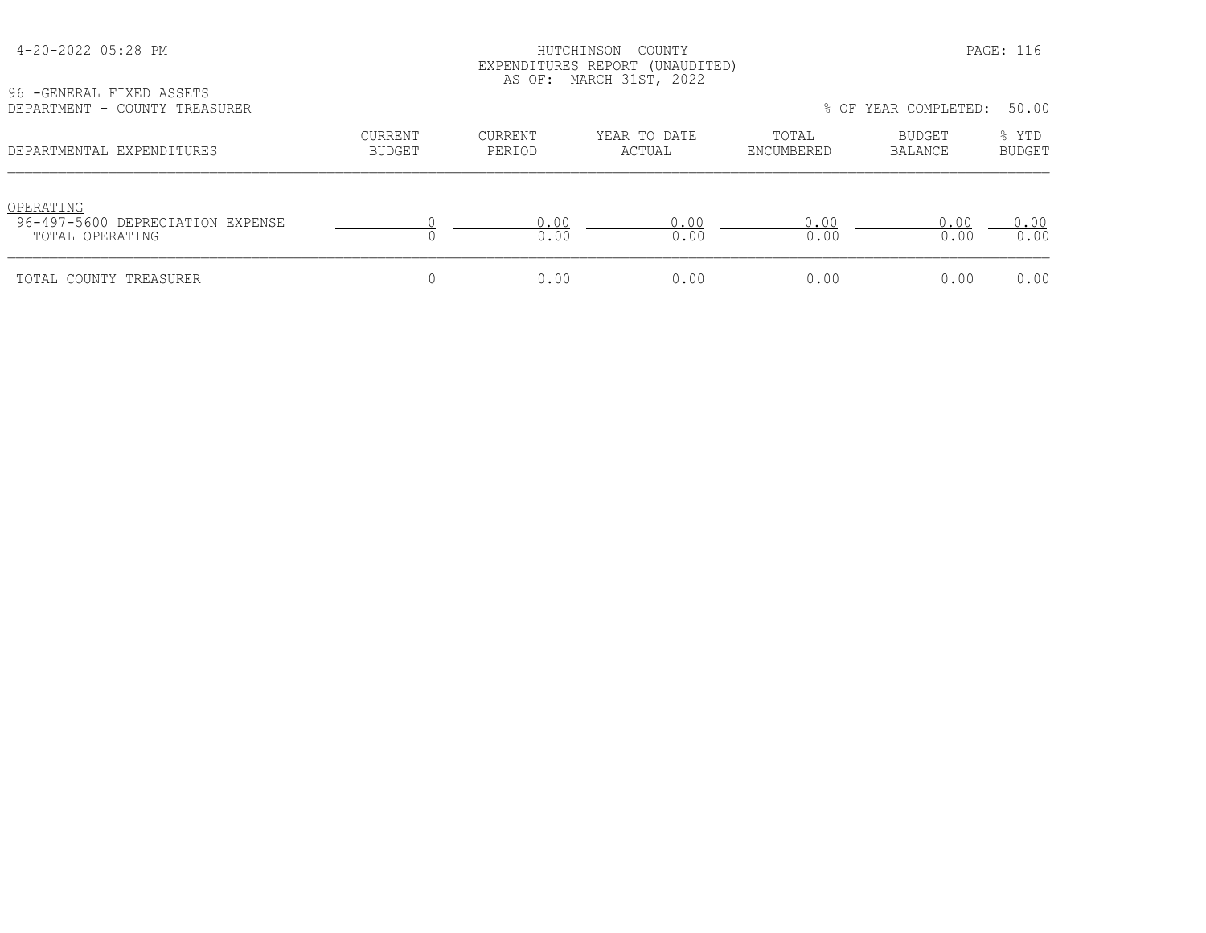HUTCHINSON COUNTY
EXPENDITURES REPORT (UNAUDITED)
AS OF: MARCH 31ST, 2022

96 -GENERAL FIXED ASSETS
DEPARTMENT - COUNTY TREASURER

% OF YEAR COMPLETED: 50.00

| DEPARTMENTAL EXPENDITURES | CURRENT BUDGET | CURRENT PERIOD | YEAR TO DATE ACTUAL | TOTAL ENCUMBERED | BUDGET BALANCE | % YTD BUDGET |
|---|---|---|---|---|---|---|
| OPERATING | | | | | | |
| 96-497-5600 DEPRECIATION EXPENSE | 0 | 0.00 | 0.00 | 0.00 | 0.00 | 0.00 |
| TOTAL OPERATING | 0 | 0.00 | 0.00 | 0.00 | 0.00 | 0.00 |
| TOTAL COUNTY TREASURER | 0 | 0.00 | 0.00 | 0.00 | 0.00 | 0.00 |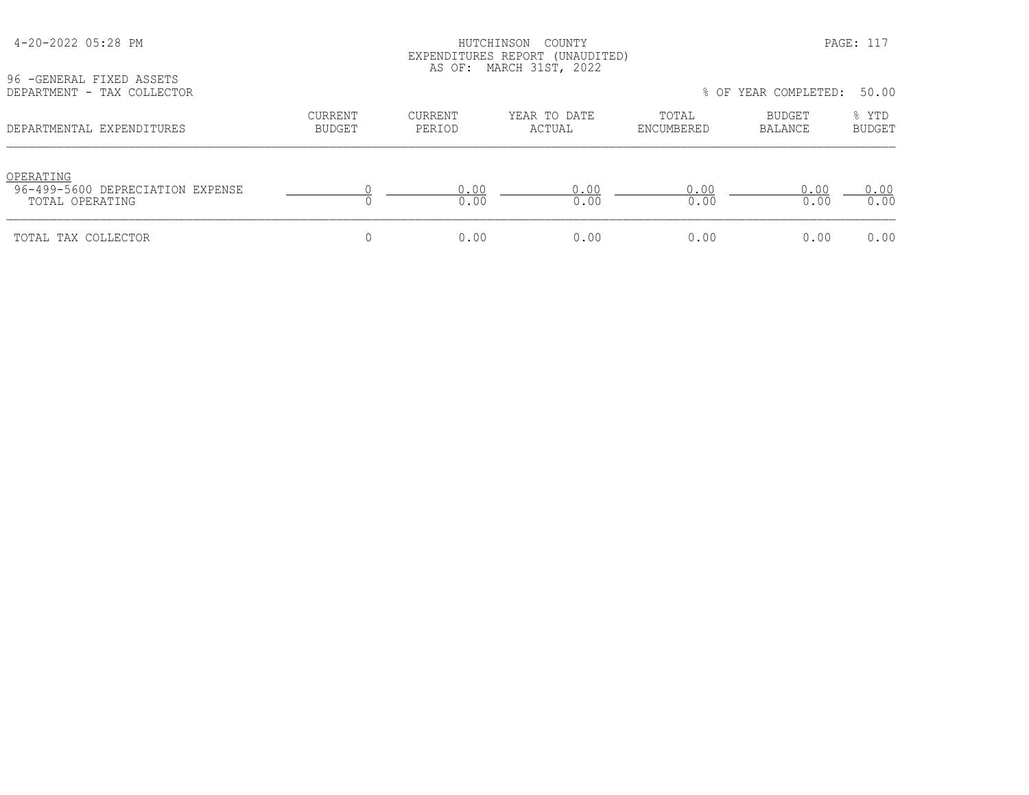HUTCHINSON COUNTY
EXPENDITURES REPORT (UNAUDITED)
AS OF: MARCH 31ST, 2022

96 -GENERAL FIXED ASSETS
DEPARTMENT - TAX COLLECTOR

% OF YEAR COMPLETED: 50.00

| DEPARTMENTAL EXPENDITURES | CURRENT BUDGET | CURRENT PERIOD | YEAR TO DATE ACTUAL | TOTAL ENCUMBERED | BUDGET BALANCE | % YTD BUDGET |
|---|---|---|---|---|---|---|
| OPERATING | | | | | | |
| 96-499-5600 DEPRECIATION EXPENSE | 0 | 0.00 | 0.00 | 0.00 | 0.00 | 0.00 |
| TOTAL OPERATING | 0 | 0.00 | 0.00 | 0.00 | 0.00 | 0.00 |
| TOTAL TAX COLLECTOR | 0 | 0.00 | 0.00 | 0.00 | 0.00 | 0.00 |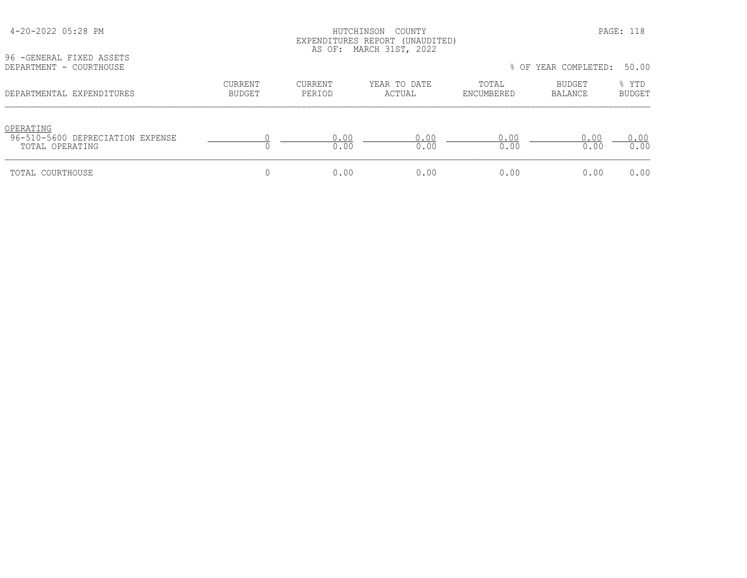HUTCHINSON COUNTY
EXPENDITURES REPORT (UNAUDITED)
AS OF: MARCH 31ST, 2022

96 -GENERAL FIXED ASSETS
DEPARTMENT - COURTHOUSE

% OF YEAR COMPLETED: 50.00

| DEPARTMENTAL EXPENDITURES | CURRENT BUDGET | CURRENT PERIOD | YEAR TO DATE ACTUAL | TOTAL ENCUMBERED | BUDGET BALANCE | % YTD BUDGET |
|---|---|---|---|---|---|---|
| OPERATING | | | | | | |
| 96-510-5600 DEPRECIATION EXPENSE | 0 | 0.00 | 0.00 | 0.00 | 0.00 | 0.00 |
| TOTAL OPERATING | 0 | 0.00 | 0.00 | 0.00 | 0.00 | 0.00 |
| TOTAL COURTHOUSE | 0 | 0.00 | 0.00 | 0.00 | 0.00 | 0.00 |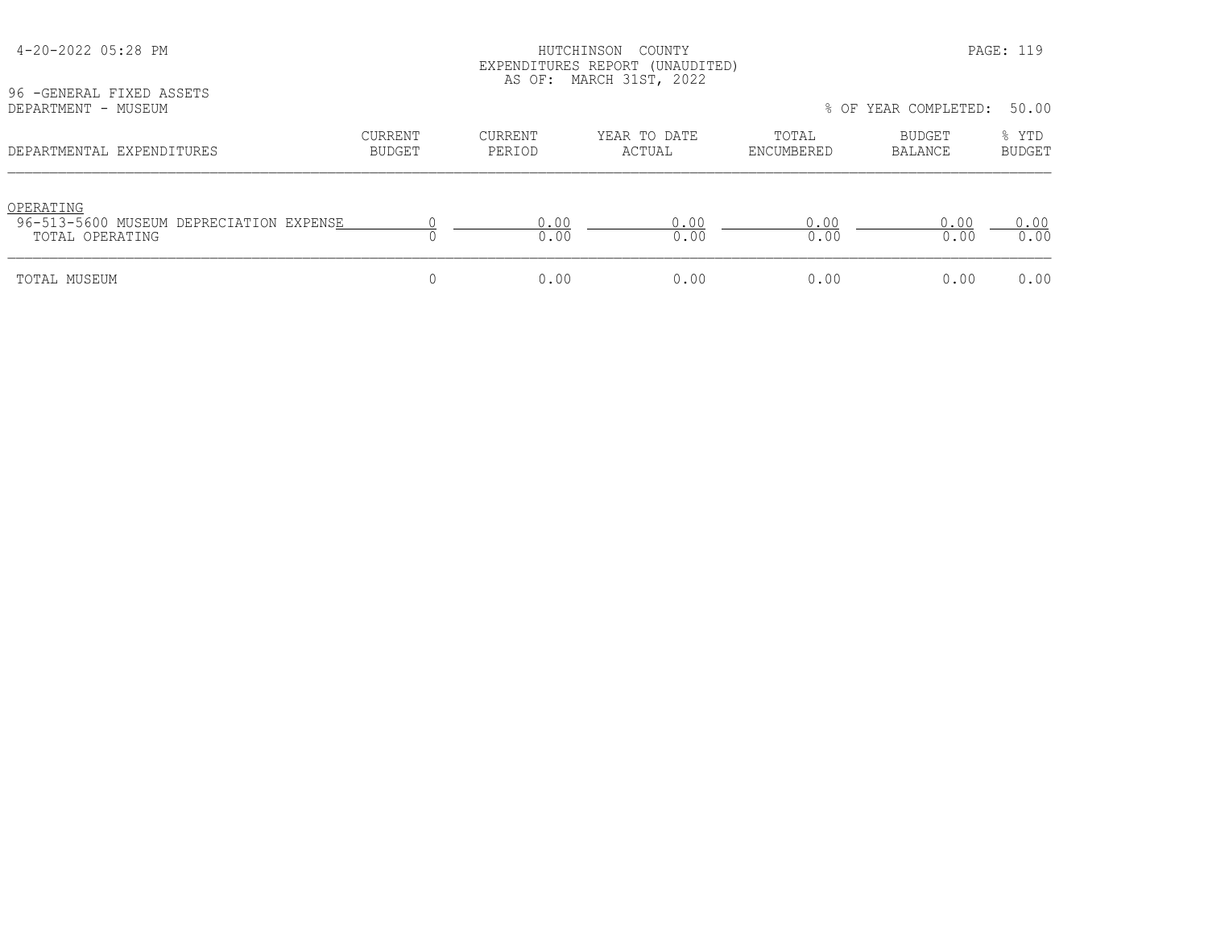HUTCHINSON COUNTY
EXPENDITURES REPORT (UNAUDITED)
AS OF: MARCH 31ST, 2022

96 -GENERAL FIXED ASSETS
DEPARTMENT - MUSEUM

% OF YEAR COMPLETED: 50.00

| DEPARTMENTAL EXPENDITURES | CURRENT BUDGET | CURRENT PERIOD | YEAR TO DATE ACTUAL | TOTAL ENCUMBERED | BUDGET BALANCE | % YTD BUDGET |
|---|---|---|---|---|---|---|
| OPERATING | | | | | | |
| 96-513-5600 MUSEUM DEPRECIATION EXPENSE | 0 | 0.00 | 0.00 | 0.00 | 0.00 | 0.00 |
| TOTAL OPERATING | 0 | 0.00 | 0.00 | 0.00 | 0.00 | 0.00 |
| TOTAL MUSEUM | 0 | 0.00 | 0.00 | 0.00 | 0.00 | 0.00 |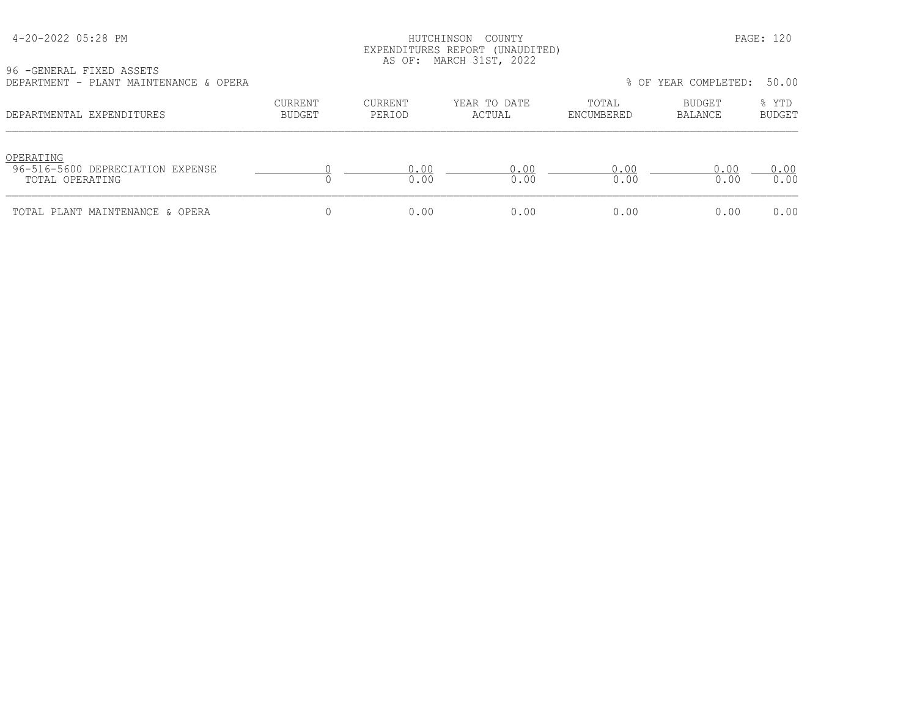4-20-2022 05:28 PM

HUTCHINSON COUNTY
EXPENDITURES REPORT (UNAUDITED)
AS OF: MARCH 31ST, 2022

96 -GENERAL FIXED ASSETS
DEPARTMENT - PLANT MAINTENANCE & OPERA

% OF YEAR COMPLETED: 50.00

| DEPARTMENTAL EXPENDITURES | CURRENT BUDGET | CURRENT PERIOD | YEAR TO DATE ACTUAL | TOTAL ENCUMBERED | BUDGET BALANCE | % YTD BUDGET |
|---|---|---|---|---|---|---|
| OPERATING | | | | | | |
| 96-516-5600 DEPRECIATION EXPENSE | 0 | 0.00 | 0.00 | 0.00 | 0.00 | 0.00 |
| TOTAL OPERATING | 0 | 0.00 | 0.00 | 0.00 | 0.00 | 0.00 |
| TOTAL PLANT MAINTENANCE & OPERA | 0 | 0.00 | 0.00 | 0.00 | 0.00 | 0.00 |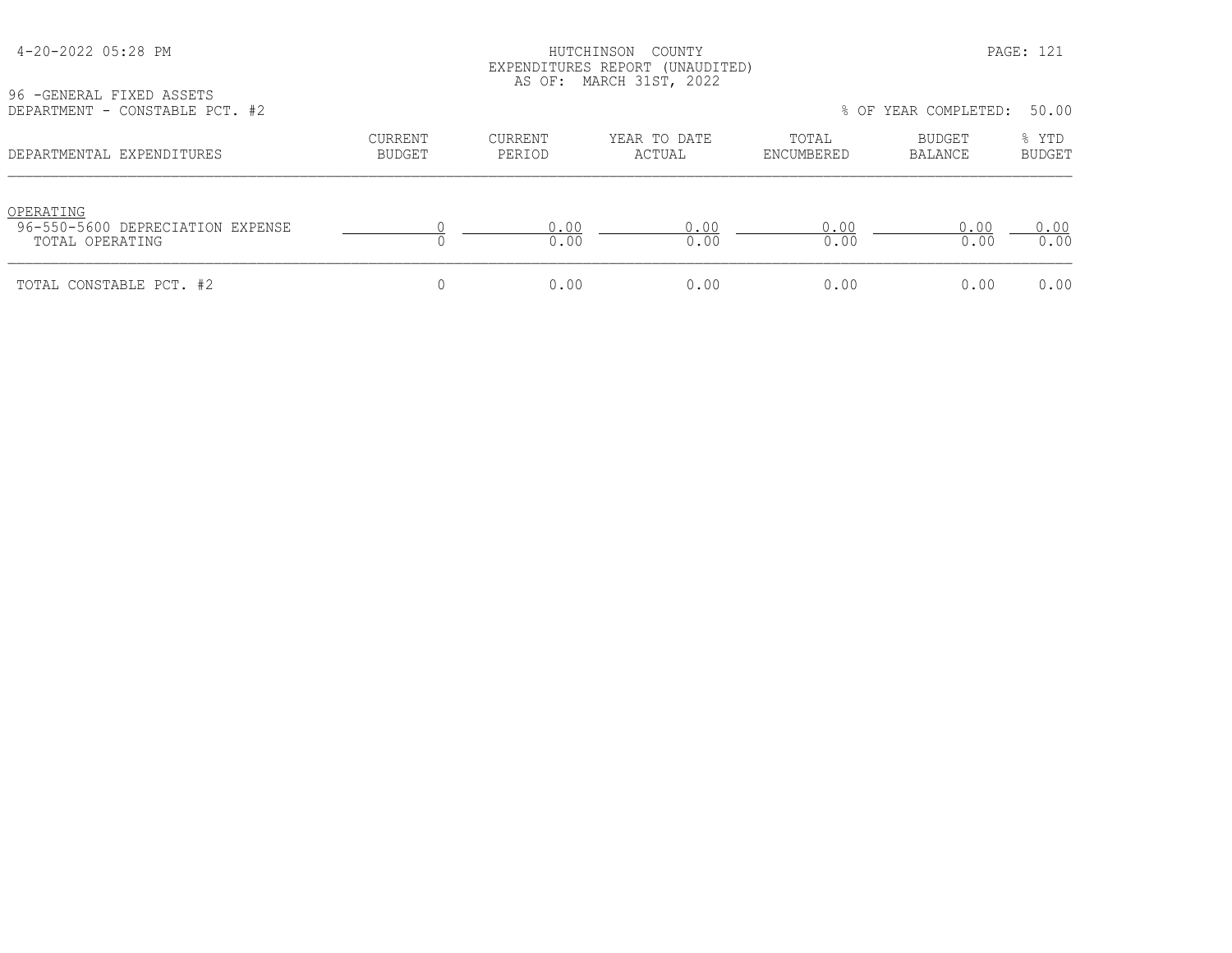HUTCHINSON COUNTY
EXPENDITURES REPORT (UNAUDITED)
AS OF: MARCH 31ST, 2022

96 -GENERAL FIXED ASSETS
DEPARTMENT - CONSTABLE PCT. #2

% OF YEAR COMPLETED: 50.00

| DEPARTMENTAL EXPENDITURES | CURRENT BUDGET | CURRENT PERIOD | YEAR TO DATE ACTUAL | TOTAL ENCUMBERED | BUDGET BALANCE | % YTD BUDGET |
|---|---|---|---|---|---|---|
| OPERATING | | | | | | |
| 96-550-5600 DEPRECIATION EXPENSE | 0 | 0.00 | 0.00 | 0.00 | 0.00 | 0.00 |
| TOTAL OPERATING | 0 | 0.00 | 0.00 | 0.00 | 0.00 | 0.00 |
| TOTAL CONSTABLE PCT. #2 | 0 | 0.00 | 0.00 | 0.00 | 0.00 | 0.00 |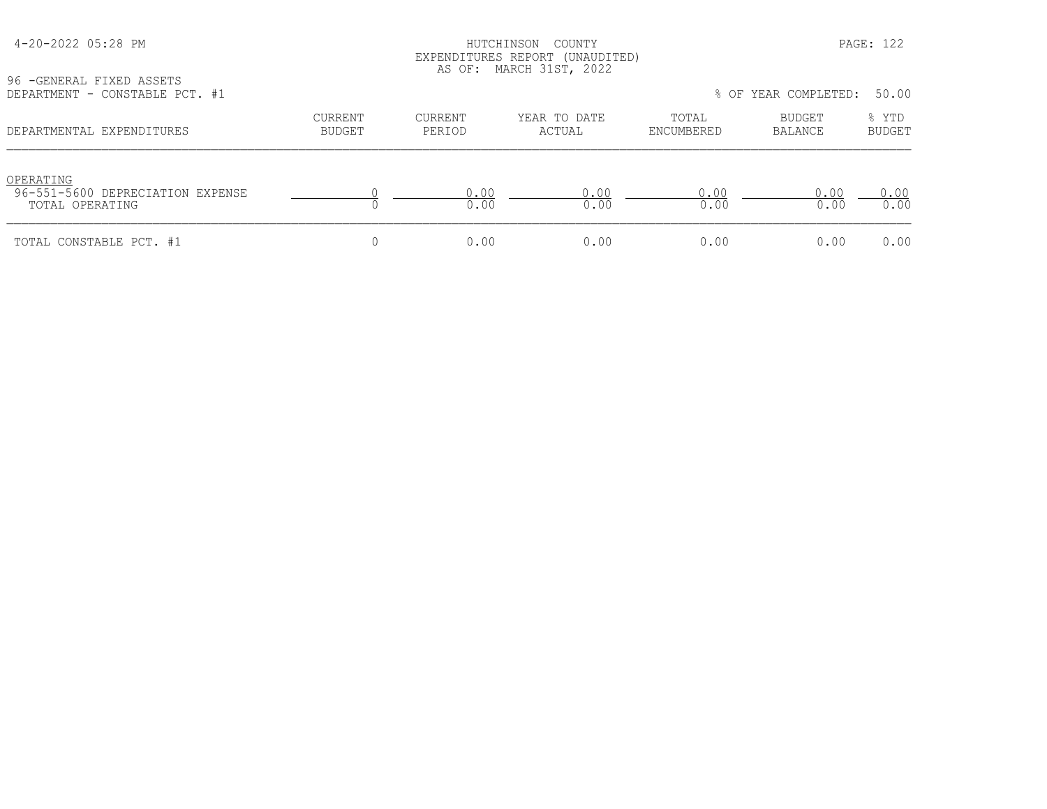HUTCHINSON COUNTY
EXPENDITURES REPORT (UNAUDITED)
AS OF: MARCH 31ST, 2022

96 -GENERAL FIXED ASSETS
DEPARTMENT - CONSTABLE PCT. #1

% OF YEAR COMPLETED: 50.00

| DEPARTMENTAL EXPENDITURES | CURRENT BUDGET | CURRENT PERIOD | YEAR TO DATE ACTUAL | TOTAL ENCUMBERED | BUDGET BALANCE | % YTD BUDGET |
|---|---|---|---|---|---|---|
| OPERATING | | | | | | |
| 96-551-5600 DEPRECIATION EXPENSE | 0 | 0.00 | 0.00 | 0.00 | 0.00 | 0.00 |
| TOTAL OPERATING | 0 | 0.00 | 0.00 | 0.00 | 0.00 | 0.00 |
| TOTAL CONSTABLE PCT. #1 | 0 | 0.00 | 0.00 | 0.00 | 0.00 | 0.00 |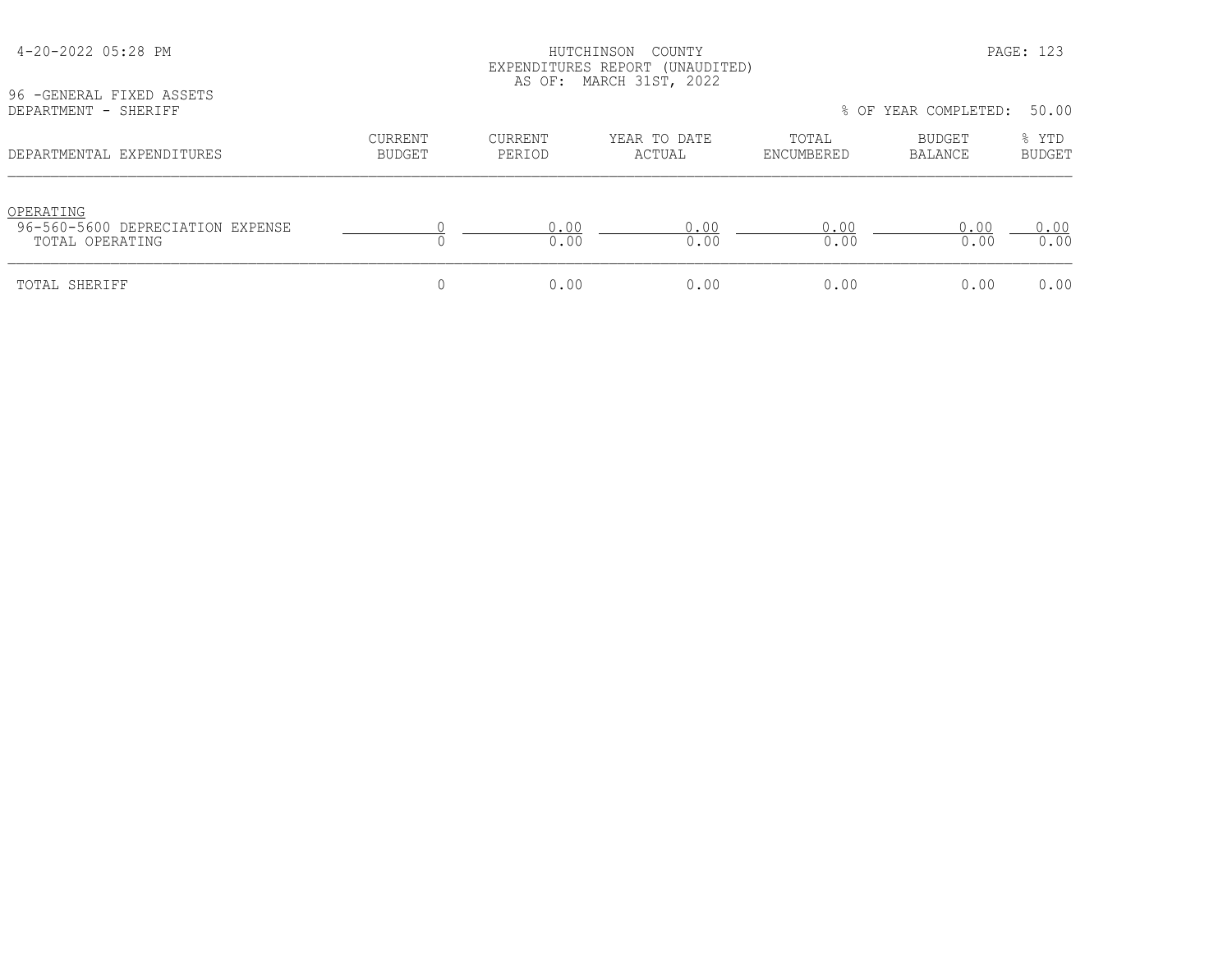4-20-2022 05:28 PM

HUTCHINSON COUNTY
EXPENDITURES REPORT (UNAUDITED)
AS OF: MARCH 31ST, 2022

96 -GENERAL FIXED ASSETS
DEPARTMENT - SHERIFF

% OF YEAR COMPLETED: 50.00

| DEPARTMENTAL EXPENDITURES | CURRENT BUDGET | CURRENT PERIOD | YEAR TO DATE ACTUAL | TOTAL ENCUMBERED | BUDGET BALANCE | % YTD BUDGET |
|---|---|---|---|---|---|---|
| OPERATING | | | | | | |
| 96-560-5600 DEPRECIATION EXPENSE | 0 | 0.00 | 0.00 | 0.00 | 0.00 | 0.00 |
| TOTAL OPERATING | 0 | 0.00 | 0.00 | 0.00 | 0.00 | 0.00 |
| TOTAL SHERIFF | 0 | 0.00 | 0.00 | 0.00 | 0.00 | 0.00 |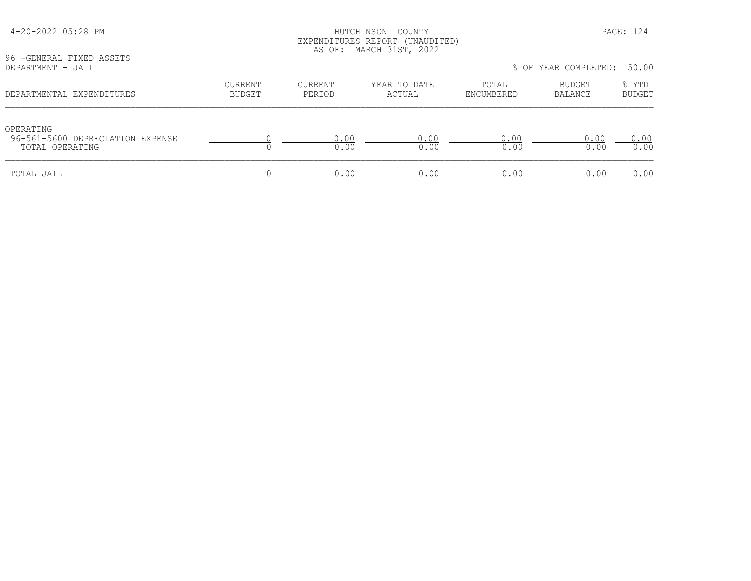HUTCHINSON COUNTY
EXPENDITURES REPORT (UNAUDITED)
AS OF: MARCH 31ST, 2022

96 -GENERAL FIXED ASSETS
DEPARTMENT - JAIL

% OF YEAR COMPLETED: 50.00

| DEPARTMENTAL EXPENDITURES | CURRENT BUDGET | CURRENT PERIOD | YEAR TO DATE ACTUAL | TOTAL ENCUMBERED | BUDGET BALANCE | % YTD BUDGET |
|---|---|---|---|---|---|---|
| OPERATING | | | | | | |
| 96-561-5600 DEPRECIATION EXPENSE | 0 | 0.00 | 0.00 | 0.00 | 0.00 | 0.00 |
| TOTAL OPERATING | 0 | 0.00 | 0.00 | 0.00 | 0.00 | 0.00 |
| TOTAL JAIL | 0 | 0.00 | 0.00 | 0.00 | 0.00 | 0.00 |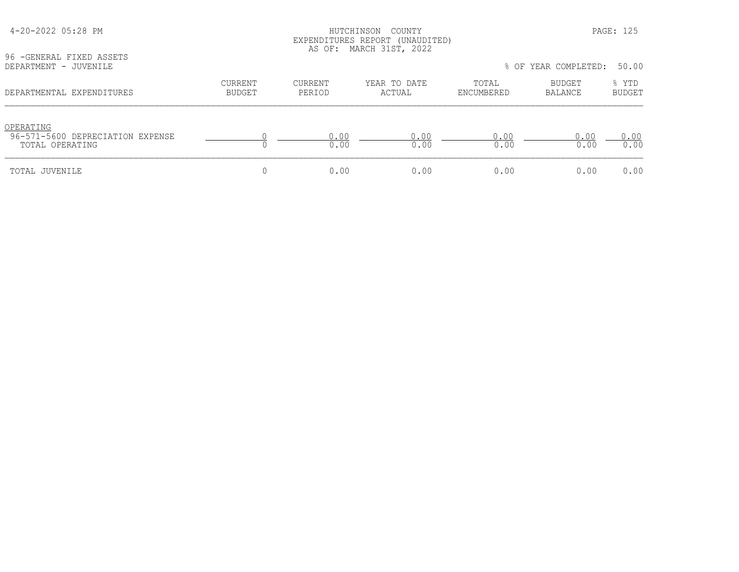HUTCHINSON COUNTY
EXPENDITURES REPORT (UNAUDITED)
AS OF: MARCH 31ST, 2022

96 -GENERAL FIXED ASSETS
DEPARTMENT - JUVENILE

% OF YEAR COMPLETED: 50.00

| DEPARTMENTAL EXPENDITURES | CURRENT BUDGET | CURRENT PERIOD | YEAR TO DATE ACTUAL | TOTAL ENCUMBERED | BUDGET BALANCE | % YTD BUDGET |
|---|---|---|---|---|---|---|
| OPERATING | | | | | | |
| 96-571-5600 DEPRECIATION EXPENSE | 0 | 0.00 | 0.00 | 0.00 | 0.00 | 0.00 |
| TOTAL OPERATING | 0 | 0.00 | 0.00 | 0.00 | 0.00 | 0.00 |
| TOTAL JUVENILE | 0 | 0.00 | 0.00 | 0.00 | 0.00 | 0.00 |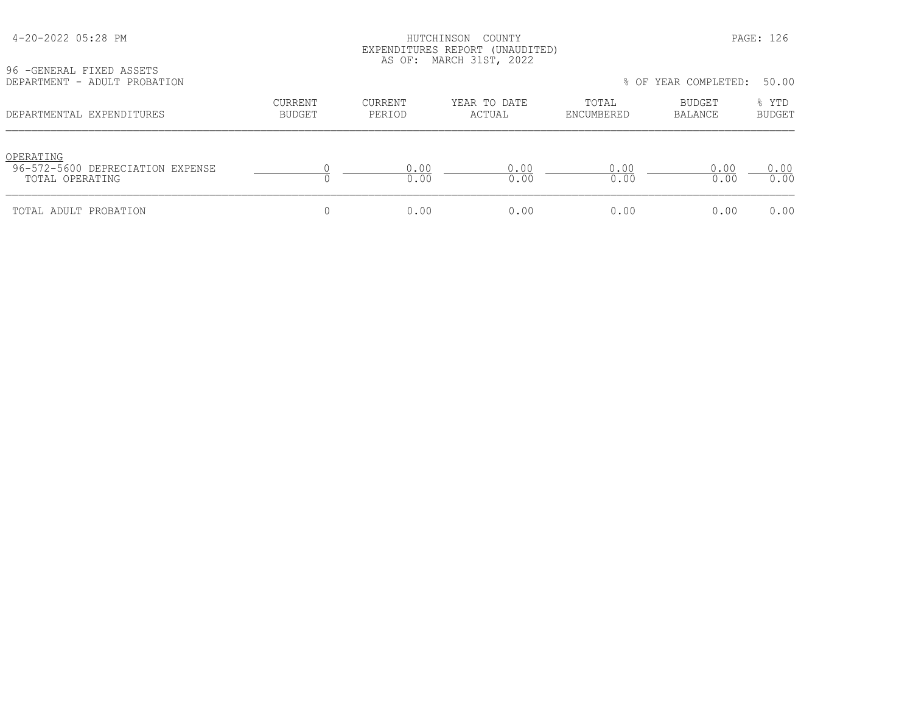HUTCHINSON COUNTY
EXPENDITURES REPORT (UNAUDITED)
AS OF: MARCH 31ST, 2022

96 -GENERAL FIXED ASSETS
DEPARTMENT - ADULT PROBATION

% OF YEAR COMPLETED: 50.00

| DEPARTMENTAL EXPENDITURES | CURRENT BUDGET | CURRENT PERIOD | YEAR TO DATE ACTUAL | TOTAL ENCUMBERED | BUDGET BALANCE | % YTD BUDGET |
|---|---|---|---|---|---|---|
| OPERATING | | | | | | |
| 96-572-5600 DEPRECIATION EXPENSE | 0 | 0.00 | 0.00 | 0.00 | 0.00 | 0.00 |
| TOTAL OPERATING | 0 | 0.00 | 0.00 | 0.00 | 0.00 | 0.00 |
| TOTAL ADULT PROBATION | 0 | 0.00 | 0.00 | 0.00 | 0.00 | 0.00 |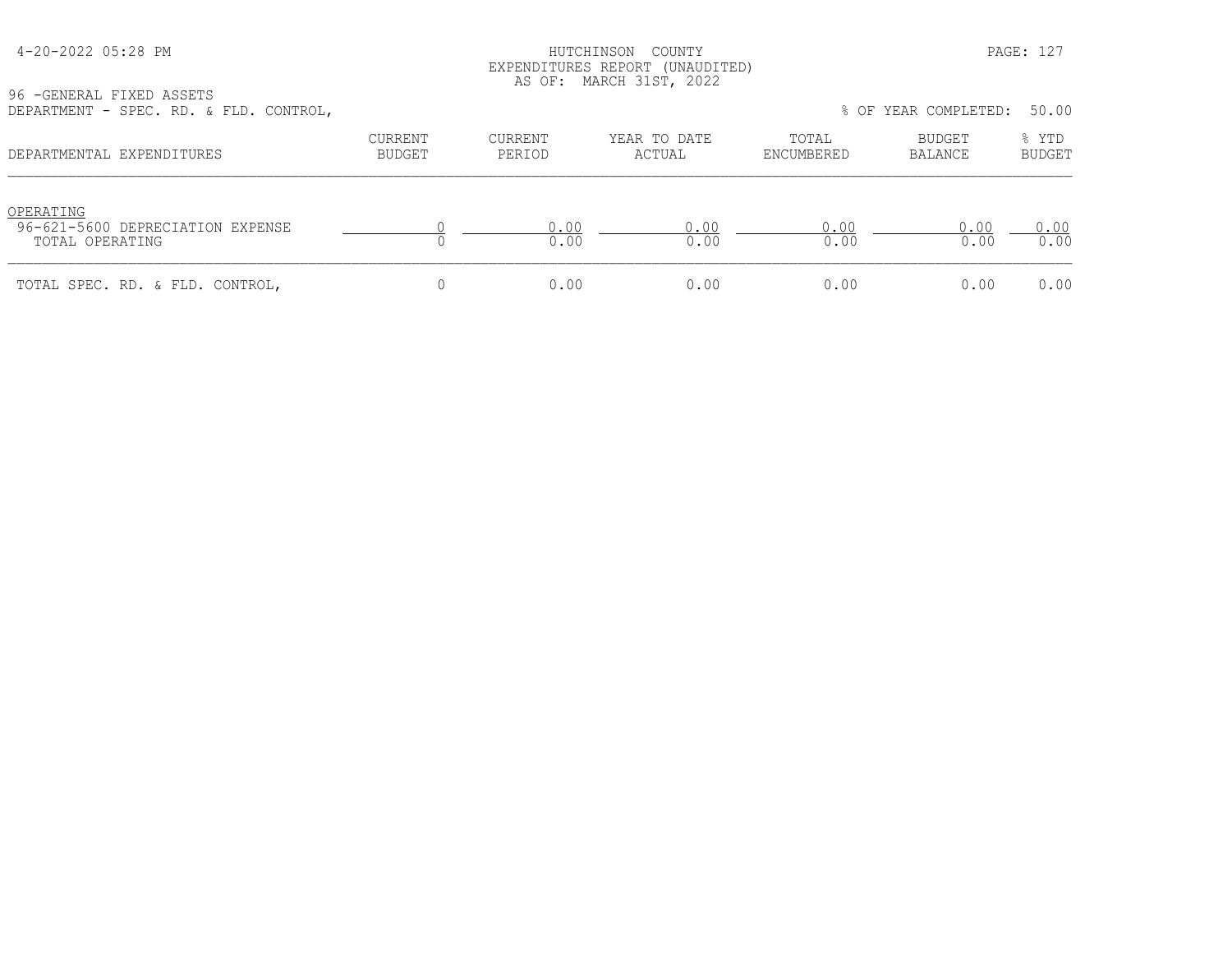HUTCHINSON COUNTY
EXPENDITURES REPORT (UNAUDITED)
AS OF: MARCH 31ST, 2022

96 -GENERAL FIXED ASSETS
DEPARTMENT - SPEC. RD. & FLD. CONTROL,

% OF YEAR COMPLETED: 50.00

| DEPARTMENTAL EXPENDITURES | CURRENT BUDGET | CURRENT PERIOD | YEAR TO DATE ACTUAL | TOTAL ENCUMBERED | BUDGET BALANCE | % YTD BUDGET |
|---|---|---|---|---|---|---|
| OPERATING | | | | | | |
| 96-621-5600 DEPRECIATION EXPENSE | 0 | 0.00 | 0.00 | 0.00 | 0.00 | 0.00 |
| TOTAL OPERATING | 0 | 0.00 | 0.00 | 0.00 | 0.00 | 0.00 |
| TOTAL SPEC. RD. & FLD. CONTROL, | 0 | 0.00 | 0.00 | 0.00 | 0.00 | 0.00 |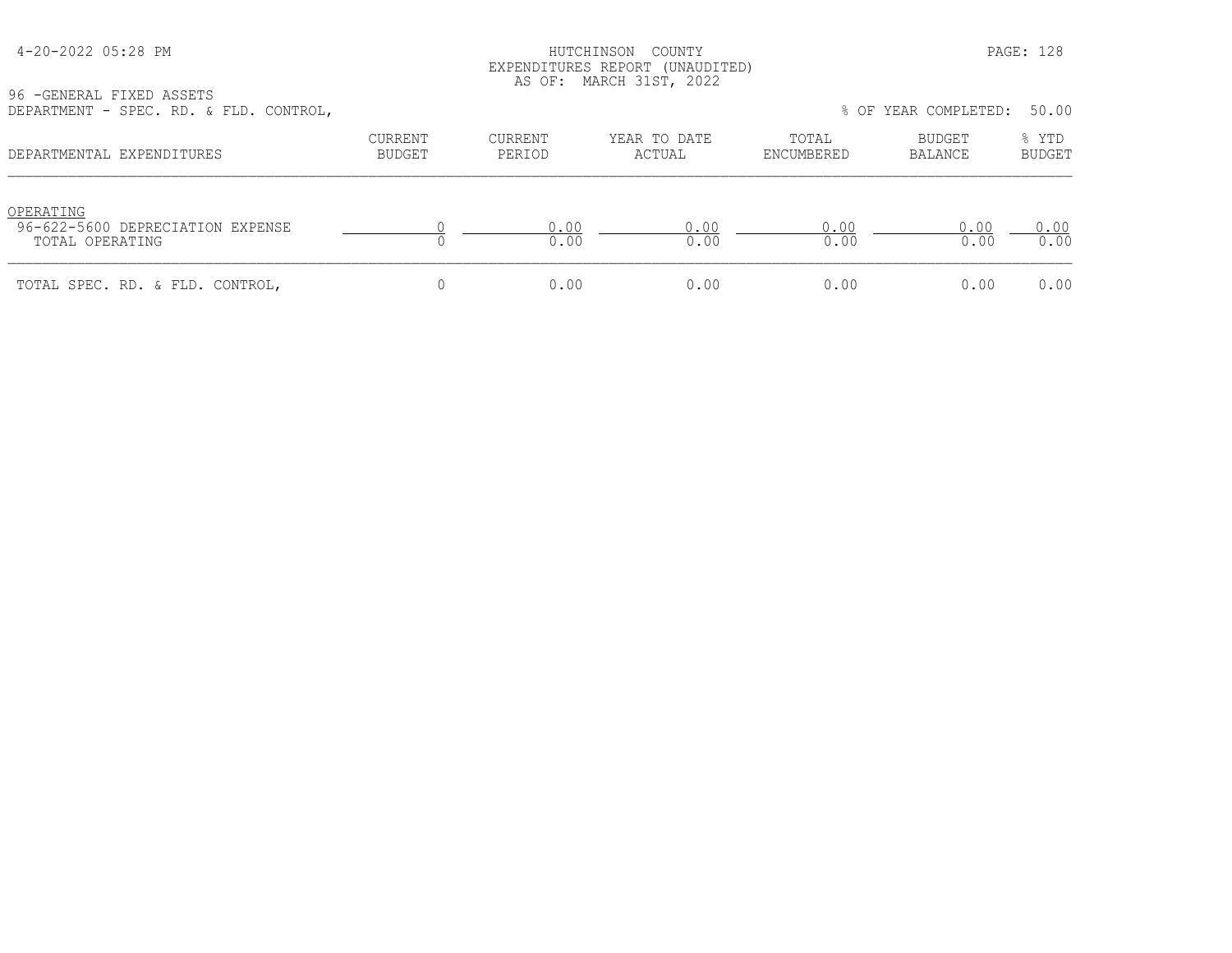HUTCHINSON COUNTY
EXPENDITURES REPORT (UNAUDITED)
AS OF: MARCH 31ST, 2022

96 -GENERAL FIXED ASSETS
DEPARTMENT - SPEC. RD. & FLD. CONTROL,

% OF YEAR COMPLETED: 50.00

| DEPARTMENTAL EXPENDITURES | CURRENT BUDGET | CURRENT PERIOD | YEAR TO DATE ACTUAL | TOTAL ENCUMBERED | BUDGET BALANCE | % YTD BUDGET |
|---|---|---|---|---|---|---|
| OPERATING | | | | | | |
| 96-622-5600 DEPRECIATION EXPENSE | 0 | 0.00 | 0.00 | 0.00 | 0.00 | 0.00 |
| TOTAL OPERATING | 0 | 0.00 | 0.00 | 0.00 | 0.00 | 0.00 |
| TOTAL SPEC. RD. & FLD. CONTROL, | 0 | 0.00 | 0.00 | 0.00 | 0.00 | 0.00 |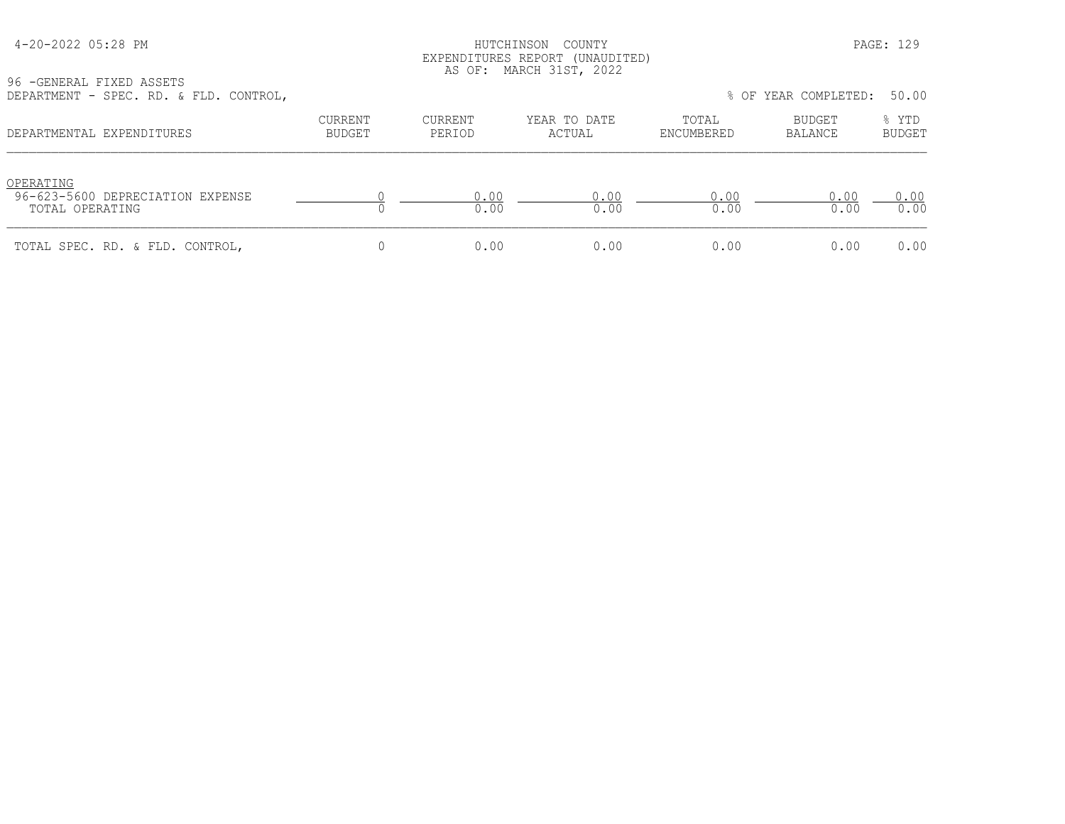HUTCHINSON COUNTY
EXPENDITURES REPORT (UNAUDITED)
AS OF: MARCH 31ST, 2022

96 -GENERAL FIXED ASSETS
DEPARTMENT - SPEC. RD. & FLD. CONTROL,

% OF YEAR COMPLETED: 50.00

| DEPARTMENTAL EXPENDITURES | CURRENT BUDGET | CURRENT PERIOD | YEAR TO DATE ACTUAL | TOTAL ENCUMBERED | BUDGET BALANCE | % YTD BUDGET |
|---|---|---|---|---|---|---|
| OPERATING | | | | | | |
| 96-623-5600 DEPRECIATION EXPENSE | 0 | 0.00 | 0.00 | 0.00 | 0.00 | 0.00 |
| TOTAL OPERATING | 0 | 0.00 | 0.00 | 0.00 | 0.00 | 0.00 |
| TOTAL SPEC. RD. & FLD. CONTROL, | 0 | 0.00 | 0.00 | 0.00 | 0.00 | 0.00 |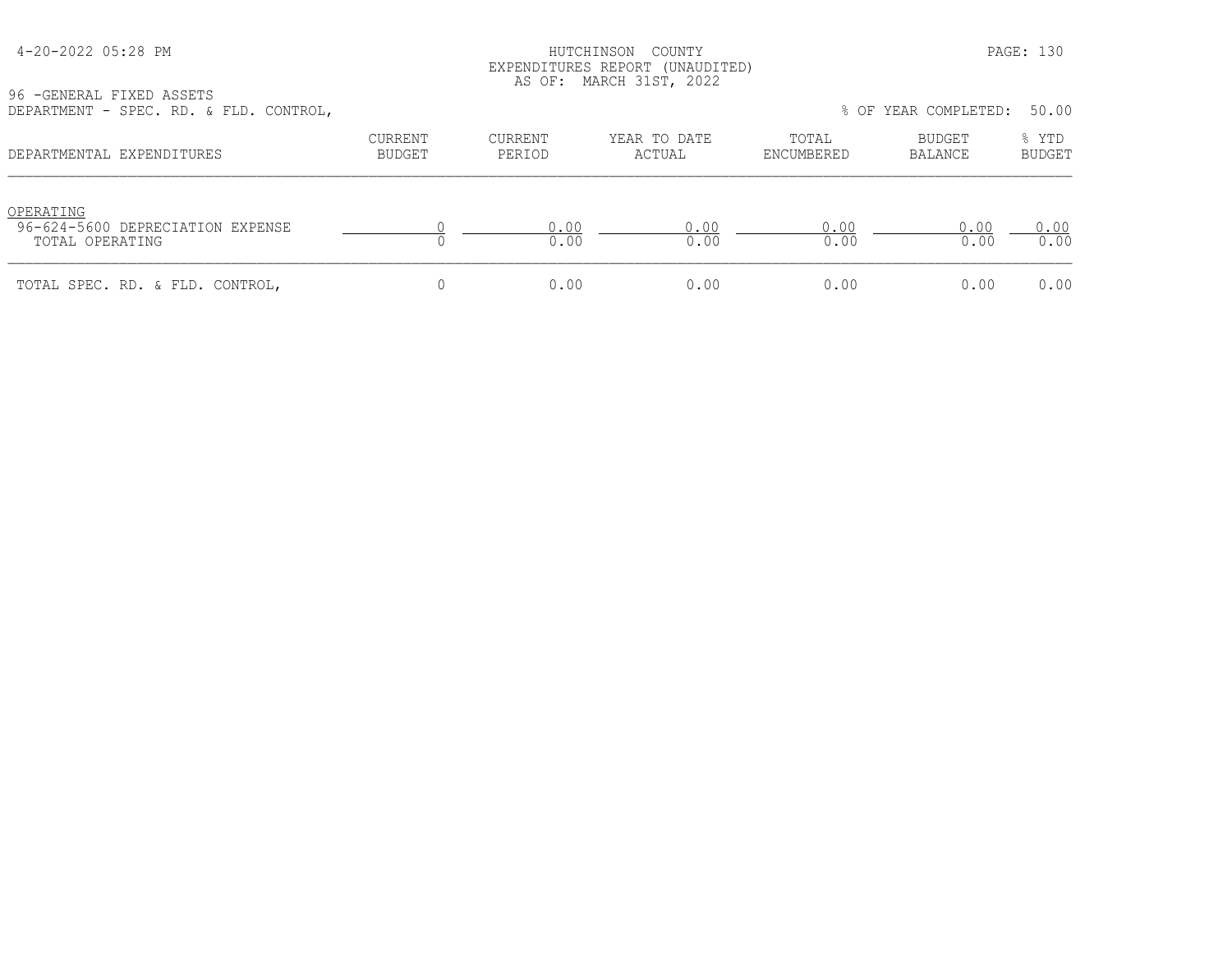HUTCHINSON COUNTY
EXPENDITURES REPORT (UNAUDITED)
AS OF: MARCH 31ST, 2022

96 -GENERAL FIXED ASSETS
DEPARTMENT - SPEC. RD. & FLD. CONTROL,

% OF YEAR COMPLETED: 50.00

| DEPARTMENTAL EXPENDITURES | CURRENT BUDGET | CURRENT PERIOD | YEAR TO DATE ACTUAL | TOTAL ENCUMBERED | BUDGET BALANCE | % YTD BUDGET |
|---|---|---|---|---|---|---|
| OPERATING | | | | | | |
| 96-624-5600 DEPRECIATION EXPENSE | 0 | 0.00 | 0.00 | 0.00 | 0.00 | 0.00 |
| TOTAL OPERATING | 0 | 0.00 | 0.00 | 0.00 | 0.00 | 0.00 |
| TOTAL SPEC. RD. & FLD. CONTROL, | 0 | 0.00 | 0.00 | 0.00 | 0.00 | 0.00 |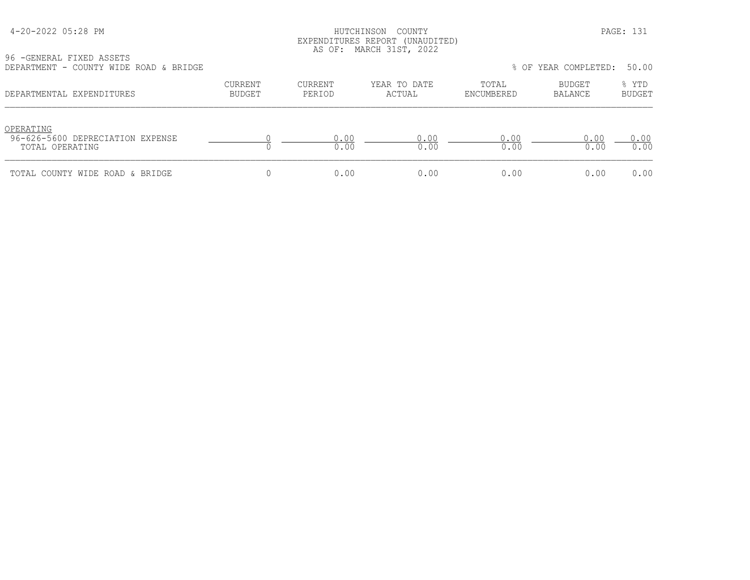HUTCHINSON COUNTY
EXPENDITURES REPORT (UNAUDITED)
AS OF: MARCH 31ST, 2022

96 -GENERAL FIXED ASSETS
DEPARTMENT - COUNTY WIDE ROAD & BRIDGE

% OF YEAR COMPLETED: 50.00

| DEPARTMENTAL EXPENDITURES | CURRENT BUDGET | CURRENT PERIOD | YEAR TO DATE ACTUAL | TOTAL ENCUMBERED | BUDGET BALANCE | % YTD BUDGET |
|---|---|---|---|---|---|---|
| OPERATING | | | | | | |
| 96-626-5600 DEPRECIATION EXPENSE | 0 | 0.00 | 0.00 | 0.00 | 0.00 | 0.00 |
| TOTAL OPERATING | 0 | 0.00 | 0.00 | 0.00 | 0.00 | 0.00 |
| TOTAL COUNTY WIDE ROAD & BRIDGE | 0 | 0.00 | 0.00 | 0.00 | 0.00 | 0.00 |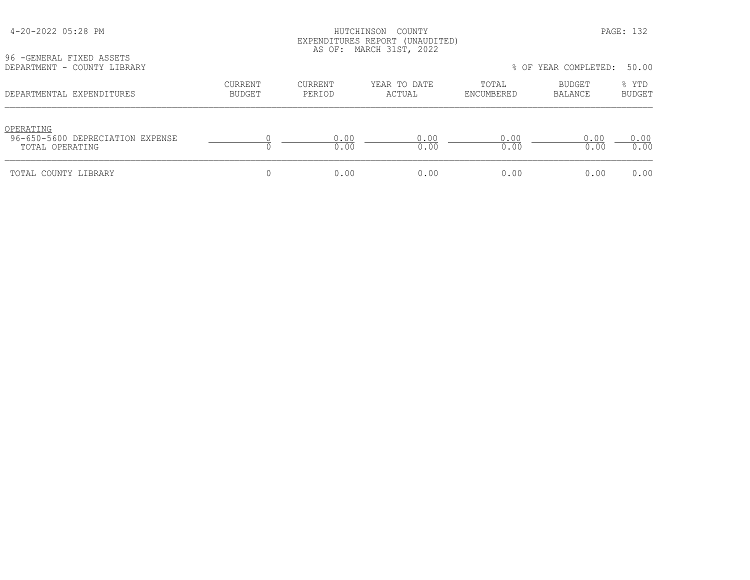HUTCHINSON COUNTY
EXPENDITURES REPORT (UNAUDITED)
AS OF: MARCH 31ST, 2022

96 -GENERAL FIXED ASSETS
DEPARTMENT - COUNTY LIBRARY

% OF YEAR COMPLETED: 50.00

| DEPARTMENTAL EXPENDITURES | CURRENT BUDGET | CURRENT PERIOD | YEAR TO DATE ACTUAL | TOTAL ENCUMBERED | BUDGET BALANCE | % YTD BUDGET |
|---|---|---|---|---|---|---|
| OPERATING | | | | | | |
| 96-650-5600 DEPRECIATION EXPENSE | 0 | 0.00 | 0.00 | 0.00 | 0.00 | 0.00 |
| TOTAL OPERATING | 0 | 0.00 | 0.00 | 0.00 | 0.00 | 0.00 |
| TOTAL COUNTY LIBRARY | 0 | 0.00 | 0.00 | 0.00 | 0.00 | 0.00 |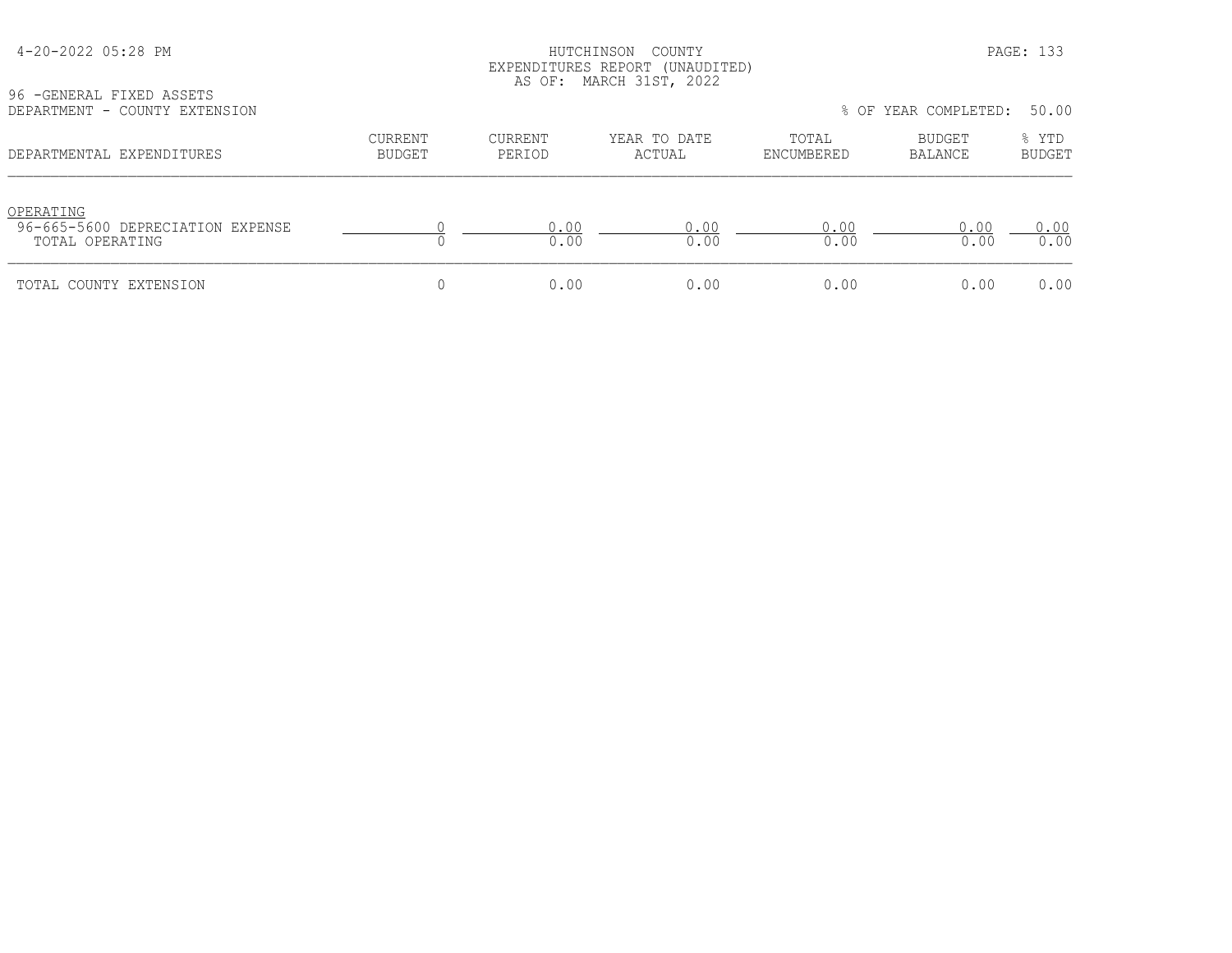HUTCHINSON COUNTY
EXPENDITURES REPORT (UNAUDITED)
AS OF: MARCH 31ST, 2022

96 -GENERAL FIXED ASSETS
DEPARTMENT - COUNTY EXTENSION

% OF YEAR COMPLETED: 50.00

| DEPARTMENTAL EXPENDITURES | CURRENT BUDGET | CURRENT PERIOD | YEAR TO DATE ACTUAL | TOTAL ENCUMBERED | BUDGET BALANCE | % YTD BUDGET |
|---|---|---|---|---|---|---|
| OPERATING | | | | | | |
| 96-665-5600 DEPRECIATION EXPENSE | 0 | 0.00 | 0.00 | 0.00 | 0.00 | 0.00 |
| TOTAL OPERATING | 0 | 0.00 | 0.00 | 0.00 | 0.00 | 0.00 |
| TOTAL COUNTY EXTENSION | 0 | 0.00 | 0.00 | 0.00 | 0.00 | 0.00 |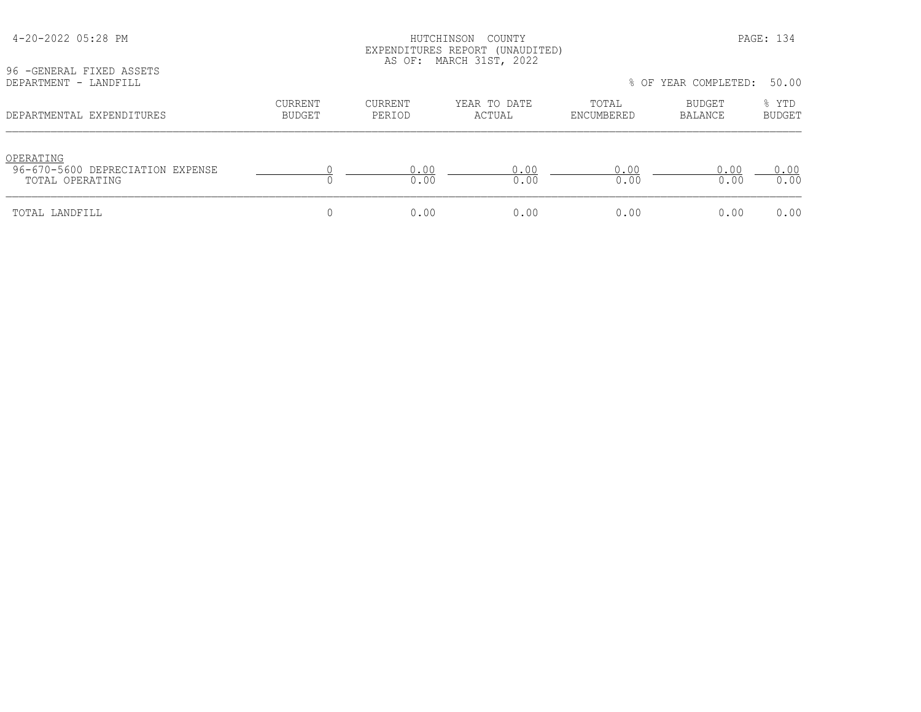HUTCHINSON COUNTY
EXPENDITURES REPORT (UNAUDITED)
AS OF: MARCH 31ST, 2022

96 -GENERAL FIXED ASSETS
DEPARTMENT - LANDFILL

% OF YEAR COMPLETED: 50.00

| DEPARTMENTAL EXPENDITURES | CURRENT BUDGET | CURRENT PERIOD | YEAR TO DATE ACTUAL | TOTAL ENCUMBERED | BUDGET BALANCE | % YTD BUDGET |
|---|---|---|---|---|---|---|
| OPERATING | | | | | | |
| 96-670-5600 DEPRECIATION EXPENSE | 0 | 0.00 | 0.00 | 0.00 | 0.00 | 0.00 |
| TOTAL OPERATING | 0 | 0.00 | 0.00 | 0.00 | 0.00 | 0.00 |
| TOTAL LANDFILL | 0 | 0.00 | 0.00 | 0.00 | 0.00 | 0.00 |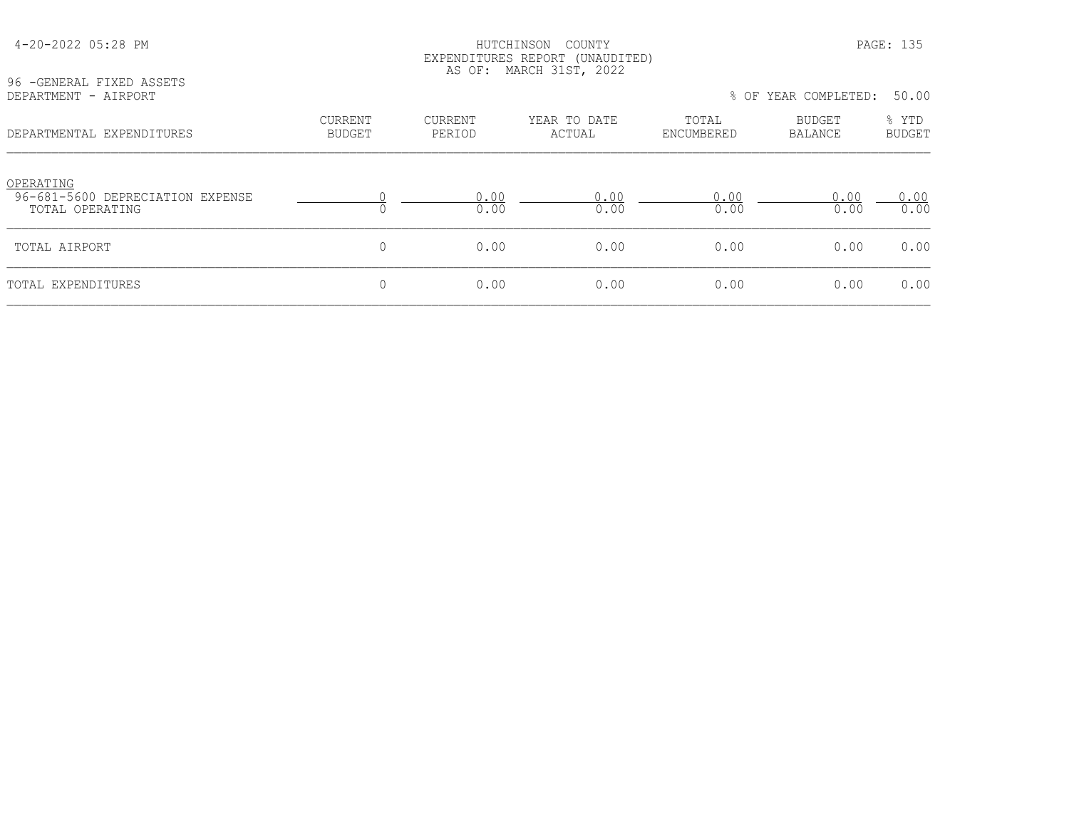4-20-2022 05:28 PM

HUTCHINSON COUNTY
EXPENDITURES REPORT (UNAUDITED)
AS OF: MARCH 31ST, 2022

96 -GENERAL FIXED ASSETS
DEPARTMENT - AIRPORT

% OF YEAR COMPLETED: 50.00

| DEPARTMENTAL EXPENDITURES | CURRENT BUDGET | CURRENT PERIOD | YEAR TO DATE ACTUAL | TOTAL ENCUMBERED | BUDGET BALANCE | % YTD BUDGET |
|---|---|---|---|---|---|---|
| OPERATING | | | | | | |
| 96-681-5600 DEPRECIATION EXPENSE | 0 | 0.00 | 0.00 | 0.00 | 0.00 | 0.00 |
| TOTAL OPERATING | 0 | 0.00 | 0.00 | 0.00 | 0.00 | 0.00 |
| TOTAL AIRPORT | 0 | 0.00 | 0.00 | 0.00 | 0.00 | 0.00 |
| TOTAL EXPENDITURES | 0 | 0.00 | 0.00 | 0.00 | 0.00 | 0.00 |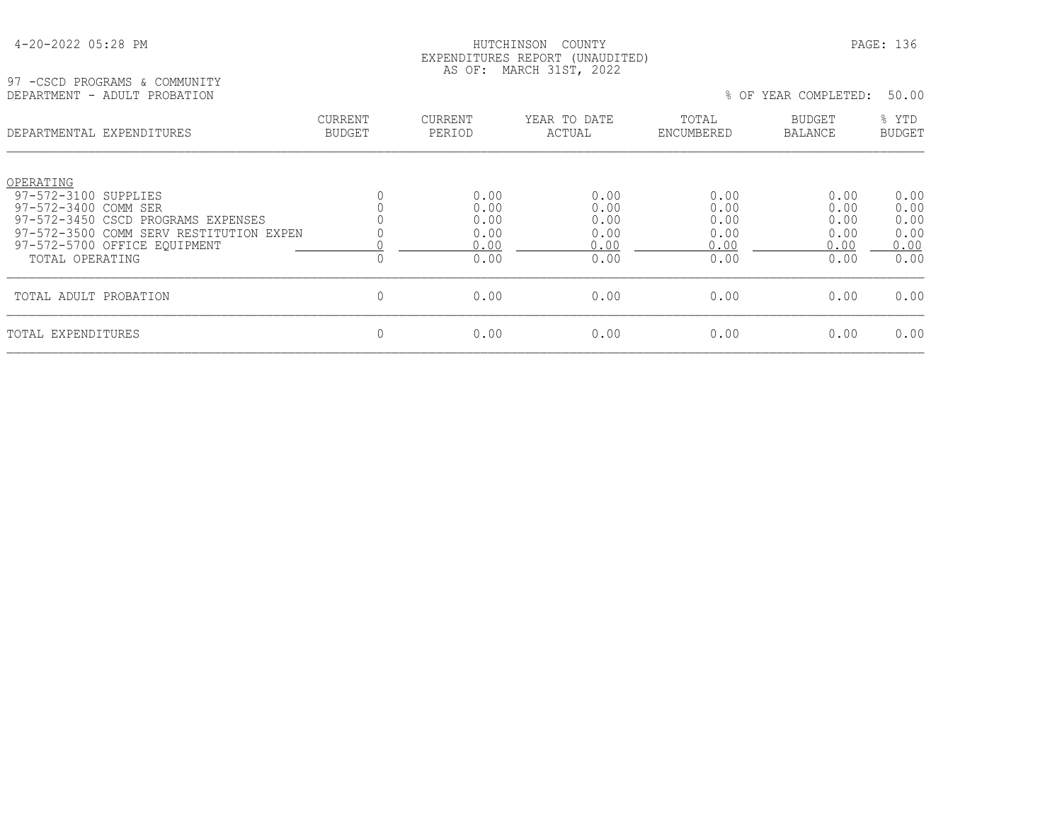HUTCHINSON COUNTY
EXPENDITURES REPORT (UNAUDITED)
AS OF: MARCH 31ST, 2022

97 -CSCD PROGRAMS & COMMUNITY
DEPARTMENT - ADULT PROBATION

% OF YEAR COMPLETED: 50.00

| DEPARTMENTAL EXPENDITURES | CURRENT BUDGET | CURRENT PERIOD | YEAR TO DATE ACTUAL | TOTAL ENCUMBERED | BUDGET BALANCE | % YTD BUDGET |
|---|---|---|---|---|---|---|
| OPERATING | | | | | | |
| 97-572-3100 SUPPLIES | 0 | 0.00 | 0.00 | 0.00 | 0.00 | 0.00 |
| 97-572-3400 COMM SER | 0 | 0.00 | 0.00 | 0.00 | 0.00 | 0.00 |
| 97-572-3450 CSCD PROGRAMS EXPENSES | 0 | 0.00 | 0.00 | 0.00 | 0.00 | 0.00 |
| 97-572-3500 COMM SERV RESTITUTION EXPEN | 0 | 0.00 | 0.00 | 0.00 | 0.00 | 0.00 |
| 97-572-5700 OFFICE EQUIPMENT | 0 | 0.00 | 0.00 | 0.00 | 0.00 | 0.00 |
| TOTAL OPERATING | 0 | 0.00 | 0.00 | 0.00 | 0.00 | 0.00 |
| TOTAL ADULT PROBATION | 0 | 0.00 | 0.00 | 0.00 | 0.00 | 0.00 |
| TOTAL EXPENDITURES | 0 | 0.00 | 0.00 | 0.00 | 0.00 | 0.00 |